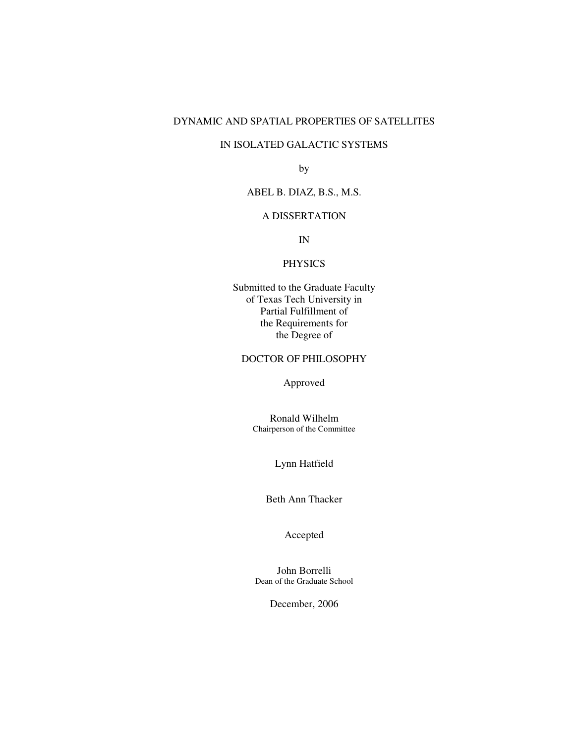# DYNAMIC AND SPATIAL PROPERTIES OF SATELLITES IN ISOLATED GALACTIC SYSTEMS

by

ABEL B. DIAZ, B.S., M.S.

A DISSERTATION

IN

PHYSICS

Submitted to the Graduate Faculty
of Texas Tech University in
Partial Fulfillment of
the Requirements for
the Degree of

DOCTOR OF PHILOSOPHY

Approved

Ronald Wilhelm
Chairperson of the Committee

Lynn Hatfield

Beth Ann Thacker

Accepted

John Borrelli
Dean of the Graduate School

December, 2006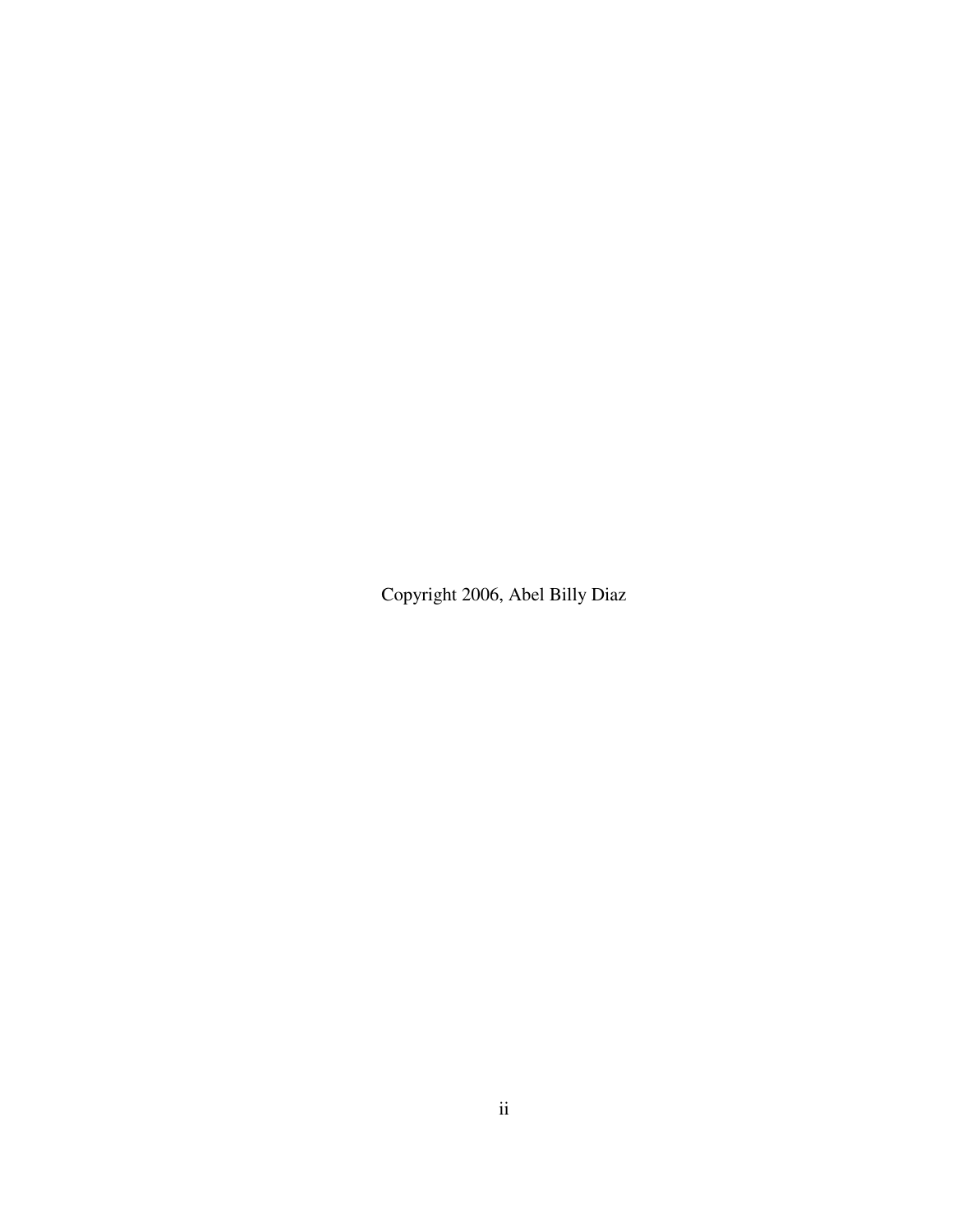Copyright 2006, Abel Billy Diaz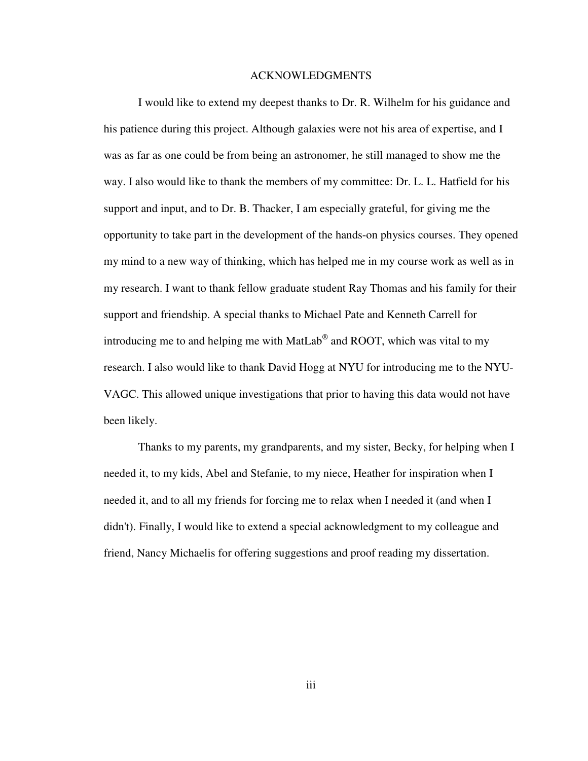# ACKNOWLEDGMENTS

I would like to extend my deepest thanks to Dr. R. Wilhelm for his guidance and his patience during this project. Although galaxies were not his area of expertise, and I was as far as one could be from being an astronomer, he still managed to show me the way. I also would like to thank the members of my committee: Dr. L. L. Hatfield for his support and input, and to Dr. B. Thacker, I am especially grateful, for giving me the opportunity to take part in the development of the hands-on physics courses. They opened my mind to a new way of thinking, which has helped me in my course work as well as in my research. I want to thank fellow graduate student Ray Thomas and his family for their support and friendship. A special thanks to Michael Pate and Kenneth Carrell for introducing me to and helping me with MatLab® and ROOT, which was vital to my research. I also would like to thank David Hogg at NYU for introducing me to the NYU-VAGC. This allowed unique investigations that prior to having this data would not have been likely.

Thanks to my parents, my grandparents, and my sister, Becky, for helping when I needed it, to my kids, Abel and Stefanie, to my niece, Heather for inspiration when I needed it, and to all my friends for forcing me to relax when I needed it (and when I didn't). Finally, I would like to extend a special acknowledgment to my colleague and friend, Nancy Michaelis for offering suggestions and proof reading my dissertation.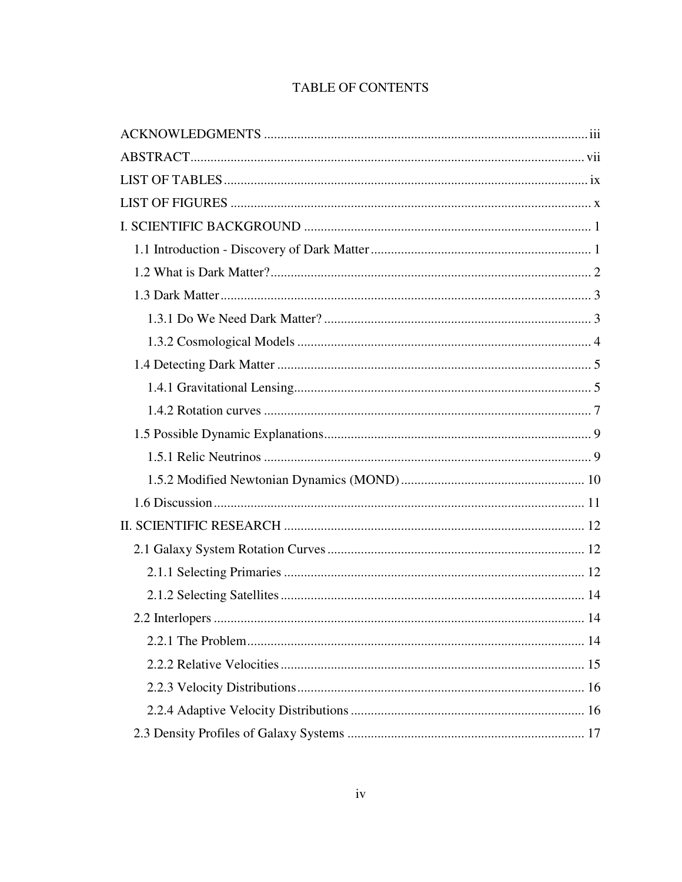# TABLE OF CONTENTS

ACKNOWLEDGMENTS ........................................................................................ iii

ABSTRACT........................................................................................................ vii

LIST OF TABLES ............................................................................................. ix

LIST OF FIGURES ............................................................................................ x

I. SCIENTIFIC BACKGROUND ...................................................................... 1

- 1.1 Introduction - Discovery of Dark Matter ................................................. 1
- 1.2 What is Dark Matter?............................................................................... 2
- 1.3 Dark Matter .............................................................................................. 3
  - 1.3.1 Do We Need Dark Matter? ................................................................ 3
  - 1.3.2 Cosmological Models ........................................................................ 4
- 1.4 Detecting Dark Matter ............................................................................. 5
  - 1.4.1 Gravitational Lensing......................................................................... 5
  - 1.4.2 Rotation curves .................................................................................. 7
- 1.5 Possible Dynamic Explanations ............................................................... 9
  - 1.5.1 Relic Neutrinos .................................................................................. 9
  - 1.5.2 Modified Newtonian Dynamics (MOND) ....................................... 10
- 1.6 Discussion .............................................................................................. 11

II. SCIENTIFIC RESEARCH .......................................................................... 12

- 2.1 Galaxy System Rotation Curves ............................................................ 12
  - 2.1.1 Selecting Primaries .......................................................................... 12
  - 2.1.2 Selecting Satellites ........................................................................... 14
- 2.2 Interlopers .............................................................................................. 14
  - 2.2.1 The Problem..................................................................................... 14
  - 2.2.2 Relative Velocities ........................................................................... 15
  - 2.2.3 Velocity Distributions...................................................................... 16
  - 2.2.4 Adaptive Velocity Distributions ...................................................... 16
- 2.3 Density Profiles of Galaxy Systems ....................................................... 17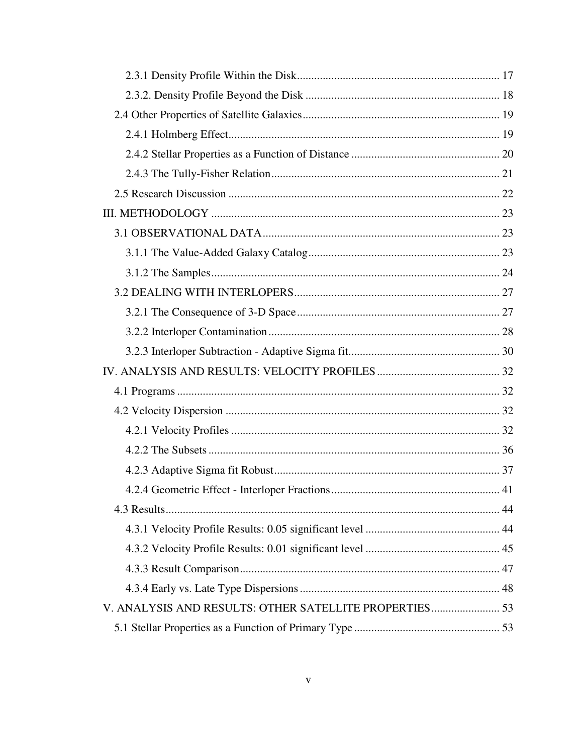2.3.1 Density Profile Within the Disk .................................................................... 17

2.3.2. Density Profile Beyond the Disk .................................................................. 18

2.4 Other Properties of Satellite Galaxies ..................................................................... 19

2.4.1 Holmberg Effect............................................................................................ 19

2.4.2 Stellar Properties as a Function of Distance .................................................. 20

2.4.3 The Tully-Fisher Relation.............................................................................. 21

2.5 Research Discussion ............................................................................................... 22

III. METHODOLOGY ....................................................................................................... 23

3.1 OBSERVATIONAL DATA .................................................................................. 23

3.1.1 The Value-Added Galaxy Catalog ................................................................. 23

3.1.2 The Samples................................................................................................... 24

3.2 DEALING WITH INTERLOPERS ....................................................................... 27

3.2.1 The Consequence of 3-D Space ..................................................................... 27

3.2.2 Interloper Contamination ............................................................................... 28

3.2.3 Interloper Subtraction - Adaptive Sigma fit .................................................... 30

IV. ANALYSIS AND RESULTS: VELOCITY PROFILES .......................................... 32

4.1 Programs ................................................................................................................. 32

4.2 Velocity Dispersion ................................................................................................ 32

4.2.1 Velocity Profiles ............................................................................................ 32

4.2.2 The Subsets .................................................................................................... 36

4.2.3 Adaptive Sigma fit Robust............................................................................. 37

4.2.4 Geometric Effect - Interloper Fractions ......................................................... 41

4.3 Results..................................................................................................................... 44

4.3.1 Velocity Profile Results: 0.05 significant level .............................................. 44

4.3.2 Velocity Profile Results: 0.01 significant level .............................................. 45

4.3.3 Result Comparison......................................................................................... 47

4.3.4 Early vs. Late Type Dispersions .................................................................... 48

V. ANALYSIS AND RESULTS: OTHER SATELLITE PROPERTIES ........................ 53

5.1 Stellar Properties as a Function of Primary Type .................................................. 53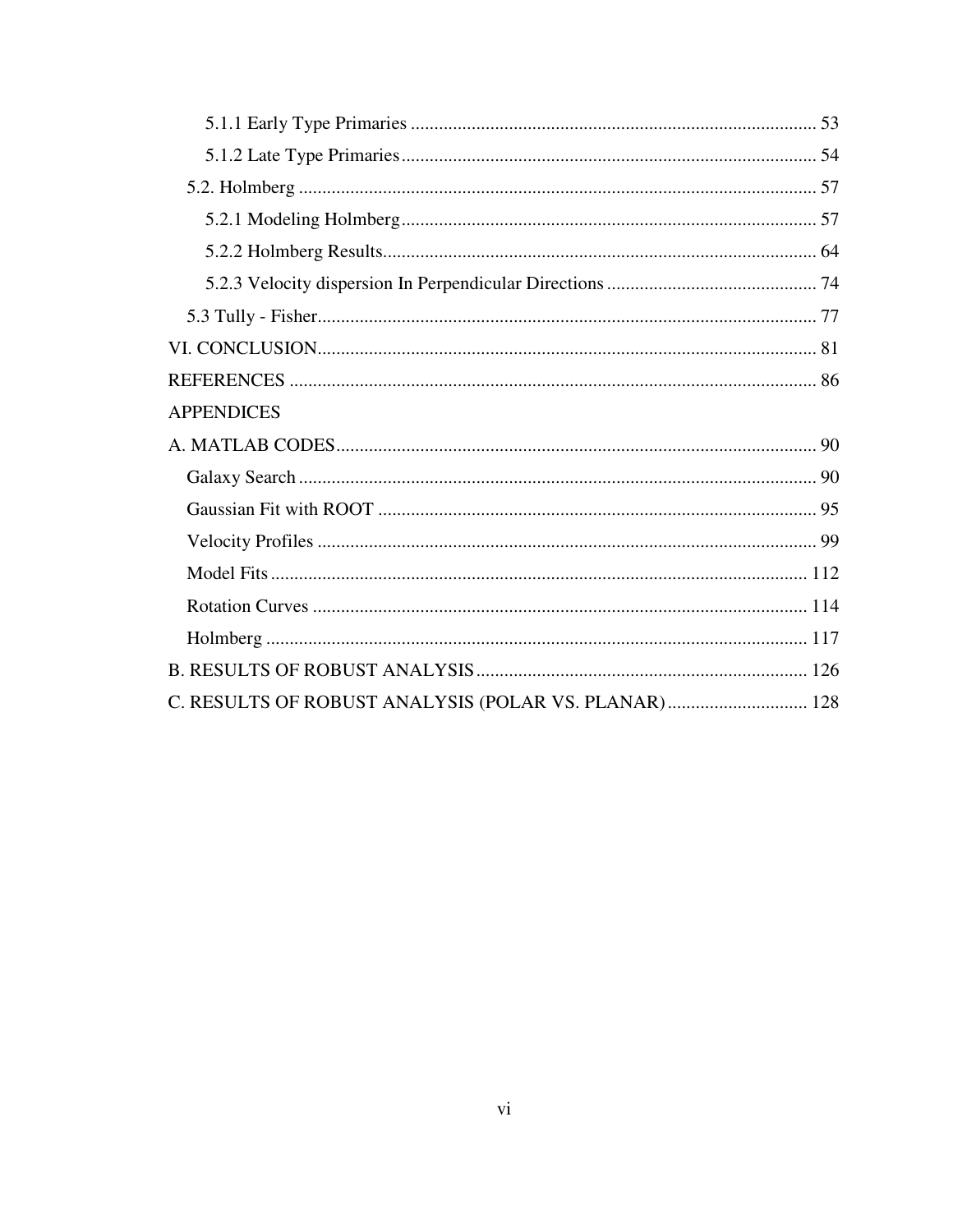- 5.1.1 Early Type Primaries ........................................ 53
- 5.1.2 Late Type Primaries ........................................ 54
- 5.2. Holmberg ........................................ 57
  - 5.2.1 Modeling Holmberg ........................................ 57
  - 5.2.2 Holmberg Results ........................................ 64
  - 5.2.3 Velocity dispersion In Perpendicular Directions ........................................ 74
- 5.3 Tully - Fisher ........................................ 77

VI. CONCLUSION ........................................ 81

REFERENCES ........................................ 86

APPENDICES

A. MATLAB CODES ........................................ 90
- Galaxy Search ........................................ 90
- Gaussian Fit with ROOT ........................................ 95
- Velocity Profiles ........................................ 99
- Model Fits ........................................ 112
- Rotation Curves ........................................ 114
- Holmberg ........................................ 117

B. RESULTS OF ROBUST ANALYSIS ........................................ 126

C. RESULTS OF ROBUST ANALYSIS (POLAR VS. PLANAR) ........................................ 128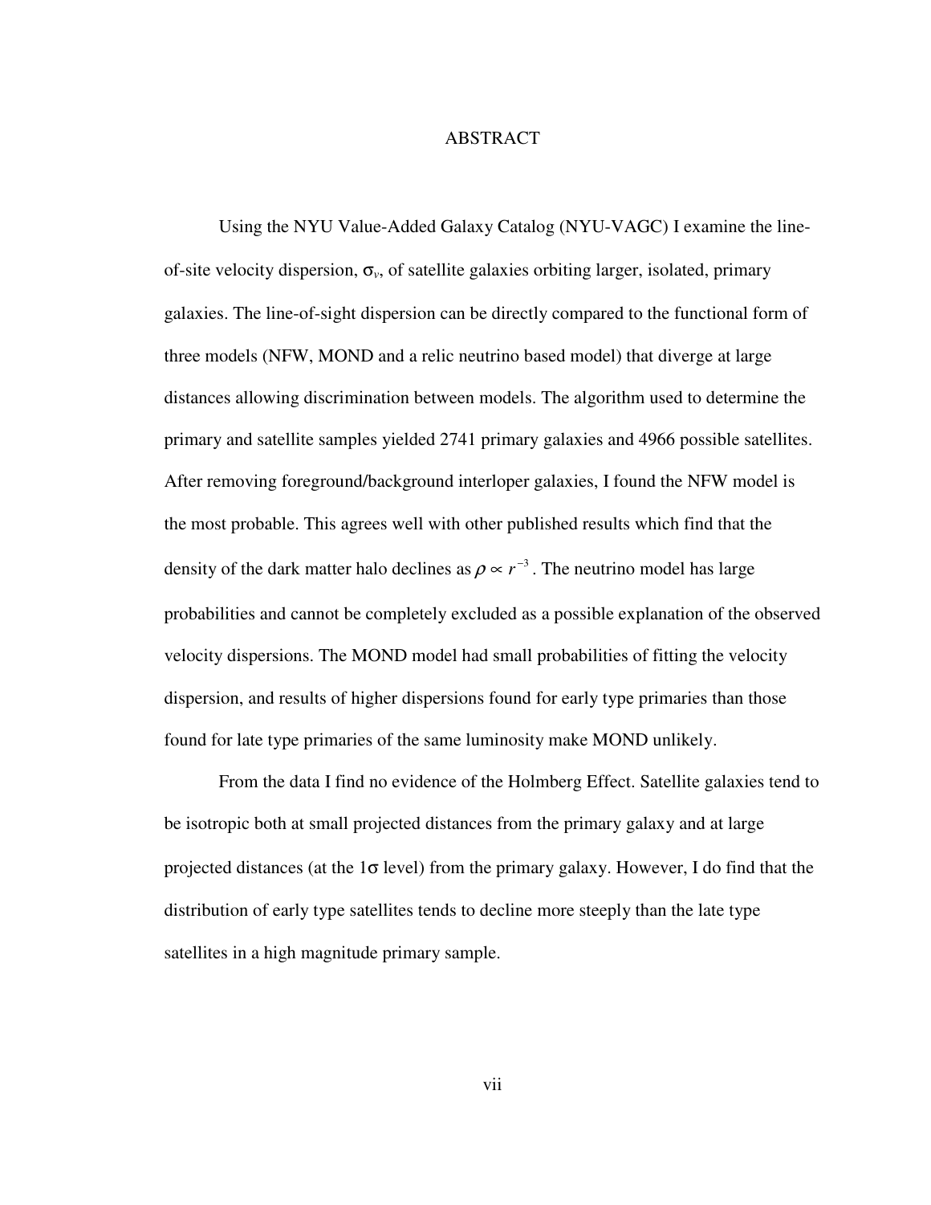# ABSTRACT

Using the NYU Value-Added Galaxy Catalog (NYU-VAGC) I examine the line-of-site velocity dispersion, $\sigma_v$, of satellite galaxies orbiting larger, isolated, primary galaxies. The line-of-sight dispersion can be directly compared to the functional form of three models (NFW, MOND and a relic neutrino based model) that diverge at large distances allowing discrimination between models. The algorithm used to determine the primary and satellite samples yielded 2741 primary galaxies and 4966 possible satellites. After removing foreground/background interloper galaxies, I found the NFW model is the most probable. This agrees well with other published results which find that the density of the dark matter halo declines as $\rho \propto r^{-3}$. The neutrino model has large probabilities and cannot be completely excluded as a possible explanation of the observed velocity dispersions. The MOND model had small probabilities of fitting the velocity dispersion, and results of higher dispersions found for early type primaries than those found for late type primaries of the same luminosity make MOND unlikely.

From the data I find no evidence of the Holmberg Effect. Satellite galaxies tend to be isotropic both at small projected distances from the primary galaxy and at large projected distances (at the $1\sigma$ level) from the primary galaxy. However, I do find that the distribution of early type satellites tends to decline more steeply than the late type satellites in a high magnitude primary sample.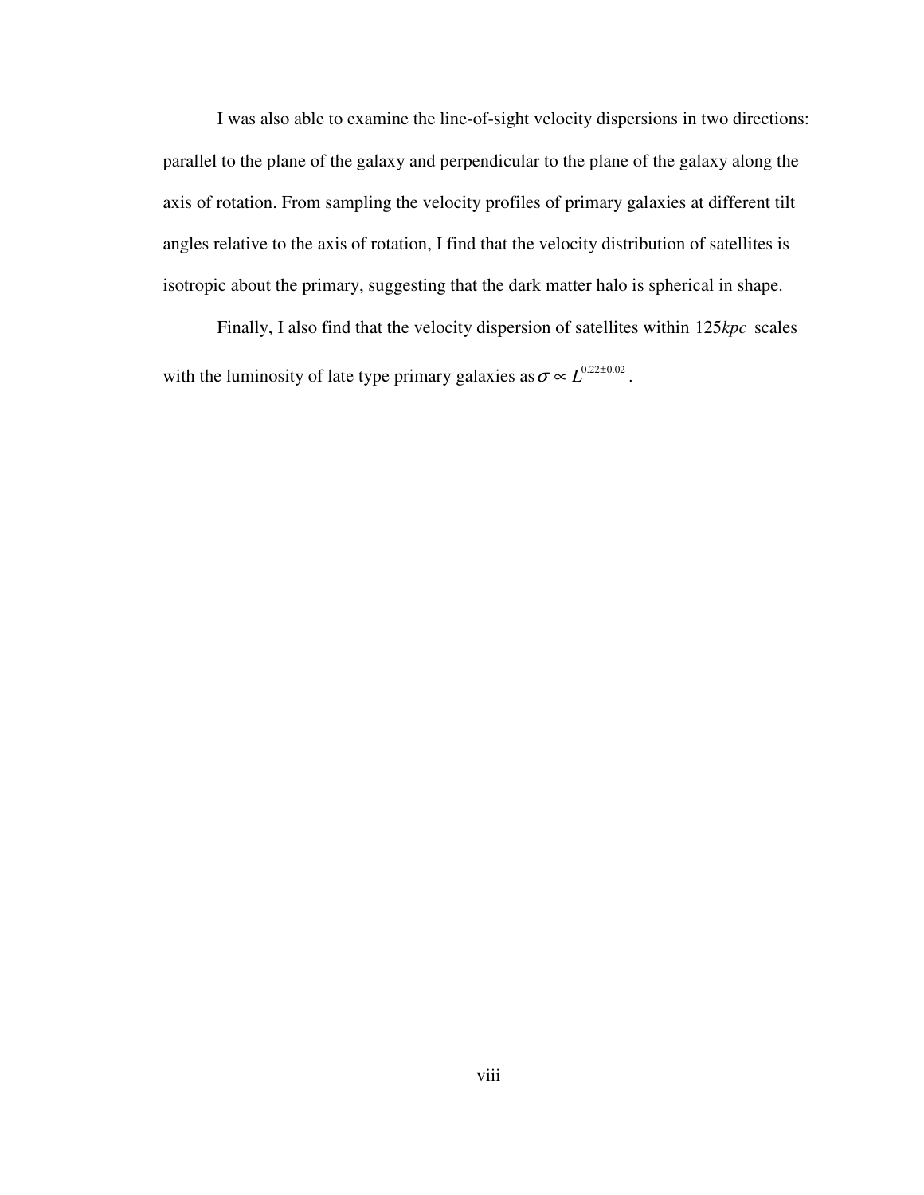I was also able to examine the line-of-sight velocity dispersions in two directions: parallel to the plane of the galaxy and perpendicular to the plane of the galaxy along the axis of rotation. From sampling the velocity profiles of primary galaxies at different tilt angles relative to the axis of rotation, I find that the velocity distribution of satellites is isotropic about the primary, suggesting that the dark matter halo is spherical in shape.

Finally, I also find that the velocity dispersion of satellites within $125kpc$ scales with the luminosity of late type primary galaxies as $\sigma \propto L^{0.22\pm0.02}$.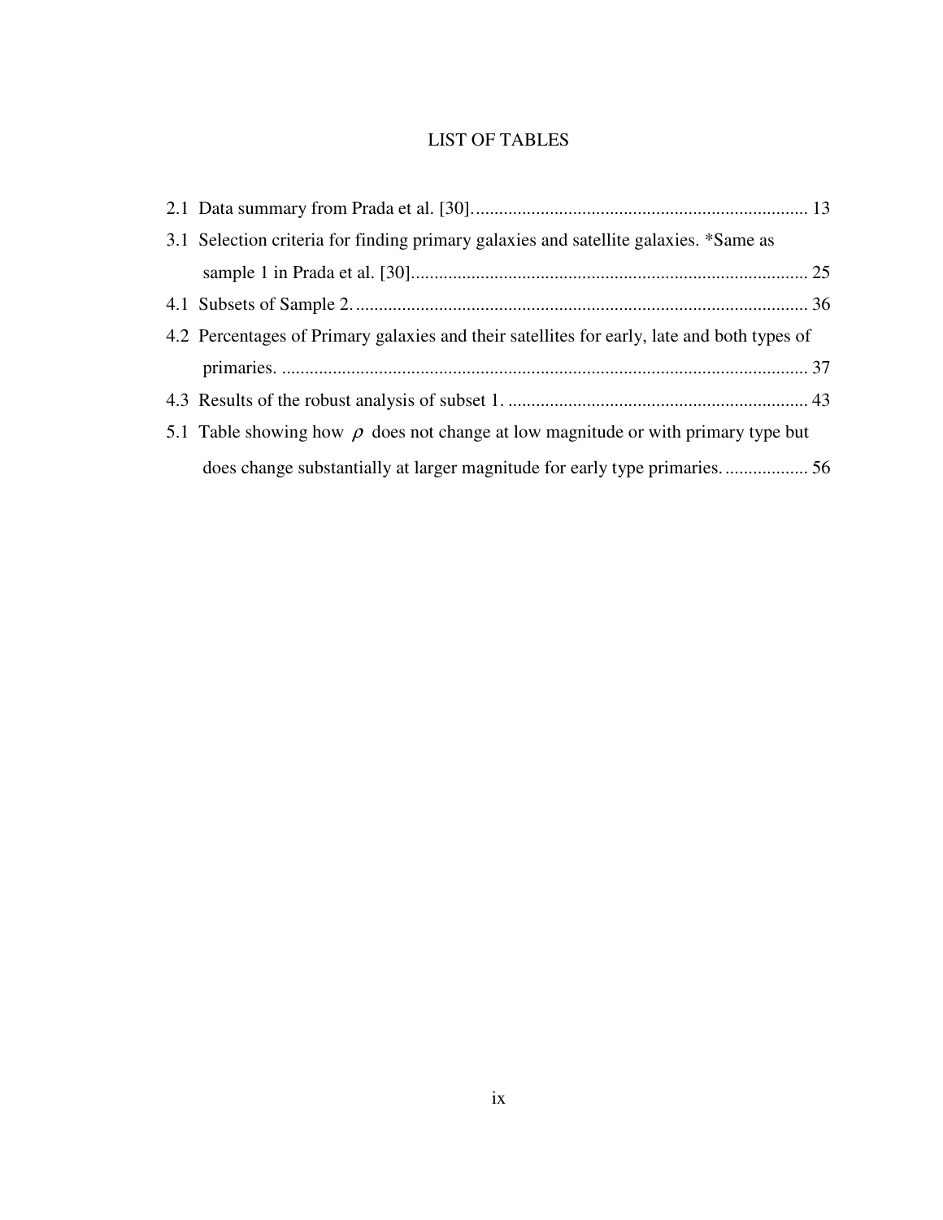# LIST OF TABLES

2.1 Data summary from Prada et al. [30]. ........................................................................ 13

3.1 Selection criteria for finding primary galaxies and satellite galaxies. *Same as sample 1 in Prada et al. [30]. .................................................................................... 25

4.1 Subsets of Sample 2. ................................................................................................ 36

4.2 Percentages of Primary galaxies and their satellites for early, late and both types of primaries. ................................................................................................................ 37

4.3 Results of the robust analysis of subset 1. ................................................................ 43

5.1 Table showing how $\rho$ does not change at low magnitude or with primary type but does change substantially at larger magnitude for early type primaries. .................. 56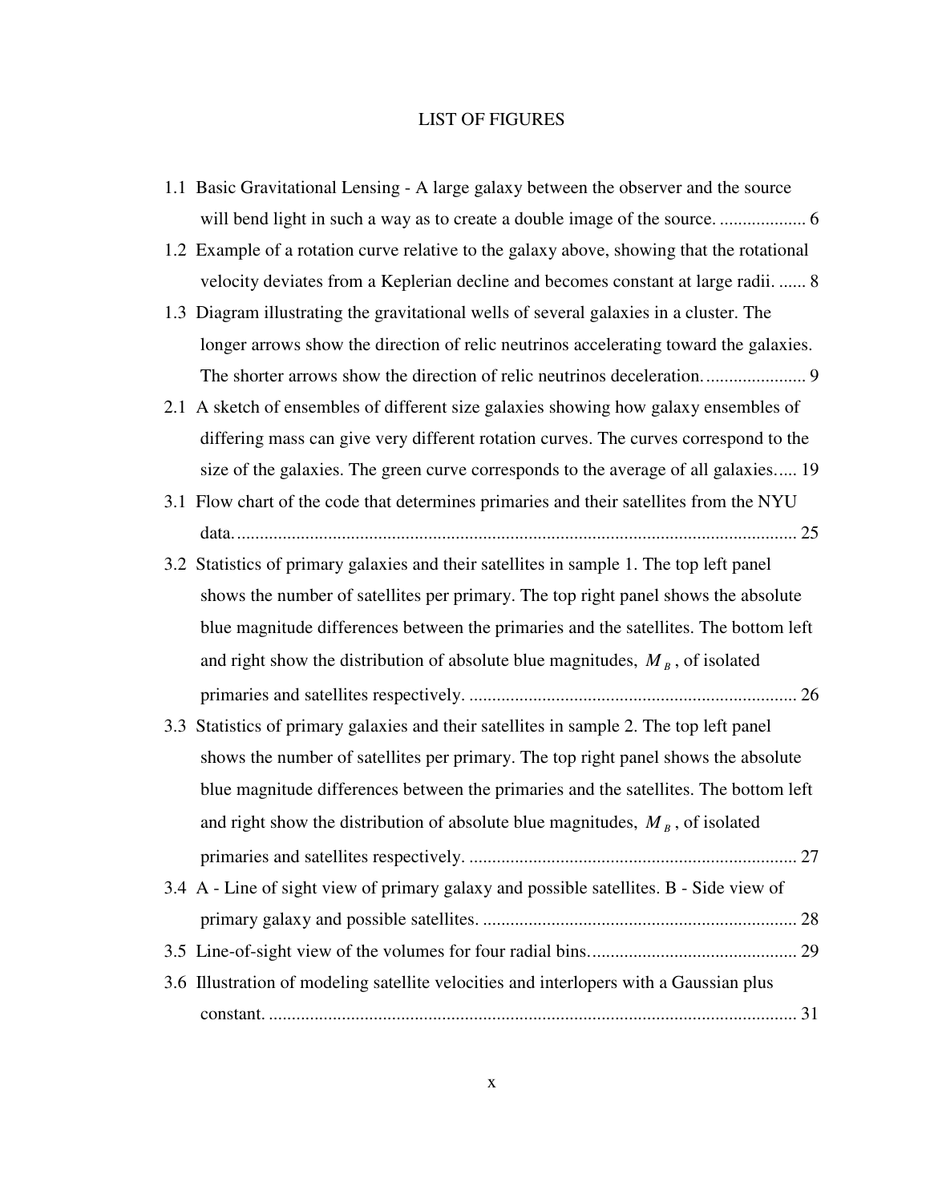# LIST OF FIGURES

1.1 Basic Gravitational Lensing - A large galaxy between the observer and the source will bend light in such a way as to create a double image of the source. ................... 6

1.2 Example of a rotation curve relative to the galaxy above, showing that the rotational velocity deviates from a Keplerian decline and becomes constant at large radii. ...... 8

1.3 Diagram illustrating the gravitational wells of several galaxies in a cluster. The longer arrows show the direction of relic neutrinos accelerating toward the galaxies. The shorter arrows show the direction of relic neutrinos deceleration. ...................... 9

2.1 A sketch of ensembles of different size galaxies showing how galaxy ensembles of differing mass can give very different rotation curves. The curves correspond to the size of the galaxies. The green curve corresponds to the average of all galaxies..... 19

3.1 Flow chart of the code that determines primaries and their satellites from the NYU data. .......................................................................................................................... 25

3.2 Statistics of primary galaxies and their satellites in sample 1. The top left panel shows the number of satellites per primary. The top right panel shows the absolute blue magnitude differences between the primaries and the satellites. The bottom left and right show the distribution of absolute blue magnitudes, $M_B$, of isolated primaries and satellites respectively. ........................................................................ 26

3.3 Statistics of primary galaxies and their satellites in sample 2. The top left panel shows the number of satellites per primary. The top right panel shows the absolute blue magnitude differences between the primaries and the satellites. The bottom left and right show the distribution of absolute blue magnitudes, $M_B$, of isolated primaries and satellites respectively. ........................................................................ 27

3.4 A - Line of sight view of primary galaxy and possible satellites. B - Side view of primary galaxy and possible satellites. ..................................................................... 28

3.5 Line-of-sight view of the volumes for four radial bins. ............................................. 29

3.6 Illustration of modeling satellite velocities and interlopers with a Gaussian plus constant. .................................................................................................................... 31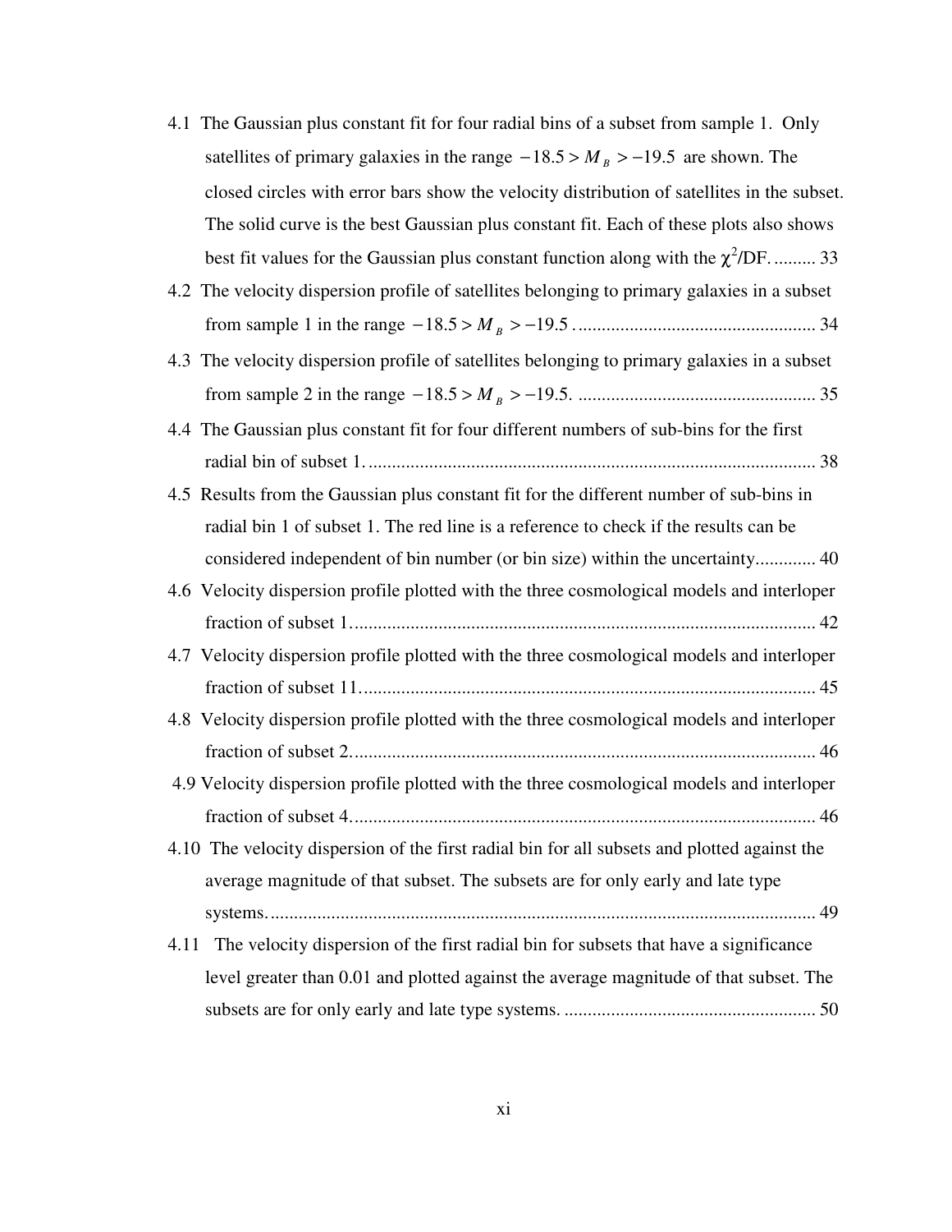4.1 The Gaussian plus constant fit for four radial bins of a subset from sample 1. Only satellites of primary galaxies in the range $-18.5 > M_B > -19.5$ are shown. The closed circles with error bars show the velocity distribution of satellites in the subset. The solid curve is the best Gaussian plus constant fit. Each of these plots also shows best fit values for the Gaussian plus constant function along with the $\chi^2$/DF. ......... 33

4.2 The velocity dispersion profile of satellites belonging to primary galaxies in a subset from sample 1 in the range $-18.5 > M_B > -19.5$ . .................................................. 34

4.3 The velocity dispersion profile of satellites belonging to primary galaxies in a subset from sample 2 in the range $-18.5 > M_B > -19.5$. .................................................. 35

4.4 The Gaussian plus constant fit for four different numbers of sub-bins for the first radial bin of subset 1. ................................................................................................ 38

4.5 Results from the Gaussian plus constant fit for the different number of sub-bins in radial bin 1 of subset 1. The red line is a reference to check if the results can be considered independent of bin number (or bin size) within the uncertainty............. 40

4.6 Velocity dispersion profile plotted with the three cosmological models and interloper fraction of subset 1................................................................................................... 42

4.7 Velocity dispersion profile plotted with the three cosmological models and interloper fraction of subset 11................................................................................................. 45

4.8 Velocity dispersion profile plotted with the three cosmological models and interloper fraction of subset 2................................................................................................... 46

4.9 Velocity dispersion profile plotted with the three cosmological models and interloper fraction of subset 4................................................................................................... 46

4.10 The velocity dispersion of the first radial bin for all subsets and plotted against the average magnitude of that subset. The subsets are for only early and late type systems..................................................................................................................... 49

4.11 The velocity dispersion of the first radial bin for subsets that have a significance level greater than 0.01 and plotted against the average magnitude of that subset. The subsets are for only early and late type systems. ..................................................... 50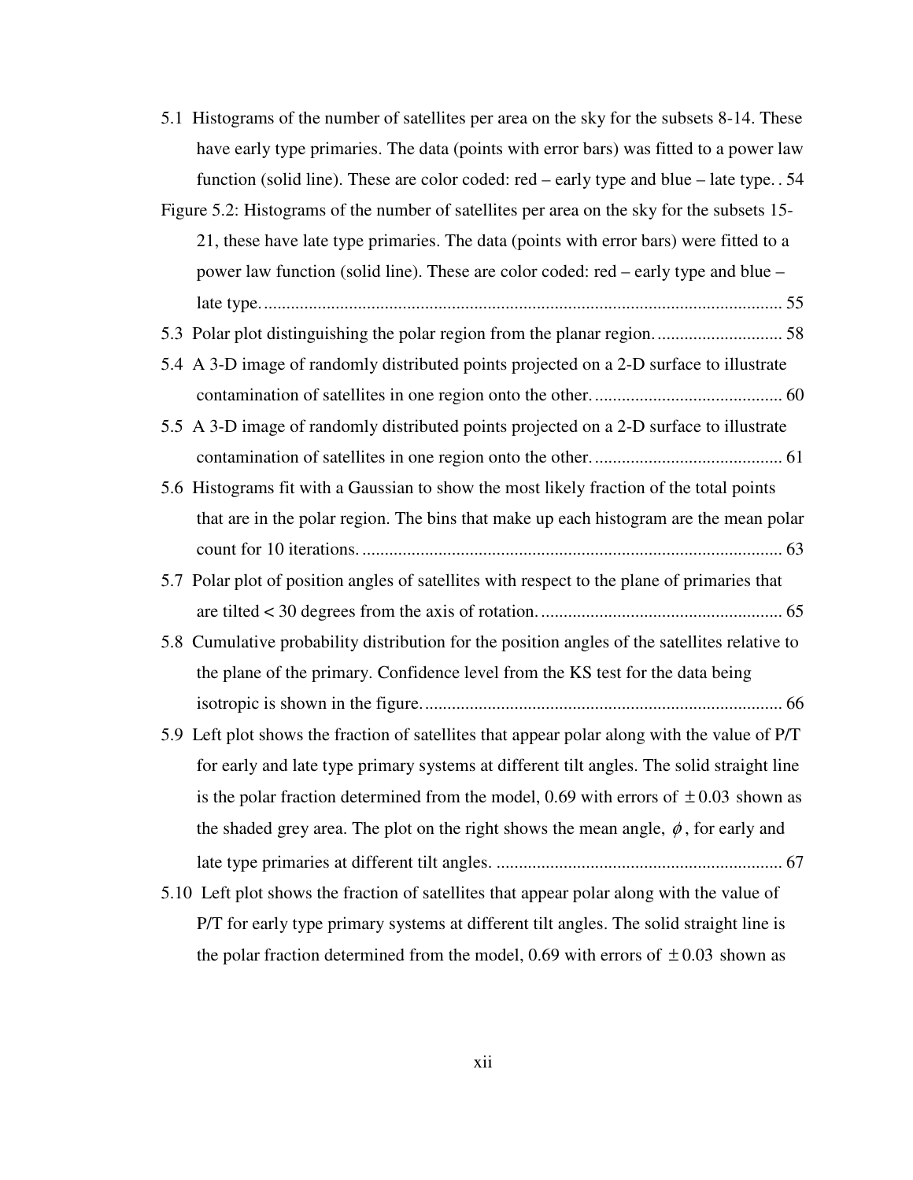5.1 Histograms of the number of satellites per area on the sky for the subsets 8-14. These have early type primaries. The data (points with error bars) was fitted to a power law function (solid line). These are color coded: red – early type and blue – late type. . 54

Figure 5.2: Histograms of the number of satellites per area on the sky for the subsets 15-21, these have late type primaries. The data (points with error bars) were fitted to a power law function (solid line). These are color coded: red – early type and blue – late type. ..................................................................................................................... 55

5.3 Polar plot distinguishing the polar region from the planar region. ............................ 58

5.4 A 3-D image of randomly distributed points projected on a 2-D surface to illustrate contamination of satellites in one region onto the other. .......................................... 60

5.5 A 3-D image of randomly distributed points projected on a 2-D surface to illustrate contamination of satellites in one region onto the other. .......................................... 61

5.6 Histograms fit with a Gaussian to show the most likely fraction of the total points that are in the polar region. The bins that make up each histogram are the mean polar count for 10 iterations. .............................................................................................. 63

5.7 Polar plot of position angles of satellites with respect to the plane of primaries that are tilted < 30 degrees from the axis of rotation. ..................................................... 65

5.8 Cumulative probability distribution for the position angles of the satellites relative to the plane of the primary. Confidence level from the KS test for the data being isotropic is shown in the figure. ................................................................................ 66

5.9 Left plot shows the fraction of satellites that appear polar along with the value of P/T for early and late type primary systems at different tilt angles. The solid straight line is the polar fraction determined from the model, 0.69 with errors of $\pm 0.03$ shown as the shaded grey area. The plot on the right shows the mean angle, $\phi$, for early and late type primaries at different tilt angles. ................................................................ 67

5.10 Left plot shows the fraction of satellites that appear polar along with the value of P/T for early type primary systems at different tilt angles. The solid straight line is the polar fraction determined from the model, 0.69 with errors of $\pm 0.03$ shown as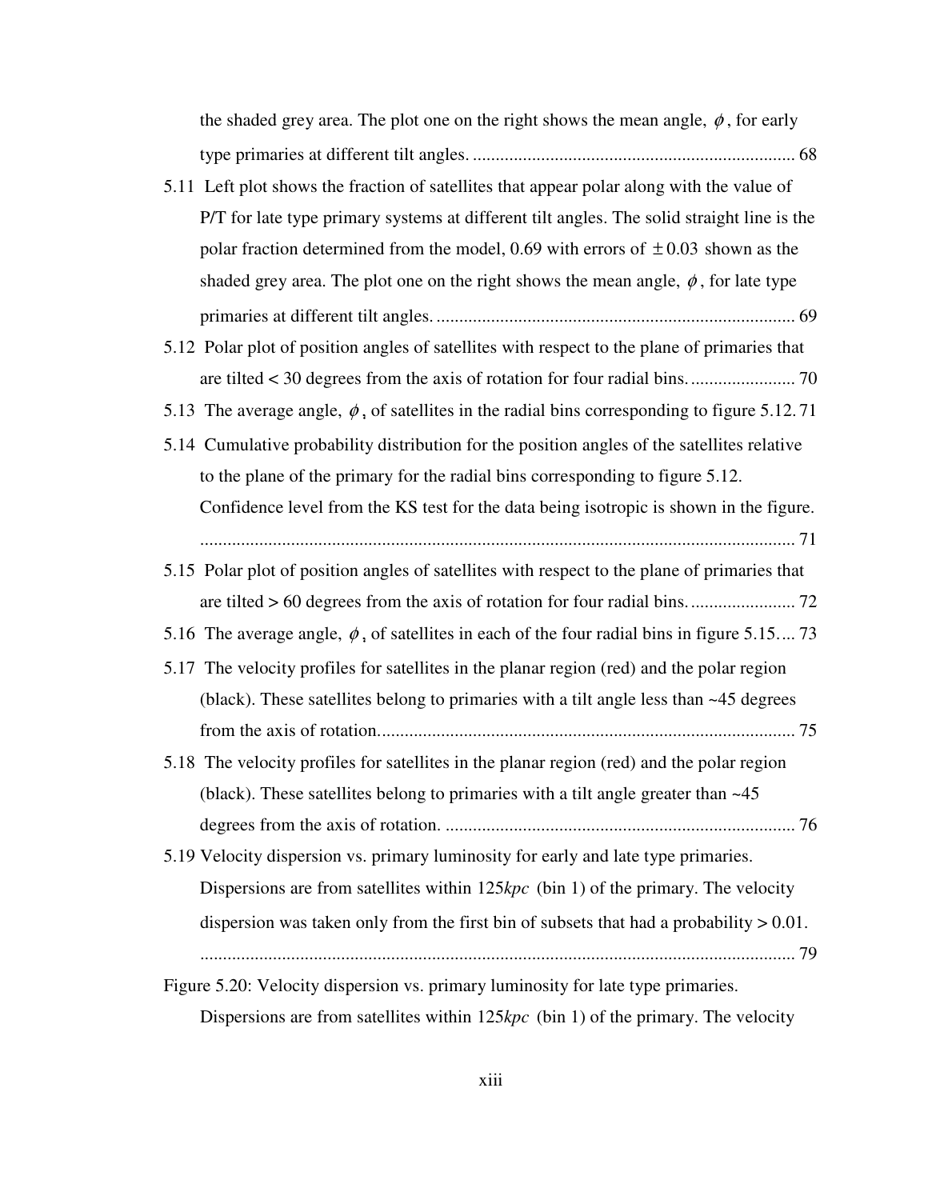the shaded grey area. The plot one on the right shows the mean angle, $\phi$, for early type primaries at different tilt angles. ....................................................................... 68

5.11 Left plot shows the fraction of satellites that appear polar along with the value of P/T for late type primary systems at different tilt angles. The solid straight line is the polar fraction determined from the model, 0.69 with errors of $\pm 0.03$ shown as the shaded grey area. The plot one on the right shows the mean angle, $\phi$, for late type primaries at different tilt angles. ............................................................................... 69

5.12 Polar plot of position angles of satellites with respect to the plane of primaries that are tilted < 30 degrees from the axis of rotation for four radial bins. ....................... 70

5.13 The average angle, $\phi$, of satellites in the radial bins corresponding to figure 5.12. 71

5.14 Cumulative probability distribution for the position angles of the satellites relative to the plane of the primary for the radial bins corresponding to figure 5.12. Confidence level from the KS test for the data being isotropic is shown in the figure. ................................................................................................................................... 71

5.15 Polar plot of position angles of satellites with respect to the plane of primaries that are tilted > 60 degrees from the axis of rotation for four radial bins. ....................... 72

5.16 The average angle, $\phi$, of satellites in each of the four radial bins in figure 5.15.... 73

5.17 The velocity profiles for satellites in the planar region (red) and the polar region (black). These satellites belong to primaries with a tilt angle less than ~45 degrees from the axis of rotation. ........................................................................................... 75

5.18 The velocity profiles for satellites in the planar region (red) and the polar region (black). These satellites belong to primaries with a tilt angle greater than ~45 degrees from the axis of rotation. ............................................................................ 76

5.19 Velocity dispersion vs. primary luminosity for early and late type primaries. Dispersions are from satellites within 125*kpc* (bin 1) of the primary. The velocity dispersion was taken only from the first bin of subsets that had a probability > 0.01. ................................................................................................................................... 79

Figure 5.20: Velocity dispersion vs. primary luminosity for late type primaries. Dispersions are from satellites within 125*kpc* (bin 1) of the primary. The velocity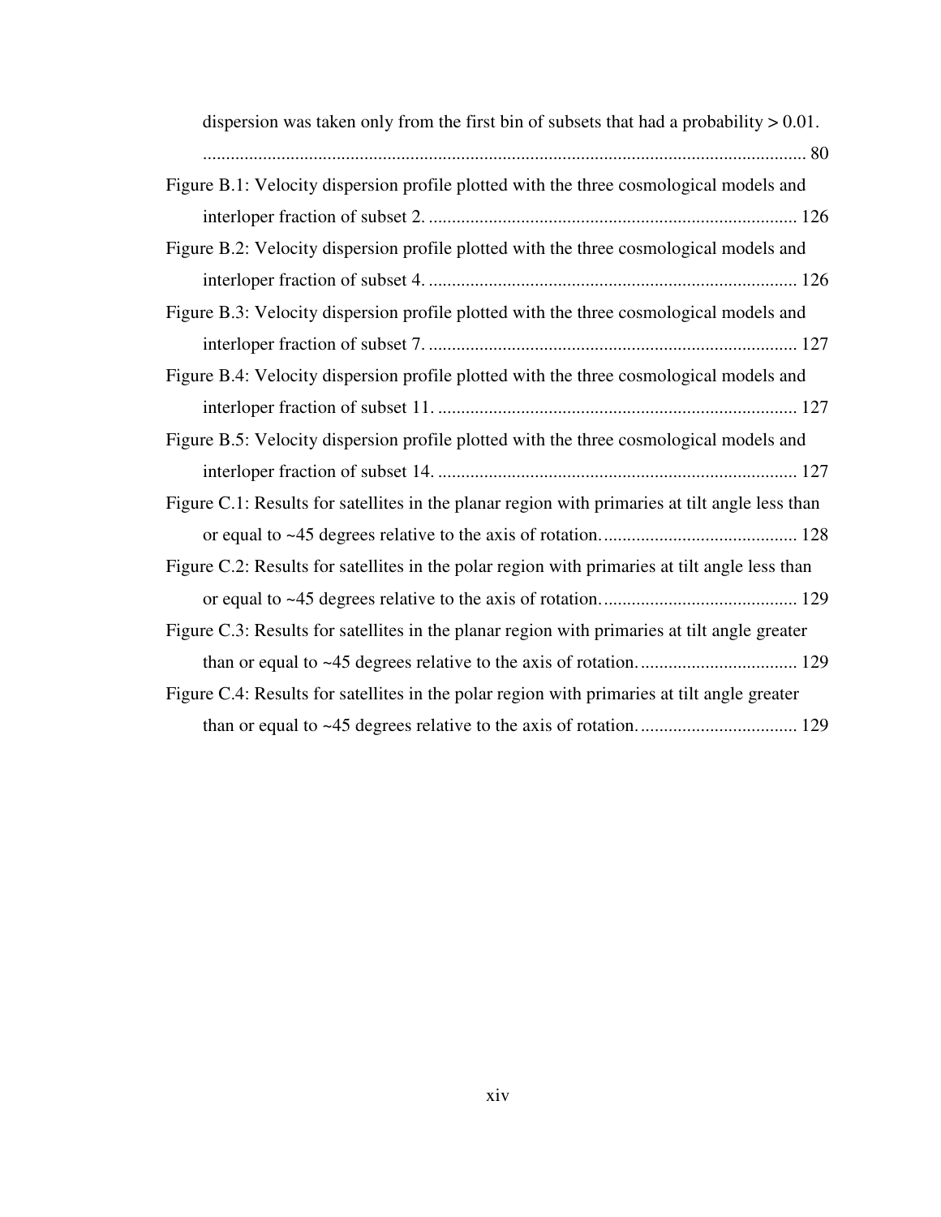dispersion was taken only from the first bin of subsets that had a probability > 0.01. ........ 80

Figure B.1: Velocity dispersion profile plotted with the three cosmological models and interloper fraction of subset 2. ........ 126

Figure B.2: Velocity dispersion profile plotted with the three cosmological models and interloper fraction of subset 4. ........ 126

Figure B.3: Velocity dispersion profile plotted with the three cosmological models and interloper fraction of subset 7. ........ 127

Figure B.4: Velocity dispersion profile plotted with the three cosmological models and interloper fraction of subset 11. ........ 127

Figure B.5: Velocity dispersion profile plotted with the three cosmological models and interloper fraction of subset 14. ........ 127

Figure C.1: Results for satellites in the planar region with primaries at tilt angle less than or equal to ~45 degrees relative to the axis of rotation. ........ 128

Figure C.2: Results for satellites in the polar region with primaries at tilt angle less than or equal to ~45 degrees relative to the axis of rotation. ........ 129

Figure C.3: Results for satellites in the planar region with primaries at tilt angle greater than or equal to ~45 degrees relative to the axis of rotation. ........ 129

Figure C.4: Results for satellites in the polar region with primaries at tilt angle greater than or equal to ~45 degrees relative to the axis of rotation. ........ 129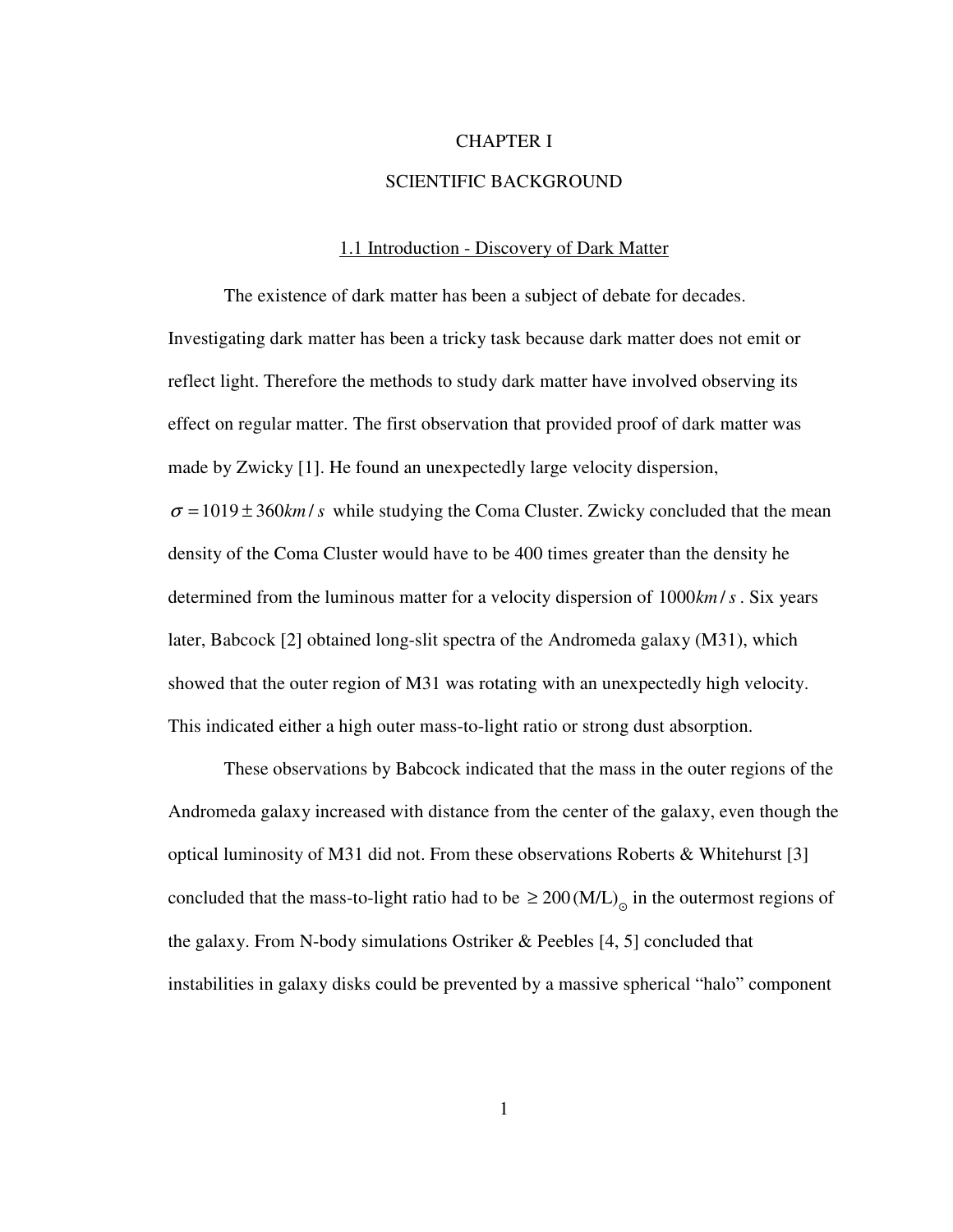# CHAPTER I

# SCIENTIFIC BACKGROUND

## 1.1 Introduction - Discovery of Dark Matter

The existence of dark matter has been a subject of debate for decades. Investigating dark matter has been a tricky task because dark matter does not emit or reflect light. Therefore the methods to study dark matter have involved observing its effect on regular matter. The first observation that provided proof of dark matter was made by Zwicky [1]. He found an unexpectedly large velocity dispersion, $\sigma = 1019 \pm 360 km/s$ while studying the Coma Cluster. Zwicky concluded that the mean density of the Coma Cluster would have to be 400 times greater than the density he determined from the luminous matter for a velocity dispersion of $1000 km/s$. Six years later, Babcock [2] obtained long-slit spectra of the Andromeda galaxy (M31), which showed that the outer region of M31 was rotating with an unexpectedly high velocity. This indicated either a high outer mass-to-light ratio or strong dust absorption.

These observations by Babcock indicated that the mass in the outer regions of the Andromeda galaxy increased with distance from the center of the galaxy, even though the optical luminosity of M31 did not. From these observations Roberts & Whitehurst [3] concluded that the mass-to-light ratio had to be $\geq 200\,(\mathrm{M/L})_{\odot}$ in the outermost regions of the galaxy. From N-body simulations Ostriker & Peebles [4, 5] concluded that instabilities in galaxy disks could be prevented by a massive spherical "halo" component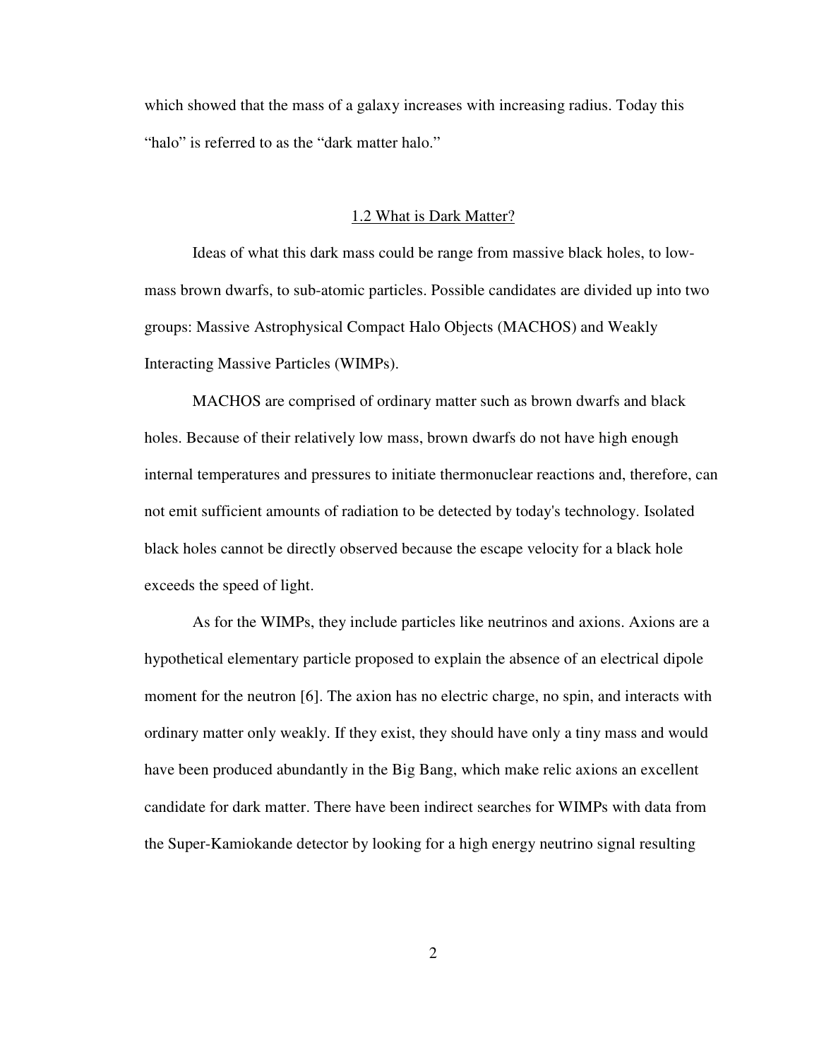which showed that the mass of a galaxy increases with increasing radius. Today this "halo" is referred to as the "dark matter halo."

## 1.2 What is Dark Matter?

Ideas of what this dark mass could be range from massive black holes, to low-mass brown dwarfs, to sub-atomic particles. Possible candidates are divided up into two groups: Massive Astrophysical Compact Halo Objects (MACHOS) and Weakly Interacting Massive Particles (WIMPs).

MACHOS are comprised of ordinary matter such as brown dwarfs and black holes. Because of their relatively low mass, brown dwarfs do not have high enough internal temperatures and pressures to initiate thermonuclear reactions and, therefore, can not emit sufficient amounts of radiation to be detected by today's technology. Isolated black holes cannot be directly observed because the escape velocity for a black hole exceeds the speed of light.

As for the WIMPs, they include particles like neutrinos and axions. Axions are a hypothetical elementary particle proposed to explain the absence of an electrical dipole moment for the neutron [6]. The axion has no electric charge, no spin, and interacts with ordinary matter only weakly. If they exist, they should have only a tiny mass and would have been produced abundantly in the Big Bang, which make relic axions an excellent candidate for dark matter. There have been indirect searches for WIMPs with data from the Super-Kamiokande detector by looking for a high energy neutrino signal resulting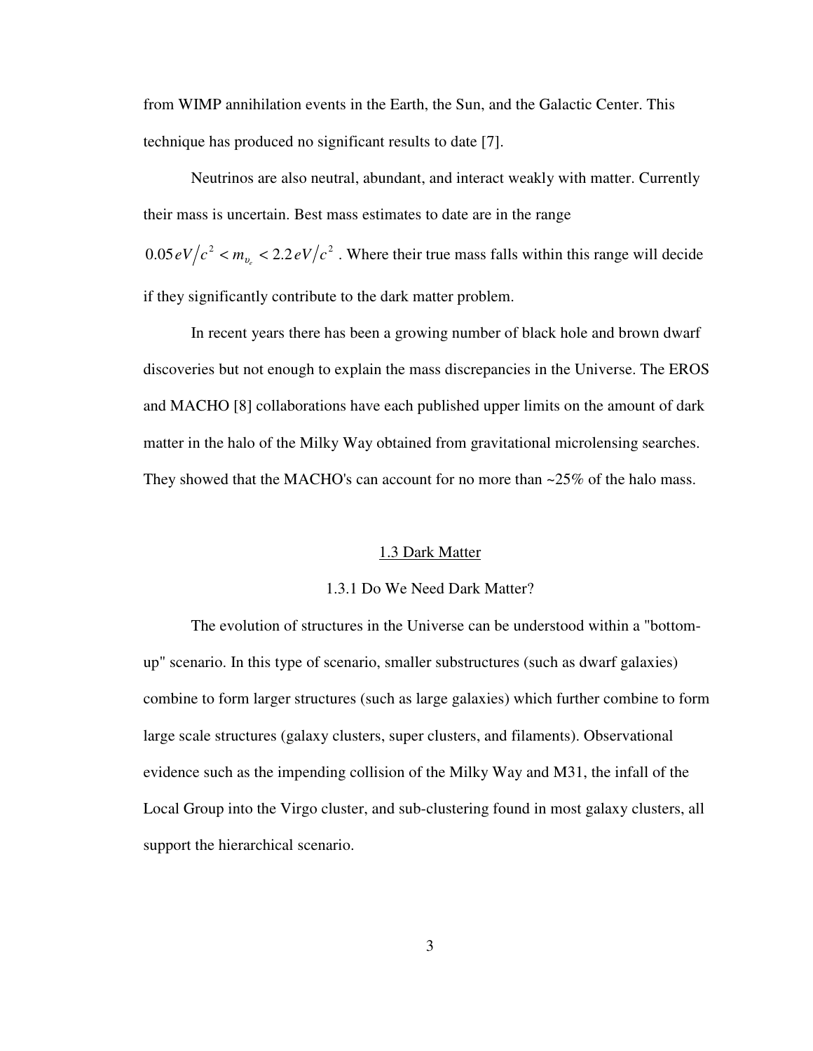from WIMP annihilation events in the Earth, the Sun, and the Galactic Center. This technique has produced no significant results to date [7].

Neutrinos are also neutral, abundant, and interact weakly with matter. Currently their mass is uncertain. Best mass estimates to date are in the range $0.05\,eV/c^2 < m_{\nu_e} < 2.2\,eV/c^2$ . Where their true mass falls within this range will decide if they significantly contribute to the dark matter problem.

In recent years there has been a growing number of black hole and brown dwarf discoveries but not enough to explain the mass discrepancies in the Universe. The EROS and MACHO [8] collaborations have each published upper limits on the amount of dark matter in the halo of the Milky Way obtained from gravitational microlensing searches. They showed that the MACHO's can account for no more than ~25% of the halo mass.

## 1.3 Dark Matter

### 1.3.1 Do We Need Dark Matter?

The evolution of structures in the Universe can be understood within a "bottom-up" scenario. In this type of scenario, smaller substructures (such as dwarf galaxies) combine to form larger structures (such as large galaxies) which further combine to form large scale structures (galaxy clusters, super clusters, and filaments). Observational evidence such as the impending collision of the Milky Way and M31, the infall of the Local Group into the Virgo cluster, and sub-clustering found in most galaxy clusters, all support the hierarchical scenario.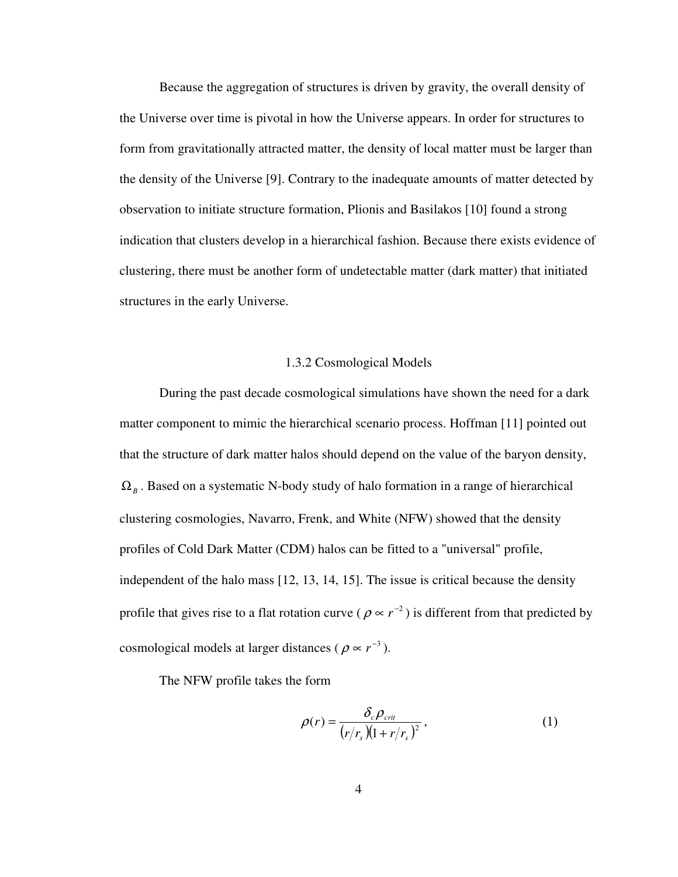Because the aggregation of structures is driven by gravity, the overall density of the Universe over time is pivotal in how the Universe appears. In order for structures to form from gravitationally attracted matter, the density of local matter must be larger than the density of the Universe [9]. Contrary to the inadequate amounts of matter detected by observation to initiate structure formation, Plionis and Basilakos [10] found a strong indication that clusters develop in a hierarchical fashion. Because there exists evidence of clustering, there must be another form of undetectable matter (dark matter) that initiated structures in the early Universe.

### 1.3.2 Cosmological Models

During the past decade cosmological simulations have shown the need for a dark matter component to mimic the hierarchical scenario process. Hoffman [11] pointed out that the structure of dark matter halos should depend on the value of the baryon density, $\Omega_B$. Based on a systematic N-body study of halo formation in a range of hierarchical clustering cosmologies, Navarro, Frenk, and White (NFW) showed that the density profiles of Cold Dark Matter (CDM) halos can be fitted to a "universal" profile, independent of the halo mass [12, 13, 14, 15]. The issue is critical because the density profile that gives rise to a flat rotation curve ($\rho \propto r^{-2}$) is different from that predicted by cosmological models at larger distances ($\rho \propto r^{-3}$).

The NFW profile takes the form

$$\rho(r) = \frac{\delta_c \rho_{crit}}{(r/r_s)(1 + r/r_s)^2}, \tag{1}$$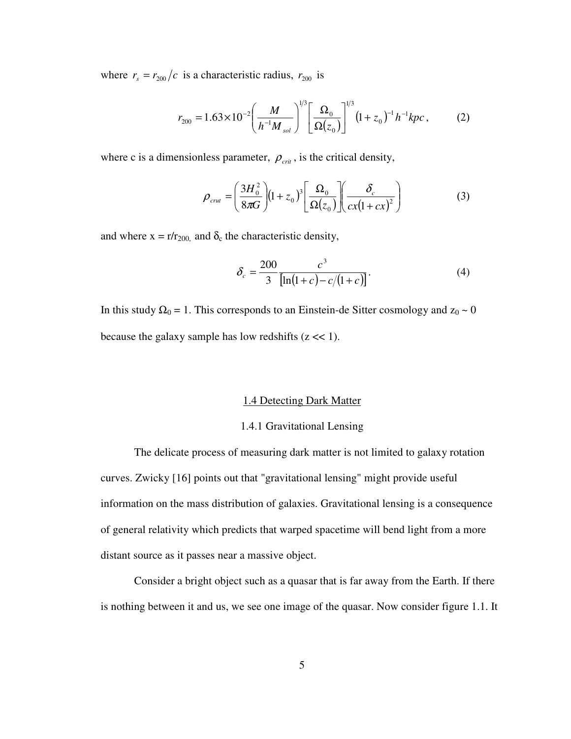where $r_s = r_{200}/c$ is a characteristic radius, $r_{200}$ is

$$r_{200} = 1.63 \times 10^{-2} \left( \frac{M}{h^{-1} M_{sol}} \right)^{1/3} \left[ \frac{\Omega_0}{\Omega(z_0)} \right]^{1/3} (1 + z_0)^{-1} h^{-1} kpc\,, \qquad (2)$$

where c is a dimensionless parameter, $\rho_{crit}$, is the critical density,

$$\rho_{crut} = \left( \frac{3H_0^2}{8\pi G} \right) (1 + z_0)^3 \left[ \frac{\Omega_0}{\Omega(z_0)} \right] \left( \frac{\delta_c}{cx(1 + cx)^2} \right) \qquad (3)$$

and where x = $r/r_{200,}$ and $\delta_c$ the characteristic density,

$$\delta_c = \frac{200}{3} \frac{c^3}{[\ln(1 + c) - c/(1 + c)]}. \qquad (4)$$

In this study $\Omega_0 = 1$. This corresponds to an Einstein-de Sitter cosmology and $z_0 \sim 0$ because the galaxy sample has low redshifts ($z << 1$).

## 1.4 Detecting Dark Matter

### 1.4.1 Gravitational Lensing

The delicate process of measuring dark matter is not limited to galaxy rotation curves. Zwicky [16] points out that "gravitational lensing" might provide useful information on the mass distribution of galaxies. Gravitational lensing is a consequence of general relativity which predicts that warped spacetime will bend light from a more distant source as it passes near a massive object.

Consider a bright object such as a quasar that is far away from the Earth. If there is nothing between it and us, we see one image of the quasar. Now consider figure 1.1. It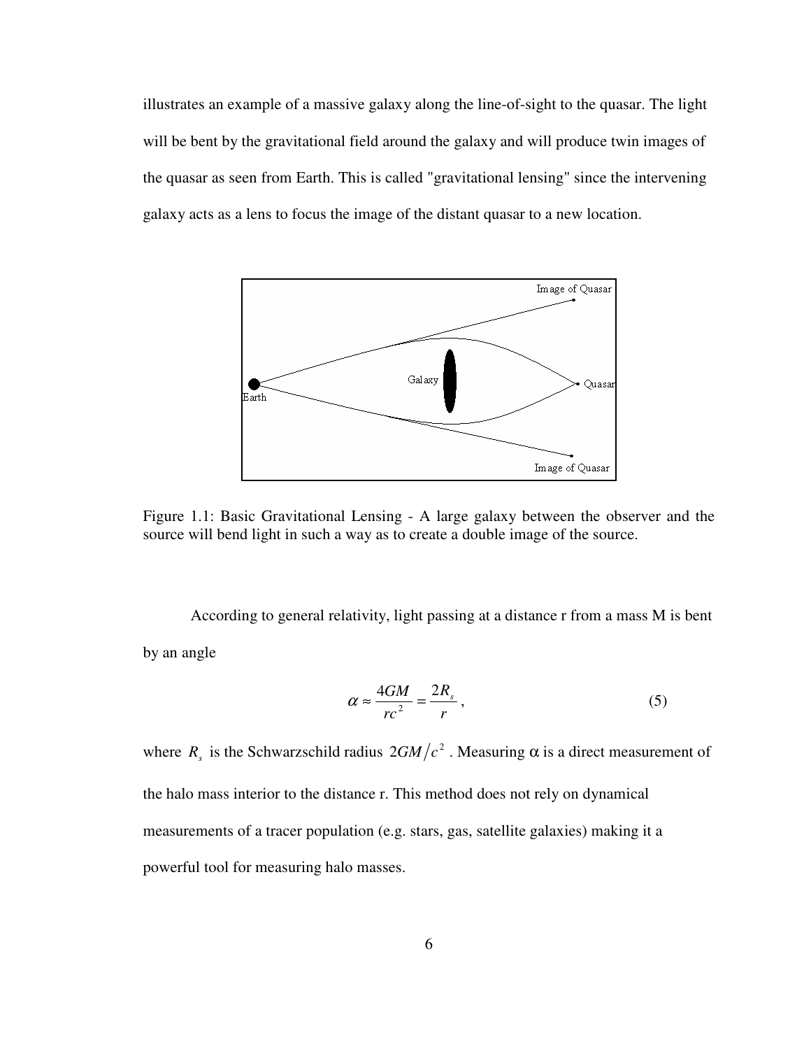illustrates an example of a massive galaxy along the line-of-sight to the quasar. The light will be bent by the gravitational field around the galaxy and will produce twin images of the quasar as seen from Earth. This is called "gravitational lensing" since the intervening galaxy acts as a lens to focus the image of the distant quasar to a new location.

Figure 1.1: Basic Gravitational Lensing - A large galaxy between the observer and the source will bend light in such a way as to create a double image of the source.

According to general relativity, light passing at a distance r from a mass M is bent by an angle

$$\alpha \approx \frac{4GM}{rc^2} = \frac{2R_s}{r}, \tag{5}$$

where $R_s$ is the Schwarzschild radius $2GM/c^2$. Measuring $\alpha$ is a direct measurement of the halo mass interior to the distance r. This method does not rely on dynamical measurements of a tracer population (e.g. stars, gas, satellite galaxies) making it a powerful tool for measuring halo masses.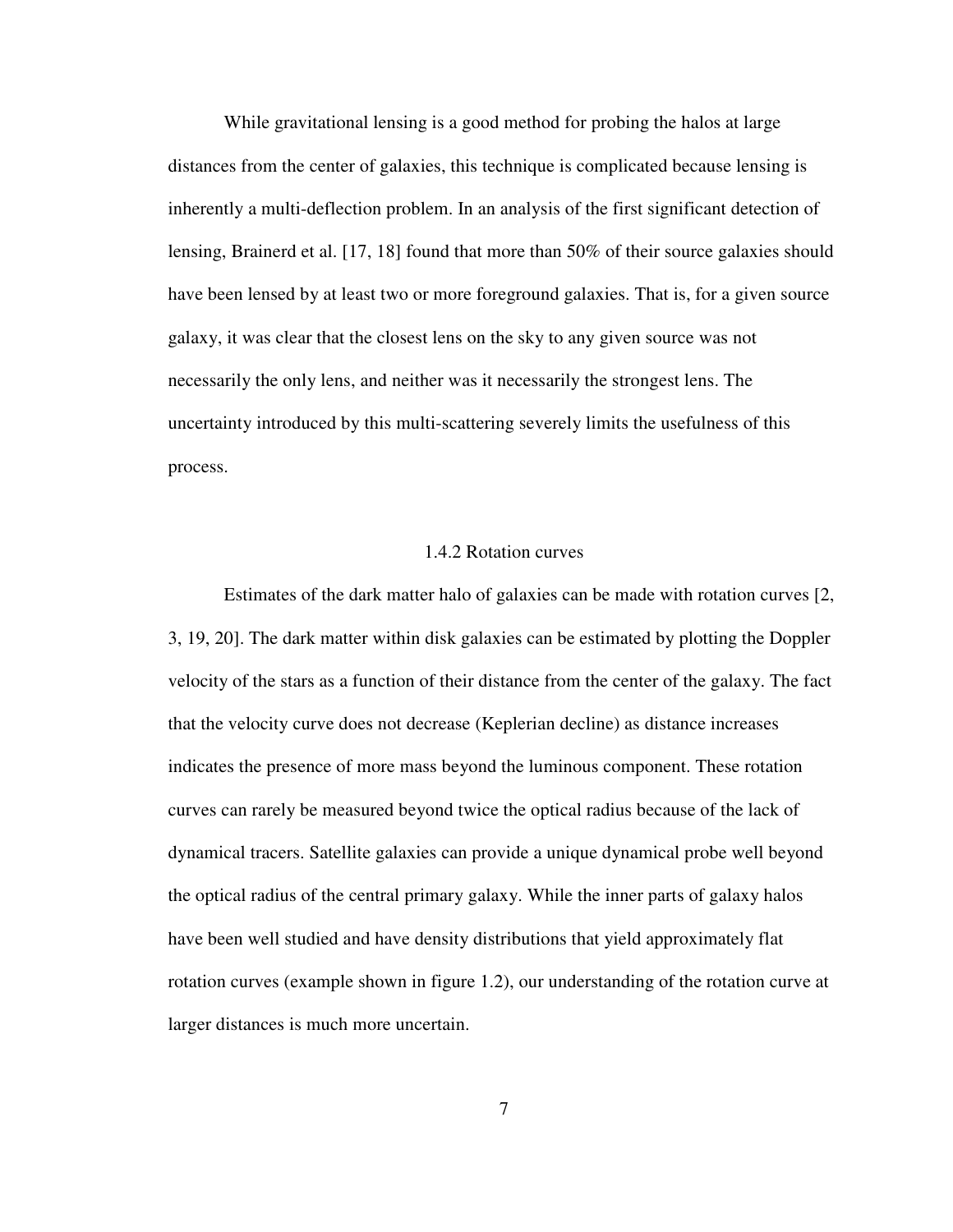While gravitational lensing is a good method for probing the halos at large distances from the center of galaxies, this technique is complicated because lensing is inherently a multi-deflection problem. In an analysis of the first significant detection of lensing, Brainerd et al. [17, 18] found that more than 50% of their source galaxies should have been lensed by at least two or more foreground galaxies. That is, for a given source galaxy, it was clear that the closest lens on the sky to any given source was not necessarily the only lens, and neither was it necessarily the strongest lens. The uncertainty introduced by this multi-scattering severely limits the usefulness of this process.

### 1.4.2 Rotation curves

Estimates of the dark matter halo of galaxies can be made with rotation curves [2, 3, 19, 20]. The dark matter within disk galaxies can be estimated by plotting the Doppler velocity of the stars as a function of their distance from the center of the galaxy. The fact that the velocity curve does not decrease (Keplerian decline) as distance increases indicates the presence of more mass beyond the luminous component. These rotation curves can rarely be measured beyond twice the optical radius because of the lack of dynamical tracers. Satellite galaxies can provide a unique dynamical probe well beyond the optical radius of the central primary galaxy. While the inner parts of galaxy halos have been well studied and have density distributions that yield approximately flat rotation curves (example shown in figure 1.2), our understanding of the rotation curve at larger distances is much more uncertain.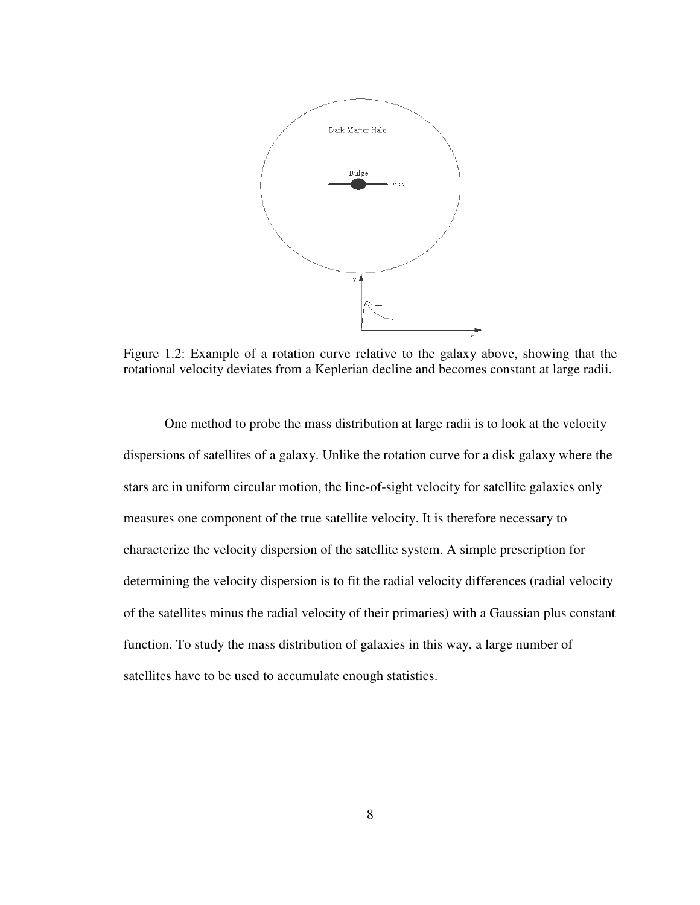Figure 1.2: Example of a rotation curve relative to the galaxy above, showing that the rotational velocity deviates from a Keplerian decline and becomes constant at large radii.

One method to probe the mass distribution at large radii is to look at the velocity dispersions of satellites of a galaxy. Unlike the rotation curve for a disk galaxy where the stars are in uniform circular motion, the line-of-sight velocity for satellite galaxies only measures one component of the true satellite velocity. It is therefore necessary to characterize the velocity dispersion of the satellite system. A simple prescription for determining the velocity dispersion is to fit the radial velocity differences (radial velocity of the satellites minus the radial velocity of their primaries) with a Gaussian plus constant function. To study the mass distribution of galaxies in this way, a large number of satellites have to be used to accumulate enough statistics.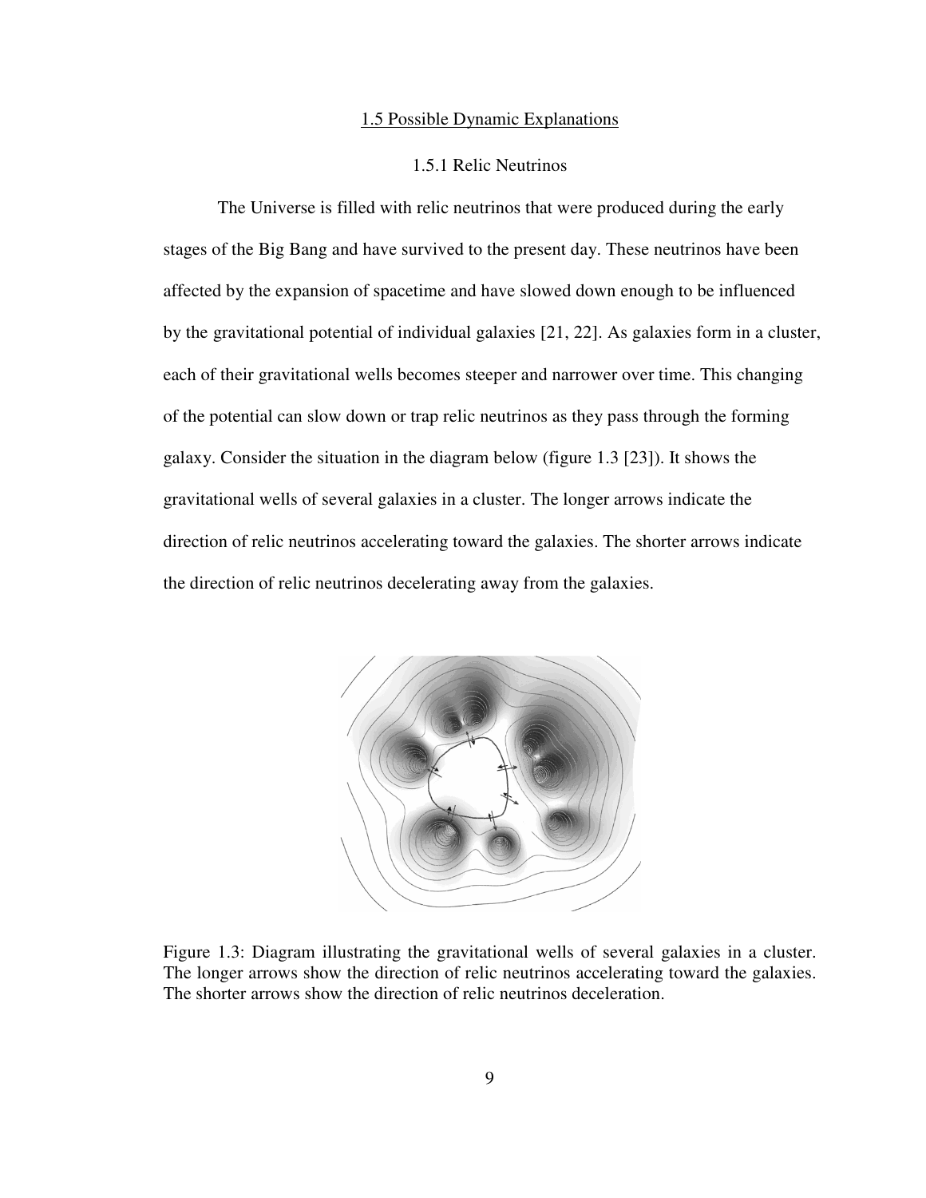### 1.5 Possible Dynamic Explanations

#### 1.5.1 Relic Neutrinos

The Universe is filled with relic neutrinos that were produced during the early stages of the Big Bang and have survived to the present day. These neutrinos have been affected by the expansion of spacetime and have slowed down enough to be influenced by the gravitational potential of individual galaxies [21, 22]. As galaxies form in a cluster, each of their gravitational wells becomes steeper and narrower over time. This changing of the potential can slow down or trap relic neutrinos as they pass through the forming galaxy. Consider the situation in the diagram below (figure 1.3 [23]). It shows the gravitational wells of several galaxies in a cluster. The longer arrows indicate the direction of relic neutrinos accelerating toward the galaxies. The shorter arrows indicate the direction of relic neutrinos decelerating away from the galaxies.

Figure 1.3: Diagram illustrating the gravitational wells of several galaxies in a cluster. The longer arrows show the direction of relic neutrinos accelerating toward the galaxies. The shorter arrows show the direction of relic neutrinos deceleration.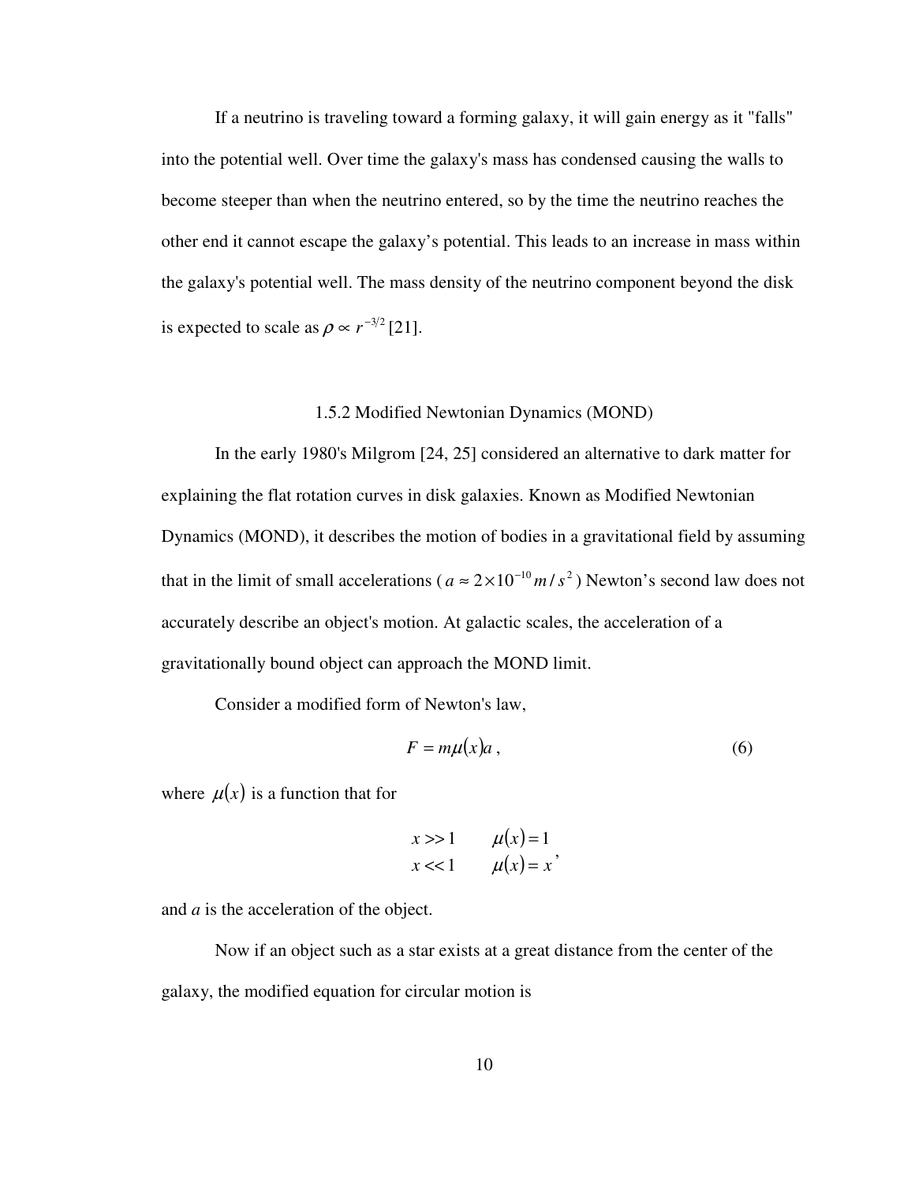If a neutrino is traveling toward a forming galaxy, it will gain energy as it "falls" into the potential well. Over time the galaxy's mass has condensed causing the walls to become steeper than when the neutrino entered, so by the time the neutrino reaches the other end it cannot escape the galaxy's potential. This leads to an increase in mass within the galaxy's potential well. The mass density of the neutrino component beyond the disk is expected to scale as $\rho \propto r^{-3/2}$ [21].

### 1.5.2 Modified Newtonian Dynamics (MOND)

In the early 1980's Milgrom [24, 25] considered an alternative to dark matter for explaining the flat rotation curves in disk galaxies. Known as Modified Newtonian Dynamics (MOND), it describes the motion of bodies in a gravitational field by assuming that in the limit of small accelerations ( $a \approx 2\times10^{-10}\, m/s^2$ ) Newton's second law does not accurately describe an object's motion. At galactic scales, the acceleration of a gravitationally bound object can approach the MOND limit.

Consider a modified form of Newton's law,

$$F = m\mu(x)a\,, \tag{6}$$

where $\mu(x)$ is a function that for

$$\begin{array}{ll} x >> 1 & \mu(x) = 1 \\ x << 1 & \mu(x) = x \end{array},$$

and *a* is the acceleration of the object.

Now if an object such as a star exists at a great distance from the center of the galaxy, the modified equation for circular motion is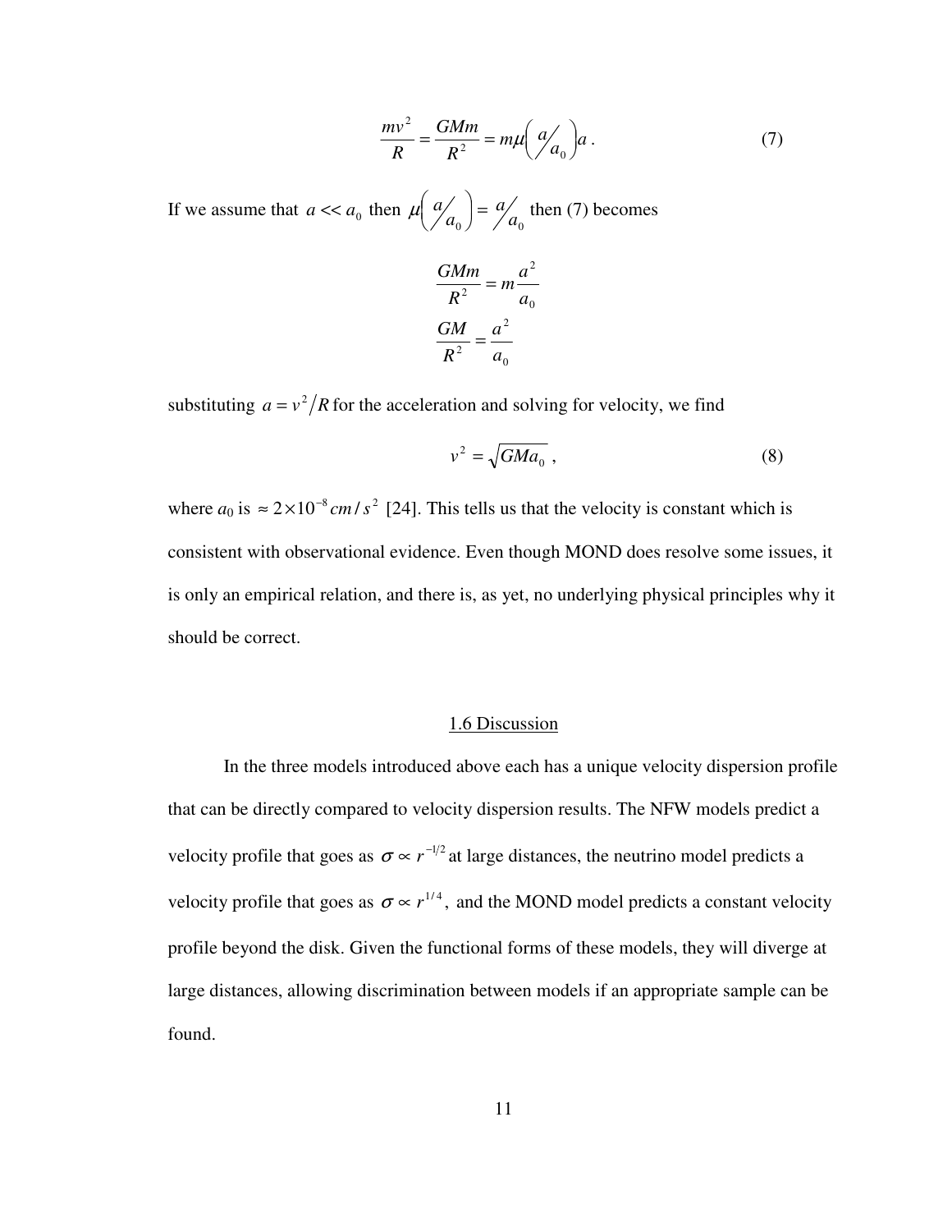$$\frac{mv^2}{R} = \frac{GMm}{R^2} = m\mu\left( {}^{a}\!/_{a_0} \right)a \,. \tag{7}$$

If we assume that $a << a_0$ then $\mu\left( {}^{a}\!/_{a_0} \right) = {}^{a}\!/_{a_0}$ then (7) becomes

$$\frac{GMm}{R^2} = m\frac{a^2}{a_0}$$

$$\frac{GM}{R^2} = \frac{a^2}{a_0}$$

substituting $a = v^2/R$ for the acceleration and solving for velocity, we find

$$v^2 = \sqrt{GMa_0} \,, \tag{8}$$

where $a_0$ is $\approx 2 \times 10^{-8}\, cm/s^2$ [24]. This tells us that the velocity is constant which is consistent with observational evidence. Even though MOND does resolve some issues, it is only an empirical relation, and there is, as yet, no underlying physical principles why it should be correct.

## 1.6 Discussion

In the three models introduced above each has a unique velocity dispersion profile that can be directly compared to velocity dispersion results. The NFW models predict a velocity profile that goes as $\sigma \propto r^{-1/2}$ at large distances, the neutrino model predicts a velocity profile that goes as $\sigma \propto r^{1/4}$, and the MOND model predicts a constant velocity profile beyond the disk. Given the functional forms of these models, they will diverge at large distances, allowing discrimination between models if an appropriate sample can be found.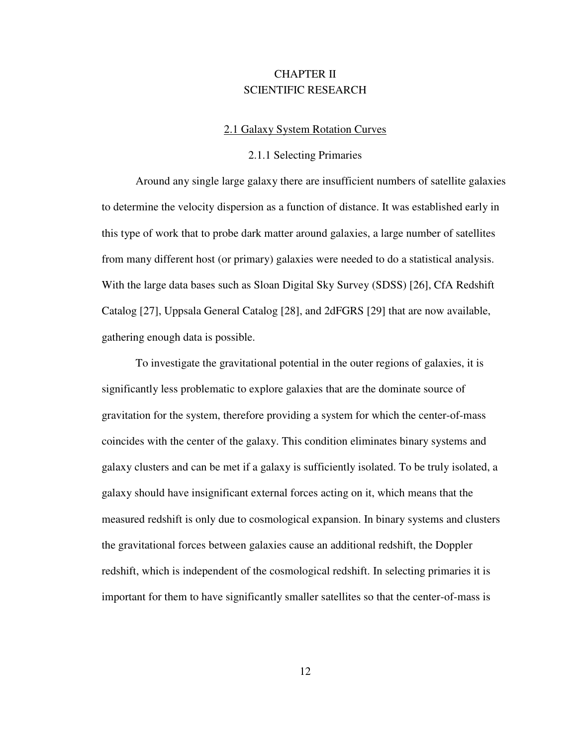# CHAPTER II
# SCIENTIFIC RESEARCH

## 2.1 Galaxy System Rotation Curves

### 2.1.1 Selecting Primaries

Around any single large galaxy there are insufficient numbers of satellite galaxies to determine the velocity dispersion as a function of distance. It was established early in this type of work that to probe dark matter around galaxies, a large number of satellites from many different host (or primary) galaxies were needed to do a statistical analysis. With the large data bases such as Sloan Digital Sky Survey (SDSS) [26], CfA Redshift Catalog [27], Uppsala General Catalog [28], and 2dFGRS [29] that are now available, gathering enough data is possible.

To investigate the gravitational potential in the outer regions of galaxies, it is significantly less problematic to explore galaxies that are the dominate source of gravitation for the system, therefore providing a system for which the center-of-mass coincides with the center of the galaxy. This condition eliminates binary systems and galaxy clusters and can be met if a galaxy is sufficiently isolated. To be truly isolated, a galaxy should have insignificant external forces acting on it, which means that the measured redshift is only due to cosmological expansion. In binary systems and clusters the gravitational forces between galaxies cause an additional redshift, the Doppler redshift, which is independent of the cosmological redshift. In selecting primaries it is important for them to have significantly smaller satellites so that the center-of-mass is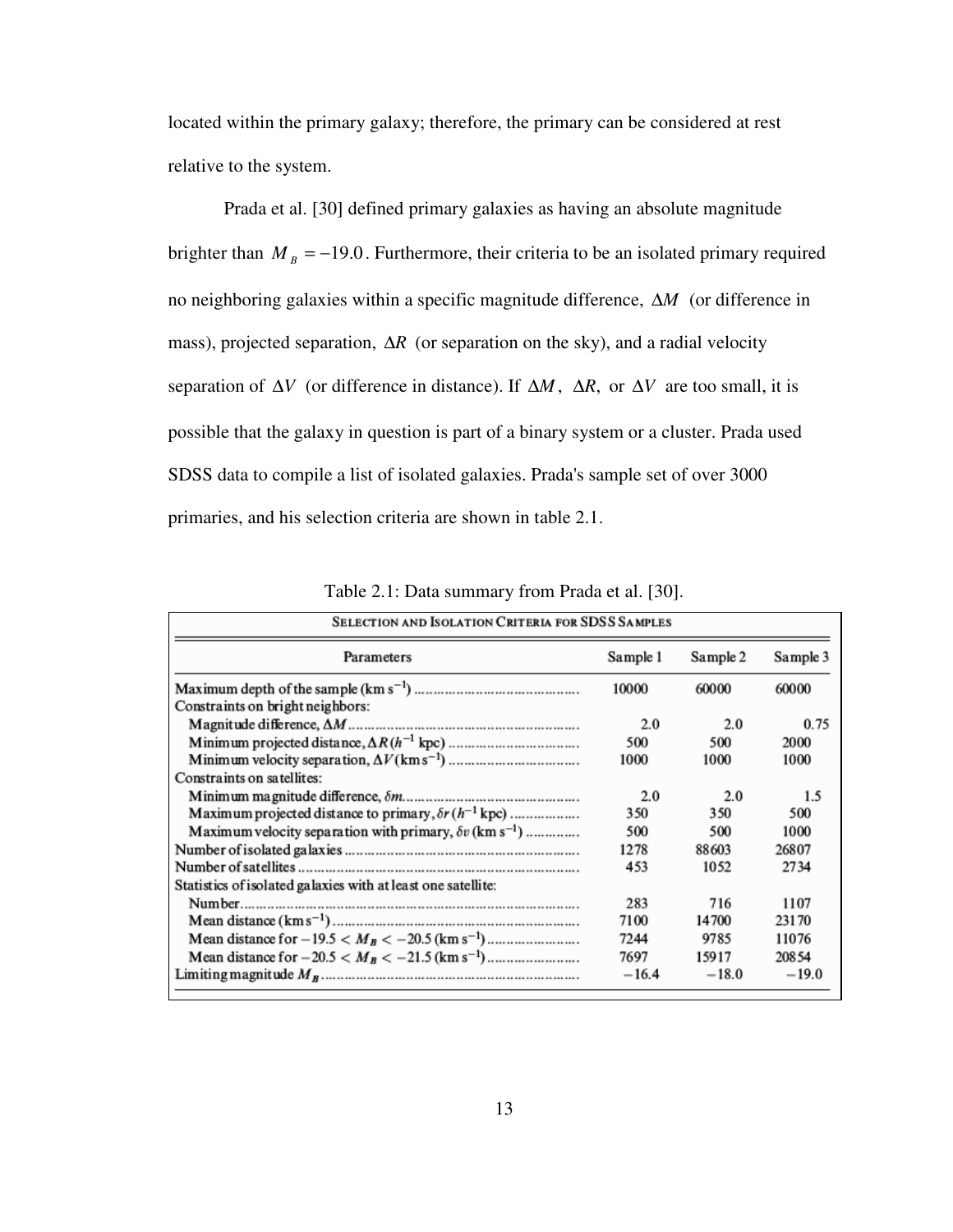located within the primary galaxy; therefore, the primary can be considered at rest relative to the system.

Prada et al. [30] defined primary galaxies as having an absolute magnitude brighter than $M_B = -19.0$. Furthermore, their criteria to be an isolated primary required no neighboring galaxies within a specific magnitude difference, $\Delta M$ (or difference in mass), projected separation, $\Delta R$ (or separation on the sky), and a radial velocity separation of $\Delta V$ (or difference in distance). If $\Delta M$, $\Delta R$, or $\Delta V$ are too small, it is possible that the galaxy in question is part of a binary system or a cluster. Prada used SDSS data to compile a list of isolated galaxies. Prada's sample set of over 3000 primaries, and his selection criteria are shown in table 2.1.

Table 2.1: Data summary from Prada et al. [30].

| SELECTION AND ISOLATION CRITERIA FOR SDSS SAMPLES | | | |
|---|---|---|---|
| Parameters | Sample 1 | Sample 2 | Sample 3 |
| Maximum depth of the sample (km s$^{-1}$) | 10000 | 60000 | 60000 |
| Constraints on bright neighbors: | | | |
| Magnitude difference, $\Delta M$ | 2.0 | 2.0 | 0.75 |
| Minimum projected distance, $\Delta R$ ($h^{-1}$ kpc) | 500 | 500 | 2000 |
| Minimum velocity separation, $\Delta V$ (km s$^{-1}$) | 1000 | 1000 | 1000 |
| Constraints on satellites: | | | |
| Minimum magnitude difference, $\delta m$ | 2.0 | 2.0 | 1.5 |
| Maximum projected distance to primary, $\delta r$ ($h^{-1}$ kpc) | 350 | 350 | 500 |
| Maximum velocity separation with primary, $\delta v$ (km s$^{-1}$) | 500 | 500 | 1000 |
| Number of isolated galaxies | 1278 | 88603 | 26807 |
| Number of satellites | 453 | 1052 | 2734 |
| Statistics of isolated galaxies with at least one satellite: | | | |
| Number | 283 | 716 | 1107 |
| Mean distance (km s$^{-1}$) | 7100 | 14700 | 23170 |
| Mean distance for $-19.5 < M_B < -20.5$ (km s$^{-1}$) | 7244 | 9785 | 11076 |
| Mean distance for $-20.5 < M_B < -21.5$ (km s$^{-1}$) | 7697 | 15917 | 20854 |
| Limiting magnitude $M_B$ | −16.4 | −18.0 | −19.0 |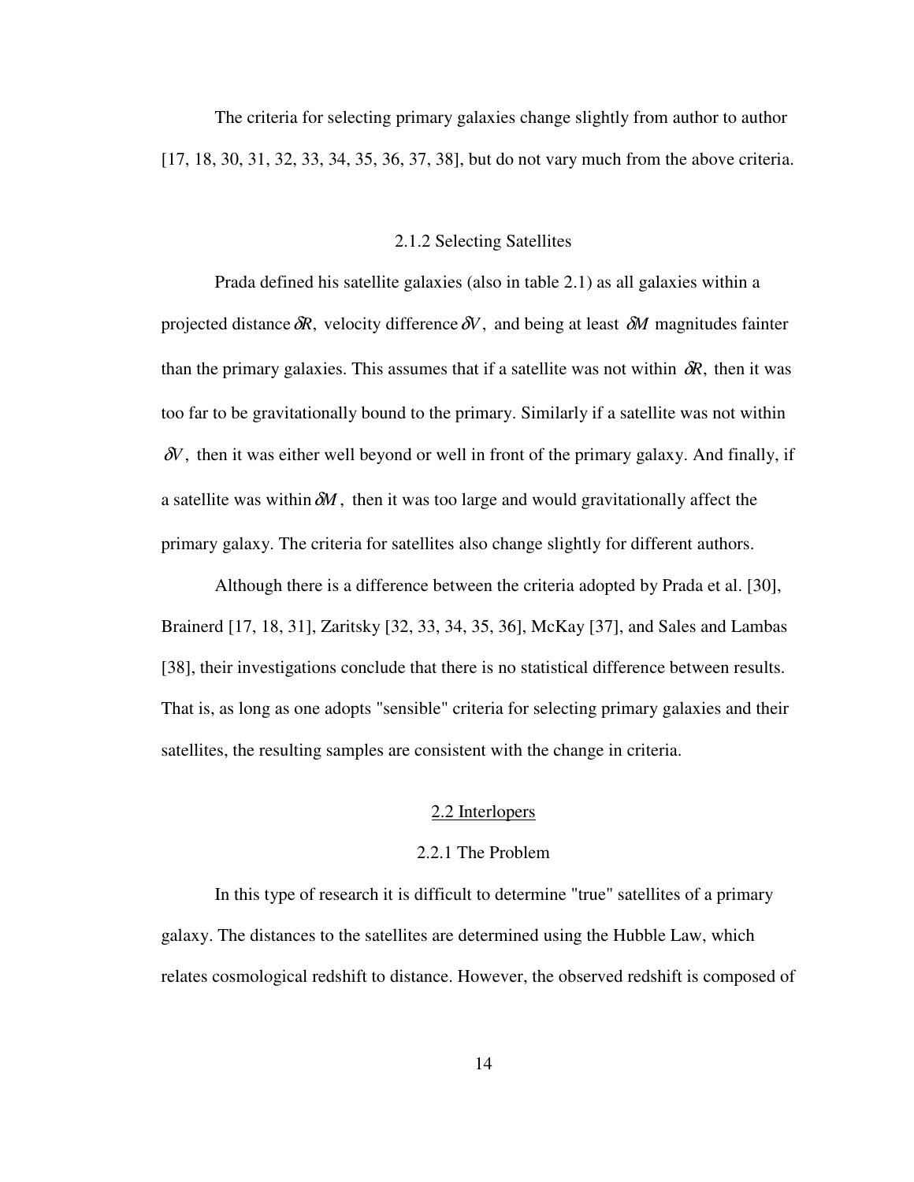The criteria for selecting primary galaxies change slightly from author to author [17, 18, 30, 31, 32, 33, 34, 35, 36, 37, 38], but do not vary much from the above criteria.

### 2.1.2 Selecting Satellites

Prada defined his satellite galaxies (also in table 2.1) as all galaxies within a projected distance $\delta R$, velocity difference $\delta V$, and being at least $\delta M$ magnitudes fainter than the primary galaxies. This assumes that if a satellite was not within $\delta R$, then it was too far to be gravitationally bound to the primary. Similarly if a satellite was not within $\delta V$, then it was either well beyond or well in front of the primary galaxy. And finally, if a satellite was within $\delta M$, then it was too large and would gravitationally affect the primary galaxy. The criteria for satellites also change slightly for different authors.

Although there is a difference between the criteria adopted by Prada et al. [30], Brainerd [17, 18, 31], Zaritsky [32, 33, 34, 35, 36], McKay [37], and Sales and Lambas [38], their investigations conclude that there is no statistical difference between results. That is, as long as one adopts "sensible" criteria for selecting primary galaxies and their satellites, the resulting samples are consistent with the change in criteria.

## 2.2 Interlopers

### 2.2.1 The Problem

In this type of research it is difficult to determine "true" satellites of a primary galaxy. The distances to the satellites are determined using the Hubble Law, which relates cosmological redshift to distance. However, the observed redshift is composed of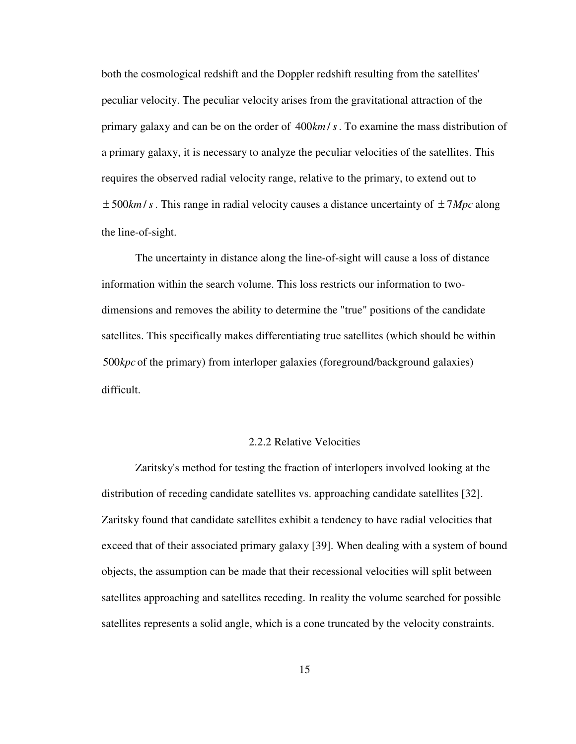both the cosmological redshift and the Doppler redshift resulting from the satellites' peculiar velocity. The peculiar velocity arises from the gravitational attraction of the primary galaxy and can be on the order of $400km/s$. To examine the mass distribution of a primary galaxy, it is necessary to analyze the peculiar velocities of the satellites. This requires the observed radial velocity range, relative to the primary, to extend out to $\pm 500km/s$. This range in radial velocity causes a distance uncertainty of $\pm 7Mpc$ along the line-of-sight.

The uncertainty in distance along the line-of-sight will cause a loss of distance information within the search volume. This loss restricts our information to two-dimensions and removes the ability to determine the "true" positions of the candidate satellites. This specifically makes differentiating true satellites (which should be within $500kpc$ of the primary) from interloper galaxies (foreground/background galaxies) difficult.

### 2.2.2 Relative Velocities

Zaritsky's method for testing the fraction of interlopers involved looking at the distribution of receding candidate satellites vs. approaching candidate satellites [32]. Zaritsky found that candidate satellites exhibit a tendency to have radial velocities that exceed that of their associated primary galaxy [39]. When dealing with a system of bound objects, the assumption can be made that their recessional velocities will split between satellites approaching and satellites receding. In reality the volume searched for possible satellites represents a solid angle, which is a cone truncated by the velocity constraints.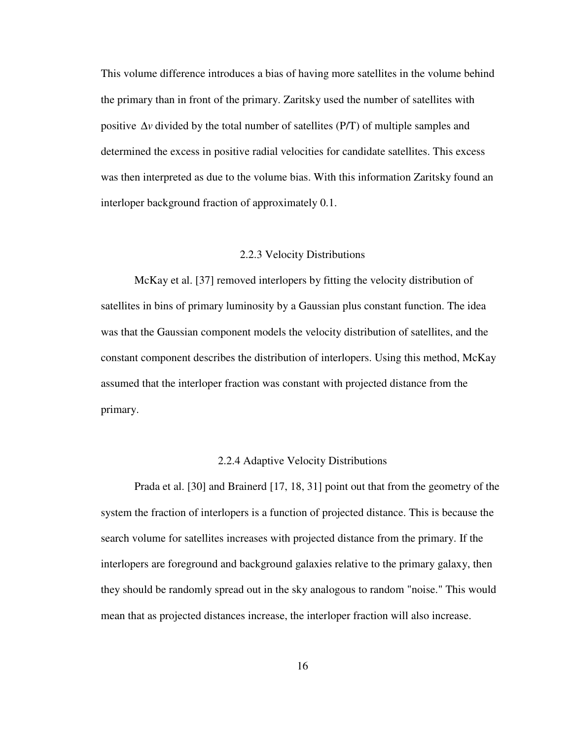This volume difference introduces a bias of having more satellites in the volume behind the primary than in front of the primary. Zaritsky used the number of satellites with positive $\Delta v$ divided by the total number of satellites (P/T) of multiple samples and determined the excess in positive radial velocities for candidate satellites. This excess was then interpreted as due to the volume bias. With this information Zaritsky found an interloper background fraction of approximately 0.1.

### 2.2.3 Velocity Distributions

McKay et al. [37] removed interlopers by fitting the velocity distribution of satellites in bins of primary luminosity by a Gaussian plus constant function. The idea was that the Gaussian component models the velocity distribution of satellites, and the constant component describes the distribution of interlopers. Using this method, McKay assumed that the interloper fraction was constant with projected distance from the primary.

### 2.2.4 Adaptive Velocity Distributions

Prada et al. [30] and Brainerd [17, 18, 31] point out that from the geometry of the system the fraction of interlopers is a function of projected distance. This is because the search volume for satellites increases with projected distance from the primary. If the interlopers are foreground and background galaxies relative to the primary galaxy, then they should be randomly spread out in the sky analogous to random "noise." This would mean that as projected distances increase, the interloper fraction will also increase.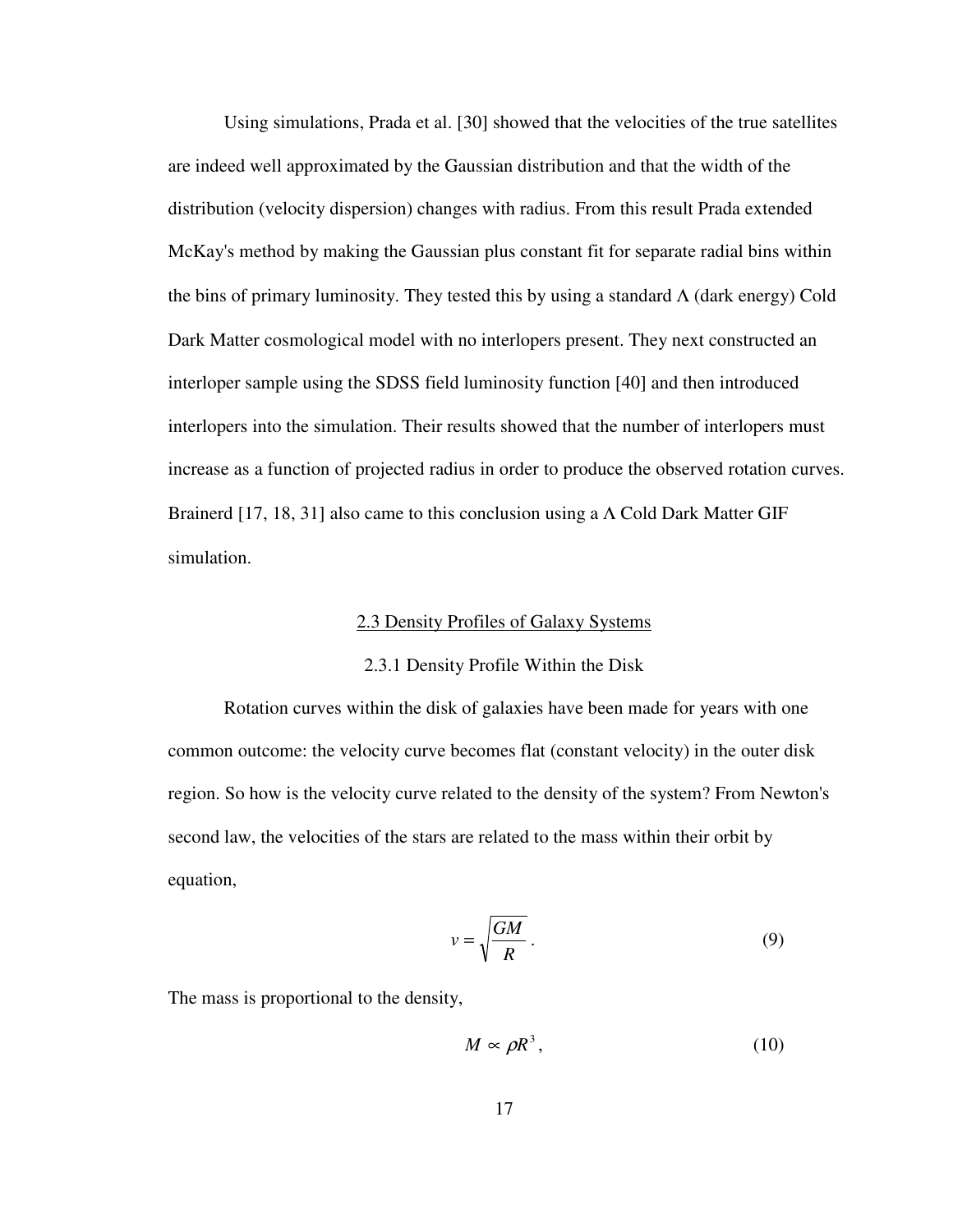Using simulations, Prada et al. [30] showed that the velocities of the true satellites are indeed well approximated by the Gaussian distribution and that the width of the distribution (velocity dispersion) changes with radius. From this result Prada extended McKay's method by making the Gaussian plus constant fit for separate radial bins within the bins of primary luminosity. They tested this by using a standard Λ (dark energy) Cold Dark Matter cosmological model with no interlopers present. They next constructed an interloper sample using the SDSS field luminosity function [40] and then introduced interlopers into the simulation. Their results showed that the number of interlopers must increase as a function of projected radius in order to produce the observed rotation curves. Brainerd [17, 18, 31] also came to this conclusion using a Λ Cold Dark Matter GIF simulation.

## 2.3 Density Profiles of Galaxy Systems

### 2.3.1 Density Profile Within the Disk

Rotation curves within the disk of galaxies have been made for years with one common outcome: the velocity curve becomes flat (constant velocity) in the outer disk region. So how is the velocity curve related to the density of the system? From Newton's second law, the velocities of the stars are related to the mass within their orbit by equation,

$$v = \sqrt{\frac{GM}{R}} \,. \tag{9}$$

The mass is proportional to the density,

$$M \propto \rho R^3 \,, \tag{10}$$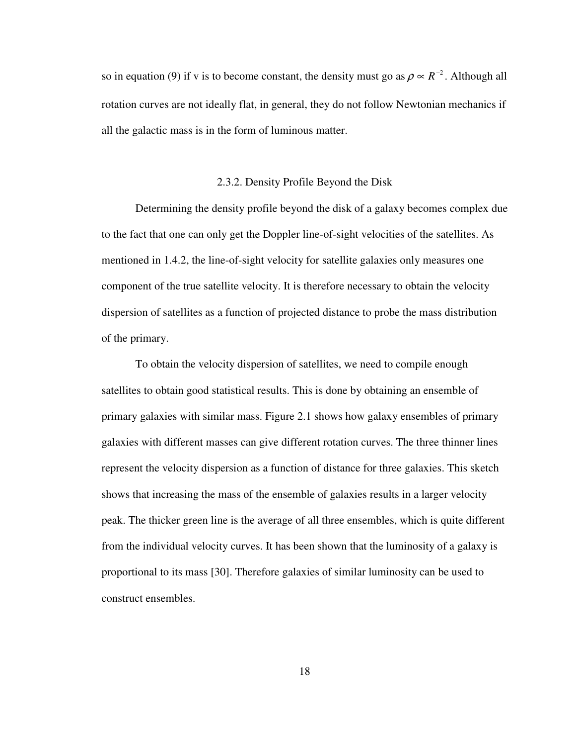so in equation (9) if v is to become constant, the density must go as $\rho \propto R^{-2}$. Although all rotation curves are not ideally flat, in general, they do not follow Newtonian mechanics if all the galactic mass is in the form of luminous matter.

### 2.3.2. Density Profile Beyond the Disk

Determining the density profile beyond the disk of a galaxy becomes complex due to the fact that one can only get the Doppler line-of-sight velocities of the satellites. As mentioned in 1.4.2, the line-of-sight velocity for satellite galaxies only measures one component of the true satellite velocity. It is therefore necessary to obtain the velocity dispersion of satellites as a function of projected distance to probe the mass distribution of the primary.

To obtain the velocity dispersion of satellites, we need to compile enough satellites to obtain good statistical results. This is done by obtaining an ensemble of primary galaxies with similar mass. Figure 2.1 shows how galaxy ensembles of primary galaxies with different masses can give different rotation curves. The three thinner lines represent the velocity dispersion as a function of distance for three galaxies. This sketch shows that increasing the mass of the ensemble of galaxies results in a larger velocity peak. The thicker green line is the average of all three ensembles, which is quite different from the individual velocity curves. It has been shown that the luminosity of a galaxy is proportional to its mass [30]. Therefore galaxies of similar luminosity can be used to construct ensembles.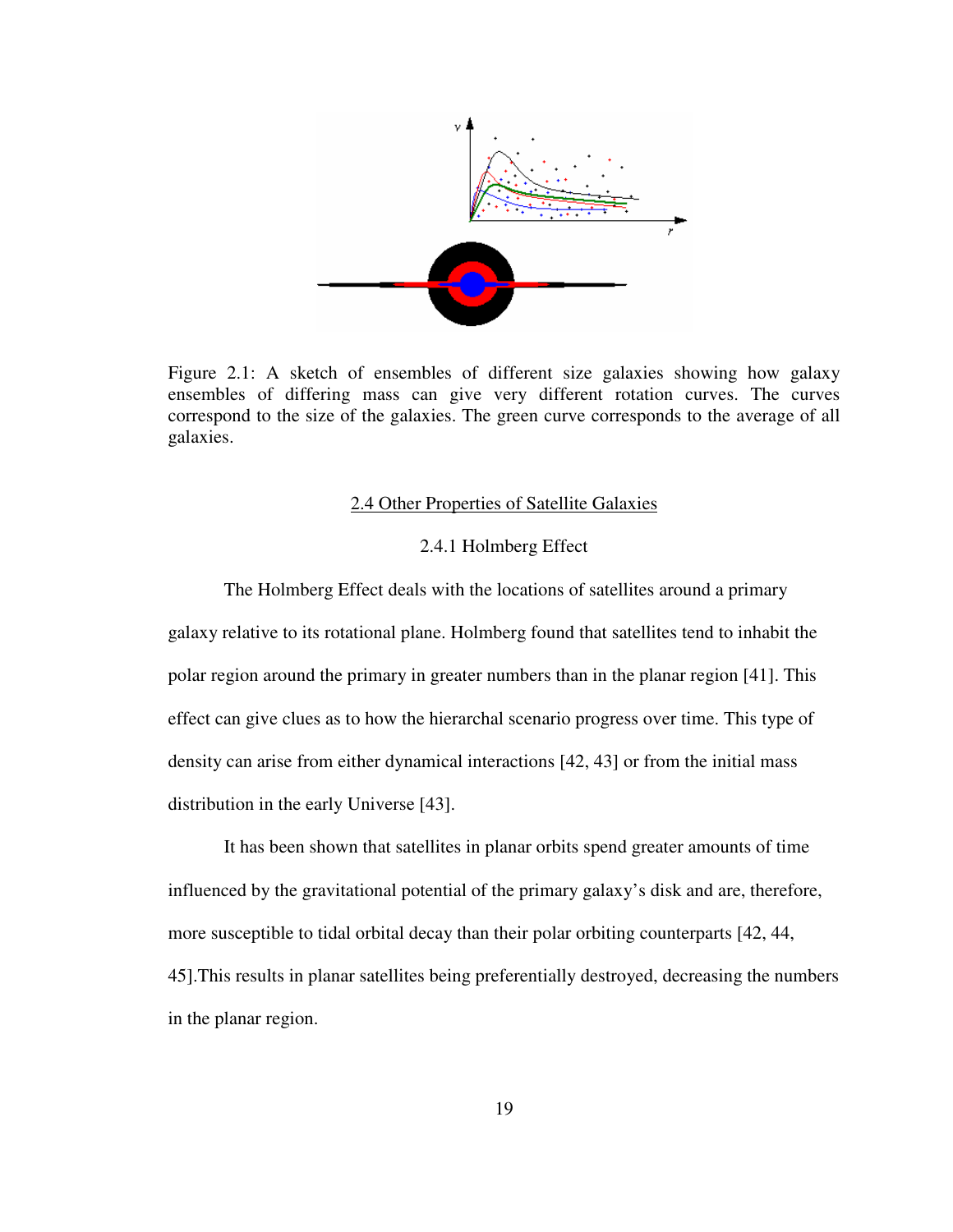Figure 2.1: A sketch of ensembles of different size galaxies showing how galaxy ensembles of differing mass can give very different rotation curves. The curves correspond to the size of the galaxies. The green curve corresponds to the average of all galaxies.

## 2.4 Other Properties of Satellite Galaxies

### 2.4.1 Holmberg Effect

The Holmberg Effect deals with the locations of satellites around a primary galaxy relative to its rotational plane. Holmberg found that satellites tend to inhabit the polar region around the primary in greater numbers than in the planar region [41]. This effect can give clues as to how the hierarchal scenario progress over time. This type of density can arise from either dynamical interactions [42, 43] or from the initial mass distribution in the early Universe [43].

It has been shown that satellites in planar orbits spend greater amounts of time influenced by the gravitational potential of the primary galaxy's disk and are, therefore, more susceptible to tidal orbital decay than their polar orbiting counterparts [42, 44, 45].This results in planar satellites being preferentially destroyed, decreasing the numbers in the planar region.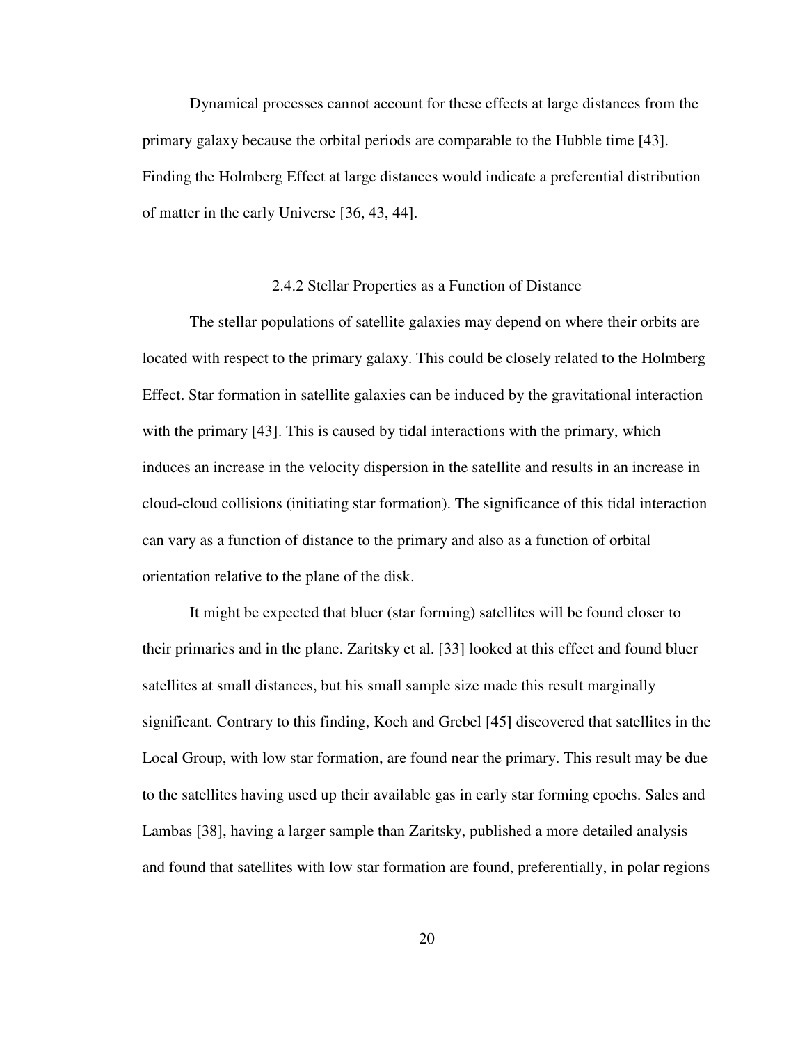Dynamical processes cannot account for these effects at large distances from the primary galaxy because the orbital periods are comparable to the Hubble time [43]. Finding the Holmberg Effect at large distances would indicate a preferential distribution of matter in the early Universe [36, 43, 44].

### 2.4.2 Stellar Properties as a Function of Distance

The stellar populations of satellite galaxies may depend on where their orbits are located with respect to the primary galaxy. This could be closely related to the Holmberg Effect. Star formation in satellite galaxies can be induced by the gravitational interaction with the primary [43]. This is caused by tidal interactions with the primary, which induces an increase in the velocity dispersion in the satellite and results in an increase in cloud-cloud collisions (initiating star formation). The significance of this tidal interaction can vary as a function of distance to the primary and also as a function of orbital orientation relative to the plane of the disk.

It might be expected that bluer (star forming) satellites will be found closer to their primaries and in the plane. Zaritsky et al. [33] looked at this effect and found bluer satellites at small distances, but his small sample size made this result marginally significant. Contrary to this finding, Koch and Grebel [45] discovered that satellites in the Local Group, with low star formation, are found near the primary. This result may be due to the satellites having used up their available gas in early star forming epochs. Sales and Lambas [38], having a larger sample than Zaritsky, published a more detailed analysis and found that satellites with low star formation are found, preferentially, in polar regions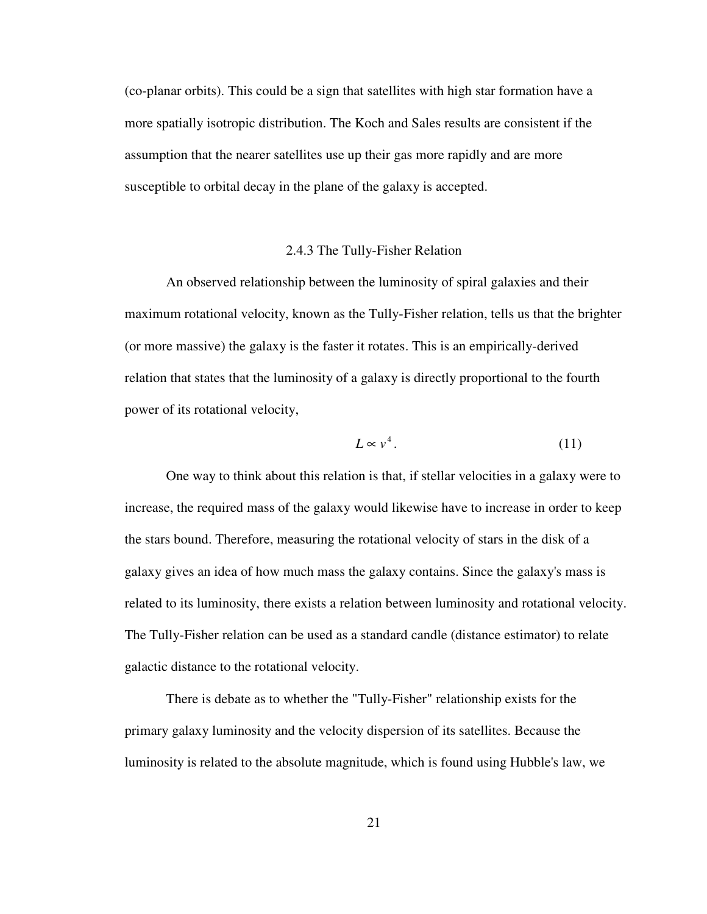(co-planar orbits). This could be a sign that satellites with high star formation have a more spatially isotropic distribution. The Koch and Sales results are consistent if the assumption that the nearer satellites use up their gas more rapidly and are more susceptible to orbital decay in the plane of the galaxy is accepted.

### 2.4.3 The Tully-Fisher Relation

An observed relationship between the luminosity of spiral galaxies and their maximum rotational velocity, known as the Tully-Fisher relation, tells us that the brighter (or more massive) the galaxy is the faster it rotates. This is an empirically-derived relation that states that the luminosity of a galaxy is directly proportional to the fourth power of its rotational velocity,

$$L \propto v^4 . \tag{11}$$

One way to think about this relation is that, if stellar velocities in a galaxy were to increase, the required mass of the galaxy would likewise have to increase in order to keep the stars bound. Therefore, measuring the rotational velocity of stars in the disk of a galaxy gives an idea of how much mass the galaxy contains. Since the galaxy's mass is related to its luminosity, there exists a relation between luminosity and rotational velocity. The Tully-Fisher relation can be used as a standard candle (distance estimator) to relate galactic distance to the rotational velocity.

There is debate as to whether the "Tully-Fisher" relationship exists for the primary galaxy luminosity and the velocity dispersion of its satellites. Because the luminosity is related to the absolute magnitude, which is found using Hubble's law, we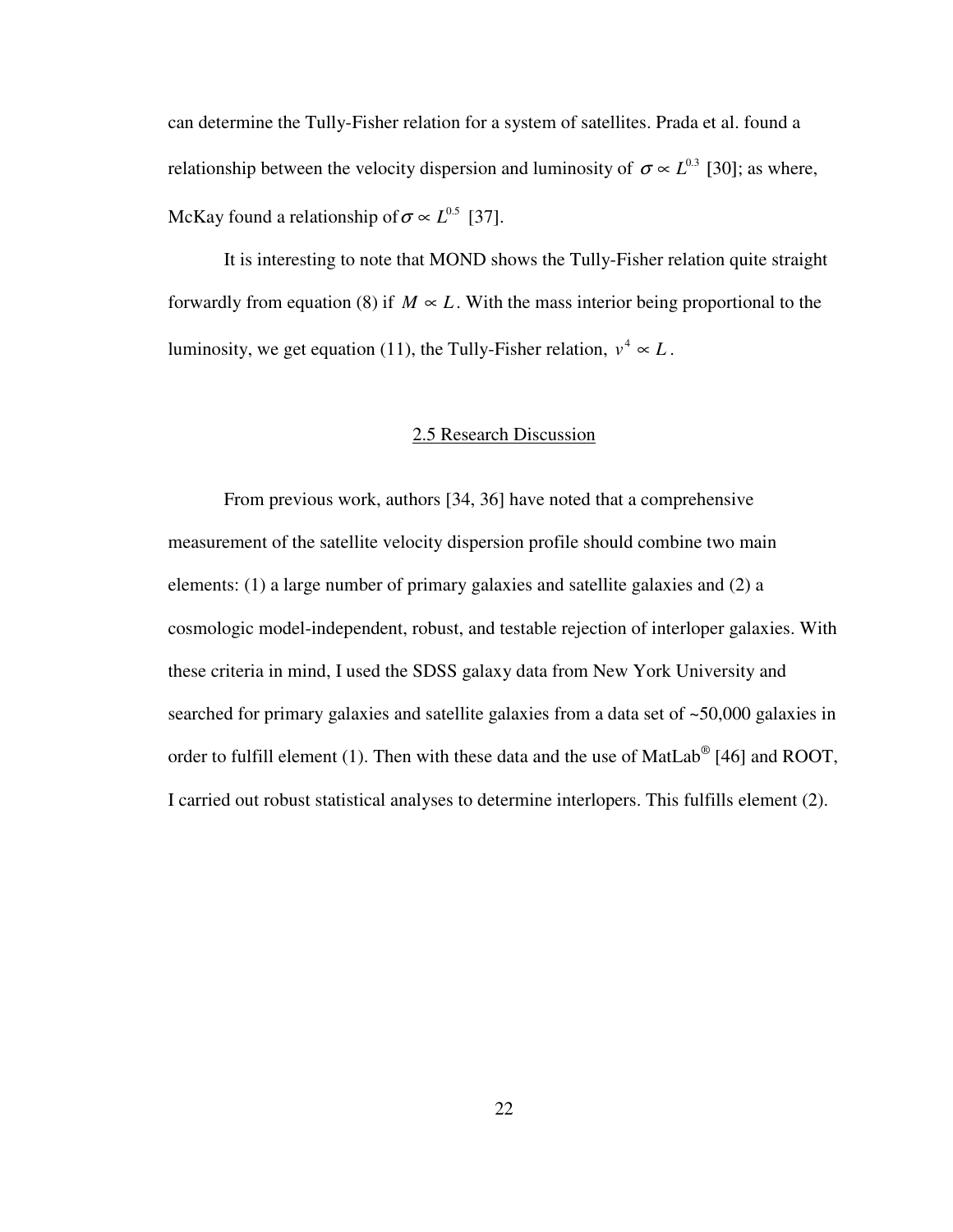can determine the Tully-Fisher relation for a system of satellites. Prada et al. found a relationship between the velocity dispersion and luminosity of $\sigma \propto L^{0.3}$ [30]; as where, McKay found a relationship of $\sigma \propto L^{0.5}$ [37].

It is interesting to note that MOND shows the Tully-Fisher relation quite straight forwardly from equation (8) if $M \propto L$. With the mass interior being proportional to the luminosity, we get equation (11), the Tully-Fisher relation, $v^4 \propto L$.

## 2.5 Research Discussion

From previous work, authors [34, 36] have noted that a comprehensive measurement of the satellite velocity dispersion profile should combine two main elements: (1) a large number of primary galaxies and satellite galaxies and (2) a cosmologic model-independent, robust, and testable rejection of interloper galaxies. With these criteria in mind, I used the SDSS galaxy data from New York University and searched for primary galaxies and satellite galaxies from a data set of ~50,000 galaxies in order to fulfill element (1). Then with these data and the use of MatLab® [46] and ROOT, I carried out robust statistical analyses to determine interlopers. This fulfills element (2).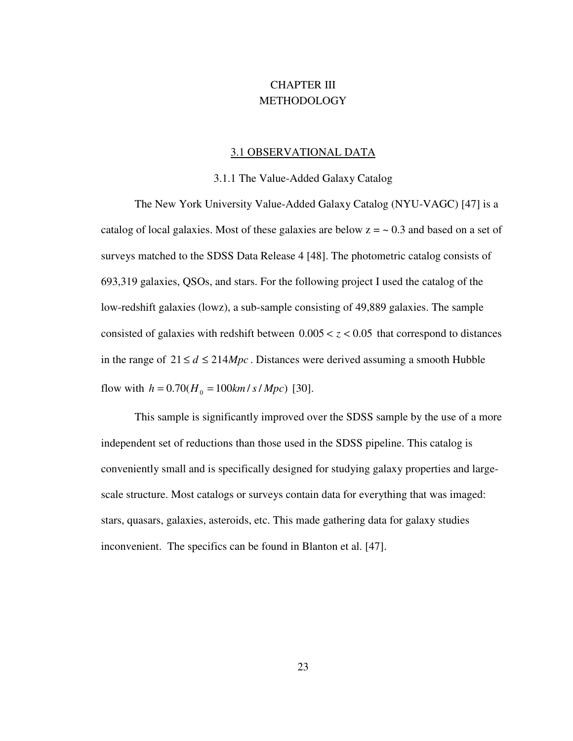# CHAPTER III
# METHODOLOGY

## 3.1 OBSERVATIONAL DATA

### 3.1.1 The Value-Added Galaxy Catalog

The New York University Value-Added Galaxy Catalog (NYU-VAGC) [47] is a catalog of local galaxies. Most of these galaxies are below z = ~ 0.3 and based on a set of surveys matched to the SDSS Data Release 4 [48]. The photometric catalog consists of 693,319 galaxies, QSOs, and stars. For the following project I used the catalog of the low-redshift galaxies (lowz), a sub-sample consisting of 49,889 galaxies. The sample consisted of galaxies with redshift between $0.005 < z < 0.05$ that correspond to distances in the range of $21 \leq d \leq 214 Mpc$. Distances were derived assuming a smooth Hubble flow with $h = 0.70 (H_0 = 100 km/s/Mpc)$ [30].

This sample is significantly improved over the SDSS sample by the use of a more independent set of reductions than those used in the SDSS pipeline. This catalog is conveniently small and is specifically designed for studying galaxy properties and large-scale structure. Most catalogs or surveys contain data for everything that was imaged: stars, quasars, galaxies, asteroids, etc. This made gathering data for galaxy studies inconvenient. The specifics can be found in Blanton et al. [47].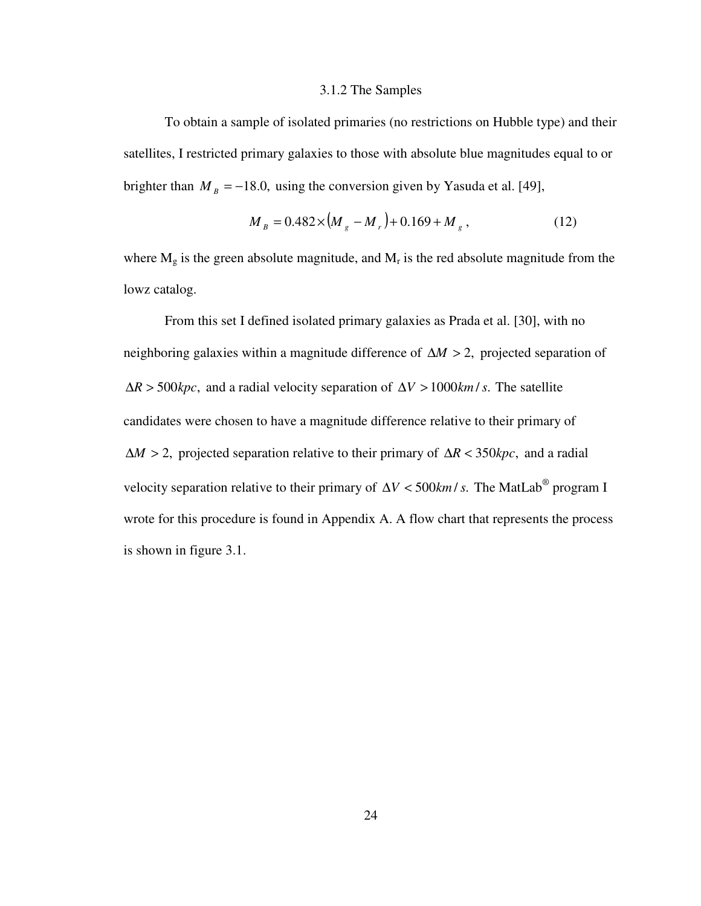### 3.1.2 The Samples

To obtain a sample of isolated primaries (no restrictions on Hubble type) and their satellites, I restricted primary galaxies to those with absolute blue magnitudes equal to or brighter than $M_B = -18.0$, using the conversion given by Yasuda et al. [49],

$$M_B = 0.482 \times (M_g - M_r) + 0.169 + M_g, \tag{12}$$

where $M_g$ is the green absolute magnitude, and $M_r$ is the red absolute magnitude from the lowz catalog.

From this set I defined isolated primary galaxies as Prada et al. [30], with no neighboring galaxies within a magnitude difference of $\Delta M > 2$, projected separation of $\Delta R > 500 kpc$, and a radial velocity separation of $\Delta V > 1000 km/s$. The satellite candidates were chosen to have a magnitude difference relative to their primary of $\Delta M > 2$, projected separation relative to their primary of $\Delta R < 350 kpc$, and a radial velocity separation relative to their primary of $\Delta V < 500 km/s$. The MatLab® program I wrote for this procedure is found in Appendix A. A flow chart that represents the process is shown in figure 3.1.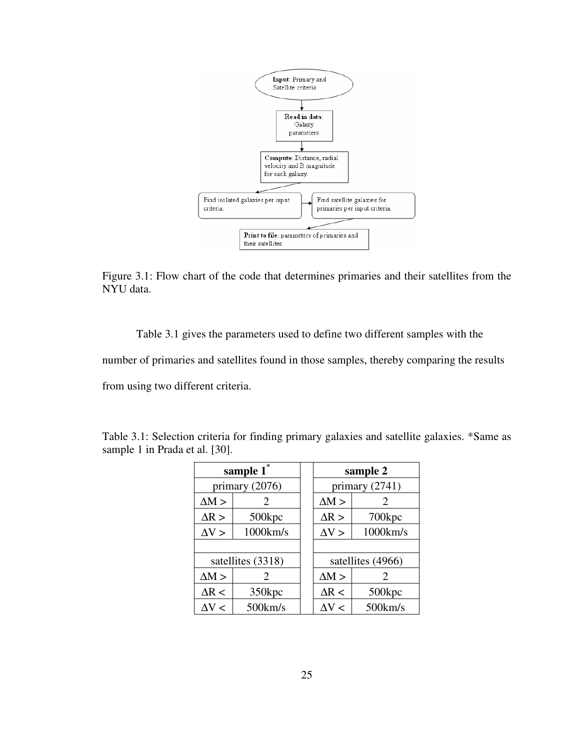Figure 3.1: Flow chart of the code that determines primaries and their satellites from the NYU data.

Table 3.1 gives the parameters used to define two different samples with the number of primaries and satellites found in those samples, thereby comparing the results from using two different criteria.

Table 3.1: Selection criteria for finding primary galaxies and satellite galaxies. *Same as sample 1 in Prada et al. [30].

| **sample 1*** | | | **sample 2** | |
|---|---|---|---|---|
| primary (2076) | | | primary (2741) | |
| $\Delta M >$ | 2 | | $\Delta M >$ | 2 |
| $\Delta R >$ | 500kpc | | $\Delta R >$ | 700kpc |
| $\Delta V >$ | 1000km/s | | $\Delta V >$ | 1000km/s |
| | | | | |
| satellites (3318) | | | satellites (4966) | |
| $\Delta M >$ | 2 | | $\Delta M >$ | 2 |
| $\Delta R <$ | 350kpc | | $\Delta R <$ | 500kpc |
| $\Delta V <$ | 500km/s | | $\Delta V <$ | 500km/s |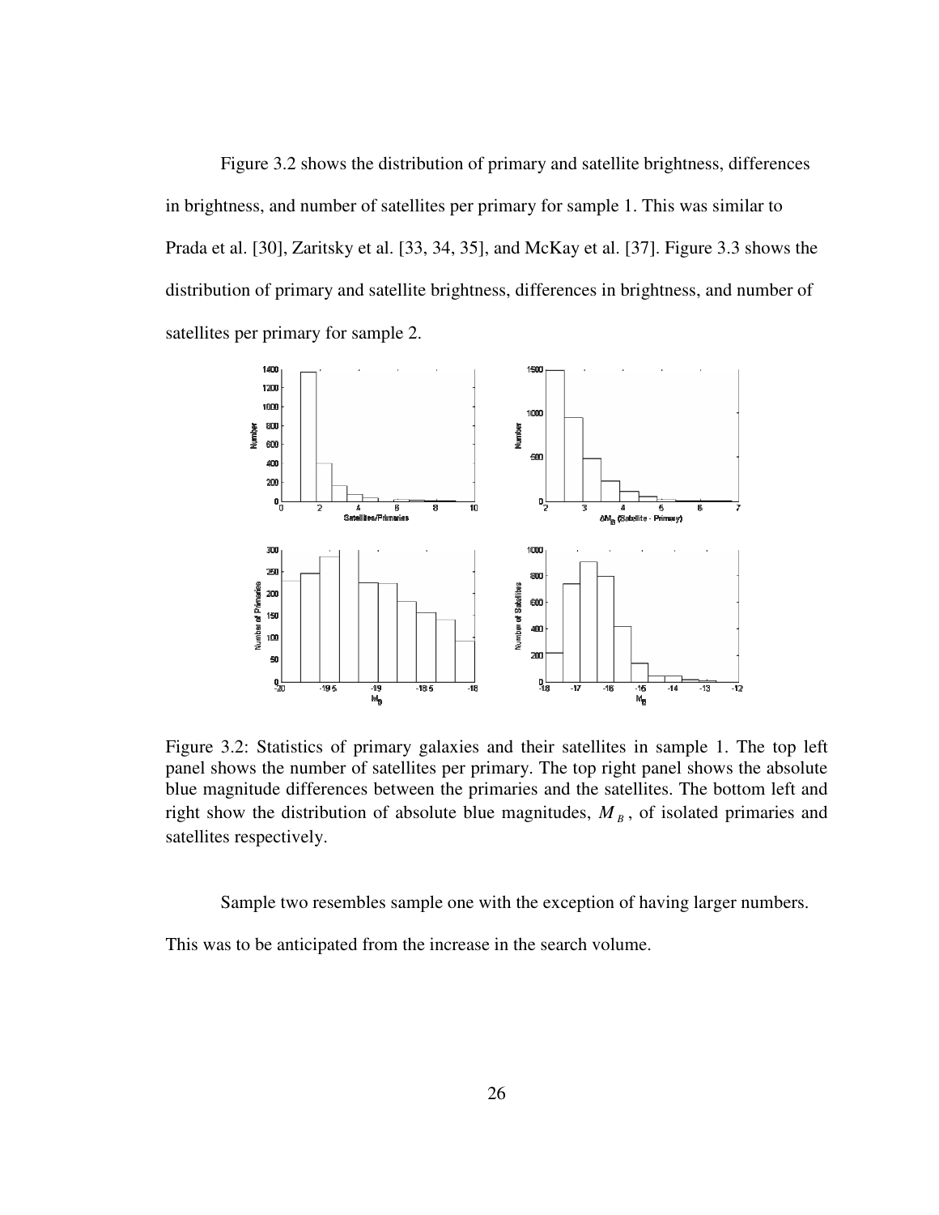Figure 3.2 shows the distribution of primary and satellite brightness, differences in brightness, and number of satellites per primary for sample 1. This was similar to Prada et al. [30], Zaritsky et al. [33, 34, 35], and McKay et al. [37]. Figure 3.3 shows the distribution of primary and satellite brightness, differences in brightness, and number of satellites per primary for sample 2.

Figure 3.2: Statistics of primary galaxies and their satellites in sample 1. The top left panel shows the number of satellites per primary. The top right panel shows the absolute blue magnitude differences between the primaries and the satellites. The bottom left and right show the distribution of absolute blue magnitudes, $M_B$, of isolated primaries and satellites respectively.

Sample two resembles sample one with the exception of having larger numbers. This was to be anticipated from the increase in the search volume.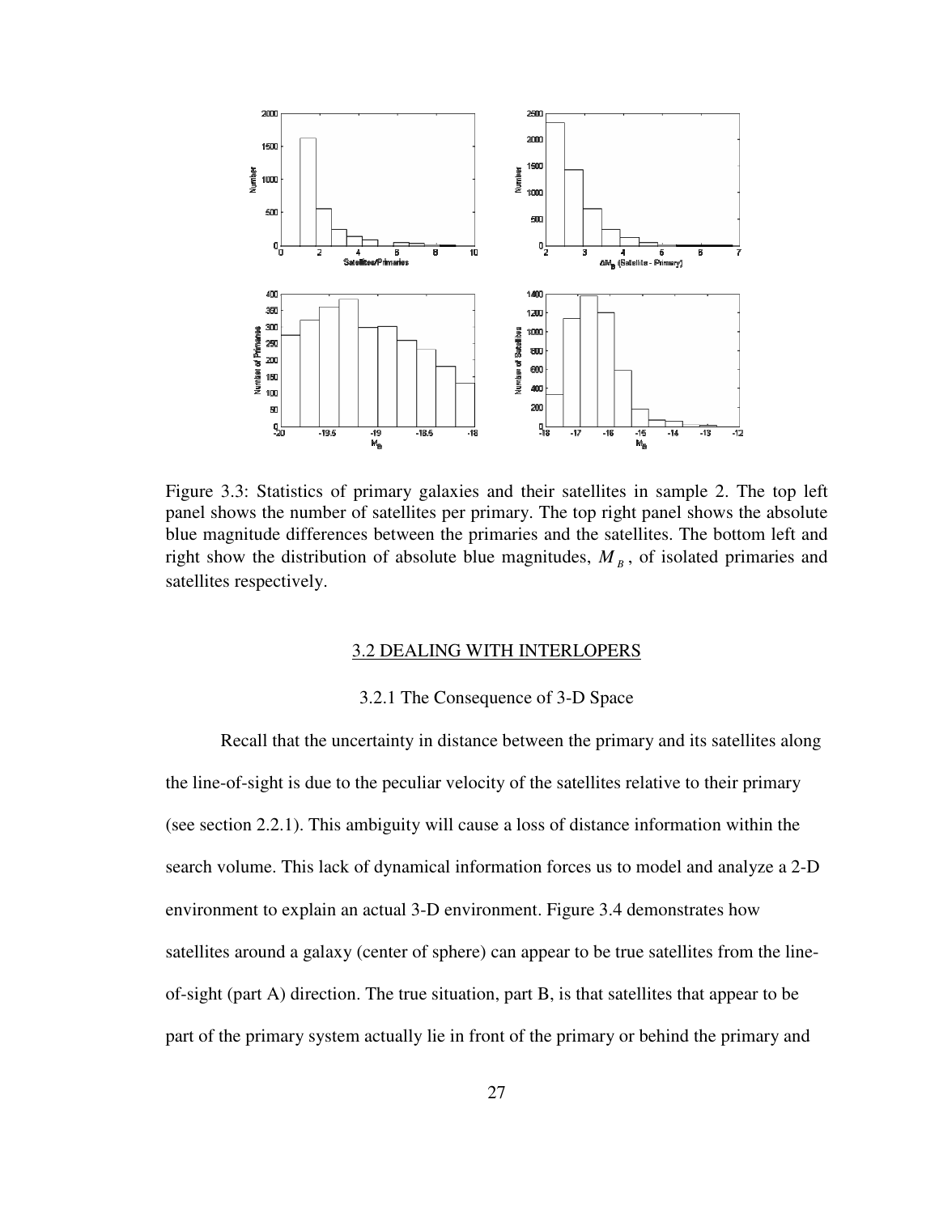Figure 3.3: Statistics of primary galaxies and their satellites in sample 2. The top left panel shows the number of satellites per primary. The top right panel shows the absolute blue magnitude differences between the primaries and the satellites. The bottom left and right show the distribution of absolute blue magnitudes, $M_B$, of isolated primaries and satellites respectively.

## 3.2 DEALING WITH INTERLOPERS

### 3.2.1 The Consequence of 3-D Space

Recall that the uncertainty in distance between the primary and its satellites along the line-of-sight is due to the peculiar velocity of the satellites relative to their primary (see section 2.2.1). This ambiguity will cause a loss of distance information within the search volume. This lack of dynamical information forces us to model and analyze a 2-D environment to explain an actual 3-D environment. Figure 3.4 demonstrates how satellites around a galaxy (center of sphere) can appear to be true satellites from the line-of-sight (part A) direction. The true situation, part B, is that satellites that appear to be part of the primary system actually lie in front of the primary or behind the primary and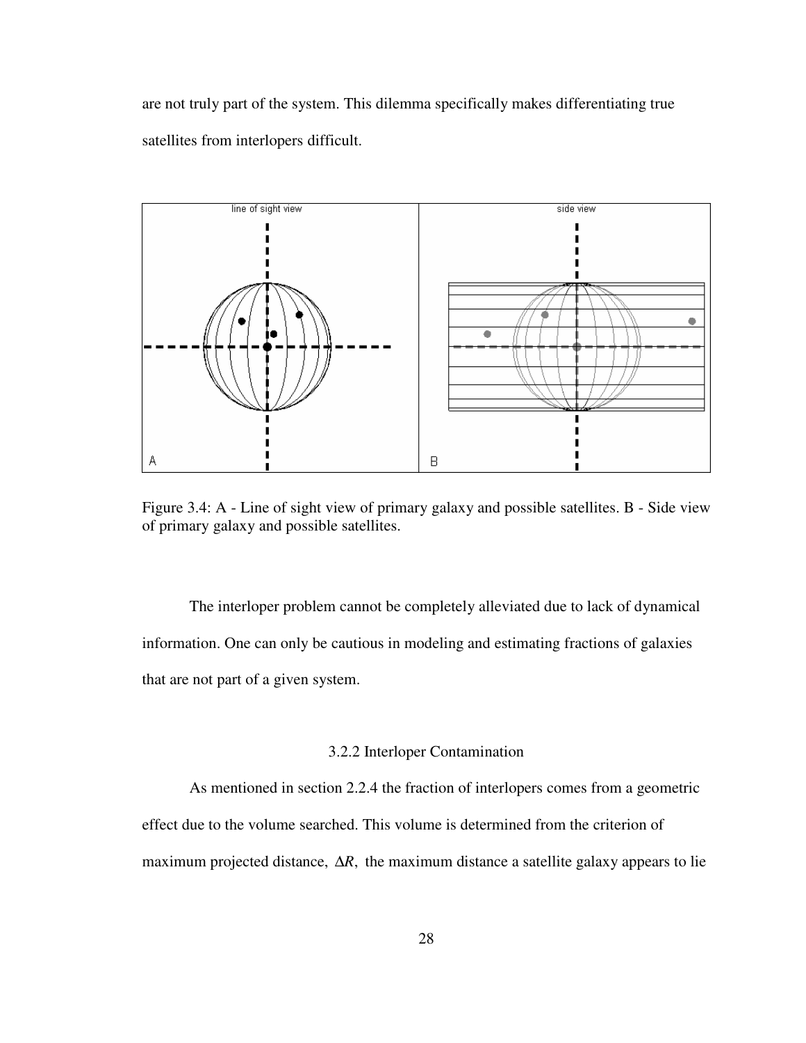are not truly part of the system. This dilemma specifically makes differentiating true satellites from interlopers difficult.

Figure 3.4: A - Line of sight view of primary galaxy and possible satellites. B - Side view of primary galaxy and possible satellites.

The interloper problem cannot be completely alleviated due to lack of dynamical information. One can only be cautious in modeling and estimating fractions of galaxies that are not part of a given system.

### 3.2.2 Interloper Contamination

As mentioned in section 2.2.4 the fraction of interlopers comes from a geometric effect due to the volume searched. This volume is determined from the criterion of maximum projected distance, $\Delta R$, the maximum distance a satellite galaxy appears to lie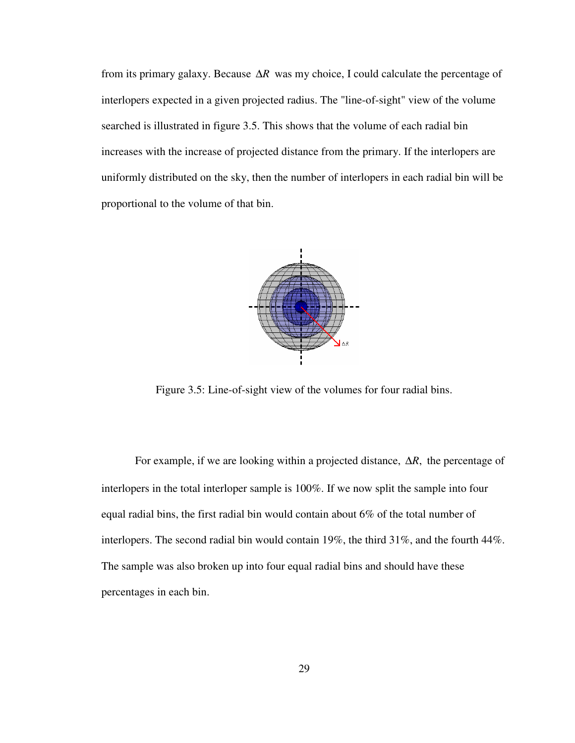from its primary galaxy. Because $\Delta R$ was my choice, I could calculate the percentage of interlopers expected in a given projected radius. The "line-of-sight" view of the volume searched is illustrated in figure 3.5. This shows that the volume of each radial bin increases with the increase of projected distance from the primary. If the interlopers are uniformly distributed on the sky, then the number of interlopers in each radial bin will be proportional to the volume of that bin.

Figure 3.5: Line-of-sight view of the volumes for four radial bins.

For example, if we are looking within a projected distance, $\Delta R$, the percentage of interlopers in the total interloper sample is 100%. If we now split the sample into four equal radial bins, the first radial bin would contain about 6% of the total number of interlopers. The second radial bin would contain 19%, the third 31%, and the fourth 44%. The sample was also broken up into four equal radial bins and should have these percentages in each bin.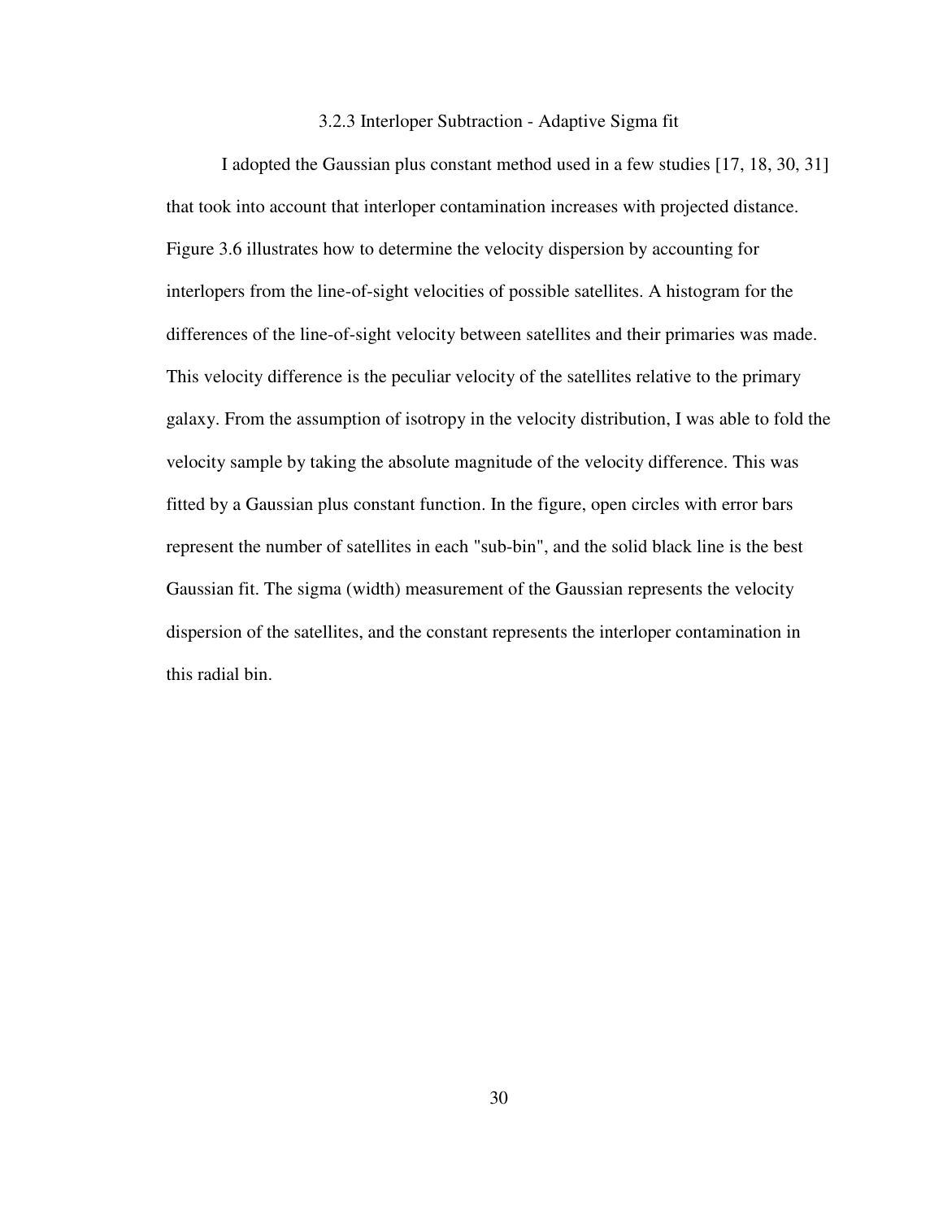### 3.2.3 Interloper Subtraction - Adaptive Sigma fit

I adopted the Gaussian plus constant method used in a few studies [17, 18, 30, 31] that took into account that interloper contamination increases with projected distance. Figure 3.6 illustrates how to determine the velocity dispersion by accounting for interlopers from the line-of-sight velocities of possible satellites. A histogram for the differences of the line-of-sight velocity between satellites and their primaries was made. This velocity difference is the peculiar velocity of the satellites relative to the primary galaxy. From the assumption of isotropy in the velocity distribution, I was able to fold the velocity sample by taking the absolute magnitude of the velocity difference. This was fitted by a Gaussian plus constant function. In the figure, open circles with error bars represent the number of satellites in each "sub-bin", and the solid black line is the best Gaussian fit. The sigma (width) measurement of the Gaussian represents the velocity dispersion of the satellites, and the constant represents the interloper contamination in this radial bin.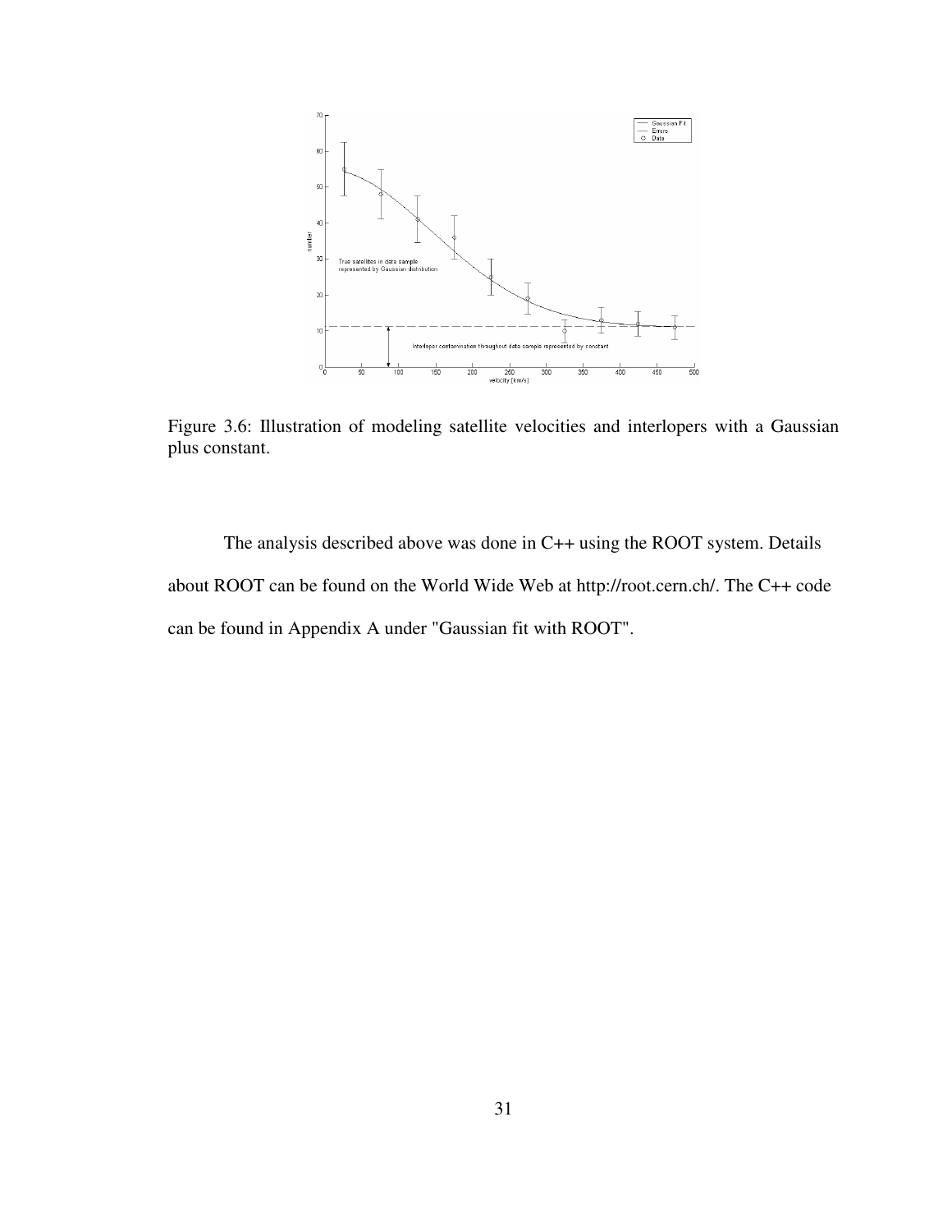Figure 3.6: Illustration of modeling satellite velocities and interlopers with a Gaussian plus constant.

The analysis described above was done in C++ using the ROOT system. Details about ROOT can be found on the World Wide Web at http://root.cern.ch/. The C++ code can be found in Appendix A under "Gaussian fit with ROOT".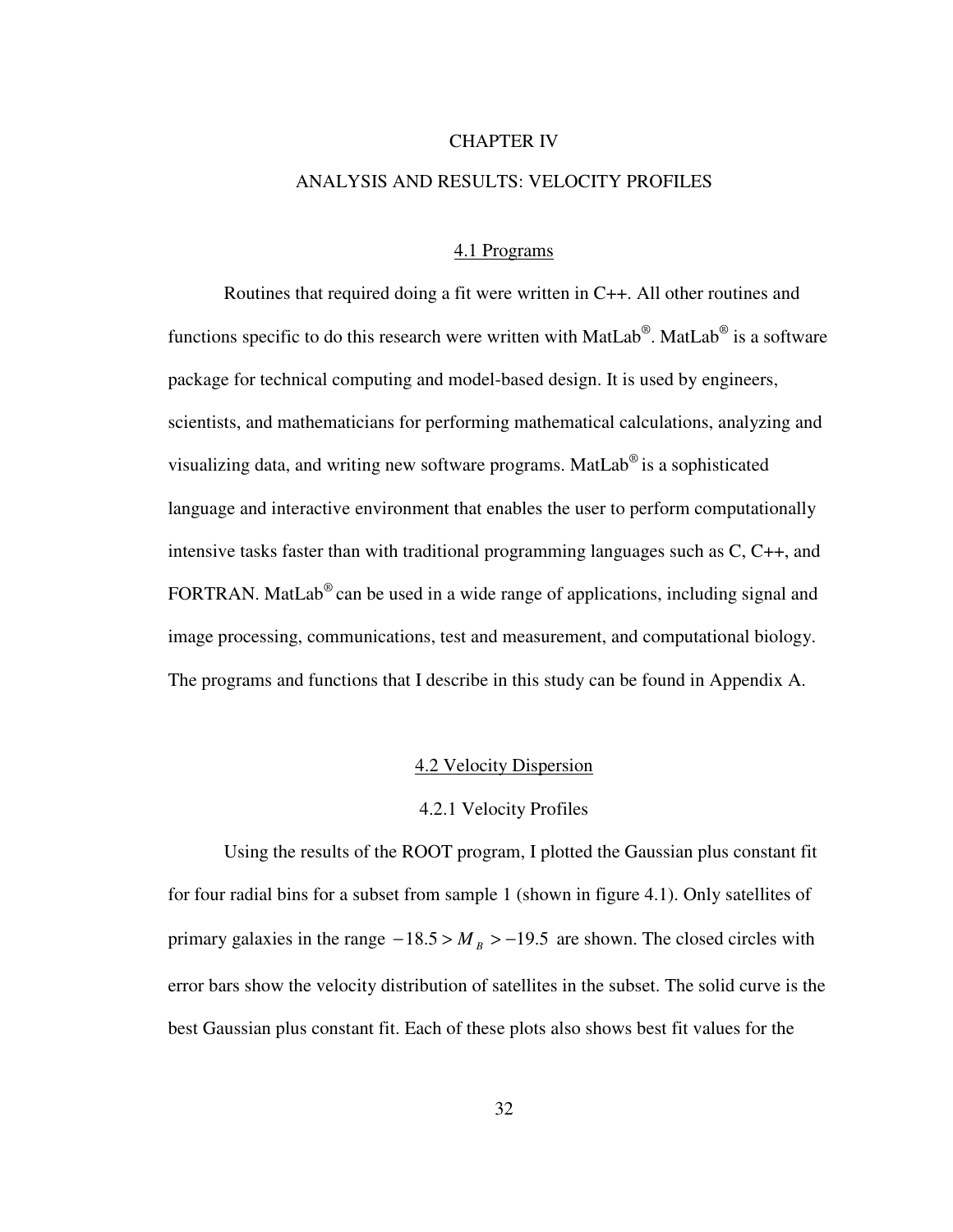# CHAPTER IV

# ANALYSIS AND RESULTS: VELOCITY PROFILES

## 4.1 Programs

Routines that required doing a fit were written in C++. All other routines and functions specific to do this research were written with MatLab®. MatLab® is a software package for technical computing and model-based design. It is used by engineers, scientists, and mathematicians for performing mathematical calculations, analyzing and visualizing data, and writing new software programs. MatLab® is a sophisticated language and interactive environment that enables the user to perform computationally intensive tasks faster than with traditional programming languages such as C, C++, and FORTRAN. MatLab® can be used in a wide range of applications, including signal and image processing, communications, test and measurement, and computational biology. The programs and functions that I describe in this study can be found in Appendix A.

## 4.2 Velocity Dispersion

### 4.2.1 Velocity Profiles

Using the results of the ROOT program, I plotted the Gaussian plus constant fit for four radial bins for a subset from sample 1 (shown in figure 4.1). Only satellites of primary galaxies in the range $-18.5 > M_B > -19.5$ are shown. The closed circles with error bars show the velocity distribution of satellites in the subset. The solid curve is the best Gaussian plus constant fit. Each of these plots also shows best fit values for the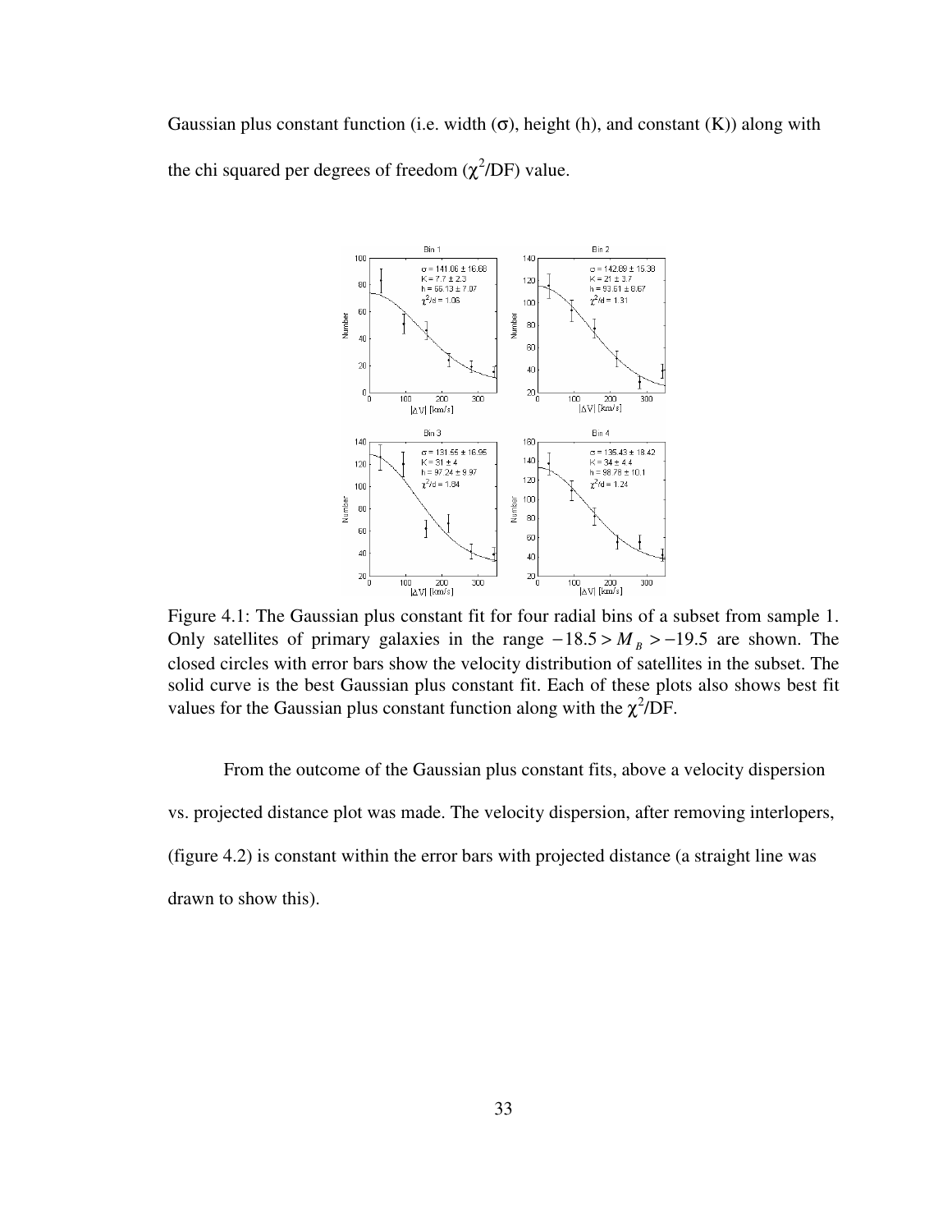Gaussian plus constant function (i.e. width ($\sigma$), height (h), and constant (K)) along with the chi squared per degrees of freedom ($\chi^2$/DF) value.

Figure 4.1: The Gaussian plus constant fit for four radial bins of a subset from sample 1. Only satellites of primary galaxies in the range $-18.5 > M_B > -19.5$ are shown. The closed circles with error bars show the velocity distribution of satellites in the subset. The solid curve is the best Gaussian plus constant fit. Each of these plots also shows best fit values for the Gaussian plus constant function along with the $\chi^2$/DF.

From the outcome of the Gaussian plus constant fits, above a velocity dispersion vs. projected distance plot was made. The velocity dispersion, after removing interlopers, (figure 4.2) is constant within the error bars with projected distance (a straight line was drawn to show this).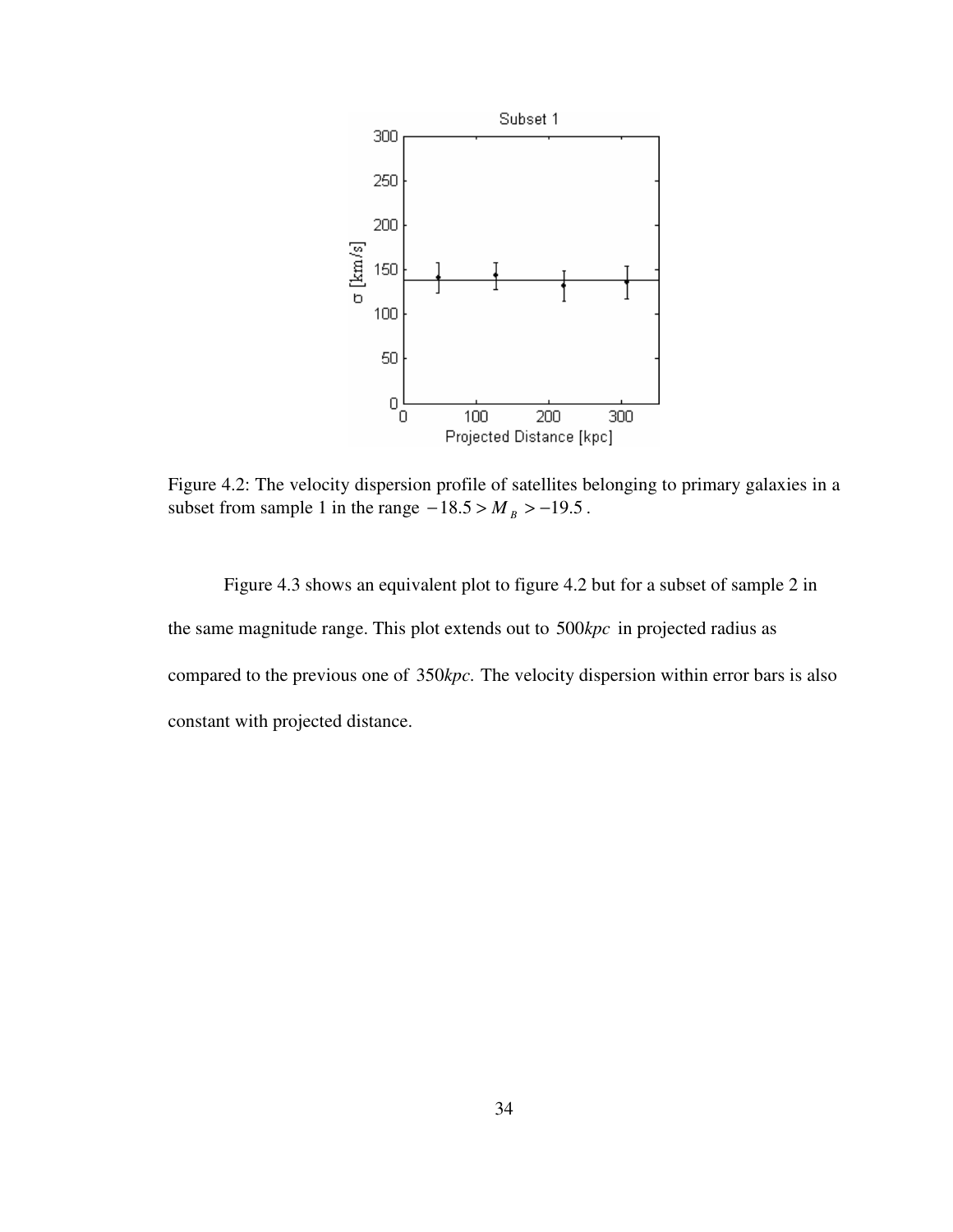Figure 4.2: The velocity dispersion profile of satellites belonging to primary galaxies in a subset from sample 1 in the range $-18.5 > M_B > -19.5$.

Figure 4.3 shows an equivalent plot to figure 4.2 but for a subset of sample 2 in the same magnitude range. This plot extends out to $500kpc$ in projected radius as compared to the previous one of $350kpc$. The velocity dispersion within error bars is also constant with projected distance.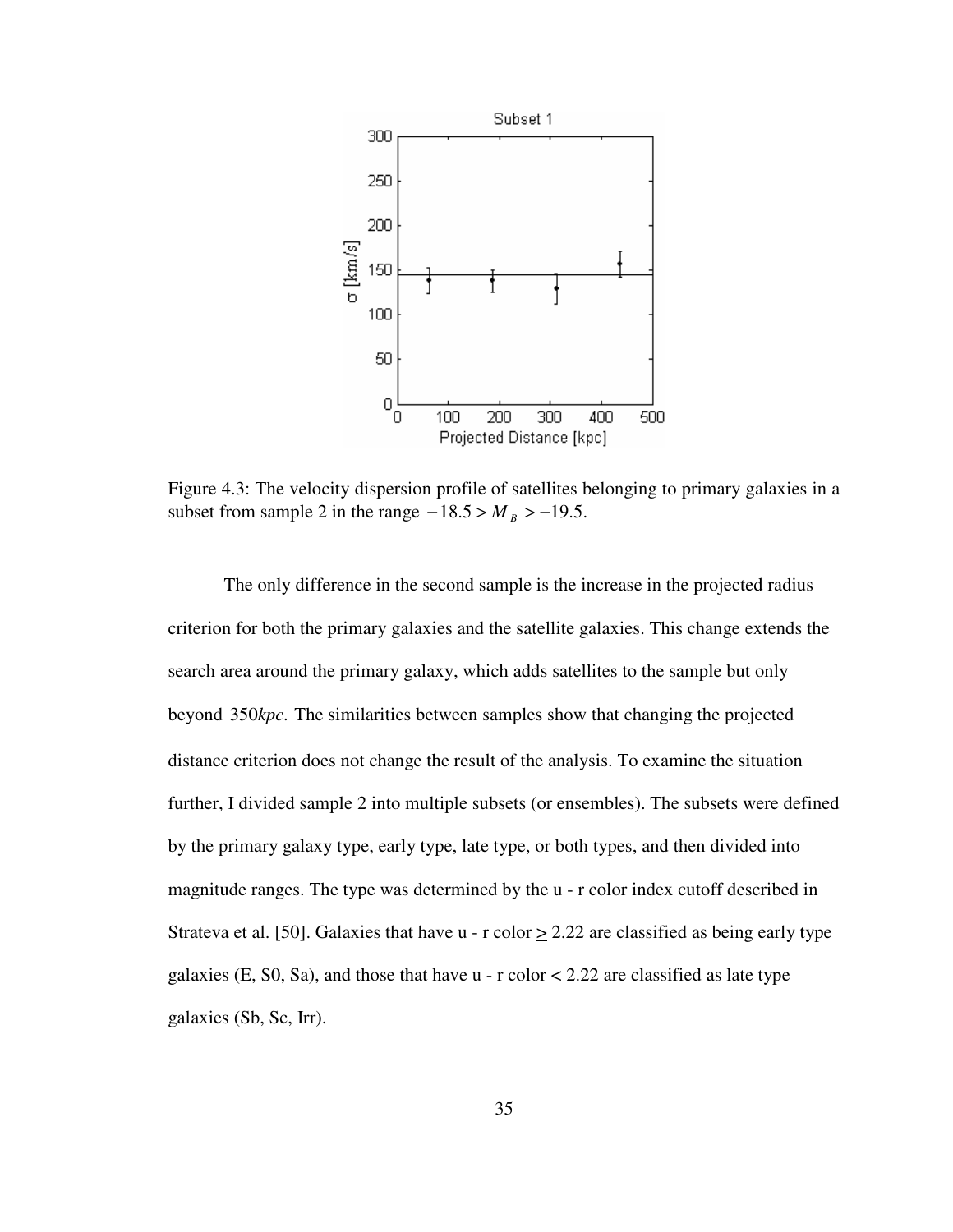Figure 4.3: The velocity dispersion profile of satellites belonging to primary galaxies in a subset from sample 2 in the range $-18.5 > M_B > -19.5$.

The only difference in the second sample is the increase in the projected radius criterion for both the primary galaxies and the satellite galaxies. This change extends the search area around the primary galaxy, which adds satellites to the sample but only beyond $350kpc$. The similarities between samples show that changing the projected distance criterion does not change the result of the analysis. To examine the situation further, I divided sample 2 into multiple subsets (or ensembles). The subsets were defined by the primary galaxy type, early type, late type, or both types, and then divided into magnitude ranges. The type was determined by the u - r color index cutoff described in Strateva et al. [50]. Galaxies that have u - r color $\geq$ 2.22 are classified as being early type galaxies (E, S0, Sa), and those that have u - r color < 2.22 are classified as late type galaxies (Sb, Sc, Irr).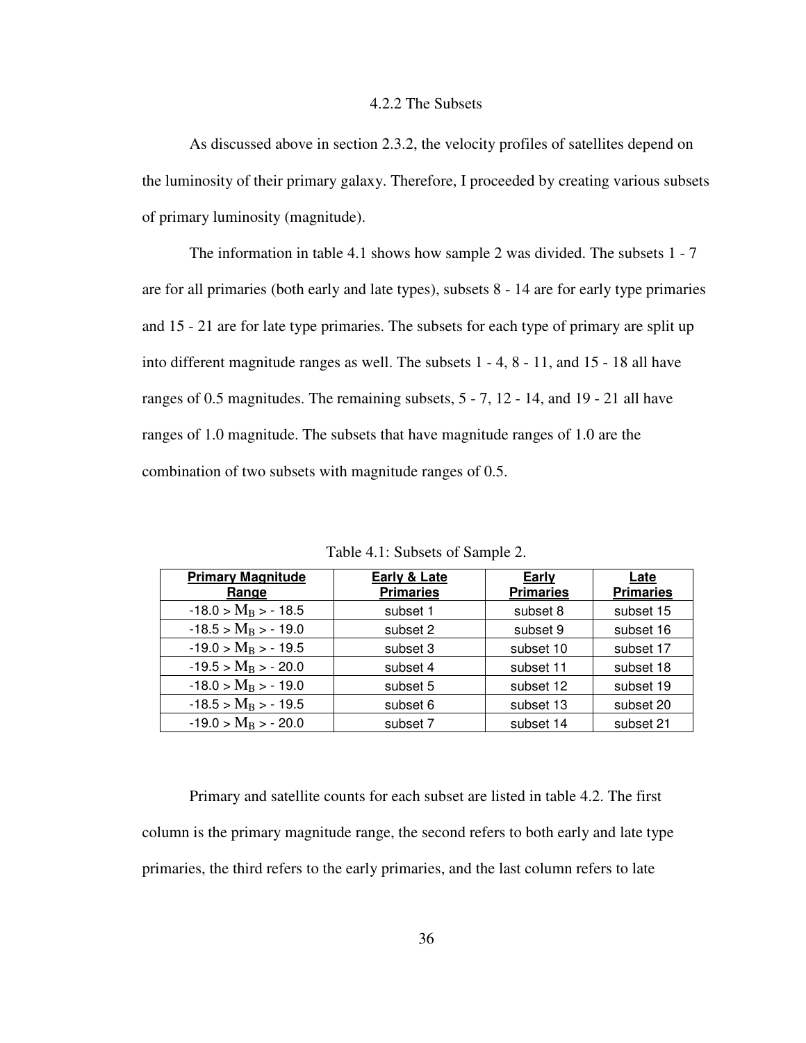### 4.2.2 The Subsets

As discussed above in section 2.3.2, the velocity profiles of satellites depend on the luminosity of their primary galaxy. Therefore, I proceeded by creating various subsets of primary luminosity (magnitude).

The information in table 4.1 shows how sample 2 was divided. The subsets 1 - 7 are for all primaries (both early and late types), subsets 8 - 14 are for early type primaries and 15 - 21 are for late type primaries. The subsets for each type of primary are split up into different magnitude ranges as well. The subsets 1 - 4, 8 - 11, and 15 - 18 all have ranges of 0.5 magnitudes. The remaining subsets, 5 - 7, 12 - 14, and 19 - 21 all have ranges of 1.0 magnitude. The subsets that have magnitude ranges of 1.0 are the combination of two subsets with magnitude ranges of 0.5.

Table 4.1: Subsets of Sample 2.

| Primary Magnitude Range | Early & Late Primaries | Early Primaries | Late Primaries |
|---|---|---|---|
| $-18.0 > M_B > -18.5$ | subset 1 | subset 8 | subset 15 |
| $-18.5 > M_B > -19.0$ | subset 2 | subset 9 | subset 16 |
| $-19.0 > M_B > -19.5$ | subset 3 | subset 10 | subset 17 |
| $-19.5 > M_B > -20.0$ | subset 4 | subset 11 | subset 18 |
| $-18.0 > M_B > -19.0$ | subset 5 | subset 12 | subset 19 |
| $-18.5 > M_B > -19.5$ | subset 6 | subset 13 | subset 20 |
| $-19.0 > M_B > -20.0$ | subset 7 | subset 14 | subset 21 |

Primary and satellite counts for each subset are listed in table 4.2. The first column is the primary magnitude range, the second refers to both early and late type primaries, the third refers to the early primaries, and the last column refers to late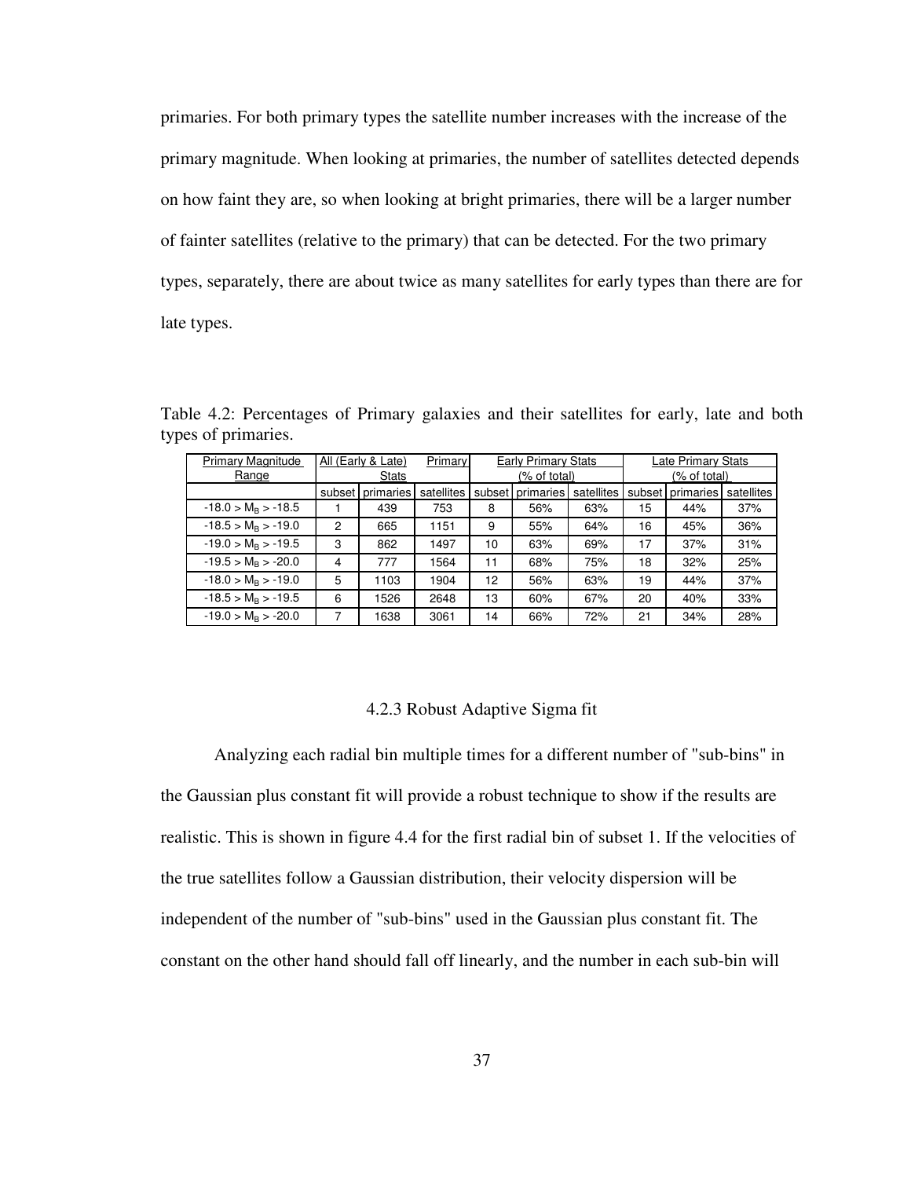primaries. For both primary types the satellite number increases with the increase of the primary magnitude. When looking at primaries, the number of satellites detected depends on how faint they are, so when looking at bright primaries, there will be a larger number of fainter satellites (relative to the primary) that can be detected. For the two primary types, separately, there are about twice as many satellites for early types than there are for late types.

Table 4.2: Percentages of Primary galaxies and their satellites for early, late and both types of primaries.

| Primary Magnitude Range | All (Early & Late) Stats | | Primary | Early Primary Stats (% of total) | | | Late Primary Stats (% of total) | | |
|---|---|---|---|---|---|---|---|---|---|
| | subset | primaries | satellites | subset | primaries | satellites | subset | primaries | satellites |
| $-18.0 > M_B > -18.5$ | 1 | 439 | 753 | 8 | 56% | 63% | 15 | 44% | 37% |
| $-18.5 > M_B > -19.0$ | 2 | 665 | 1151 | 9 | 55% | 64% | 16 | 45% | 36% |
| $-19.0 > M_B > -19.5$ | 3 | 862 | 1497 | 10 | 63% | 69% | 17 | 37% | 31% |
| $-19.5 > M_B > -20.0$ | 4 | 777 | 1564 | 11 | 68% | 75% | 18 | 32% | 25% |
| $-18.0 > M_B > -19.0$ | 5 | 1103 | 1904 | 12 | 56% | 63% | 19 | 44% | 37% |
| $-18.5 > M_B > -19.5$ | 6 | 1526 | 2648 | 13 | 60% | 67% | 20 | 40% | 33% |
| $-19.0 > M_B > -20.0$ | 7 | 1638 | 3061 | 14 | 66% | 72% | 21 | 34% | 28% |

### 4.2.3 Robust Adaptive Sigma fit

Analyzing each radial bin multiple times for a different number of "sub-bins" in the Gaussian plus constant fit will provide a robust technique to show if the results are realistic. This is shown in figure 4.4 for the first radial bin of subset 1. If the velocities of the true satellites follow a Gaussian distribution, their velocity dispersion will be independent of the number of "sub-bins" used in the Gaussian plus constant fit. The constant on the other hand should fall off linearly, and the number in each sub-bin will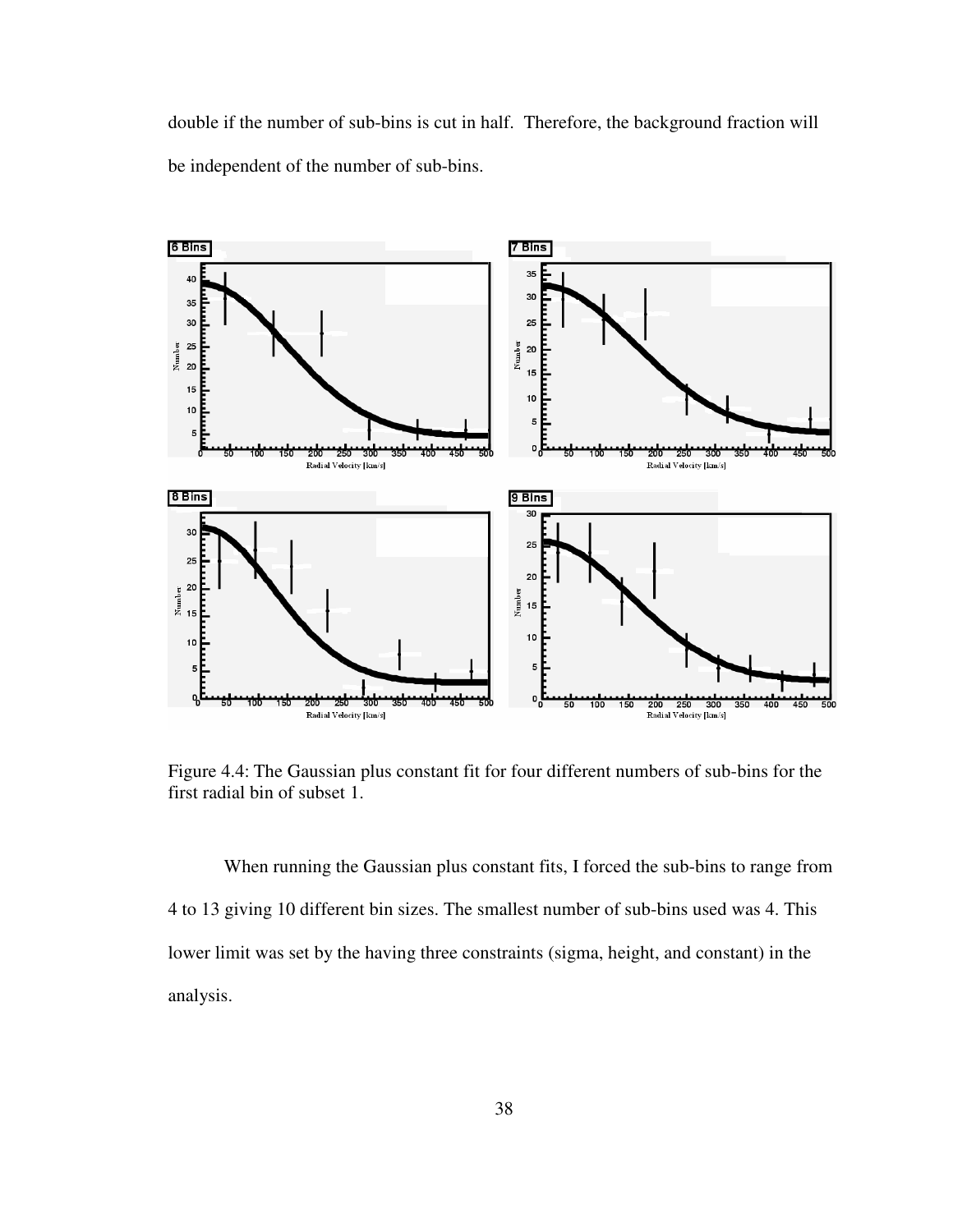double if the number of sub-bins is cut in half. Therefore, the background fraction will be independent of the number of sub-bins.

Figure 4.4: The Gaussian plus constant fit for four different numbers of sub-bins for the first radial bin of subset 1.

When running the Gaussian plus constant fits, I forced the sub-bins to range from 4 to 13 giving 10 different bin sizes. The smallest number of sub-bins used was 4. This lower limit was set by the having three constraints (sigma, height, and constant) in the analysis.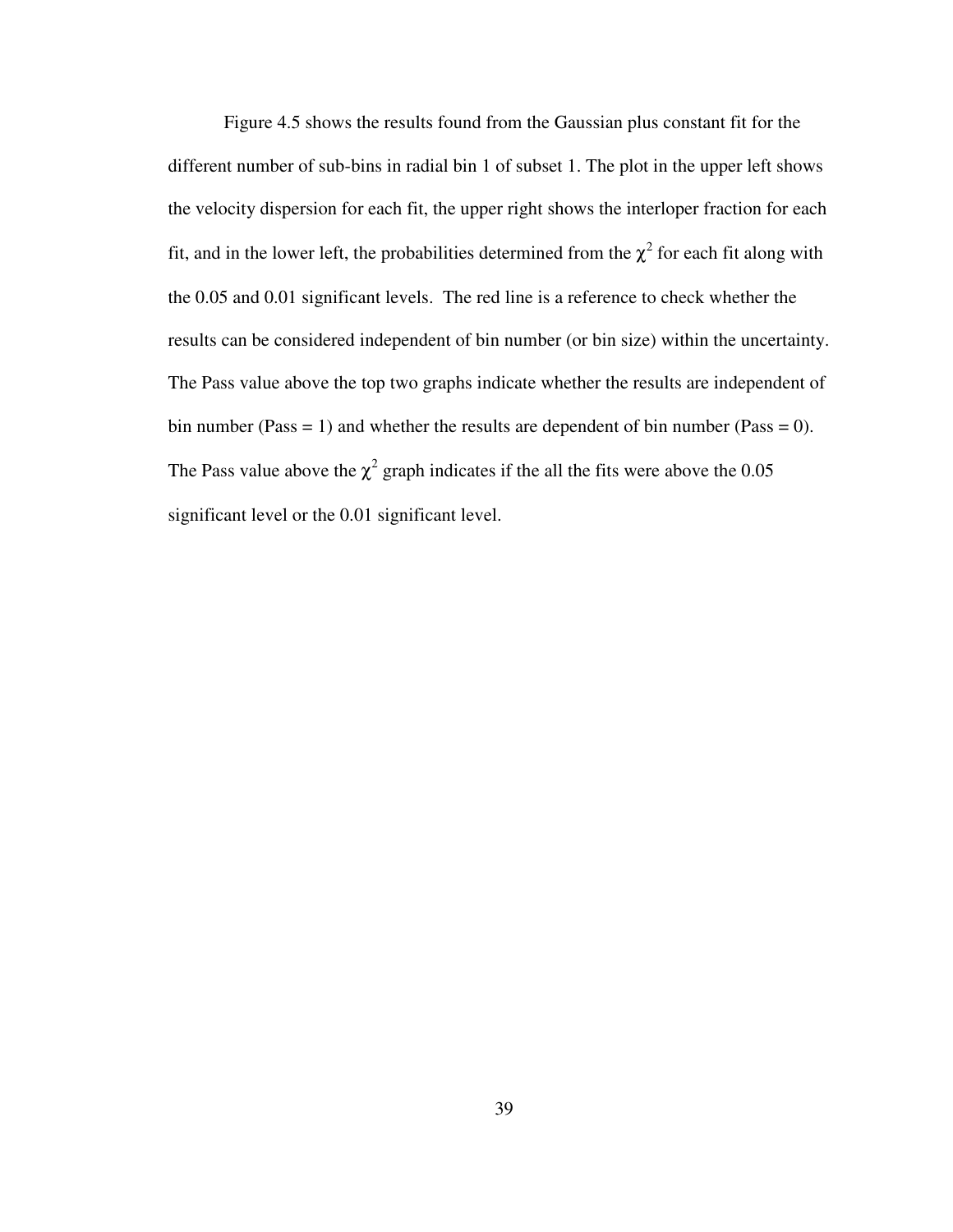Figure 4.5 shows the results found from the Gaussian plus constant fit for the different number of sub-bins in radial bin 1 of subset 1. The plot in the upper left shows the velocity dispersion for each fit, the upper right shows the interloper fraction for each fit, and in the lower left, the probabilities determined from the $\chi^2$ for each fit along with the 0.05 and 0.01 significant levels. The red line is a reference to check whether the results can be considered independent of bin number (or bin size) within the uncertainty. The Pass value above the top two graphs indicate whether the results are independent of bin number (Pass = 1) and whether the results are dependent of bin number (Pass = 0). The Pass value above the $\chi^2$ graph indicates if the all the fits were above the 0.05 significant level or the 0.01 significant level.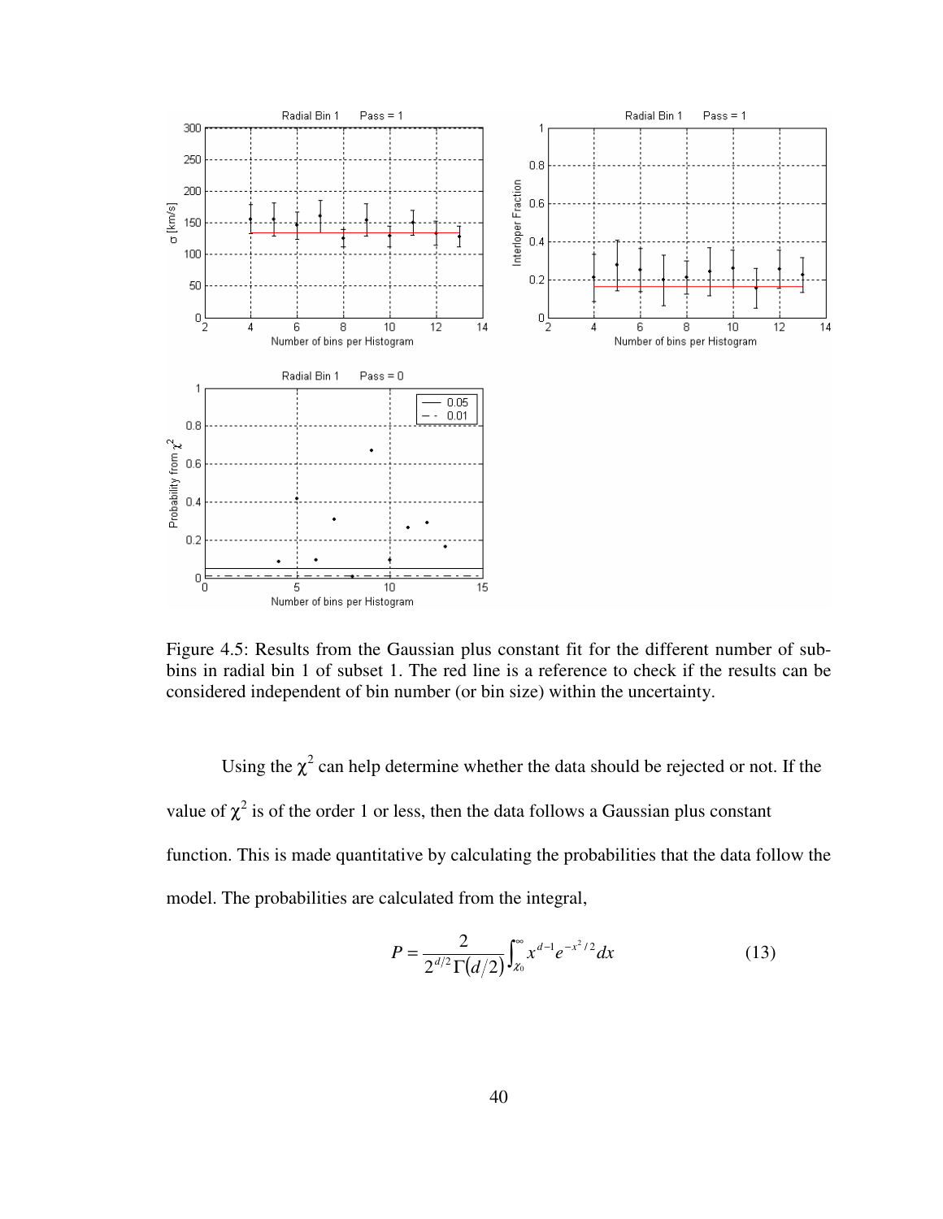Figure 4.5: Results from the Gaussian plus constant fit for the different number of sub-bins in radial bin 1 of subset 1. The red line is a reference to check if the results can be considered independent of bin number (or bin size) within the uncertainty.

Using the $\chi^2$ can help determine whether the data should be rejected or not. If the value of $\chi^2$ is of the order 1 or less, then the data follows a Gaussian plus constant function. This is made quantitative by calculating the probabilities that the data follow the model. The probabilities are calculated from the integral,

$$P = \frac{2}{2^{d/2}\Gamma(d/2)}\int_{\chi_0}^{\infty} x^{d-1} e^{-x^2/2} dx \tag{13}$$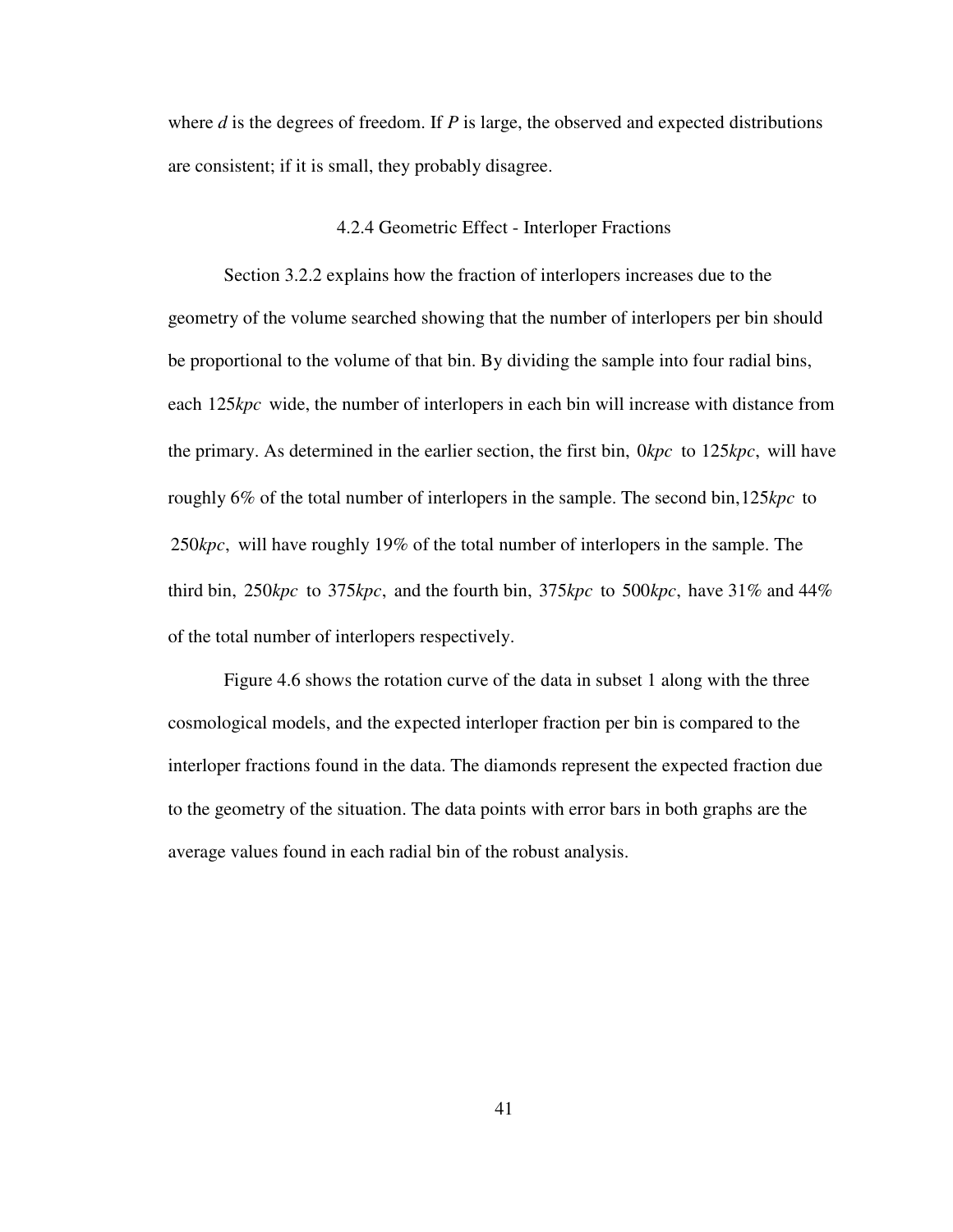where $d$ is the degrees of freedom. If $P$ is large, the observed and expected distributions are consistent; if it is small, they probably disagree.

### 4.2.4 Geometric Effect - Interloper Fractions

Section 3.2.2 explains how the fraction of interlopers increases due to the geometry of the volume searched showing that the number of interlopers per bin should be proportional to the volume of that bin. By dividing the sample into four radial bins, each $125kpc$ wide, the number of interlopers in each bin will increase with distance from the primary. As determined in the earlier section, the first bin, $0kpc$ to $125kpc$, will have roughly 6% of the total number of interlopers in the sample. The second bin, $125kpc$ to $250kpc$, will have roughly 19% of the total number of interlopers in the sample. The third bin, $250kpc$ to $375kpc$, and the fourth bin, $375kpc$ to $500kpc$, have 31% and 44% of the total number of interlopers respectively.

Figure 4.6 shows the rotation curve of the data in subset 1 along with the three cosmological models, and the expected interloper fraction per bin is compared to the interloper fractions found in the data. The diamonds represent the expected fraction due to the geometry of the situation. The data points with error bars in both graphs are the average values found in each radial bin of the robust analysis.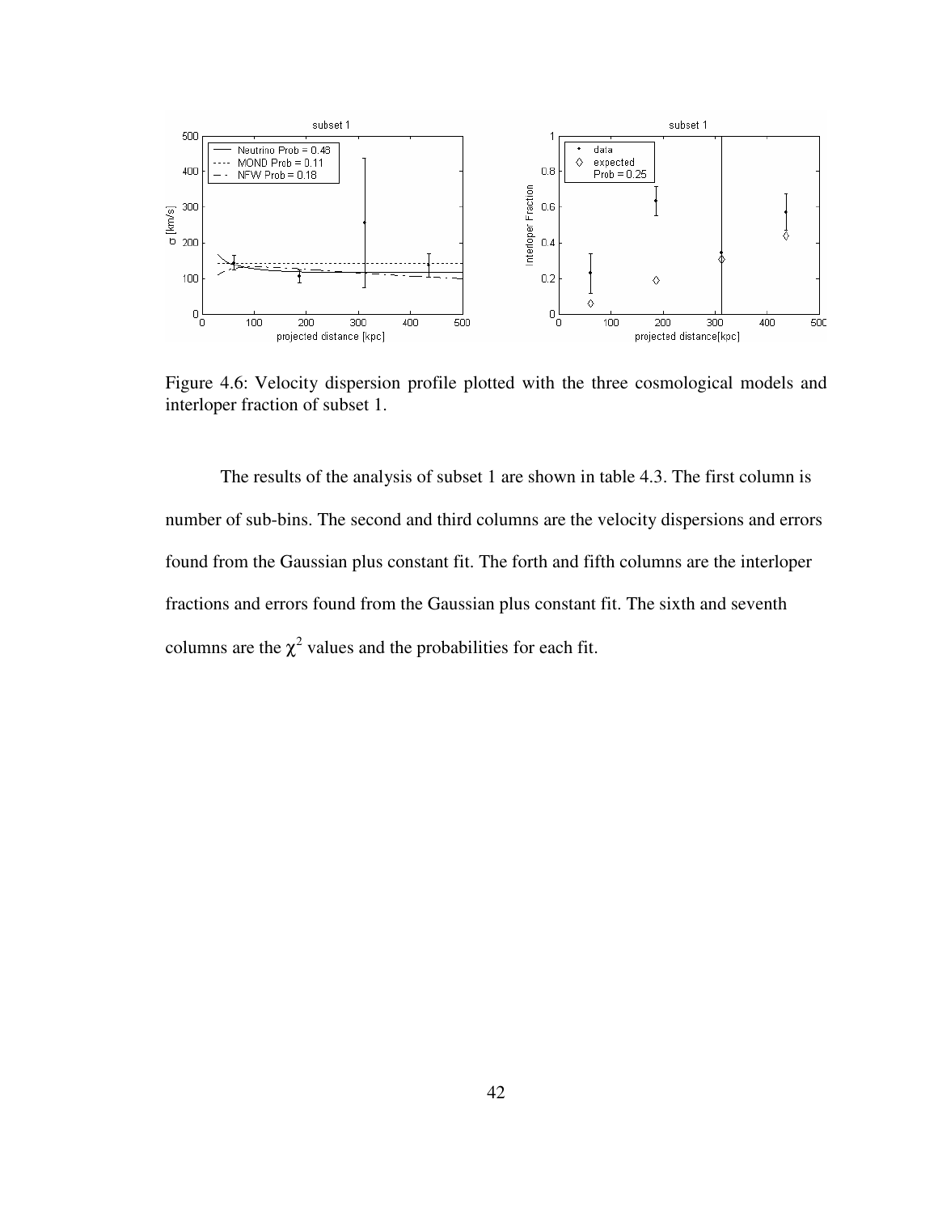Figure 4.6: Velocity dispersion profile plotted with the three cosmological models and interloper fraction of subset 1.

The results of the analysis of subset 1 are shown in table 4.3. The first column is number of sub-bins. The second and third columns are the velocity dispersions and errors found from the Gaussian plus constant fit. The forth and fifth columns are the interloper fractions and errors found from the Gaussian plus constant fit. The sixth and seventh columns are the $\chi^2$ values and the probabilities for each fit.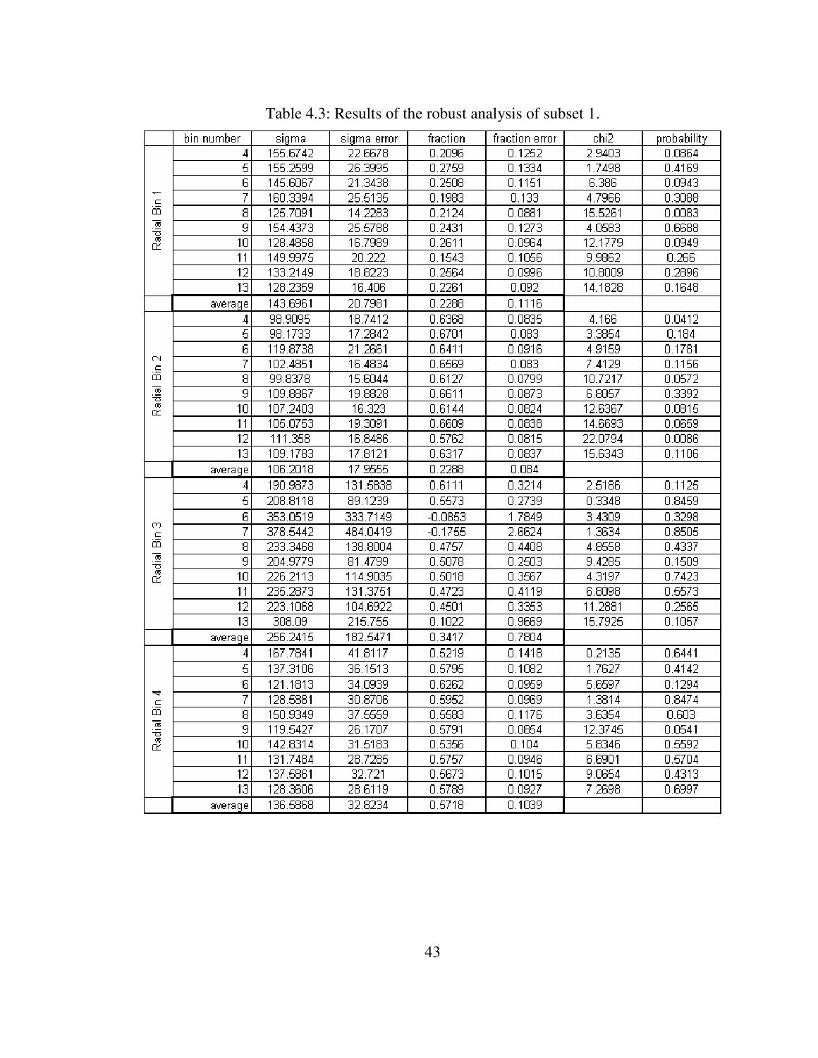Table 4.3: Results of the robust analysis of subset 1.

| | bin number | sigma | sigma error | fraction | fraction error | chi2 | probability |
|---|---|---|---|---|---|---|---|
| Radial Bin 1 | 4 | 155.6742 | 22.6678 | 0.2096 | 0.1252 | 2.9403 | 0.0864 |
| | 5 | 155.2599 | 26.3995 | 0.2759 | 0.1334 | 1.7498 | 0.4169 |
| | 6 | 145.6067 | 21.3438 | 0.2508 | 0.1151 | 6.386 | 0.0943 |
| | 7 | 160.3394 | 25.5135 | 0.1983 | 0.133 | 4.7966 | 0.3088 |
| | 8 | 125.7091 | 14.2283 | 0.2124 | 0.0881 | 15.5261 | 0.0083 |
| | 9 | 154.4373 | 25.5788 | 0.2431 | 0.1273 | 4.0583 | 0.6688 |
| | 10 | 128.4858 | 16.7989 | 0.2611 | 0.0964 | 12.1779 | 0.0949 |
| | 11 | 149.9975 | 20.222 | 0.1543 | 0.1056 | 9.9862 | 0.266 |
| | 12 | 133.2149 | 18.8223 | 0.2564 | 0.0996 | 10.8009 | 0.2896 |
| | 13 | 128.2359 | 16.406 | 0.2261 | 0.092 | 14.1828 | 0.1648 |
| | average | 143.6961 | 20.7981 | 0.2288 | 0.1116 | | |
| Radial Bin 2 | 4 | 98.9095 | 18.7412 | 0.6368 | 0.0835 | 4.166 | 0.0412 |
| | 5 | 98.1733 | 17.2842 | 0.6701 | 0.083 | 3.3854 | 0.184 |
| | 6 | 119.8738 | 21.2661 | 0.6411 | 0.0916 | 4.9159 | 0.1781 |
| | 7 | 102.4851 | 16.4834 | 0.6569 | 0.083 | 7.4129 | 0.1156 |
| | 8 | 99.8378 | 15.6044 | 0.6127 | 0.0799 | 10.7217 | 0.0572 |
| | 9 | 109.8867 | 19.8828 | 0.6611 | 0.0873 | 6.8057 | 0.3392 |
| | 10 | 107.2403 | 16.323 | 0.6144 | 0.0824 | 12.6367 | 0.0815 |
| | 11 | 105.0753 | 19.3091 | 0.6609 | 0.0838 | 14.6693 | 0.0659 |
| | 12 | 111.358 | 16.8486 | 0.5762 | 0.0815 | 22.0794 | 0.0086 |
| | 13 | 109.1783 | 17.8121 | 0.6317 | 0.0837 | 15.6343 | 0.1106 |
| | average | 106.2018 | 17.9555 | 0.2288 | 0.084 | | |
| Radial Bin 3 | 4 | 190.9873 | 131.5838 | 0.6111 | 0.3214 | 2.5186 | 0.1125 |
| | 5 | 208.8118 | 89.1239 | 0.5573 | 0.2739 | 0.3348 | 0.8459 |
| | 6 | 353.0519 | 333.7149 | -0.0853 | 1.7849 | 3.4309 | 0.3298 |
| | 7 | 378.5442 | 484.0419 | -0.1755 | 2.6624 | 1.3634 | 0.8505 |
| | 8 | 233.3468 | 138.8004 | 0.4757 | 0.4408 | 4.8558 | 0.4337 |
| | 9 | 204.9779 | 81.4799 | 0.5078 | 0.2503 | 9.4285 | 0.1509 |
| | 10 | 226.2113 | 114.9035 | 0.5018 | 0.3567 | 4.3197 | 0.7423 |
| | 11 | 235.2873 | 131.3751 | 0.4723 | 0.4119 | 6.8098 | 0.5573 |
| | 12 | 223.1068 | 104.6922 | 0.4501 | 0.3353 | 11.2881 | 0.2565 |
| | 13 | 308.09 | 215.755 | 0.1022 | 0.9669 | 15.7925 | 0.1057 |
| | average | 256.2415 | 182.5471 | 0.3417 | 0.7804 | | |
| Radial Bin 4 | 4 | 167.7841 | 41.8117 | 0.5219 | 0.1418 | 0.2135 | 0.6441 |
| | 5 | 137.3106 | 36.1513 | 0.5795 | 0.1082 | 1.7627 | 0.4142 |
| | 6 | 121.1813 | 34.0939 | 0.6262 | 0.0959 | 5.6597 | 0.1294 |
| | 7 | 128.5881 | 30.8706 | 0.5952 | 0.0969 | 1.3814 | 0.8474 |
| | 8 | 150.9349 | 37.5559 | 0.5583 | 0.1176 | 3.6354 | 0.603 |
| | 9 | 119.5427 | 26.1707 | 0.5791 | 0.0854 | 12.3745 | 0.0541 |
| | 10 | 142.8314 | 31.5183 | 0.5356 | 0.104 | 5.8346 | 0.5592 |
| | 11 | 131.7484 | 28.7285 | 0.5757 | 0.0946 | 6.6901 | 0.5704 |
| | 12 | 137.5861 | 32.721 | 0.5673 | 0.1015 | 9.0654 | 0.4313 |
| | 13 | 128.3606 | 28.6119 | 0.5789 | 0.0927 | 7.2698 | 0.6997 |
| | average | 136.5868 | 32.8234 | 0.5718 | 0.1039 | | |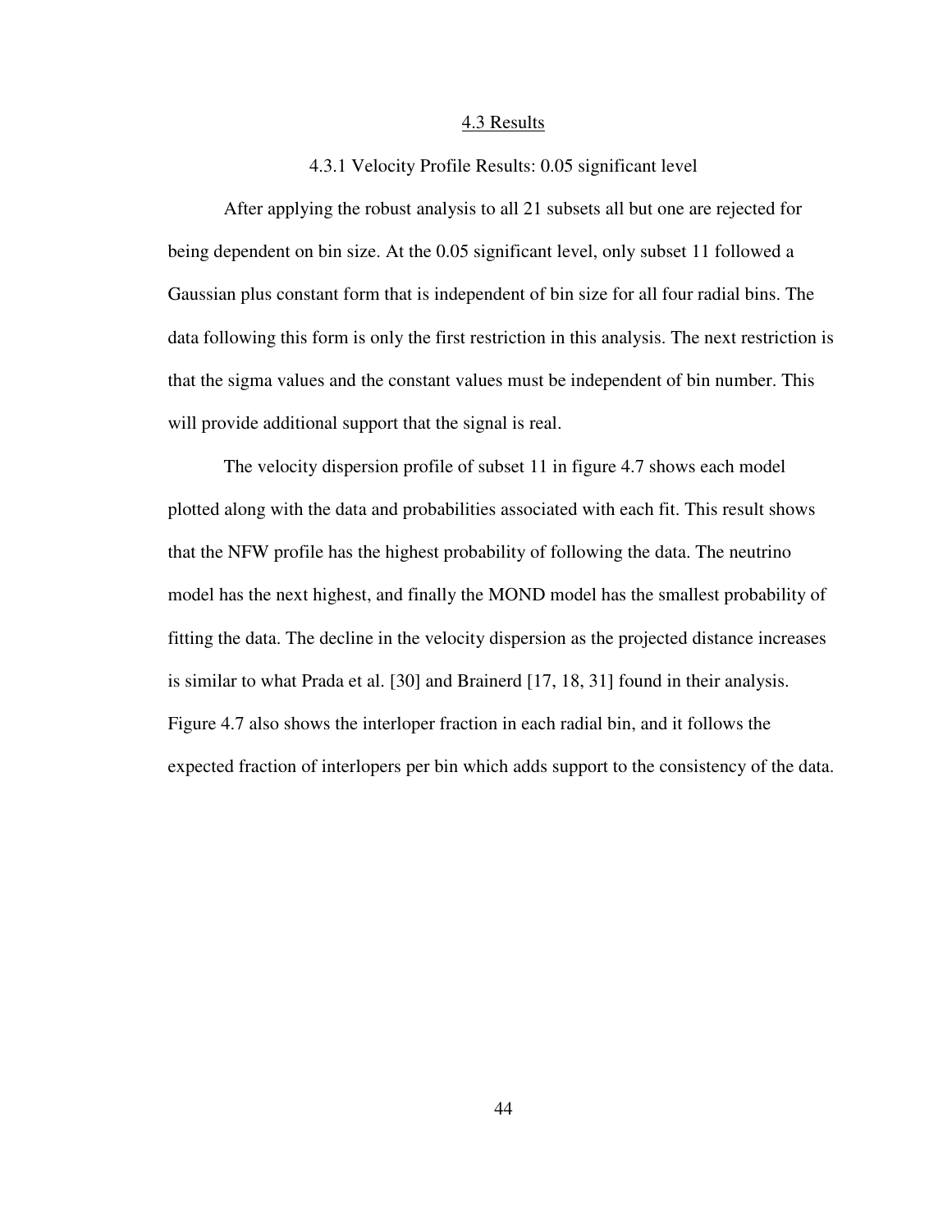## 4.3 Results

### 4.3.1 Velocity Profile Results: 0.05 significant level

After applying the robust analysis to all 21 subsets all but one are rejected for being dependent on bin size. At the 0.05 significant level, only subset 11 followed a Gaussian plus constant form that is independent of bin size for all four radial bins. The data following this form is only the first restriction in this analysis. The next restriction is that the sigma values and the constant values must be independent of bin number. This will provide additional support that the signal is real.

The velocity dispersion profile of subset 11 in figure 4.7 shows each model plotted along with the data and probabilities associated with each fit. This result shows that the NFW profile has the highest probability of following the data. The neutrino model has the next highest, and finally the MOND model has the smallest probability of fitting the data. The decline in the velocity dispersion as the projected distance increases is similar to what Prada et al. [30] and Brainerd [17, 18, 31] found in their analysis. Figure 4.7 also shows the interloper fraction in each radial bin, and it follows the expected fraction of interlopers per bin which adds support to the consistency of the data.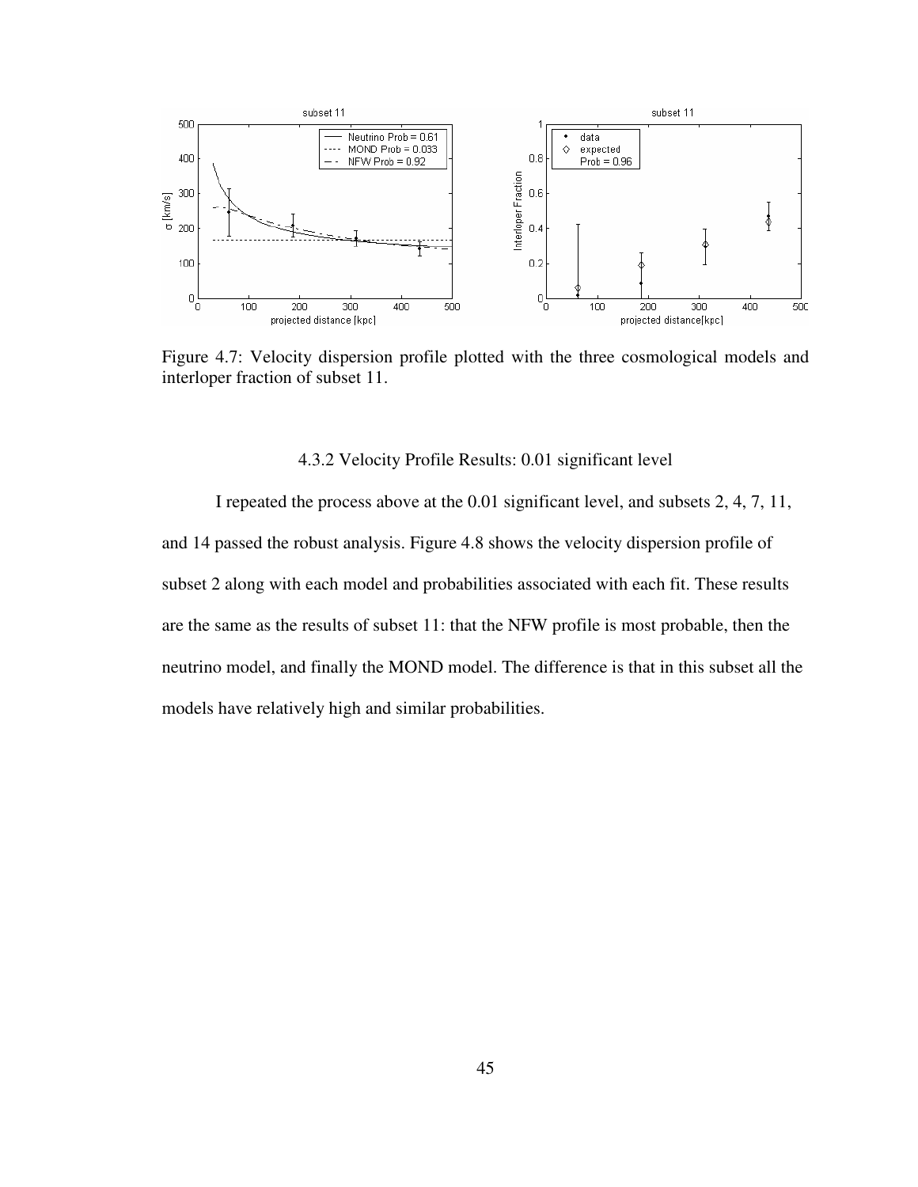Figure 4.7: Velocity dispersion profile plotted with the three cosmological models and interloper fraction of subset 11.

### 4.3.2 Velocity Profile Results: 0.01 significant level

I repeated the process above at the 0.01 significant level, and subsets 2, 4, 7, 11, and 14 passed the robust analysis. Figure 4.8 shows the velocity dispersion profile of subset 2 along with each model and probabilities associated with each fit. These results are the same as the results of subset 11: that the NFW profile is most probable, then the neutrino model, and finally the MOND model. The difference is that in this subset all the models have relatively high and similar probabilities.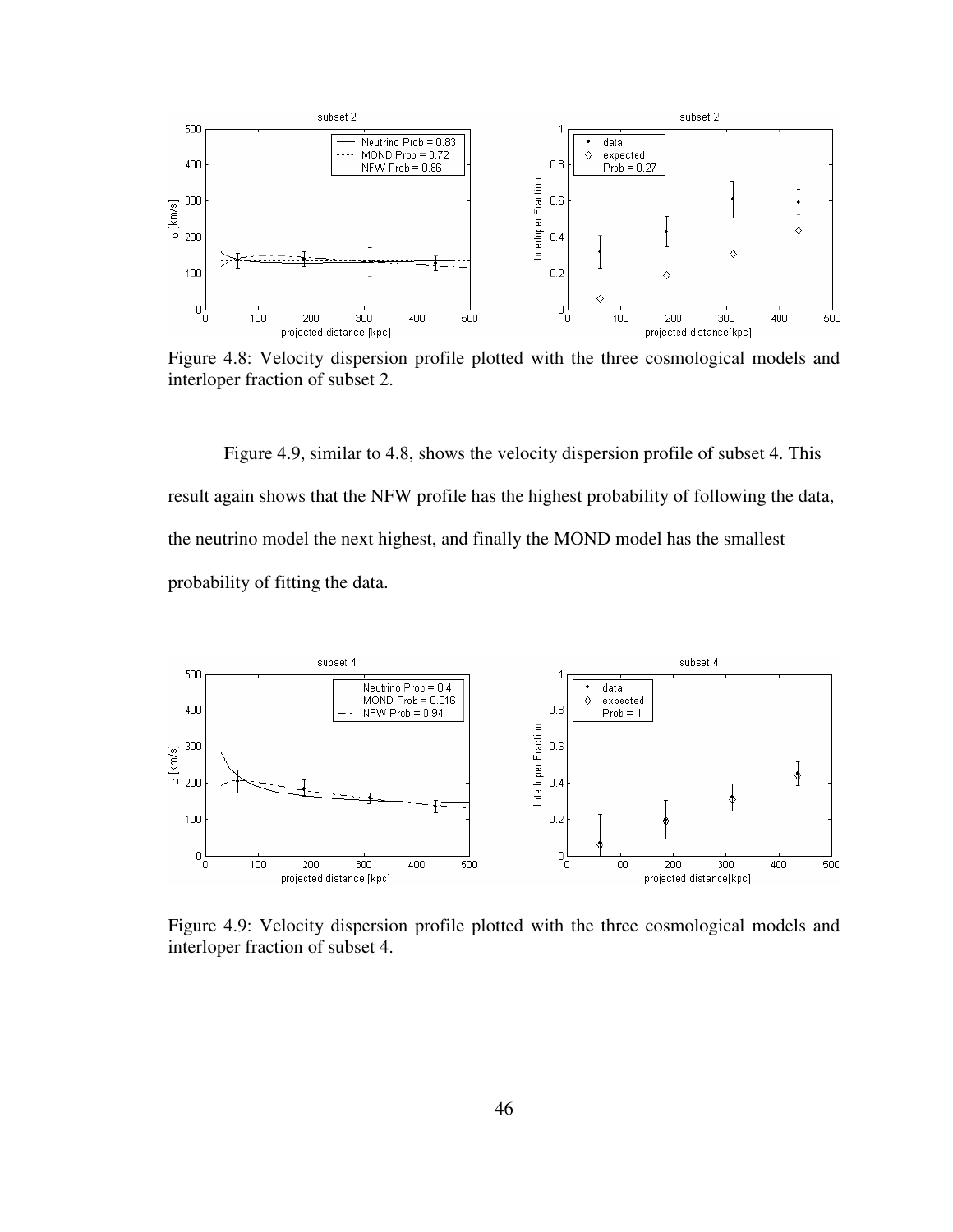Figure 4.8: Velocity dispersion profile plotted with the three cosmological models and interloper fraction of subset 2.

Figure 4.9, similar to 4.8, shows the velocity dispersion profile of subset 4. This result again shows that the NFW profile has the highest probability of following the data, the neutrino model the next highest, and finally the MOND model has the smallest probability of fitting the data.

Figure 4.9: Velocity dispersion profile plotted with the three cosmological models and interloper fraction of subset 4.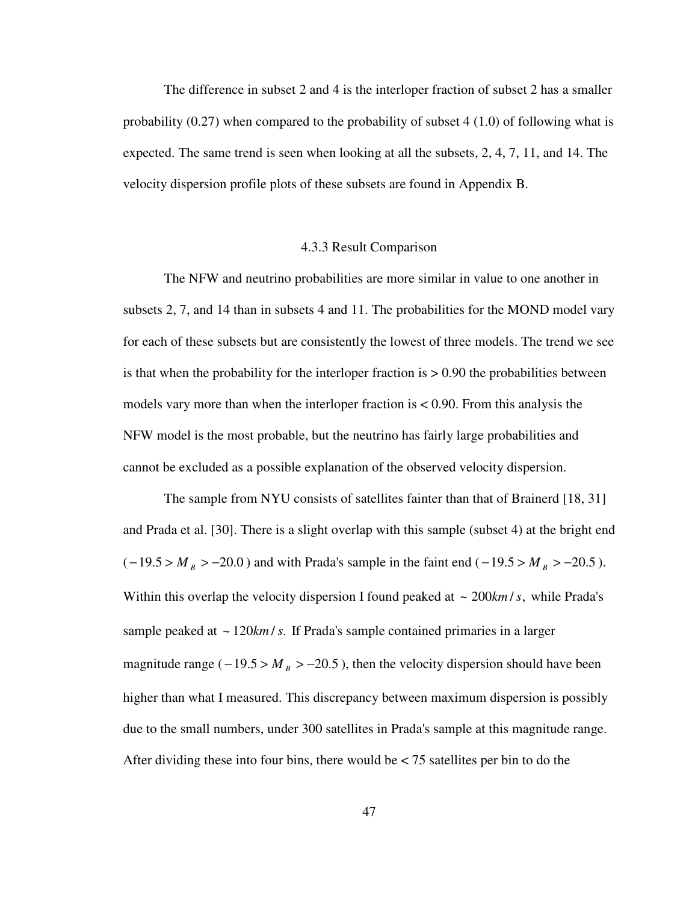The difference in subset 2 and 4 is the interloper fraction of subset 2 has a smaller probability (0.27) when compared to the probability of subset 4 (1.0) of following what is expected. The same trend is seen when looking at all the subsets, 2, 4, 7, 11, and 14. The velocity dispersion profile plots of these subsets are found in Appendix B.

### 4.3.3 Result Comparison

The NFW and neutrino probabilities are more similar in value to one another in subsets 2, 7, and 14 than in subsets 4 and 11. The probabilities for the MOND model vary for each of these subsets but are consistently the lowest of three models. The trend we see is that when the probability for the interloper fraction is > 0.90 the probabilities between models vary more than when the interloper fraction is < 0.90. From this analysis the NFW model is the most probable, but the neutrino has fairly large probabilities and cannot be excluded as a possible explanation of the observed velocity dispersion.

The sample from NYU consists of satellites fainter than that of Brainerd [18, 31] and Prada et al. [30]. There is a slight overlap with this sample (subset 4) at the bright end ($-19.5 > M_B > -20.0$) and with Prada's sample in the faint end ($-19.5 > M_B > -20.5$). Within this overlap the velocity dispersion I found peaked at $\sim 200 km/s$, while Prada's sample peaked at $\sim 120 km/s$. If Prada's sample contained primaries in a larger magnitude range ($-19.5 > M_B > -20.5$), then the velocity dispersion should have been higher than what I measured. This discrepancy between maximum dispersion is possibly due to the small numbers, under 300 satellites in Prada's sample at this magnitude range. After dividing these into four bins, there would be < 75 satellites per bin to do the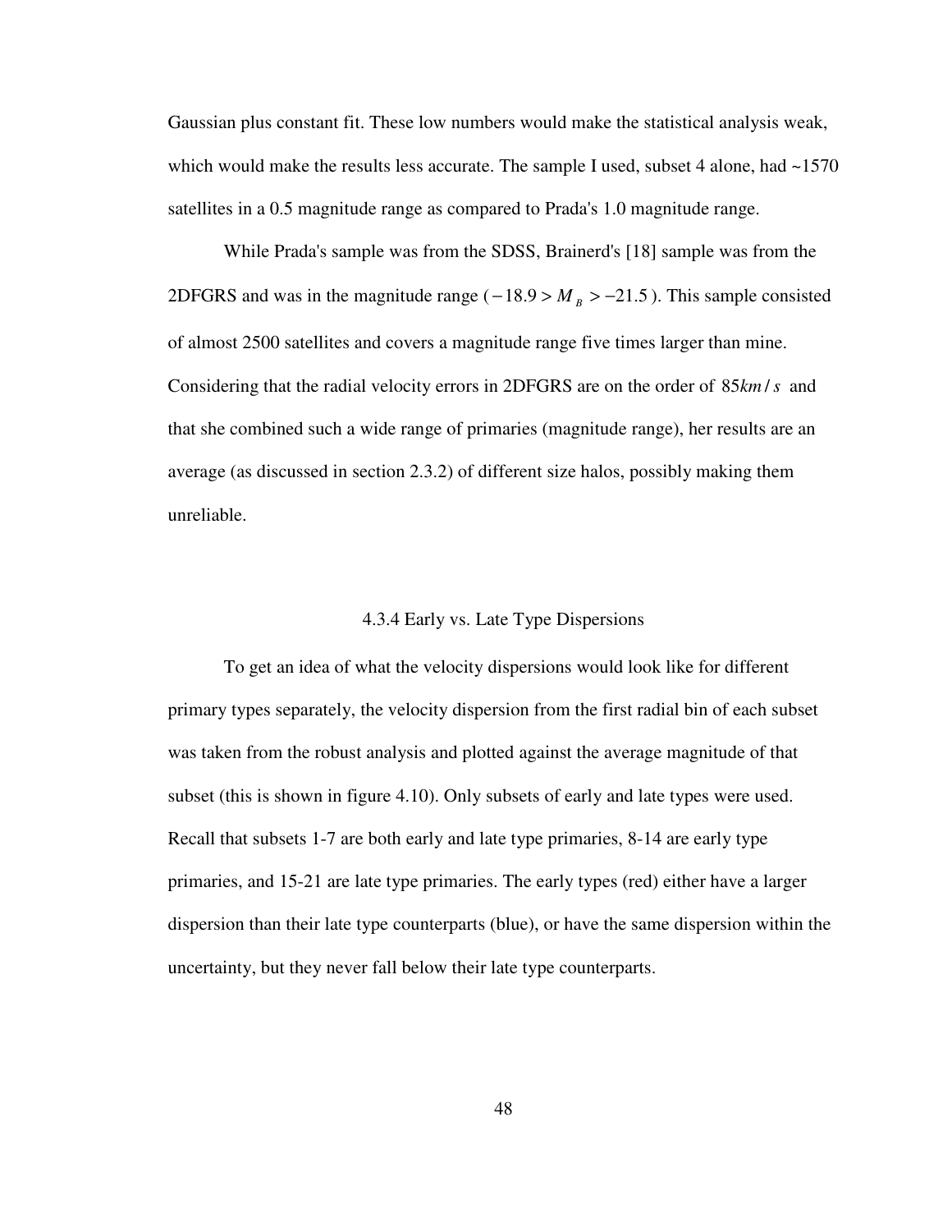Gaussian plus constant fit. These low numbers would make the statistical analysis weak, which would make the results less accurate. The sample I used, subset 4 alone, had ~1570 satellites in a 0.5 magnitude range as compared to Prada's 1.0 magnitude range.

While Prada's sample was from the SDSS, Brainerd's [18] sample was from the 2DFGRS and was in the magnitude range ($-18.9 > M_B > -21.5$). This sample consisted of almost 2500 satellites and covers a magnitude range five times larger than mine. Considering that the radial velocity errors in 2DFGRS are on the order of $85 km/s$ and that she combined such a wide range of primaries (magnitude range), her results are an average (as discussed in section 2.3.2) of different size halos, possibly making them unreliable.

### 4.3.4 Early vs. Late Type Dispersions

To get an idea of what the velocity dispersions would look like for different primary types separately, the velocity dispersion from the first radial bin of each subset was taken from the robust analysis and plotted against the average magnitude of that subset (this is shown in figure 4.10). Only subsets of early and late types were used. Recall that subsets 1-7 are both early and late type primaries, 8-14 are early type primaries, and 15-21 are late type primaries. The early types (red) either have a larger dispersion than their late type counterparts (blue), or have the same dispersion within the uncertainty, but they never fall below their late type counterparts.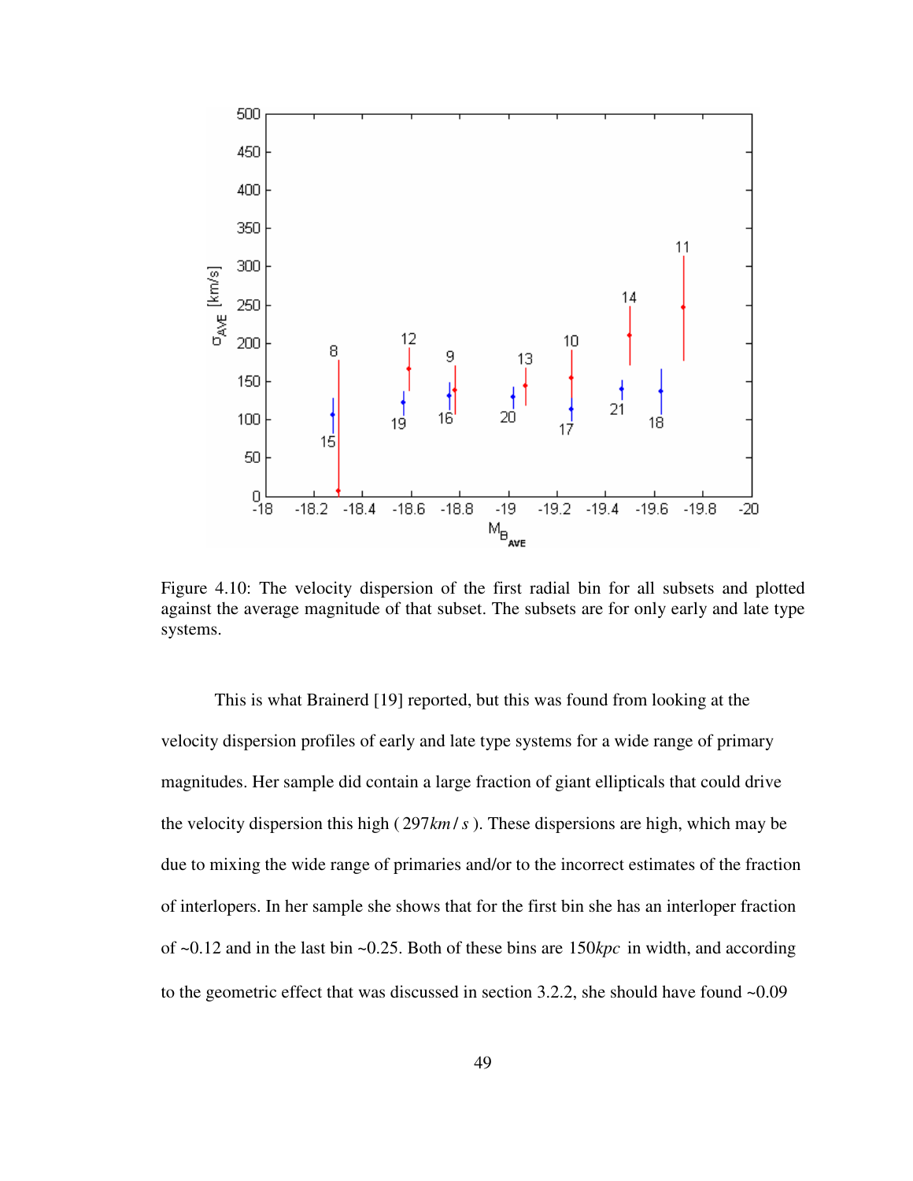Figure 4.10: The velocity dispersion of the first radial bin for all subsets and plotted against the average magnitude of that subset. The subsets are for only early and late type systems.

This is what Brainerd [19] reported, but this was found from looking at the velocity dispersion profiles of early and late type systems for a wide range of primary magnitudes. Her sample did contain a large fraction of giant ellipticals that could drive the velocity dispersion this high ( $297 km/s$ ). These dispersions are high, which may be due to mixing the wide range of primaries and/or to the incorrect estimates of the fraction of interlopers. In her sample she shows that for the first bin she has an interloper fraction of ~0.12 and in the last bin ~0.25. Both of these bins are $150 kpc$ in width, and according to the geometric effect that was discussed in section 3.2.2, she should have found ~0.09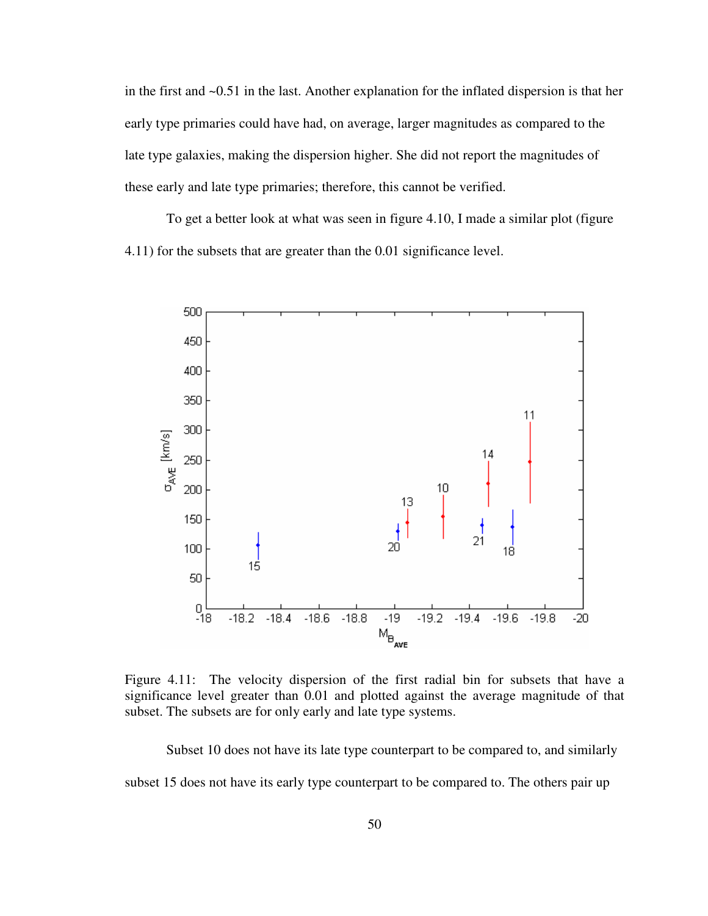in the first and ~0.51 in the last. Another explanation for the inflated dispersion is that her early type primaries could have had, on average, larger magnitudes as compared to the late type galaxies, making the dispersion higher. She did not report the magnitudes of these early and late type primaries; therefore, this cannot be verified.

To get a better look at what was seen in figure 4.10, I made a similar plot (figure 4.11) for the subsets that are greater than the 0.01 significance level.

Figure 4.11: The velocity dispersion of the first radial bin for subsets that have a significance level greater than 0.01 and plotted against the average magnitude of that subset. The subsets are for only early and late type systems.

Subset 10 does not have its late type counterpart to be compared to, and similarly subset 15 does not have its early type counterpart to be compared to. The others pair up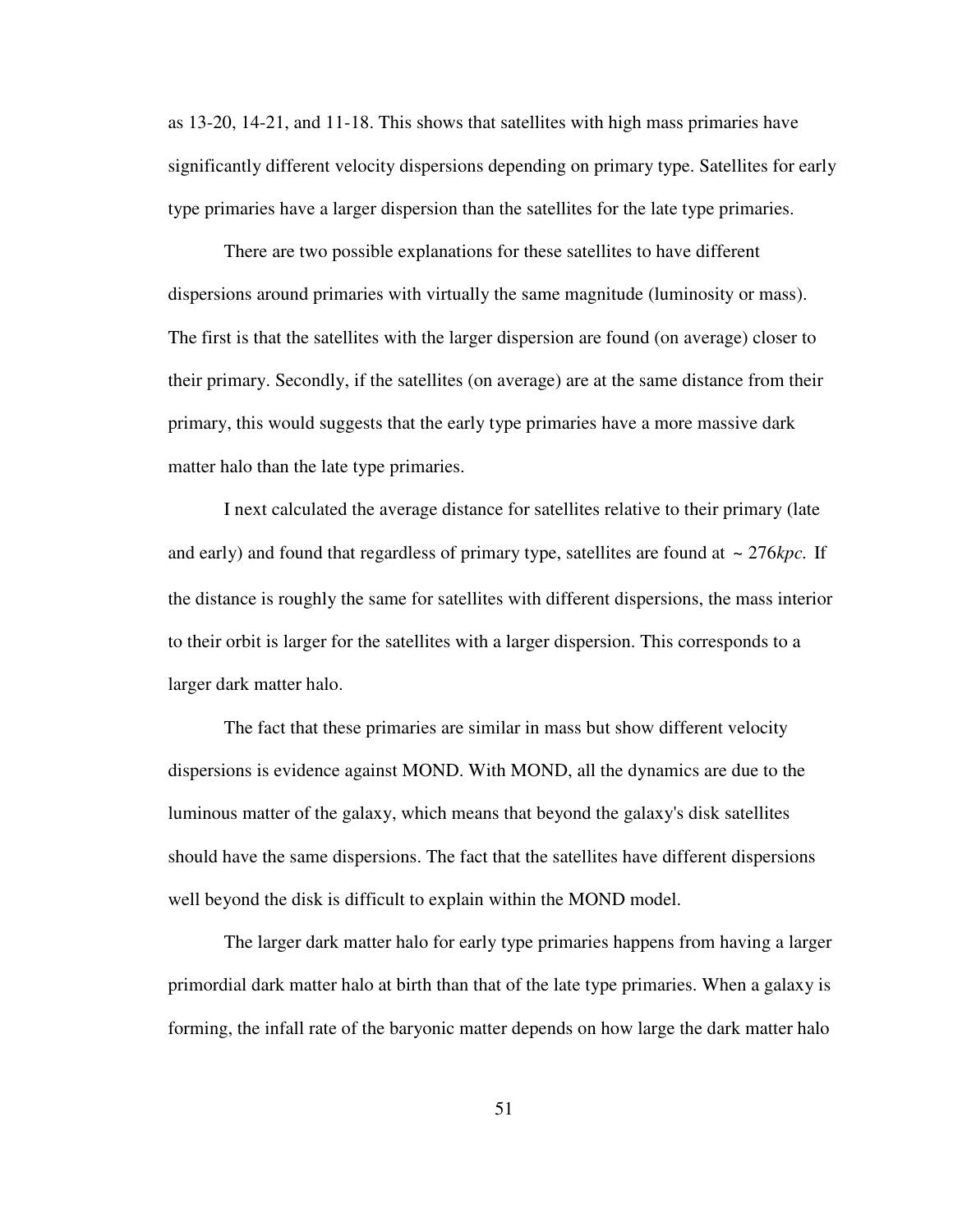as 13-20, 14-21, and 11-18. This shows that satellites with high mass primaries have significantly different velocity dispersions depending on primary type. Satellites for early type primaries have a larger dispersion than the satellites for the late type primaries.

There are two possible explanations for these satellites to have different dispersions around primaries with virtually the same magnitude (luminosity or mass). The first is that the satellites with the larger dispersion are found (on average) closer to their primary. Secondly, if the satellites (on average) are at the same distance from their primary, this would suggests that the early type primaries have a more massive dark matter halo than the late type primaries.

I next calculated the average distance for satellites relative to their primary (late and early) and found that regardless of primary type, satellites are found at $\sim 276kpc$. If the distance is roughly the same for satellites with different dispersions, the mass interior to their orbit is larger for the satellites with a larger dispersion. This corresponds to a larger dark matter halo.

The fact that these primaries are similar in mass but show different velocity dispersions is evidence against MOND. With MOND, all the dynamics are due to the luminous matter of the galaxy, which means that beyond the galaxy's disk satellites should have the same dispersions. The fact that the satellites have different dispersions well beyond the disk is difficult to explain within the MOND model.

The larger dark matter halo for early type primaries happens from having a larger primordial dark matter halo at birth than that of the late type primaries. When a galaxy is forming, the infall rate of the baryonic matter depends on how large the dark matter halo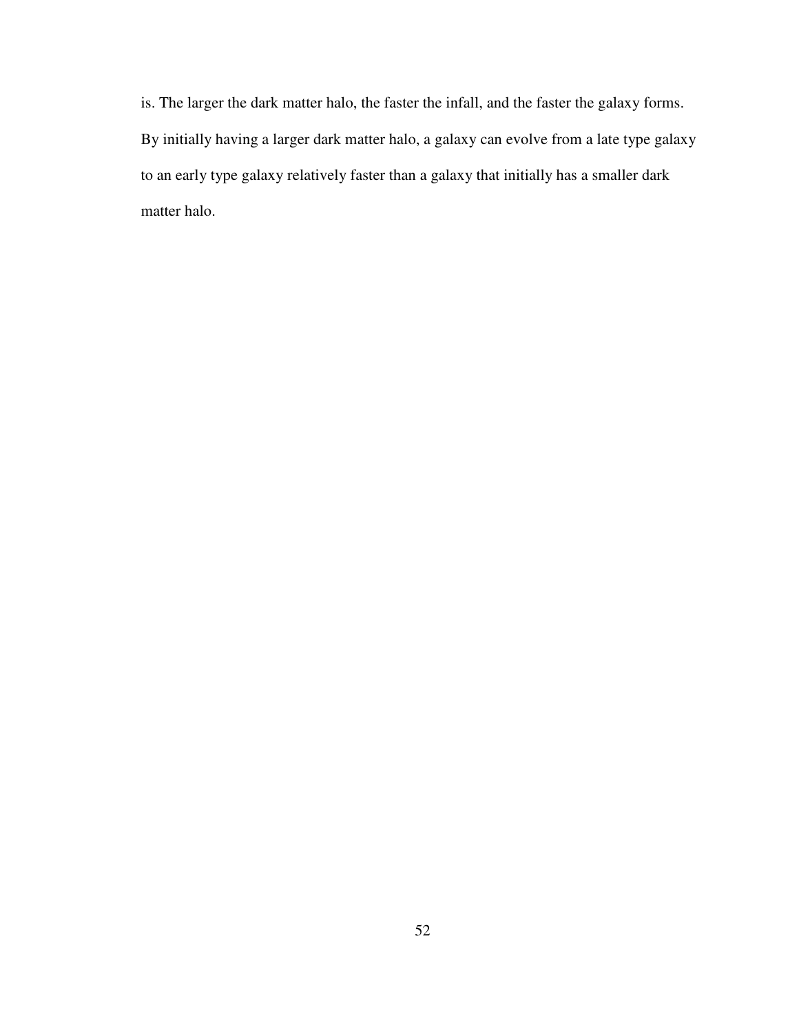is. The larger the dark matter halo, the faster the infall, and the faster the galaxy forms. By initially having a larger dark matter halo, a galaxy can evolve from a late type galaxy to an early type galaxy relatively faster than a galaxy that initially has a smaller dark matter halo.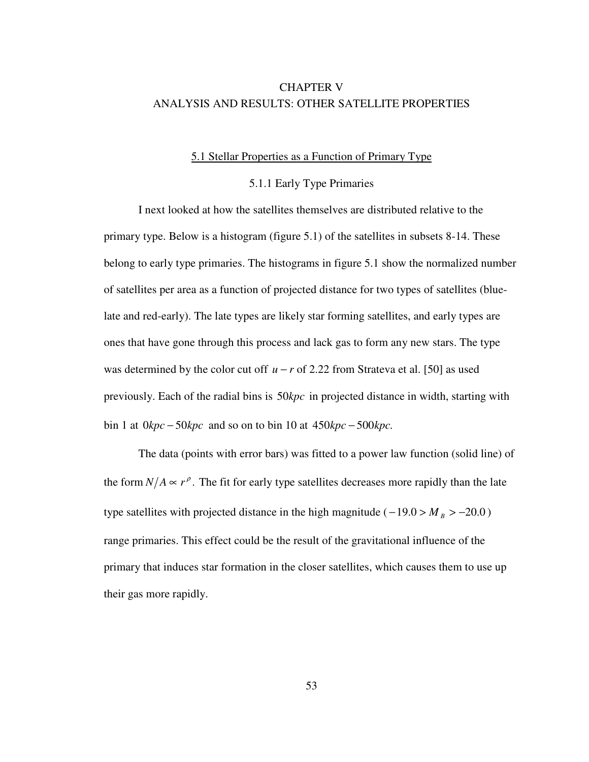# CHAPTER V
# ANALYSIS AND RESULTS: OTHER SATELLITE PROPERTIES

## 5.1 Stellar Properties as a Function of Primary Type

### 5.1.1 Early Type Primaries

I next looked at how the satellites themselves are distributed relative to the primary type. Below is a histogram (figure 5.1) of the satellites in subsets 8-14. These belong to early type primaries. The histograms in figure 5.1 show the normalized number of satellites per area as a function of projected distance for two types of satellites (blue-late and red-early). The late types are likely star forming satellites, and early types are ones that have gone through this process and lack gas to form any new stars. The type was determined by the color cut off $u-r$ of 2.22 from Strateva et al. [50] as used previously. Each of the radial bins is $50kpc$ in projected distance in width, starting with bin 1 at $0kpc-50kpc$ and so on to bin 10 at $450kpc-500kpc$.

The data (points with error bars) was fitted to a power law function (solid line) of the form $N/A \propto r^{\rho}$. The fit for early type satellites decreases more rapidly than the late type satellites with projected distance in the high magnitude ($-19.0 > M_B > -20.0$) range primaries. This effect could be the result of the gravitational influence of the primary that induces star formation in the closer satellites, which causes them to use up their gas more rapidly.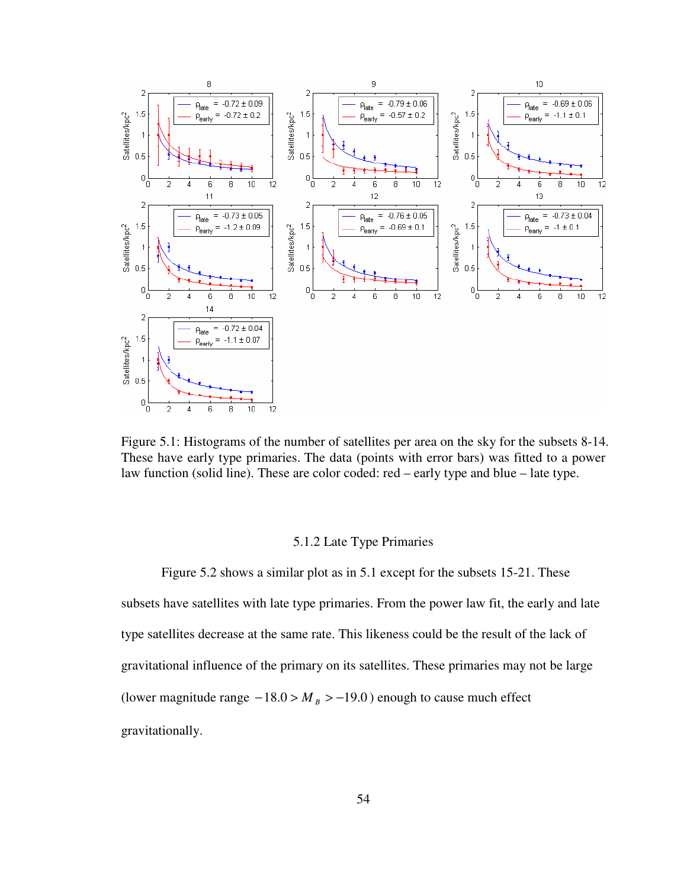Figure 5.1: Histograms of the number of satellites per area on the sky for the subsets 8-14. These have early type primaries. The data (points with error bars) was fitted to a power law function (solid line). These are color coded: red – early type and blue – late type.

### 5.1.2 Late Type Primaries

Figure 5.2 shows a similar plot as in 5.1 except for the subsets 15-21. These subsets have satellites with late type primaries. From the power law fit, the early and late type satellites decrease at the same rate. This likeness could be the result of the lack of gravitational influence of the primary on its satellites. These primaries may not be large (lower magnitude range $-18.0 > M_B > -19.0$) enough to cause much effect gravitationally.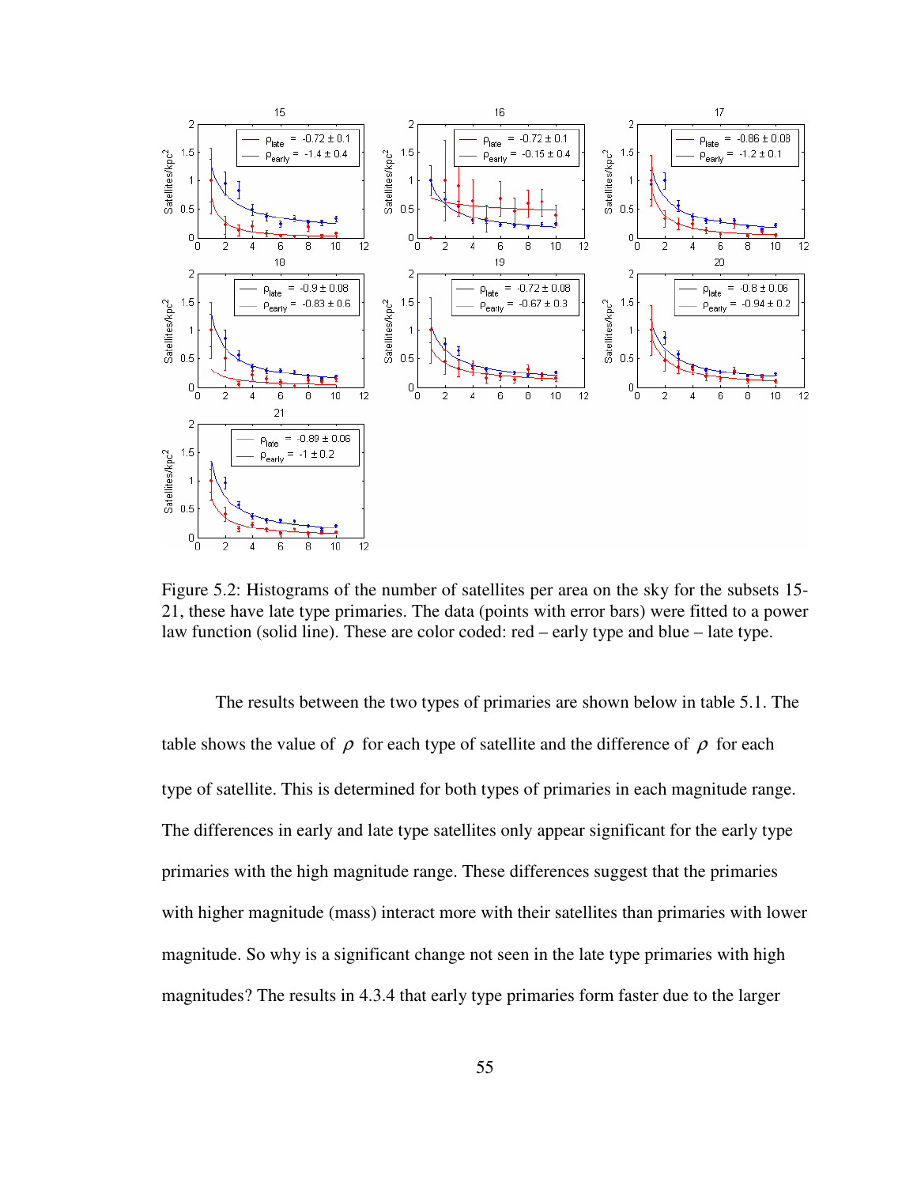Figure 5.2: Histograms of the number of satellites per area on the sky for the subsets 15-21, these have late type primaries. The data (points with error bars) were fitted to a power law function (solid line). These are color coded: red – early type and blue – late type.

The results between the two types of primaries are shown below in table 5.1. The table shows the value of $\rho$ for each type of satellite and the difference of $\rho$ for each type of satellite. This is determined for both types of primaries in each magnitude range. The differences in early and late type satellites only appear significant for the early type primaries with the high magnitude range. These differences suggest that the primaries with higher magnitude (mass) interact more with their satellites than primaries with lower magnitude. So why is a significant change not seen in the late type primaries with high magnitudes? The results in 4.3.4 that early type primaries form faster due to the larger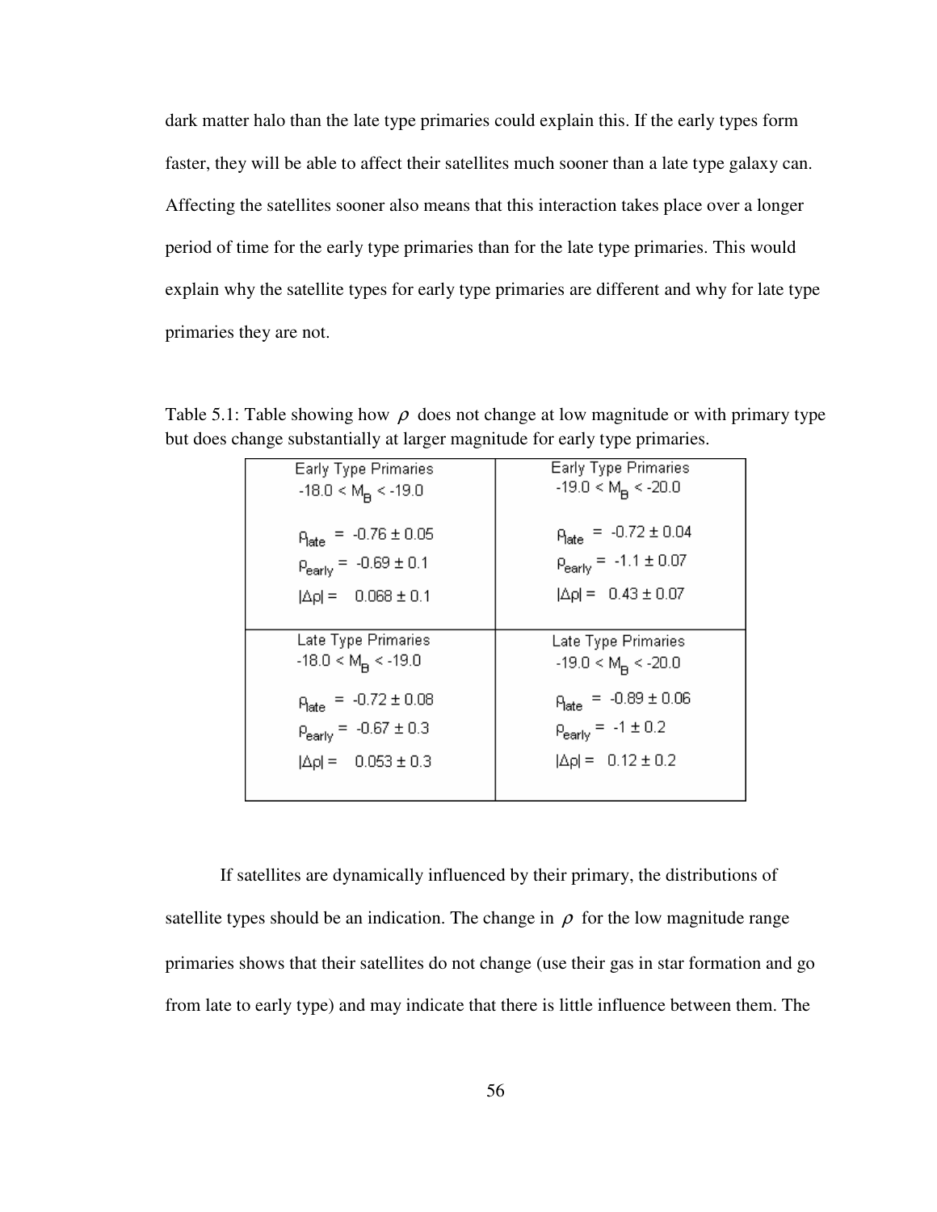dark matter halo than the late type primaries could explain this. If the early types form faster, they will be able to affect their satellites much sooner than a late type galaxy can. Affecting the satellites sooner also means that this interaction takes place over a longer period of time for the early type primaries than for the late type primaries. This would explain why the satellite types for early type primaries are different and why for late type primaries they are not.

Table 5.1: Table showing how $\rho$ does not change at low magnitude or with primary type but does change substantially at larger magnitude for early type primaries.

| Early Type Primaries $-18.0 < M_B < -19.0$ | Early Type Primaries $-19.0 < M_B < -20.0$ |
|---|---|
| $\rho_{late} = -0.76 \pm 0.05$ | $\rho_{late} = -0.72 \pm 0.04$ |
| $\rho_{early} = -0.69 \pm 0.1$ | $\rho_{early} = -1.1 \pm 0.07$ |
| $\lvert\Delta\rho\rvert = 0.068 \pm 0.1$ | $\lvert\Delta\rho\rvert = 0.43 \pm 0.07$ |
| **Late Type Primaries $-18.0 < M_B < -19.0$** | **Late Type Primaries $-19.0 < M_B < -20.0$** |
| $\rho_{late} = -0.72 \pm 0.08$ | $\rho_{late} = -0.89 \pm 0.06$ |
| $\rho_{early} = -0.67 \pm 0.3$ | $\rho_{early} = -1 \pm 0.2$ |
| $\lvert\Delta\rho\rvert = 0.053 \pm 0.3$ | $\lvert\Delta\rho\rvert = 0.12 \pm 0.2$ |

If satellites are dynamically influenced by their primary, the distributions of satellite types should be an indication. The change in $\rho$ for the low magnitude range primaries shows that their satellites do not change (use their gas in star formation and go from late to early type) and may indicate that there is little influence between them. The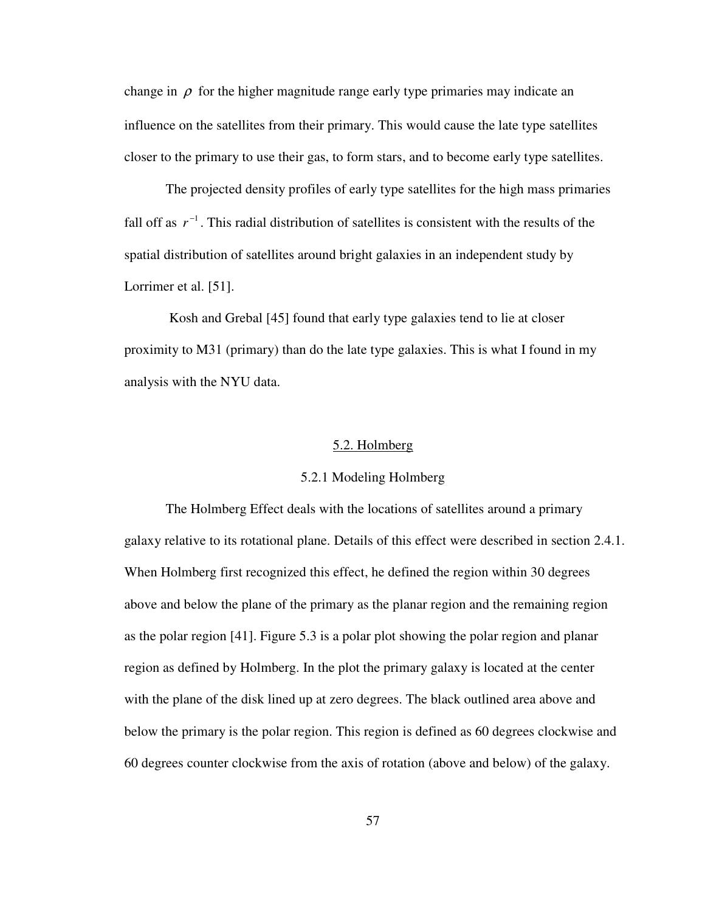change in $\rho$ for the higher magnitude range early type primaries may indicate an influence on the satellites from their primary. This would cause the late type satellites closer to the primary to use their gas, to form stars, and to become early type satellites.

The projected density profiles of early type satellites for the high mass primaries fall off as $r^{-1}$. This radial distribution of satellites is consistent with the results of the spatial distribution of satellites around bright galaxies in an independent study by Lorrimer et al. [51].

Kosh and Grebal [45] found that early type galaxies tend to lie at closer proximity to M31 (primary) than do the late type galaxies. This is what I found in my analysis with the NYU data.

## 5.2. Holmberg

### 5.2.1 Modeling Holmberg

The Holmberg Effect deals with the locations of satellites around a primary galaxy relative to its rotational plane. Details of this effect were described in section 2.4.1. When Holmberg first recognized this effect, he defined the region within 30 degrees above and below the plane of the primary as the planar region and the remaining region as the polar region [41]. Figure 5.3 is a polar plot showing the polar region and planar region as defined by Holmberg. In the plot the primary galaxy is located at the center with the plane of the disk lined up at zero degrees. The black outlined area above and below the primary is the polar region. This region is defined as 60 degrees clockwise and 60 degrees counter clockwise from the axis of rotation (above and below) of the galaxy.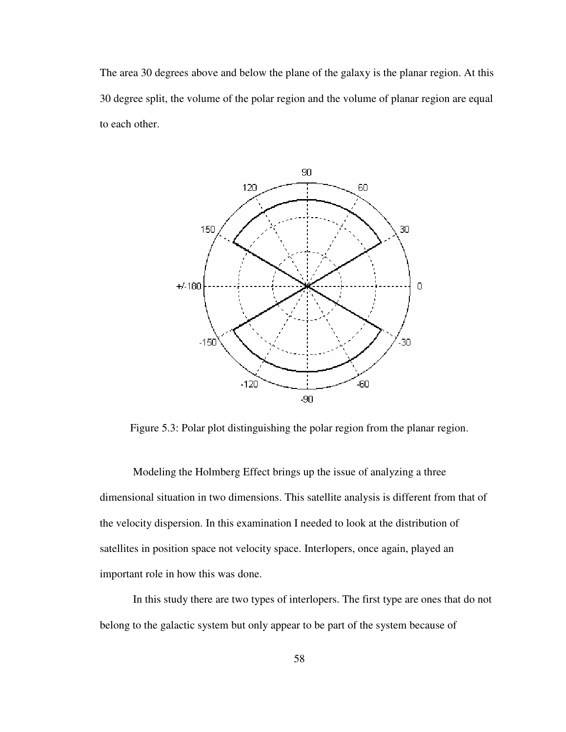The area 30 degrees above and below the plane of the galaxy is the planar region. At this 30 degree split, the volume of the polar region and the volume of planar region are equal to each other.

Figure 5.3: Polar plot distinguishing the polar region from the planar region.

Modeling the Holmberg Effect brings up the issue of analyzing a three dimensional situation in two dimensions. This satellite analysis is different from that of the velocity dispersion. In this examination I needed to look at the distribution of satellites in position space not velocity space. Interlopers, once again, played an important role in how this was done.

In this study there are two types of interlopers. The first type are ones that do not belong to the galactic system but only appear to be part of the system because of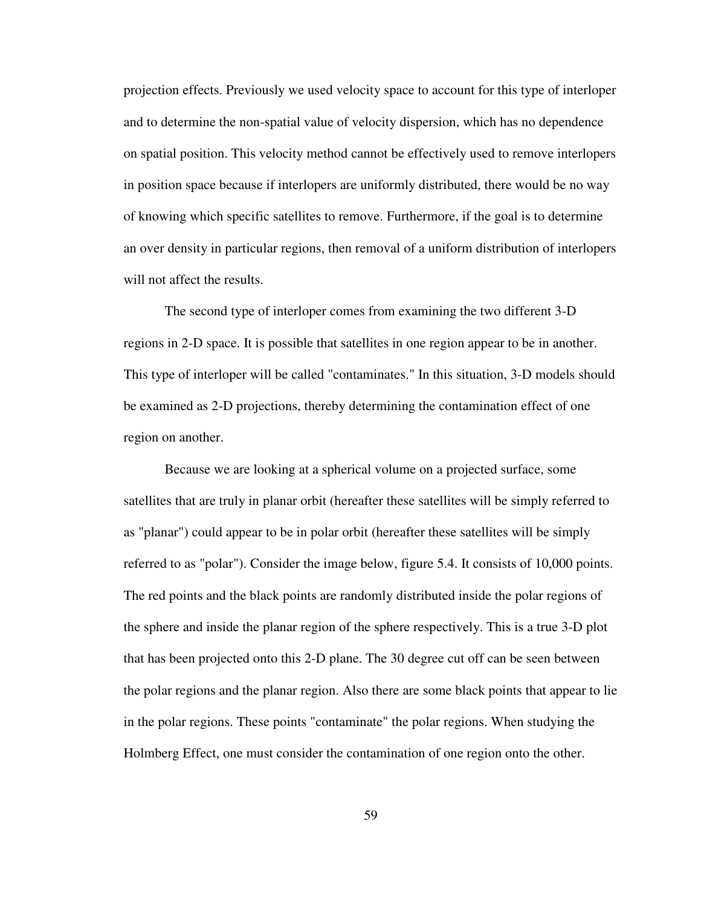projection effects. Previously we used velocity space to account for this type of interloper and to determine the non-spatial value of velocity dispersion, which has no dependence on spatial position. This velocity method cannot be effectively used to remove interlopers in position space because if interlopers are uniformly distributed, there would be no way of knowing which specific satellites to remove. Furthermore, if the goal is to determine an over density in particular regions, then removal of a uniform distribution of interlopers will not affect the results.

The second type of interloper comes from examining the two different 3-D regions in 2-D space. It is possible that satellites in one region appear to be in another. This type of interloper will be called "contaminates." In this situation, 3-D models should be examined as 2-D projections, thereby determining the contamination effect of one region on another.

Because we are looking at a spherical volume on a projected surface, some satellites that are truly in planar orbit (hereafter these satellites will be simply referred to as "planar") could appear to be in polar orbit (hereafter these satellites will be simply referred to as "polar"). Consider the image below, figure 5.4. It consists of 10,000 points. The red points and the black points are randomly distributed inside the polar regions of the sphere and inside the planar region of the sphere respectively. This is a true 3-D plot that has been projected onto this 2-D plane. The 30 degree cut off can be seen between the polar regions and the planar region. Also there are some black points that appear to lie in the polar regions. These points "contaminate" the polar regions. When studying the Holmberg Effect, one must consider the contamination of one region onto the other.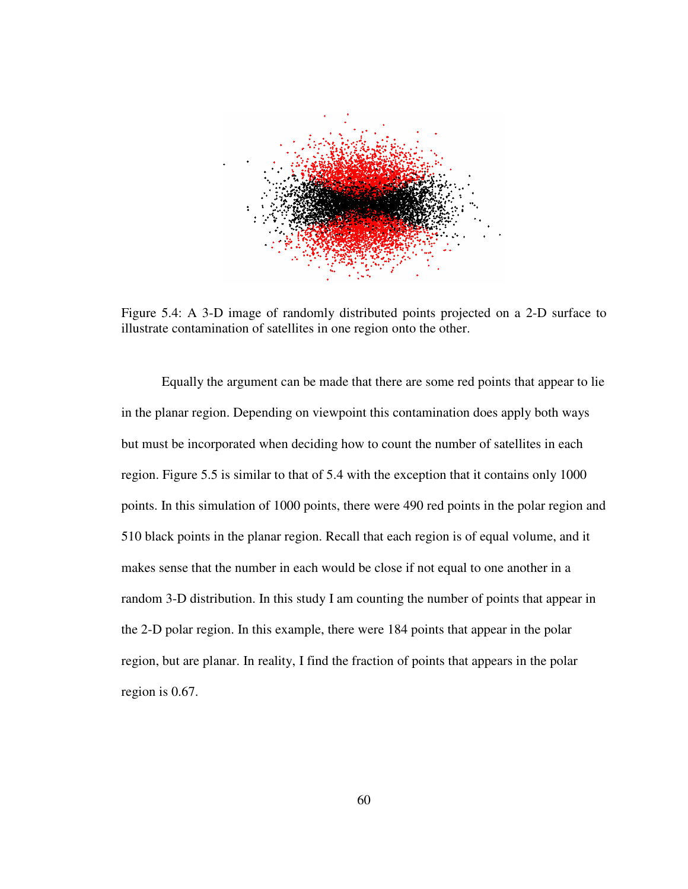Figure 5.4: A 3-D image of randomly distributed points projected on a 2-D surface to illustrate contamination of satellites in one region onto the other.

Equally the argument can be made that there are some red points that appear to lie in the planar region. Depending on viewpoint this contamination does apply both ways but must be incorporated when deciding how to count the number of satellites in each region. Figure 5.5 is similar to that of 5.4 with the exception that it contains only 1000 points. In this simulation of 1000 points, there were 490 red points in the polar region and 510 black points in the planar region. Recall that each region is of equal volume, and it makes sense that the number in each would be close if not equal to one another in a random 3-D distribution. In this study I am counting the number of points that appear in the 2-D polar region. In this example, there were 184 points that appear in the polar region, but are planar. In reality, I find the fraction of points that appears in the polar region is 0.67.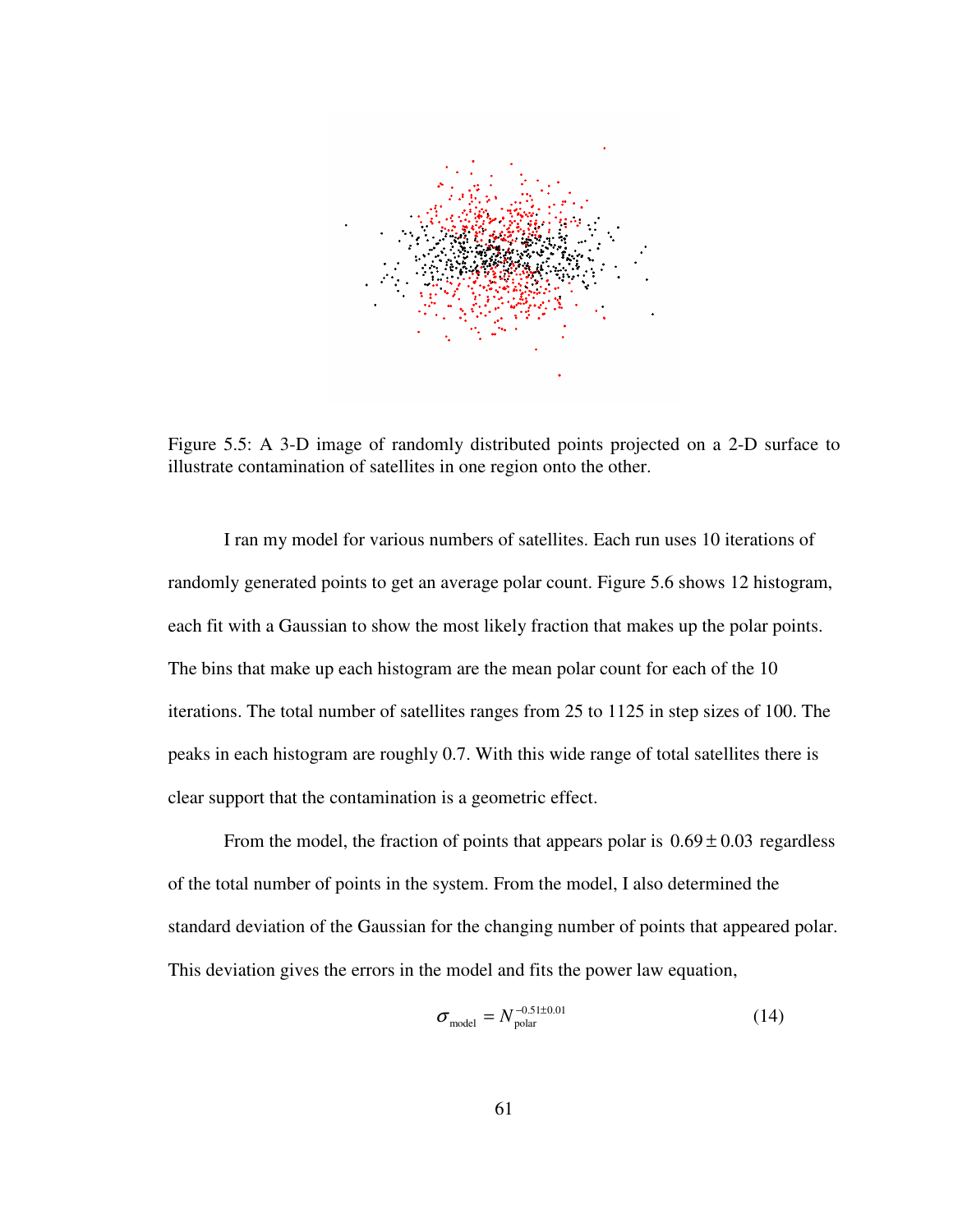Figure 5.5: A 3-D image of randomly distributed points projected on a 2-D surface to illustrate contamination of satellites in one region onto the other.

I ran my model for various numbers of satellites. Each run uses 10 iterations of randomly generated points to get an average polar count. Figure 5.6 shows 12 histogram, each fit with a Gaussian to show the most likely fraction that makes up the polar points. The bins that make up each histogram are the mean polar count for each of the 10 iterations. The total number of satellites ranges from 25 to 1125 in step sizes of 100. The peaks in each histogram are roughly 0.7. With this wide range of total satellites there is clear support that the contamination is a geometric effect.

From the model, the fraction of points that appears polar is $0.69 \pm 0.03$ regardless of the total number of points in the system. From the model, I also determined the standard deviation of the Gaussian for the changing number of points that appeared polar. This deviation gives the errors in the model and fits the power law equation,

$$\sigma_{\text{model}} = N_{\text{polar}}^{-0.51 \pm 0.01} \tag{14}$$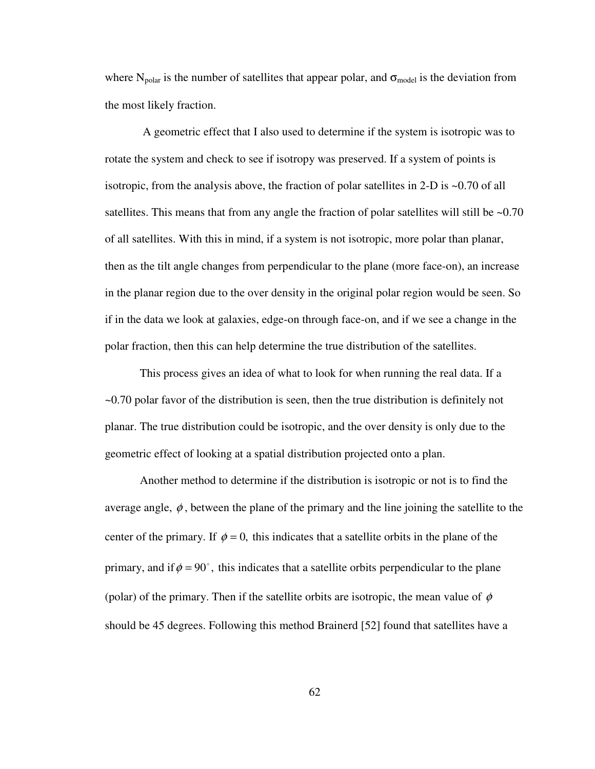where $N_{polar}$ is the number of satellites that appear polar, and $\sigma_{model}$ is the deviation from the most likely fraction.

A geometric effect that I also used to determine if the system is isotropic was to rotate the system and check to see if isotropy was preserved. If a system of points is isotropic, from the analysis above, the fraction of polar satellites in 2-D is ~0.70 of all satellites. This means that from any angle the fraction of polar satellites will still be ~0.70 of all satellites. With this in mind, if a system is not isotropic, more polar than planar, then as the tilt angle changes from perpendicular to the plane (more face-on), an increase in the planar region due to the over density in the original polar region would be seen. So if in the data we look at galaxies, edge-on through face-on, and if we see a change in the polar fraction, then this can help determine the true distribution of the satellites.

This process gives an idea of what to look for when running the real data. If a ~0.70 polar favor of the distribution is seen, then the true distribution is definitely not planar. The true distribution could be isotropic, and the over density is only due to the geometric effect of looking at a spatial distribution projected onto a plan.

Another method to determine if the distribution is isotropic or not is to find the average angle, $\phi$, between the plane of the primary and the line joining the satellite to the center of the primary. If $\phi = 0$, this indicates that a satellite orbits in the plane of the primary, and if $\phi = 90^{\circ}$, this indicates that a satellite orbits perpendicular to the plane (polar) of the primary. Then if the satellite orbits are isotropic, the mean value of $\phi$ should be 45 degrees. Following this method Brainerd [52] found that satellites have a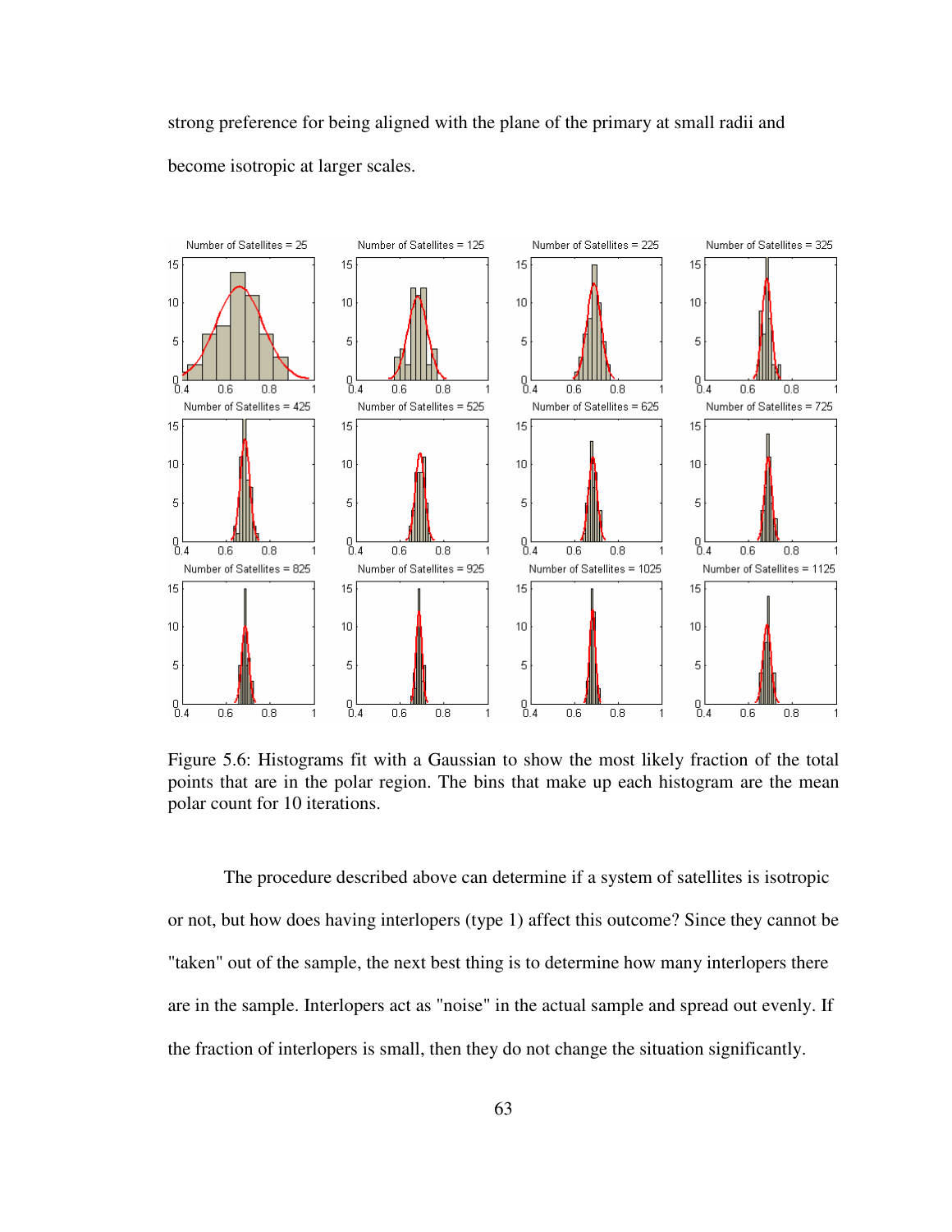strong preference for being aligned with the plane of the primary at small radii and become isotropic at larger scales.

Figure 5.6: Histograms fit with a Gaussian to show the most likely fraction of the total points that are in the polar region. The bins that make up each histogram are the mean polar count for 10 iterations.

The procedure described above can determine if a system of satellites is isotropic or not, but how does having interlopers (type 1) affect this outcome? Since they cannot be "taken" out of the sample, the next best thing is to determine how many interlopers there are in the sample. Interlopers act as "noise" in the actual sample and spread out evenly. If the fraction of interlopers is small, then they do not change the situation significantly.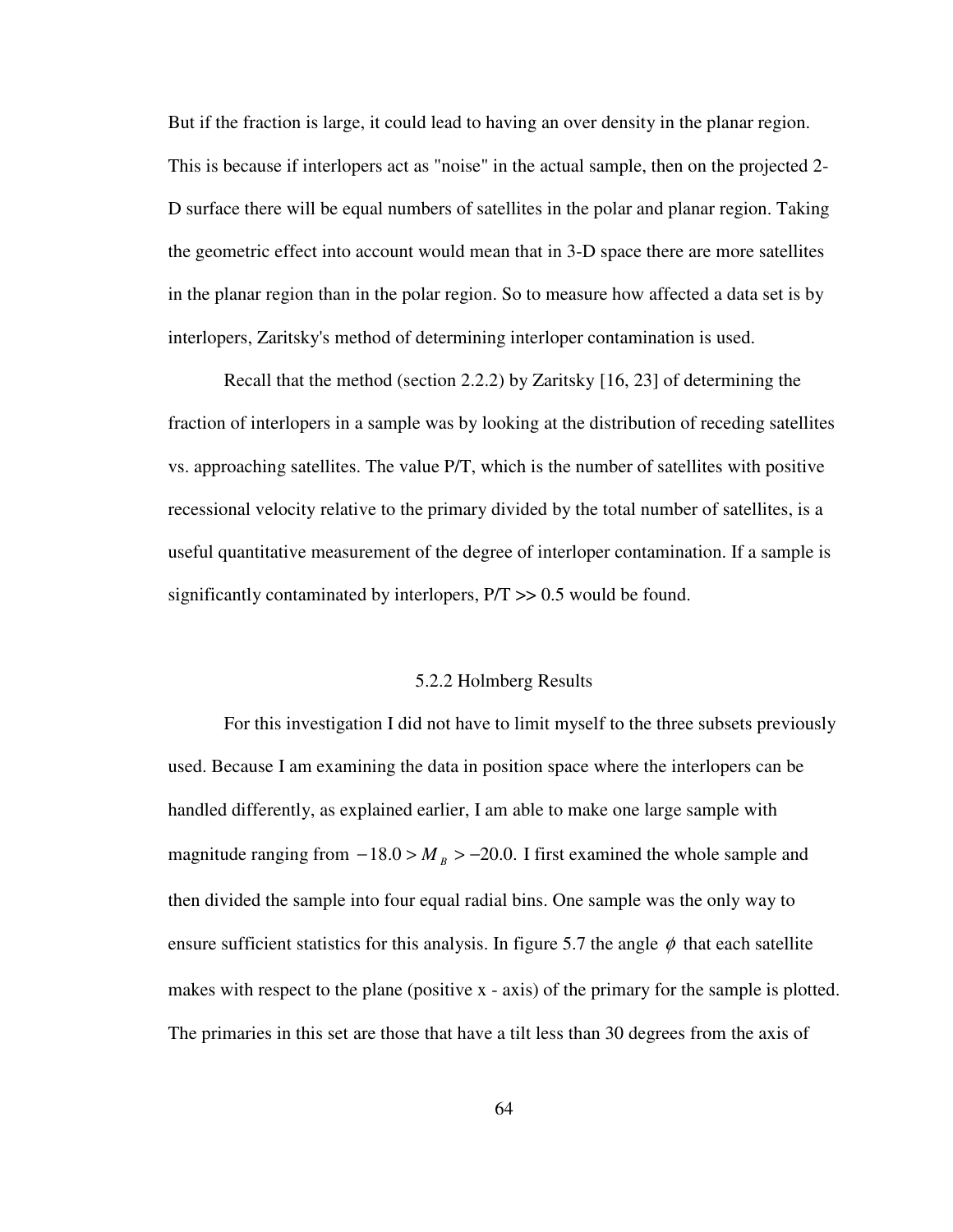But if the fraction is large, it could lead to having an over density in the planar region. This is because if interlopers act as "noise" in the actual sample, then on the projected 2-D surface there will be equal numbers of satellites in the polar and planar region. Taking the geometric effect into account would mean that in 3-D space there are more satellites in the planar region than in the polar region. So to measure how affected a data set is by interlopers, Zaritsky's method of determining interloper contamination is used.

Recall that the method (section 2.2.2) by Zaritsky [16, 23] of determining the fraction of interlopers in a sample was by looking at the distribution of receding satellites vs. approaching satellites. The value P/T, which is the number of satellites with positive recessional velocity relative to the primary divided by the total number of satellites, is a useful quantitative measurement of the degree of interloper contamination. If a sample is significantly contaminated by interlopers, P/T >> 0.5 would be found.

### 5.2.2 Holmberg Results

For this investigation I did not have to limit myself to the three subsets previously used. Because I am examining the data in position space where the interlopers can be handled differently, as explained earlier, I am able to make one large sample with magnitude ranging from $-18.0 > M_B > -20.0$. I first examined the whole sample and then divided the sample into four equal radial bins. One sample was the only way to ensure sufficient statistics for this analysis. In figure 5.7 the angle $\phi$ that each satellite makes with respect to the plane (positive x - axis) of the primary for the sample is plotted. The primaries in this set are those that have a tilt less than 30 degrees from the axis of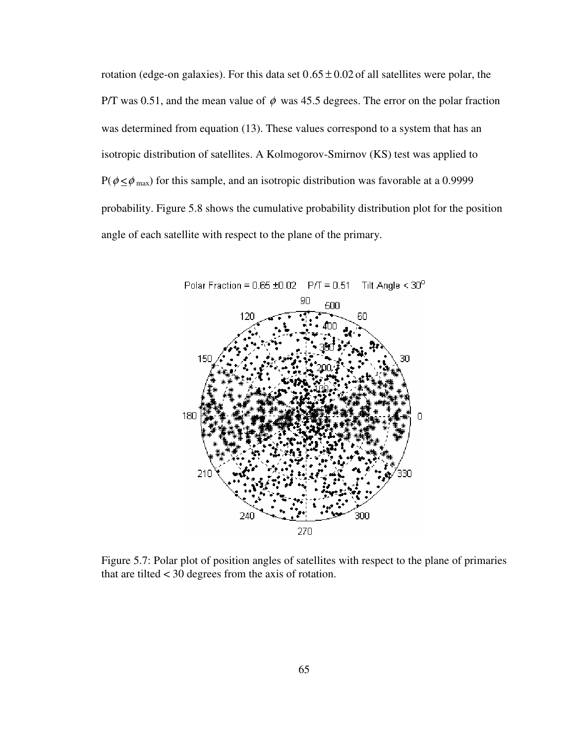rotation (edge-on galaxies). For this data set $0.65 \pm 0.02$ of all satellites were polar, the P/T was 0.51, and the mean value of $\phi$ was 45.5 degrees. The error on the polar fraction was determined from equation (13). These values correspond to a system that has an isotropic distribution of satellites. A Kolmogorov-Smirnov (KS) test was applied to $P(\phi \leq \phi_{max})$ for this sample, and an isotropic distribution was favorable at a 0.9999 probability. Figure 5.8 shows the cumulative probability distribution plot for the position angle of each satellite with respect to the plane of the primary.

Figure 5.7: Polar plot of position angles of satellites with respect to the plane of primaries that are tilted < 30 degrees from the axis of rotation.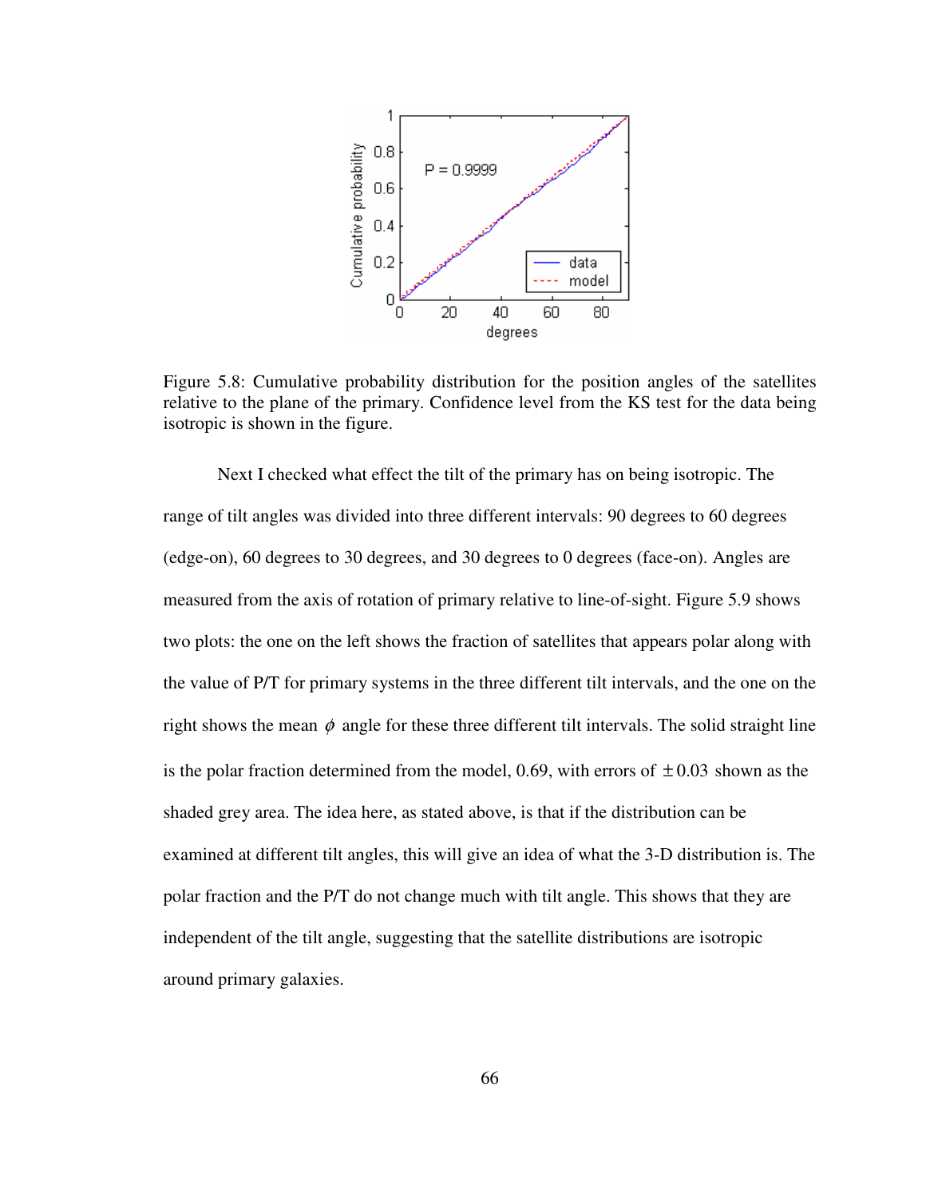Figure 5.8: Cumulative probability distribution for the position angles of the satellites relative to the plane of the primary. Confidence level from the KS test for the data being isotropic is shown in the figure.

Next I checked what effect the tilt of the primary has on being isotropic. The range of tilt angles was divided into three different intervals: 90 degrees to 60 degrees (edge-on), 60 degrees to 30 degrees, and 30 degrees to 0 degrees (face-on). Angles are measured from the axis of rotation of primary relative to line-of-sight. Figure 5.9 shows two plots: the one on the left shows the fraction of satellites that appears polar along with the value of P/T for primary systems in the three different tilt intervals, and the one on the right shows the mean $\phi$ angle for these three different tilt intervals. The solid straight line is the polar fraction determined from the model, 0.69, with errors of $\pm 0.03$ shown as the shaded grey area. The idea here, as stated above, is that if the distribution can be examined at different tilt angles, this will give an idea of what the 3-D distribution is. The polar fraction and the P/T do not change much with tilt angle. This shows that they are independent of the tilt angle, suggesting that the satellite distributions are isotropic around primary galaxies.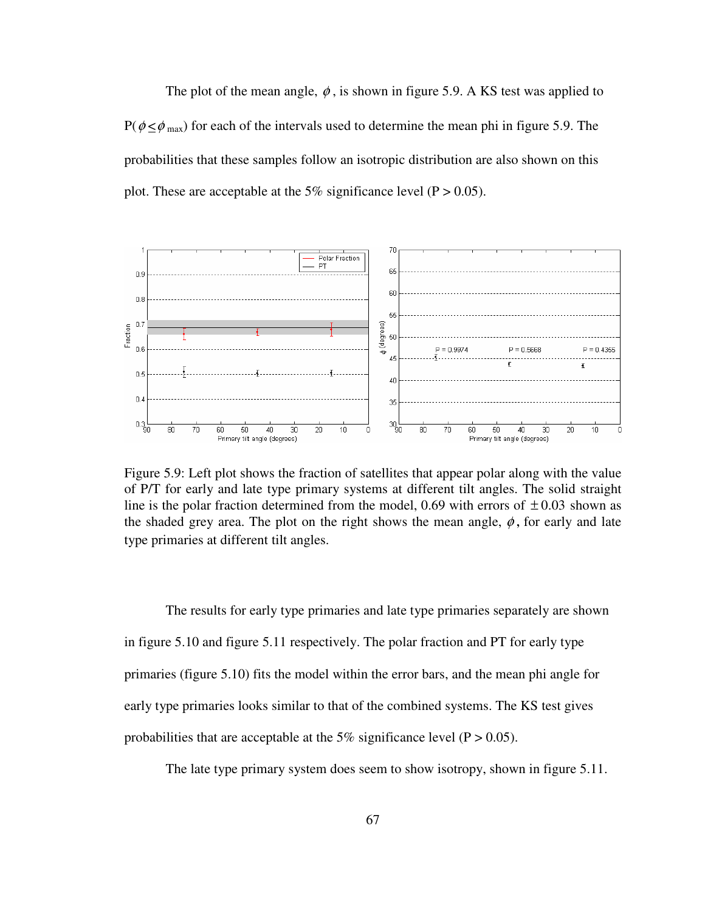The plot of the mean angle, $\phi$, is shown in figure 5.9. A KS test was applied to $P(\phi \leq \phi_{max})$ for each of the intervals used to determine the mean phi in figure 5.9. The probabilities that these samples follow an isotropic distribution are also shown on this plot. These are acceptable at the 5% significance level ($P > 0.05$).

Figure 5.9: Left plot shows the fraction of satellites that appear polar along with the value of P/T for early and late type primary systems at different tilt angles. The solid straight line is the polar fraction determined from the model, 0.69 with errors of $\pm 0.03$ shown as the shaded grey area. The plot on the right shows the mean angle, $\phi$, for early and late type primaries at different tilt angles.

The results for early type primaries and late type primaries separately are shown in figure 5.10 and figure 5.11 respectively. The polar fraction and PT for early type primaries (figure 5.10) fits the model within the error bars, and the mean phi angle for early type primaries looks similar to that of the combined systems. The KS test gives probabilities that are acceptable at the 5% significance level ($P > 0.05$).

The late type primary system does seem to show isotropy, shown in figure 5.11.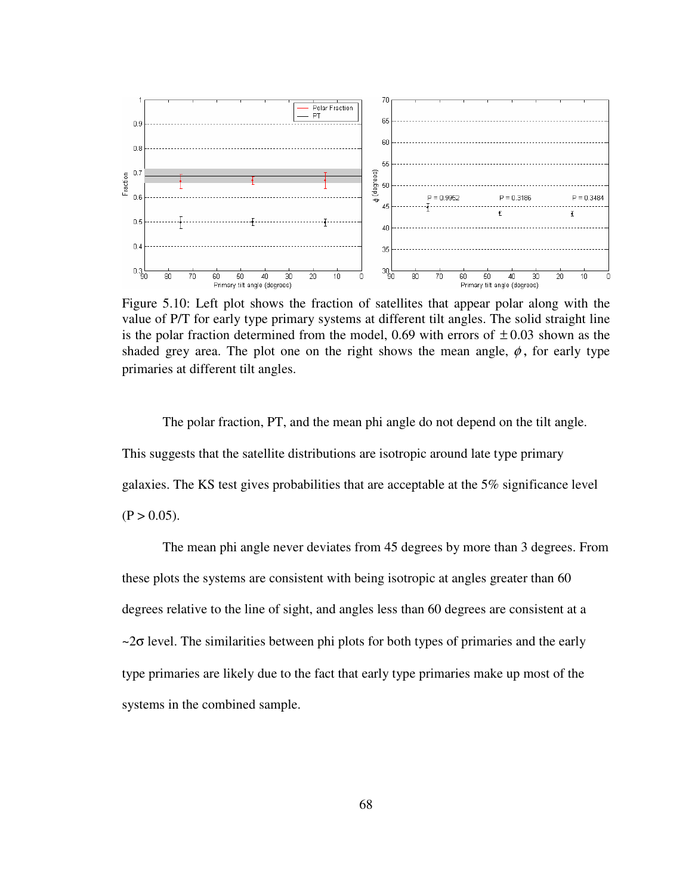Figure 5.10: Left plot shows the fraction of satellites that appear polar along with the value of P/T for early type primary systems at different tilt angles. The solid straight line is the polar fraction determined from the model, 0.69 with errors of $\pm 0.03$ shown as the shaded grey area. The plot one on the right shows the mean angle, $\phi$, for early type primaries at different tilt angles.

The polar fraction, PT, and the mean phi angle do not depend on the tilt angle. This suggests that the satellite distributions are isotropic around late type primary galaxies. The KS test gives probabilities that are acceptable at the 5% significance level ($P > 0.05$).

The mean phi angle never deviates from 45 degrees by more than 3 degrees. From these plots the systems are consistent with being isotropic at angles greater than 60 degrees relative to the line of sight, and angles less than 60 degrees are consistent at a $\sim 2\sigma$ level. The similarities between phi plots for both types of primaries and the early type primaries are likely due to the fact that early type primaries make up most of the systems in the combined sample.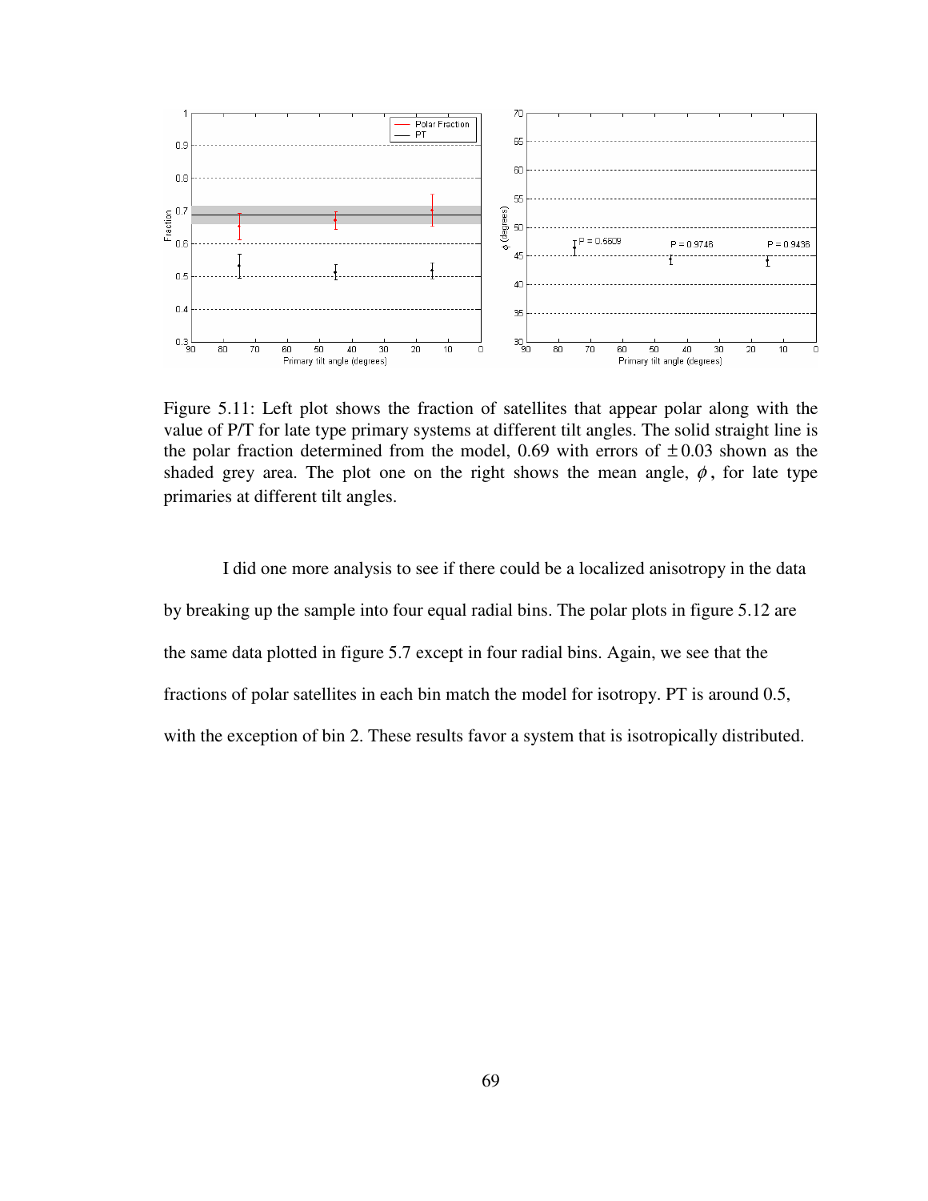Figure 5.11: Left plot shows the fraction of satellites that appear polar along with the value of P/T for late type primary systems at different tilt angles. The solid straight line is the polar fraction determined from the model, 0.69 with errors of $\pm 0.03$ shown as the shaded grey area. The plot one on the right shows the mean angle, $\phi$, for late type primaries at different tilt angles.

I did one more analysis to see if there could be a localized anisotropy in the data by breaking up the sample into four equal radial bins. The polar plots in figure 5.12 are the same data plotted in figure 5.7 except in four radial bins. Again, we see that the fractions of polar satellites in each bin match the model for isotropy. PT is around 0.5, with the exception of bin 2. These results favor a system that is isotropically distributed.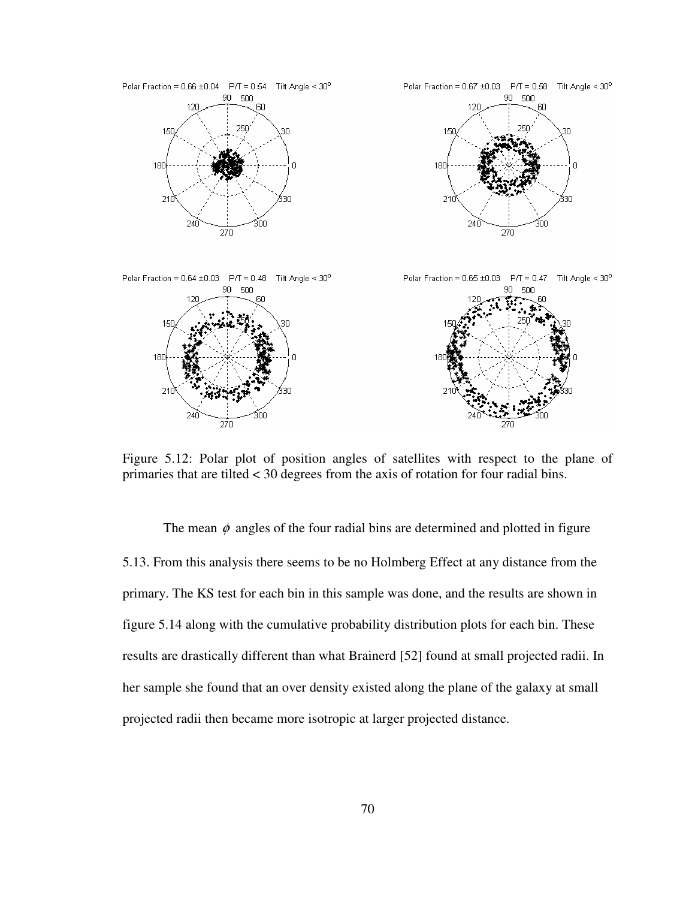Polar Fraction = 0.66 ±0.04 P/T = 0.54 Tilt Angle < 30°

Polar Fraction = 0.67 ±0.03 P/T = 0.58 Tilt Angle < 30°

Polar Fraction = 0.64 ±0.03 P/T = 0.48 Tilt Angle < 30°

Polar Fraction = 0.65 ±0.03 P/T = 0.47 Tilt Angle < 30°

Figure 5.12: Polar plot of position angles of satellites with respect to the plane of primaries that are tilted < 30 degrees from the axis of rotation for four radial bins.

The mean $\phi$ angles of the four radial bins are determined and plotted in figure 5.13. From this analysis there seems to be no Holmberg Effect at any distance from the primary. The KS test for each bin in this sample was done, and the results are shown in figure 5.14 along with the cumulative probability distribution plots for each bin. These results are drastically different than what Brainerd [52] found at small projected radii. In her sample she found that an over density existed along the plane of the galaxy at small projected radii then became more isotropic at larger projected distance.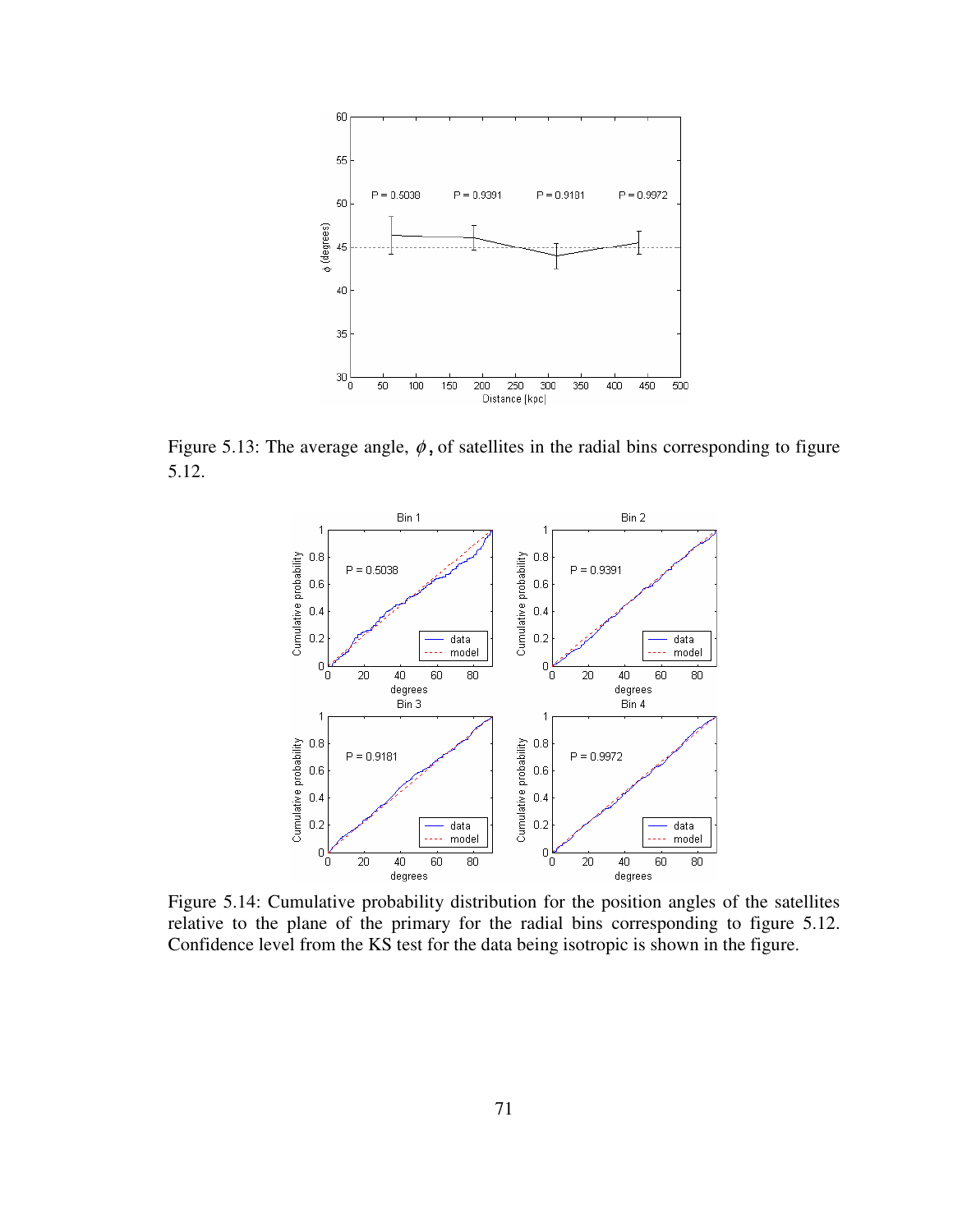Figure 5.13: The average angle, $\phi$, of satellites in the radial bins corresponding to figure 5.12.

Figure 5.14: Cumulative probability distribution for the position angles of the satellites relative to the plane of the primary for the radial bins corresponding to figure 5.12. Confidence level from the KS test for the data being isotropic is shown in the figure.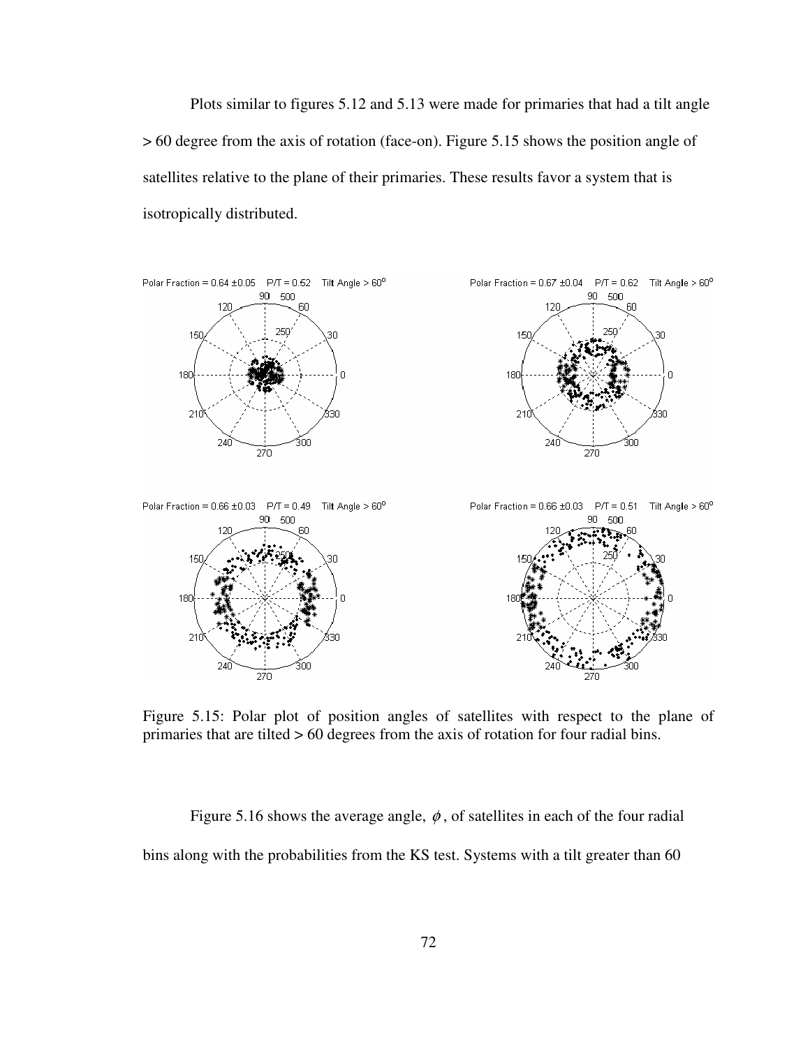Plots similar to figures 5.12 and 5.13 were made for primaries that had a tilt angle > 60 degree from the axis of rotation (face-on). Figure 5.15 shows the position angle of satellites relative to the plane of their primaries. These results favor a system that is isotropically distributed.

Figure 5.15: Polar plot of position angles of satellites with respect to the plane of primaries that are tilted > 60 degrees from the axis of rotation for four radial bins.

Figure 5.16 shows the average angle, $\phi$, of satellites in each of the four radial bins along with the probabilities from the KS test. Systems with a tilt greater than 60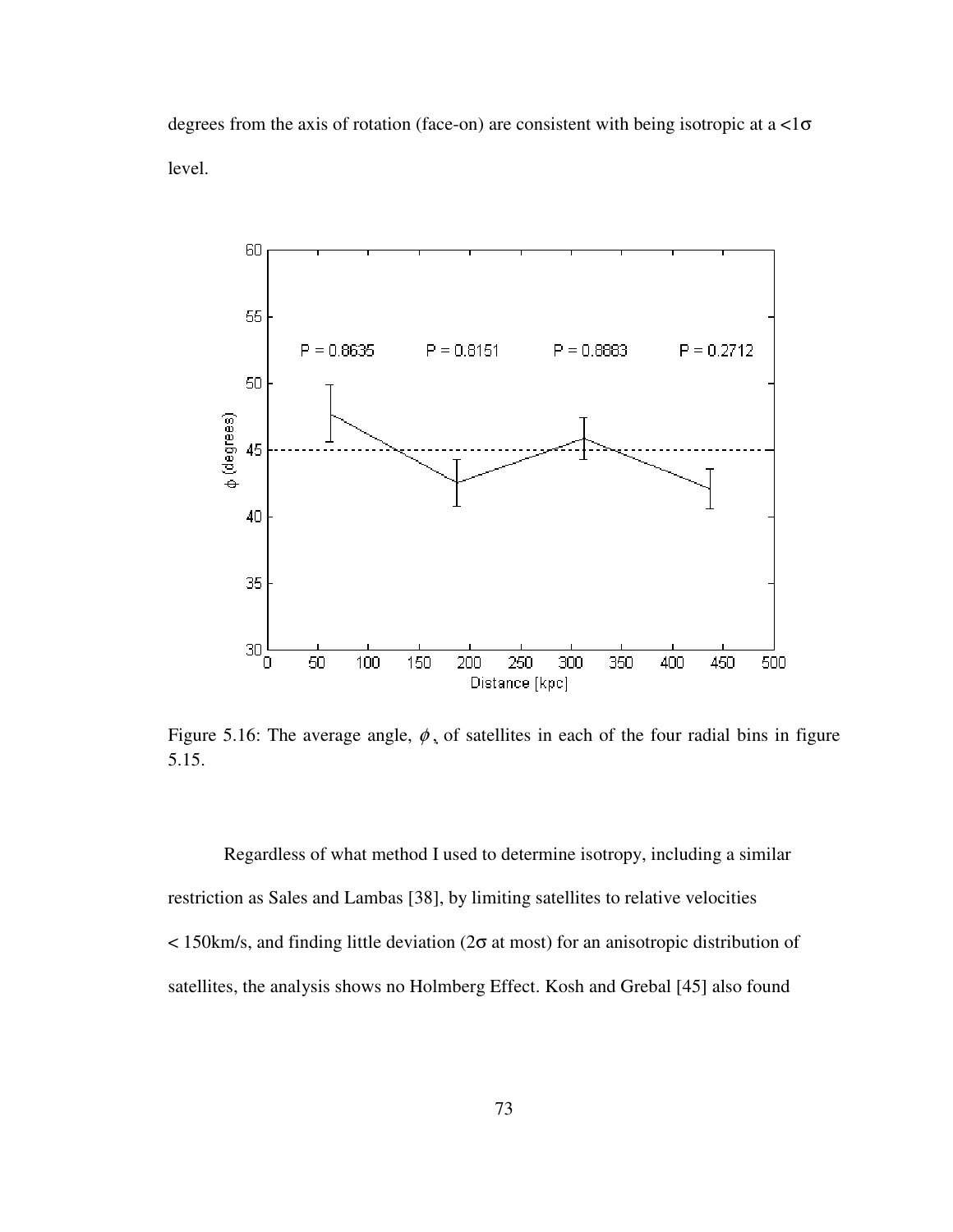degrees from the axis of rotation (face-on) are consistent with being isotropic at a <1σ level.

Figure 5.16: The average angle, $\phi$, of satellites in each of the four radial bins in figure 5.15.

Regardless of what method I used to determine isotropy, including a similar restriction as Sales and Lambas [38], by limiting satellites to relative velocities < 150km/s, and finding little deviation (2σ at most) for an anisotropic distribution of satellites, the analysis shows no Holmberg Effect. Kosh and Grebal [45] also found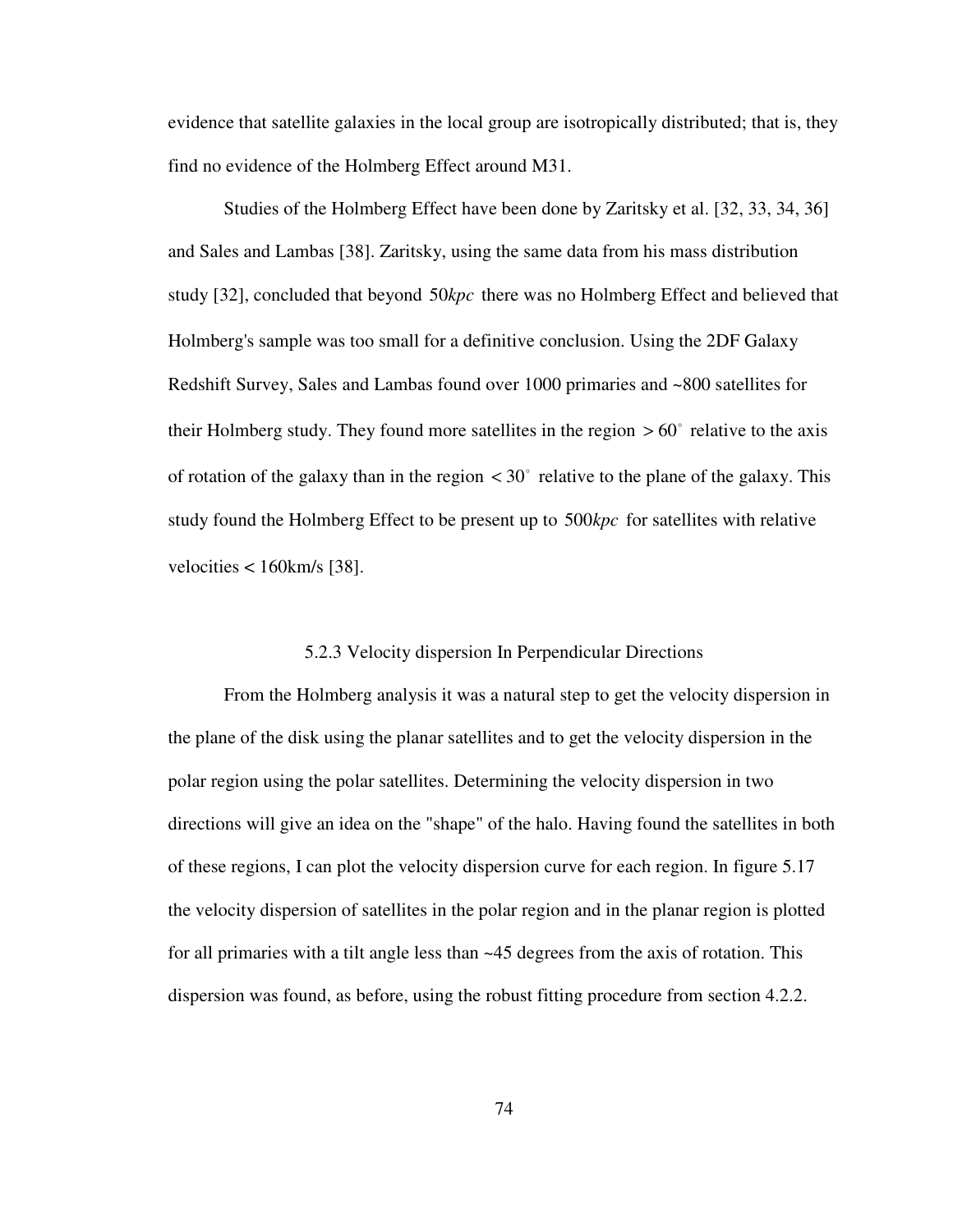evidence that satellite galaxies in the local group are isotropically distributed; that is, they find no evidence of the Holmberg Effect around M31.

Studies of the Holmberg Effect have been done by Zaritsky et al. [32, 33, 34, 36] and Sales and Lambas [38]. Zaritsky, using the same data from his mass distribution study [32], concluded that beyond $50kpc$ there was no Holmberg Effect and believed that Holmberg's sample was too small for a definitive conclusion. Using the 2DF Galaxy Redshift Survey, Sales and Lambas found over 1000 primaries and ~800 satellites for their Holmberg study. They found more satellites in the region $> 60^\circ$ relative to the axis of rotation of the galaxy than in the region $< 30^\circ$ relative to the plane of the galaxy. This study found the Holmberg Effect to be present up to $500kpc$ for satellites with relative velocities < 160km/s [38].

### 5.2.3 Velocity dispersion In Perpendicular Directions

From the Holmberg analysis it was a natural step to get the velocity dispersion in the plane of the disk using the planar satellites and to get the velocity dispersion in the polar region using the polar satellites. Determining the velocity dispersion in two directions will give an idea on the "shape" of the halo. Having found the satellites in both of these regions, I can plot the velocity dispersion curve for each region. In figure 5.17 the velocity dispersion of satellites in the polar region and in the planar region is plotted for all primaries with a tilt angle less than ~45 degrees from the axis of rotation. This dispersion was found, as before, using the robust fitting procedure from section 4.2.2.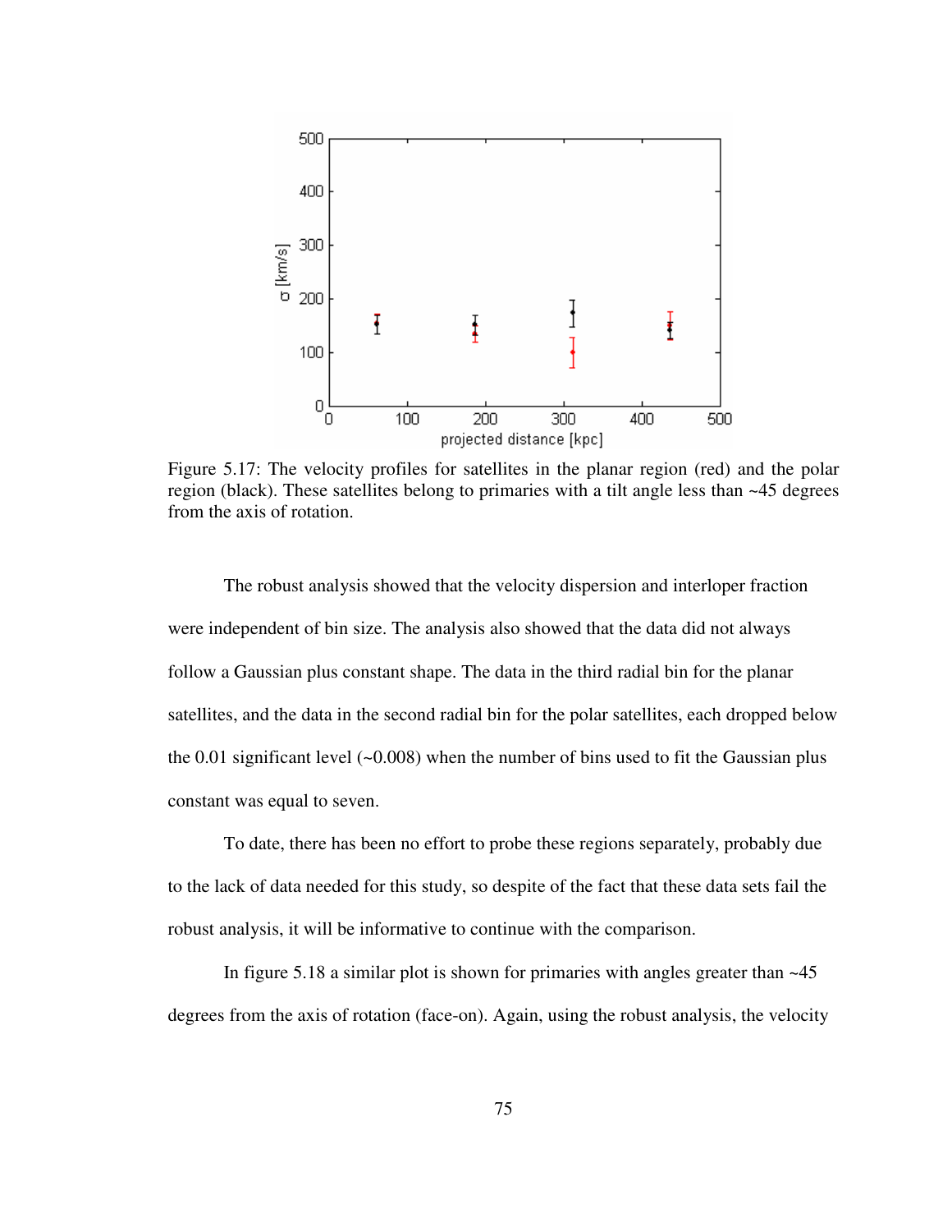Figure 5.17: The velocity profiles for satellites in the planar region (red) and the polar region (black). These satellites belong to primaries with a tilt angle less than ~45 degrees from the axis of rotation.

The robust analysis showed that the velocity dispersion and interloper fraction were independent of bin size. The analysis also showed that the data did not always follow a Gaussian plus constant shape. The data in the third radial bin for the planar satellites, and the data in the second radial bin for the polar satellites, each dropped below the 0.01 significant level (~0.008) when the number of bins used to fit the Gaussian plus constant was equal to seven.

To date, there has been no effort to probe these regions separately, probably due to the lack of data needed for this study, so despite of the fact that these data sets fail the robust analysis, it will be informative to continue with the comparison.

In figure 5.18 a similar plot is shown for primaries with angles greater than ~45 degrees from the axis of rotation (face-on). Again, using the robust analysis, the velocity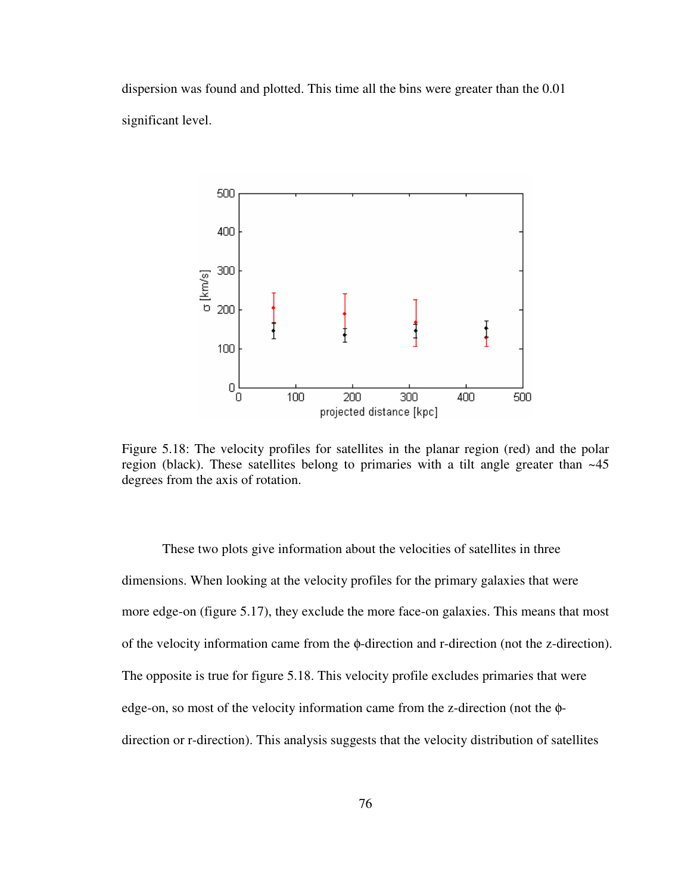dispersion was found and plotted. This time all the bins were greater than the 0.01 significant level.

Figure 5.18: The velocity profiles for satellites in the planar region (red) and the polar region (black). These satellites belong to primaries with a tilt angle greater than ~45 degrees from the axis of rotation.

These two plots give information about the velocities of satellites in three dimensions. When looking at the velocity profiles for the primary galaxies that were more edge-on (figure 5.17), they exclude the more face-on galaxies. This means that most of the velocity information came from the $\phi$-direction and r-direction (not the z-direction). The opposite is true for figure 5.18. This velocity profile excludes primaries that were edge-on, so most of the velocity information came from the z-direction (not the $\phi$-direction or r-direction). This analysis suggests that the velocity distribution of satellites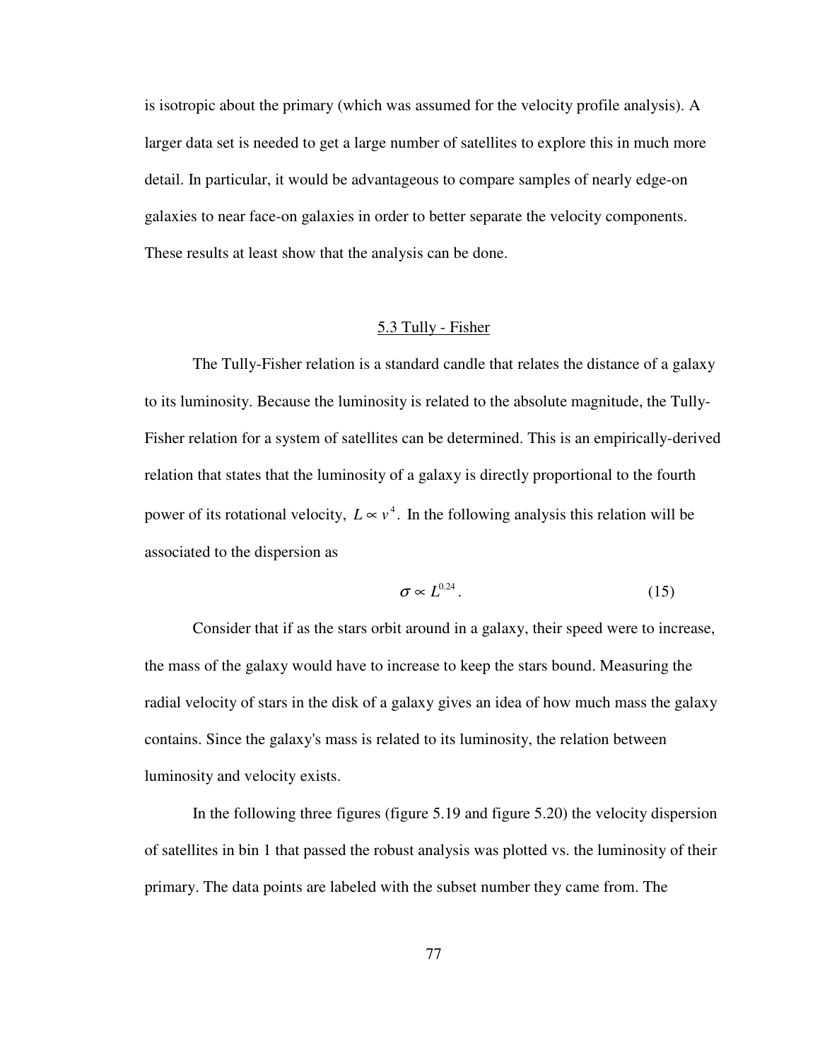is isotropic about the primary (which was assumed for the velocity profile analysis). A larger data set is needed to get a large number of satellites to explore this in much more detail. In particular, it would be advantageous to compare samples of nearly edge-on galaxies to near face-on galaxies in order to better separate the velocity components. These results at least show that the analysis can be done.

## 5.3 Tully - Fisher

The Tully-Fisher relation is a standard candle that relates the distance of a galaxy to its luminosity. Because the luminosity is related to the absolute magnitude, the Tully-Fisher relation for a system of satellites can be determined. This is an empirically-derived relation that states that the luminosity of a galaxy is directly proportional to the fourth power of its rotational velocity, $L \propto v^4$. In the following analysis this relation will be associated to the dispersion as

$$\sigma \propto L^{0.24}. \tag{15}$$

Consider that if as the stars orbit around in a galaxy, their speed were to increase, the mass of the galaxy would have to increase to keep the stars bound. Measuring the radial velocity of stars in the disk of a galaxy gives an idea of how much mass the galaxy contains. Since the galaxy's mass is related to its luminosity, the relation between luminosity and velocity exists.

In the following three figures (figure 5.19 and figure 5.20) the velocity dispersion of satellites in bin 1 that passed the robust analysis was plotted vs. the luminosity of their primary. The data points are labeled with the subset number they came from. The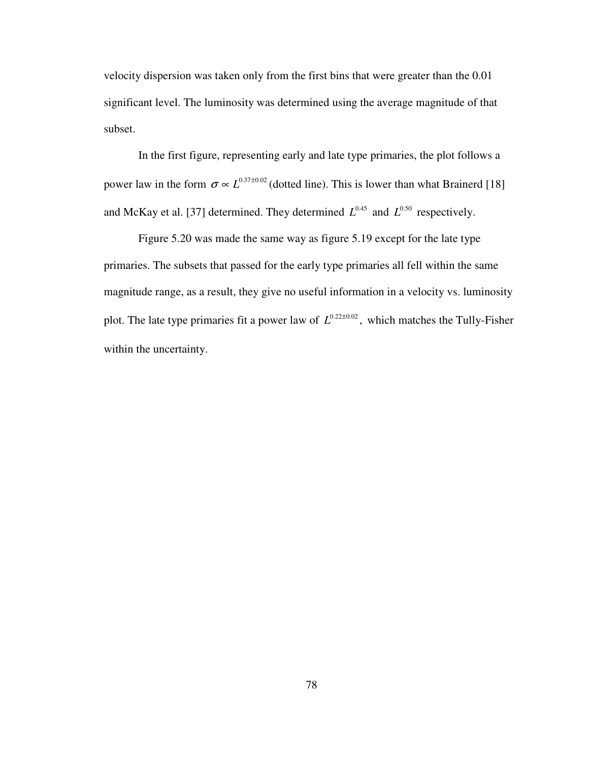velocity dispersion was taken only from the first bins that were greater than the 0.01 significant level. The luminosity was determined using the average magnitude of that subset.

In the first figure, representing early and late type primaries, the plot follows a power law in the form $\sigma \propto L^{0.37\pm0.02}$ (dotted line). This is lower than what Brainerd [18] and McKay et al. [37] determined. They determined $L^{0.45}$ and $L^{0.50}$ respectively.

Figure 5.20 was made the same way as figure 5.19 except for the late type primaries. The subsets that passed for the early type primaries all fell within the same magnitude range, as a result, they give no useful information in a velocity vs. luminosity plot. The late type primaries fit a power law of $L^{0.22\pm0.02}$, which matches the Tully-Fisher within the uncertainty.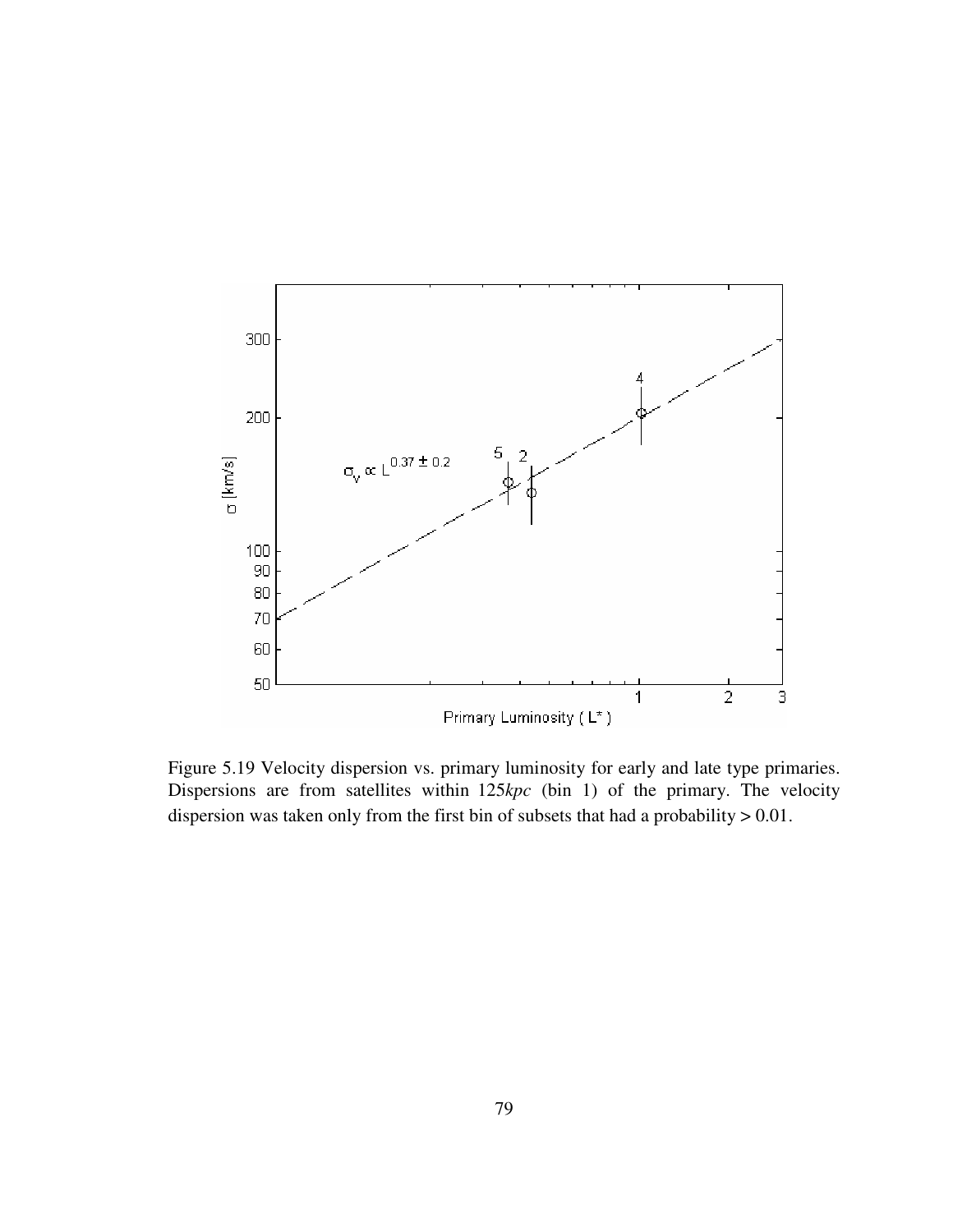Figure 5.19 Velocity dispersion vs. primary luminosity for early and late type primaries. Dispersions are from satellites within 125*kpc* (bin 1) of the primary. The velocity dispersion was taken only from the first bin of subsets that had a probability > 0.01.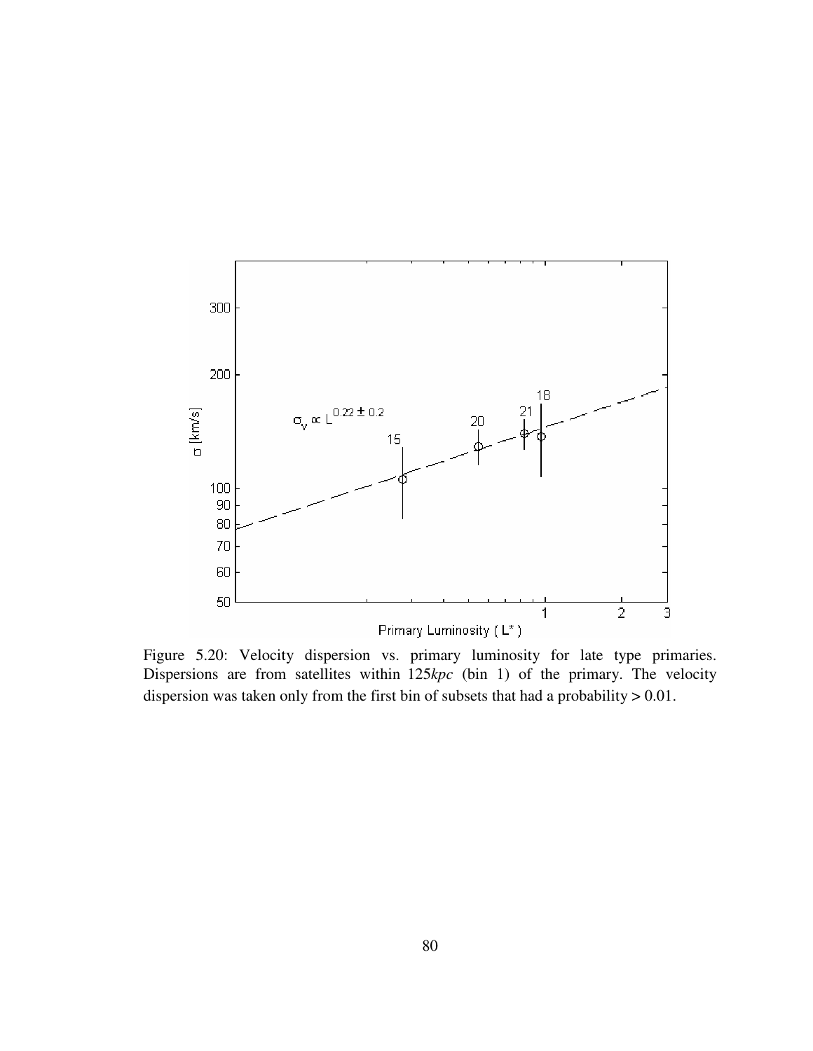Figure 5.20: Velocity dispersion vs. primary luminosity for late type primaries. Dispersions are from satellites within 125*kpc* (bin 1) of the primary. The velocity dispersion was taken only from the first bin of subsets that had a probability > 0.01.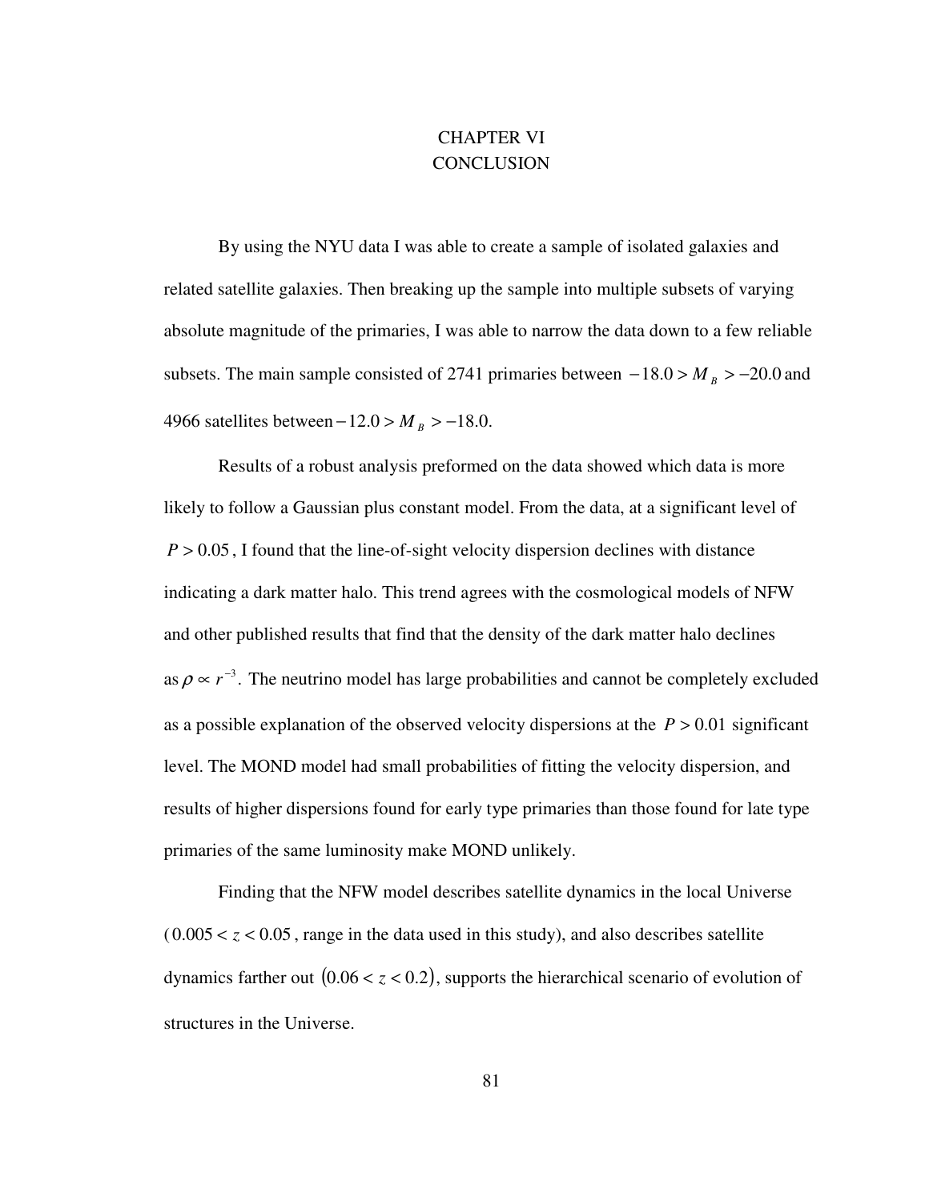# CHAPTER VI
# CONCLUSION

By using the NYU data I was able to create a sample of isolated galaxies and related satellite galaxies. Then breaking up the sample into multiple subsets of varying absolute magnitude of the primaries, I was able to narrow the data down to a few reliable subsets. The main sample consisted of 2741 primaries between $-18.0 > M_B > -20.0$ and 4966 satellites between $-12.0 > M_B > -18.0$.

Results of a robust analysis preformed on the data showed which data is more likely to follow a Gaussian plus constant model. From the data, at a significant level of $P > 0.05$, I found that the line-of-sight velocity dispersion declines with distance indicating a dark matter halo. This trend agrees with the cosmological models of NFW and other published results that find that the density of the dark matter halo declines as $\rho \propto r^{-3}$. The neutrino model has large probabilities and cannot be completely excluded as a possible explanation of the observed velocity dispersions at the $P > 0.01$ significant level. The MOND model had small probabilities of fitting the velocity dispersion, and results of higher dispersions found for early type primaries than those found for late type primaries of the same luminosity make MOND unlikely.

Finding that the NFW model describes satellite dynamics in the local Universe ($0.005 < z < 0.05$, range in the data used in this study), and also describes satellite dynamics farther out $(0.06 < z < 0.2)$, supports the hierarchical scenario of evolution of structures in the Universe.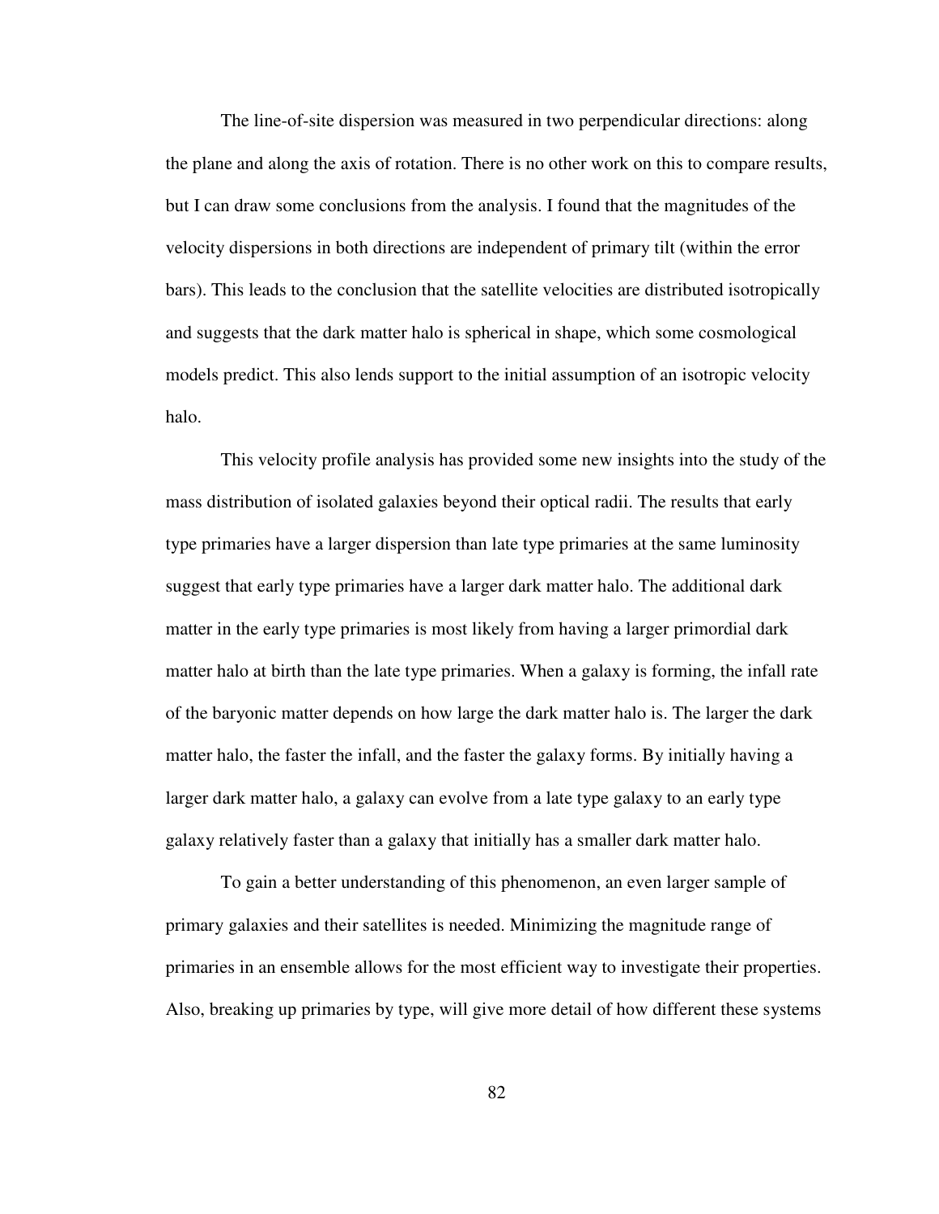The line-of-site dispersion was measured in two perpendicular directions: along the plane and along the axis of rotation. There is no other work on this to compare results, but I can draw some conclusions from the analysis. I found that the magnitudes of the velocity dispersions in both directions are independent of primary tilt (within the error bars). This leads to the conclusion that the satellite velocities are distributed isotropically and suggests that the dark matter halo is spherical in shape, which some cosmological models predict. This also lends support to the initial assumption of an isotropic velocity halo.

This velocity profile analysis has provided some new insights into the study of the mass distribution of isolated galaxies beyond their optical radii. The results that early type primaries have a larger dispersion than late type primaries at the same luminosity suggest that early type primaries have a larger dark matter halo. The additional dark matter in the early type primaries is most likely from having a larger primordial dark matter halo at birth than the late type primaries. When a galaxy is forming, the infall rate of the baryonic matter depends on how large the dark matter halo is. The larger the dark matter halo, the faster the infall, and the faster the galaxy forms. By initially having a larger dark matter halo, a galaxy can evolve from a late type galaxy to an early type galaxy relatively faster than a galaxy that initially has a smaller dark matter halo.

To gain a better understanding of this phenomenon, an even larger sample of primary galaxies and their satellites is needed. Minimizing the magnitude range of primaries in an ensemble allows for the most efficient way to investigate their properties. Also, breaking up primaries by type, will give more detail of how different these systems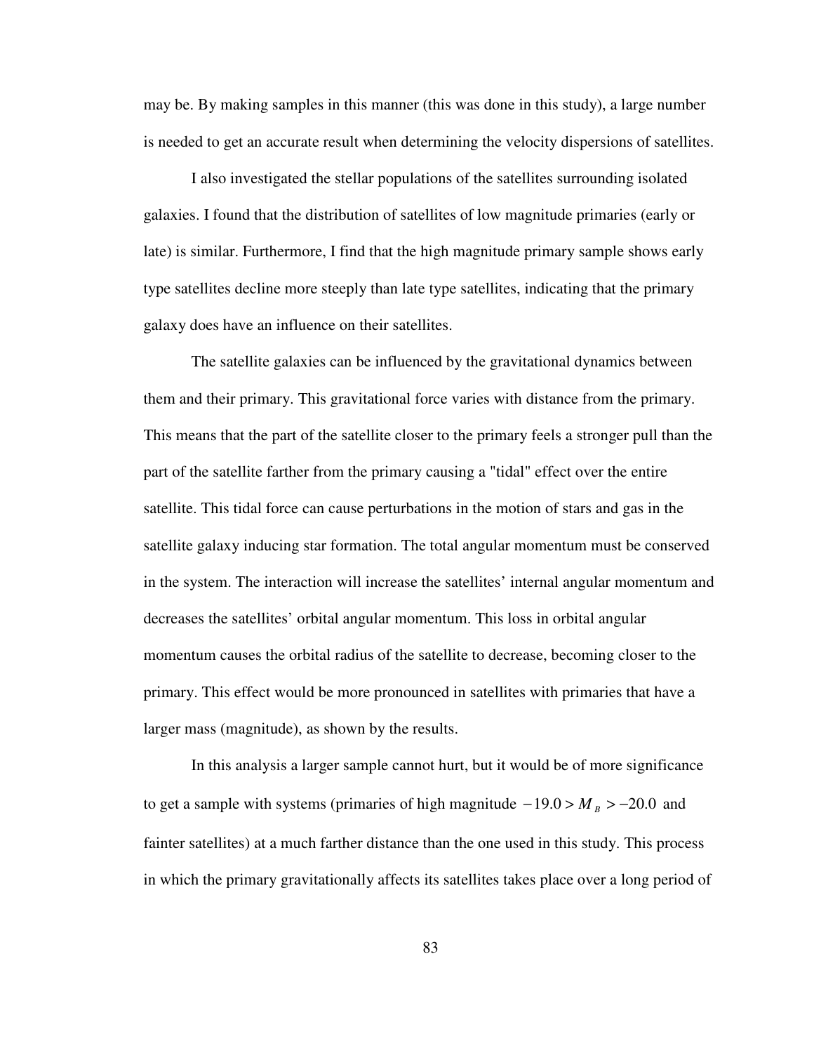may be. By making samples in this manner (this was done in this study), a large number is needed to get an accurate result when determining the velocity dispersions of satellites.

I also investigated the stellar populations of the satellites surrounding isolated galaxies. I found that the distribution of satellites of low magnitude primaries (early or late) is similar. Furthermore, I find that the high magnitude primary sample shows early type satellites decline more steeply than late type satellites, indicating that the primary galaxy does have an influence on their satellites.

The satellite galaxies can be influenced by the gravitational dynamics between them and their primary. This gravitational force varies with distance from the primary. This means that the part of the satellite closer to the primary feels a stronger pull than the part of the satellite farther from the primary causing a "tidal" effect over the entire satellite. This tidal force can cause perturbations in the motion of stars and gas in the satellite galaxy inducing star formation. The total angular momentum must be conserved in the system. The interaction will increase the satellites' internal angular momentum and decreases the satellites' orbital angular momentum. This loss in orbital angular momentum causes the orbital radius of the satellite to decrease, becoming closer to the primary. This effect would be more pronounced in satellites with primaries that have a larger mass (magnitude), as shown by the results.

In this analysis a larger sample cannot hurt, but it would be of more significance to get a sample with systems (primaries of high magnitude $-19.0 > M_B > -20.0$ and fainter satellites) at a much farther distance than the one used in this study. This process in which the primary gravitationally affects its satellites takes place over a long period of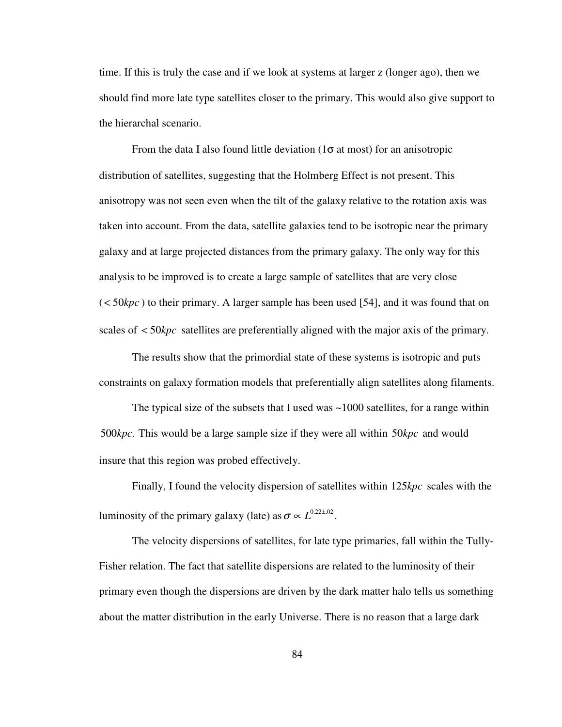time. If this is truly the case and if we look at systems at larger z (longer ago), then we should find more late type satellites closer to the primary. This would also give support to the hierarchal scenario.

From the data I also found little deviation ($1\sigma$ at most) for an anisotropic distribution of satellites, suggesting that the Holmberg Effect is not present. This anisotropy was not seen even when the tilt of the galaxy relative to the rotation axis was taken into account. From the data, satellite galaxies tend to be isotropic near the primary galaxy and at large projected distances from the primary galaxy. The only way for this analysis to be improved is to create a large sample of satellites that are very close ($< 50kpc$) to their primary. A larger sample has been used [54], and it was found that on scales of $< 50kpc$ satellites are preferentially aligned with the major axis of the primary.

The results show that the primordial state of these systems is isotropic and puts constraints on galaxy formation models that preferentially align satellites along filaments.

The typical size of the subsets that I used was ~1000 satellites, for a range within $500kpc$. This would be a large sample size if they were all within $50kpc$ and would insure that this region was probed effectively.

Finally, I found the velocity dispersion of satellites within $125kpc$ scales with the luminosity of the primary galaxy (late) as $\sigma \propto L^{0.22\pm.02}$.

The velocity dispersions of satellites, for late type primaries, fall within the Tully-Fisher relation. The fact that satellite dispersions are related to the luminosity of their primary even though the dispersions are driven by the dark matter halo tells us something about the matter distribution in the early Universe. There is no reason that a large dark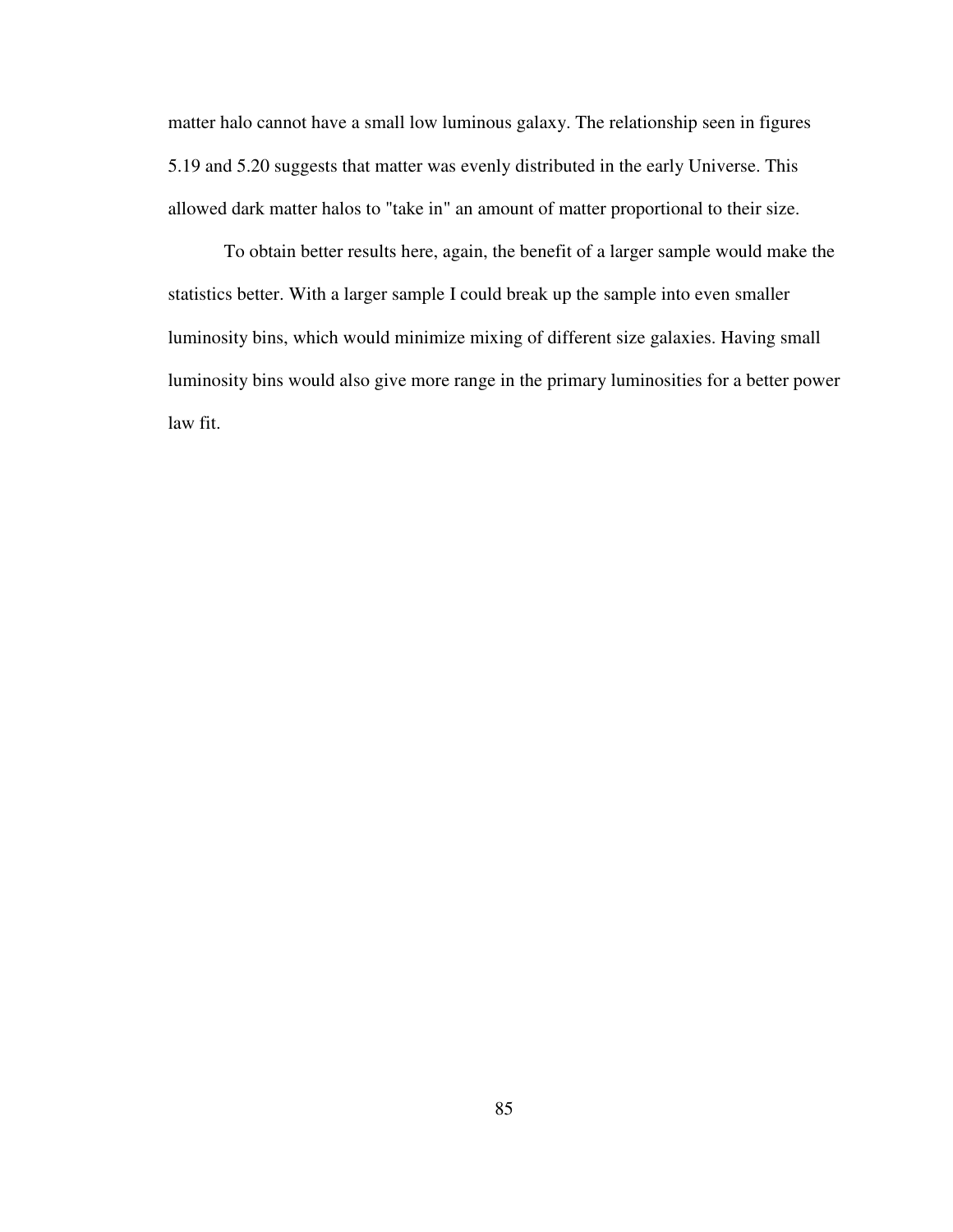matter halo cannot have a small low luminous galaxy. The relationship seen in figures 5.19 and 5.20 suggests that matter was evenly distributed in the early Universe. This allowed dark matter halos to "take in" an amount of matter proportional to their size.

To obtain better results here, again, the benefit of a larger sample would make the statistics better. With a larger sample I could break up the sample into even smaller luminosity bins, which would minimize mixing of different size galaxies. Having small luminosity bins would also give more range in the primary luminosities for a better power law fit.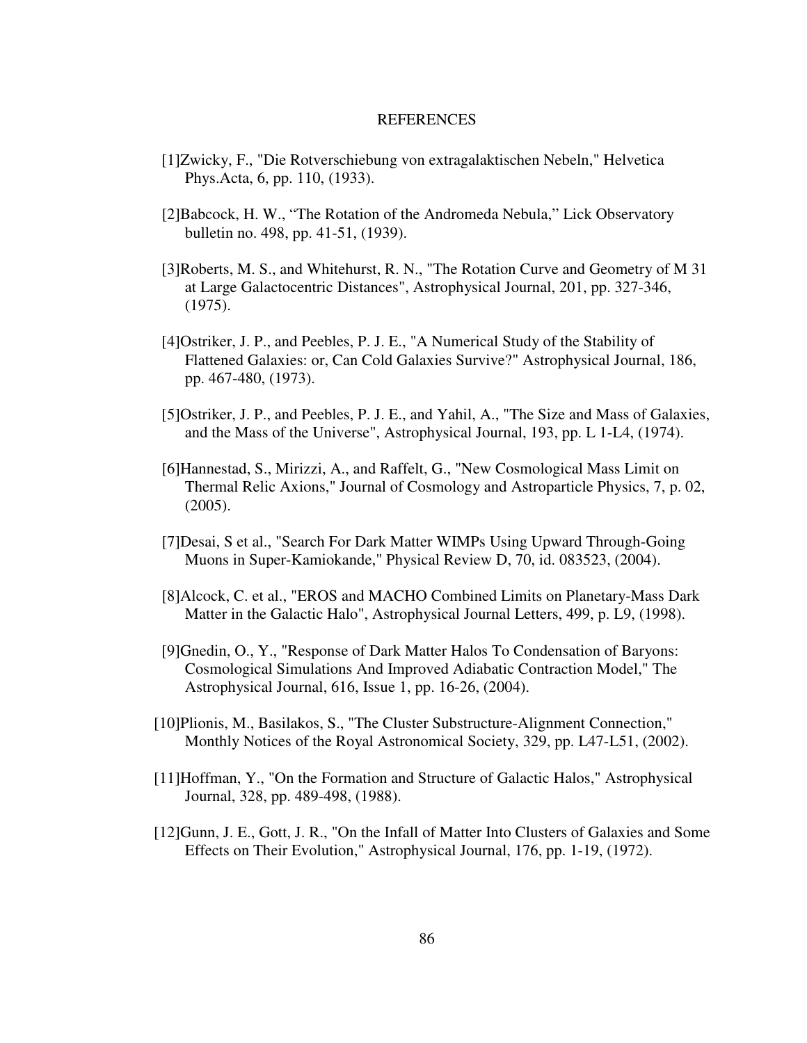# REFERENCES

[1]Zwicky, F., "Die Rotverschiebung von extragalaktischen Nebeln," Helvetica Phys.Acta, 6, pp. 110, (1933).

[2]Babcock, H. W., "The Rotation of the Andromeda Nebula," Lick Observatory bulletin no. 498, pp. 41-51, (1939).

[3]Roberts, M. S., and Whitehurst, R. N., "The Rotation Curve and Geometry of M 31 at Large Galactocentric Distances", Astrophysical Journal, 201, pp. 327-346, (1975).

[4]Ostriker, J. P., and Peebles, P. J. E., "A Numerical Study of the Stability of Flattened Galaxies: or, Can Cold Galaxies Survive?" Astrophysical Journal, 186, pp. 467-480, (1973).

[5]Ostriker, J. P., and Peebles, P. J. E., and Yahil, A., "The Size and Mass of Galaxies, and the Mass of the Universe", Astrophysical Journal, 193, pp. L 1-L4, (1974).

[6]Hannestad, S., Mirizzi, A., and Raffelt, G., "New Cosmological Mass Limit on Thermal Relic Axions," Journal of Cosmology and Astroparticle Physics, 7, p. 02, (2005).

[7]Desai, S et al., "Search For Dark Matter WIMPs Using Upward Through-Going Muons in Super-Kamiokande," Physical Review D, 70, id. 083523, (2004).

[8]Alcock, C. et al., "EROS and MACHO Combined Limits on Planetary-Mass Dark Matter in the Galactic Halo", Astrophysical Journal Letters, 499, p. L9, (1998).

[9]Gnedin, O., Y., "Response of Dark Matter Halos To Condensation of Baryons: Cosmological Simulations And Improved Adiabatic Contraction Model," The Astrophysical Journal, 616, Issue 1, pp. 16-26, (2004).

[10]Plionis, M., Basilakos, S., "The Cluster Substructure-Alignment Connection," Monthly Notices of the Royal Astronomical Society, 329, pp. L47-L51, (2002).

[11]Hoffman, Y., "On the Formation and Structure of Galactic Halos," Astrophysical Journal, 328, pp. 489-498, (1988).

[12]Gunn, J. E., Gott, J. R., "On the Infall of Matter Into Clusters of Galaxies and Some Effects on Their Evolution," Astrophysical Journal, 176, pp. 1-19, (1972).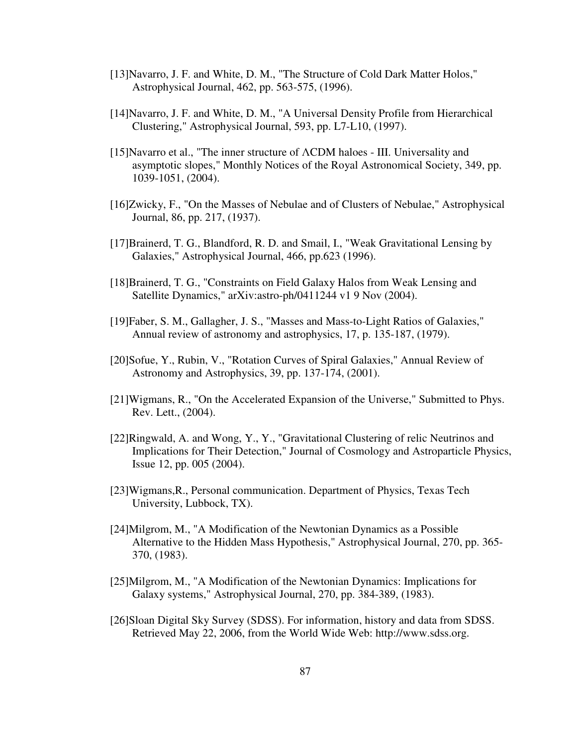[13]Navarro, J. F. and White, D. M., "The Structure of Cold Dark Matter Holos," Astrophysical Journal, 462, pp. 563-575, (1996).

[14]Navarro, J. F. and White, D. M., "A Universal Density Profile from Hierarchical Clustering," Astrophysical Journal, 593, pp. L7-L10, (1997).

[15]Navarro et al., "The inner structure of ΛCDM haloes - III. Universality and asymptotic slopes," Monthly Notices of the Royal Astronomical Society, 349, pp. 1039-1051, (2004).

[16]Zwicky, F., "On the Masses of Nebulae and of Clusters of Nebulae," Astrophysical Journal, 86, pp. 217, (1937).

[17]Brainerd, T. G., Blandford, R. D. and Smail, I., "Weak Gravitational Lensing by Galaxies," Astrophysical Journal, 466, pp.623 (1996).

[18]Brainerd, T. G., "Constraints on Field Galaxy Halos from Weak Lensing and Satellite Dynamics," arXiv:astro-ph/0411244 v1 9 Nov (2004).

[19]Faber, S. M., Gallagher, J. S., "Masses and Mass-to-Light Ratios of Galaxies," Annual review of astronomy and astrophysics, 17, p. 135-187, (1979).

[20]Sofue, Y., Rubin, V., "Rotation Curves of Spiral Galaxies," Annual Review of Astronomy and Astrophysics, 39, pp. 137-174, (2001).

[21]Wigmans, R., "On the Accelerated Expansion of the Universe," Submitted to Phys. Rev. Lett., (2004).

[22]Ringwald, A. and Wong, Y., Y., "Gravitational Clustering of relic Neutrinos and Implications for Their Detection," Journal of Cosmology and Astroparticle Physics, Issue 12, pp. 005 (2004).

[23]Wigmans,R., Personal communication. Department of Physics, Texas Tech University, Lubbock, TX).

[24]Milgrom, M., "A Modification of the Newtonian Dynamics as a Possible Alternative to the Hidden Mass Hypothesis," Astrophysical Journal, 270, pp. 365-370, (1983).

[25]Milgrom, M., "A Modification of the Newtonian Dynamics: Implications for Galaxy systems," Astrophysical Journal, 270, pp. 384-389, (1983).

[26]Sloan Digital Sky Survey (SDSS). For information, history and data from SDSS. Retrieved May 22, 2006, from the World Wide Web: http://www.sdss.org.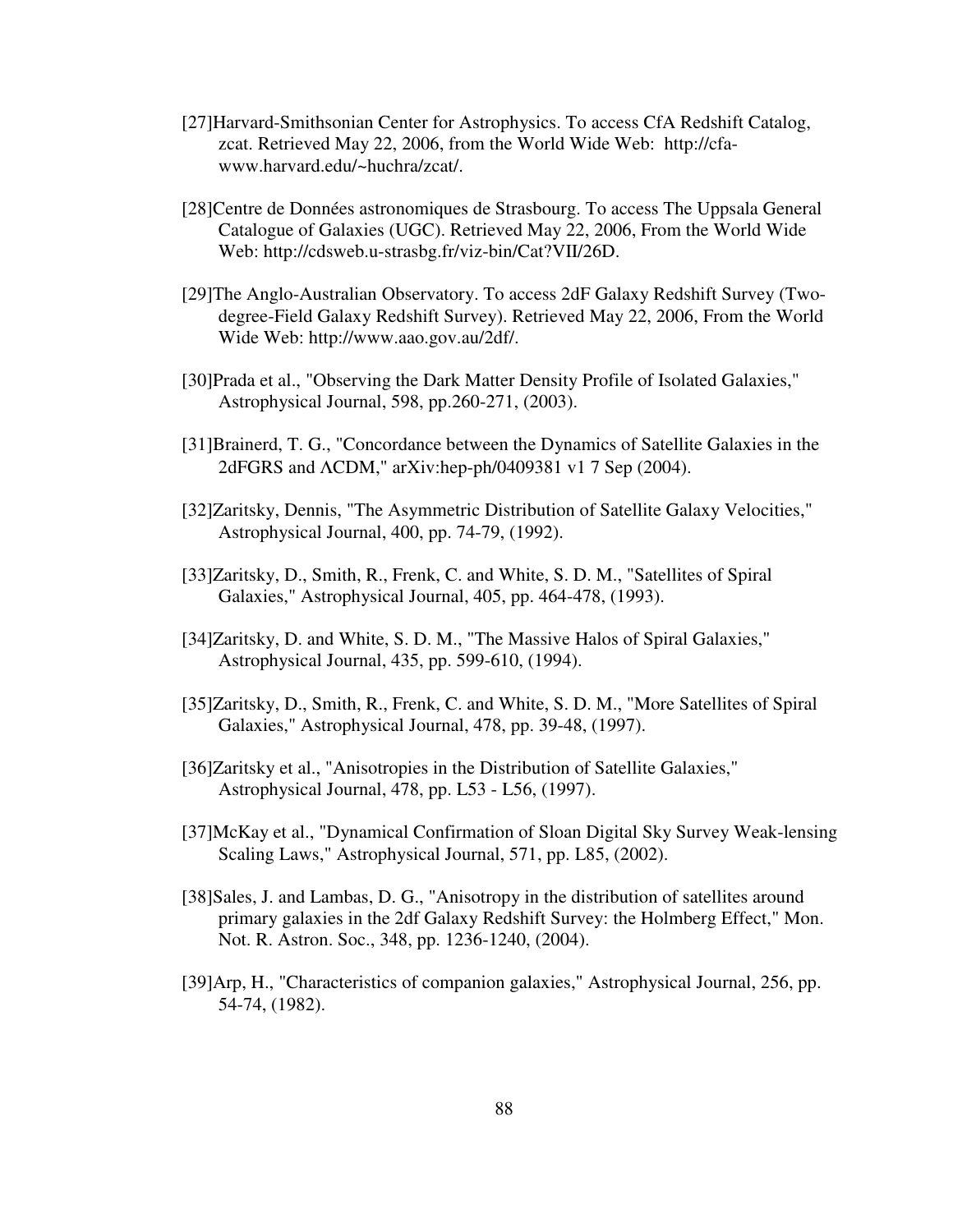[27]Harvard-Smithsonian Center for Astrophysics. To access CfA Redshift Catalog, zcat. Retrieved May 22, 2006, from the World Wide Web: http://cfa-www.harvard.edu/~huchra/zcat/.

[28]Centre de Données astronomiques de Strasbourg. To access The Uppsala General Catalogue of Galaxies (UGC). Retrieved May 22, 2006, From the World Wide Web: http://cdsweb.u-strasbg.fr/viz-bin/Cat?VII/26D.

[29]The Anglo-Australian Observatory. To access 2dF Galaxy Redshift Survey (Two-degree-Field Galaxy Redshift Survey). Retrieved May 22, 2006, From the World Wide Web: http://www.aao.gov.au/2df/.

[30]Prada et al., "Observing the Dark Matter Density Profile of Isolated Galaxies," Astrophysical Journal, 598, pp.260-271, (2003).

[31]Brainerd, T. G., "Concordance between the Dynamics of Satellite Galaxies in the 2dFGRS and ΛCDM," arXiv:hep-ph/0409381 v1 7 Sep (2004).

[32]Zaritsky, Dennis, "The Asymmetric Distribution of Satellite Galaxy Velocities," Astrophysical Journal, 400, pp. 74-79, (1992).

[33]Zaritsky, D., Smith, R., Frenk, C. and White, S. D. M., "Satellites of Spiral Galaxies," Astrophysical Journal, 405, pp. 464-478, (1993).

[34]Zaritsky, D. and White, S. D. M., "The Massive Halos of Spiral Galaxies," Astrophysical Journal, 435, pp. 599-610, (1994).

[35]Zaritsky, D., Smith, R., Frenk, C. and White, S. D. M., "More Satellites of Spiral Galaxies," Astrophysical Journal, 478, pp. 39-48, (1997).

[36]Zaritsky et al., "Anisotropies in the Distribution of Satellite Galaxies," Astrophysical Journal, 478, pp. L53 - L56, (1997).

[37]McKay et al., "Dynamical Confirmation of Sloan Digital Sky Survey Weak-lensing Scaling Laws," Astrophysical Journal, 571, pp. L85, (2002).

[38]Sales, J. and Lambas, D. G., "Anisotropy in the distribution of satellites around primary galaxies in the 2df Galaxy Redshift Survey: the Holmberg Effect," Mon. Not. R. Astron. Soc., 348, pp. 1236-1240, (2004).

[39]Arp, H., "Characteristics of companion galaxies," Astrophysical Journal, 256, pp. 54-74, (1982).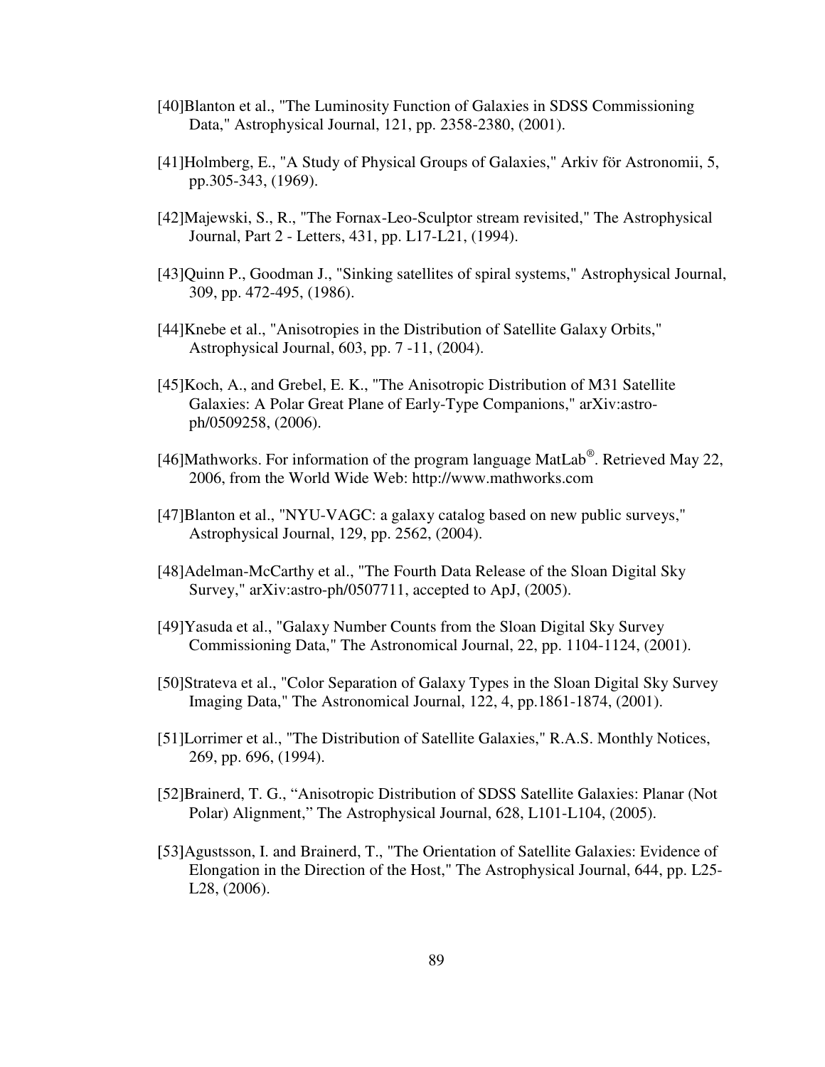[40]Blanton et al., "The Luminosity Function of Galaxies in SDSS Commissioning Data," Astrophysical Journal, 121, pp. 2358-2380, (2001).

[41]Holmberg, E., "A Study of Physical Groups of Galaxies," Arkiv för Astronomii, 5, pp.305-343, (1969).

[42]Majewski, S., R., "The Fornax-Leo-Sculptor stream revisited," The Astrophysical Journal, Part 2 - Letters, 431, pp. L17-L21, (1994).

[43]Quinn P., Goodman J., "Sinking satellites of spiral systems," Astrophysical Journal, 309, pp. 472-495, (1986).

[44]Knebe et al., "Anisotropies in the Distribution of Satellite Galaxy Orbits," Astrophysical Journal, 603, pp. 7 -11, (2004).

[45]Koch, A., and Grebel, E. K., "The Anisotropic Distribution of M31 Satellite Galaxies: A Polar Great Plane of Early-Type Companions," arXiv:astro-ph/0509258, (2006).

[46]Mathworks. For information of the program language MatLab®. Retrieved May 22, 2006, from the World Wide Web: http://www.mathworks.com

[47]Blanton et al., "NYU-VAGC: a galaxy catalog based on new public surveys," Astrophysical Journal, 129, pp. 2562, (2004).

[48]Adelman-McCarthy et al., "The Fourth Data Release of the Sloan Digital Sky Survey," arXiv:astro-ph/0507711, accepted to ApJ, (2005).

[49]Yasuda et al., "Galaxy Number Counts from the Sloan Digital Sky Survey Commissioning Data," The Astronomical Journal, 22, pp. 1104-1124, (2001).

[50]Strateva et al., "Color Separation of Galaxy Types in the Sloan Digital Sky Survey Imaging Data," The Astronomical Journal, 122, 4, pp.1861-1874, (2001).

[51]Lorrimer et al., "The Distribution of Satellite Galaxies," R.A.S. Monthly Notices, 269, pp. 696, (1994).

[52]Brainerd, T. G., "Anisotropic Distribution of SDSS Satellite Galaxies: Planar (Not Polar) Alignment," The Astrophysical Journal, 628, L101-L104, (2005).

[53]Agustsson, I. and Brainerd, T., "The Orientation of Satellite Galaxies: Evidence of Elongation in the Direction of the Host," The Astrophysical Journal, 644, pp. L25-L28, (2006).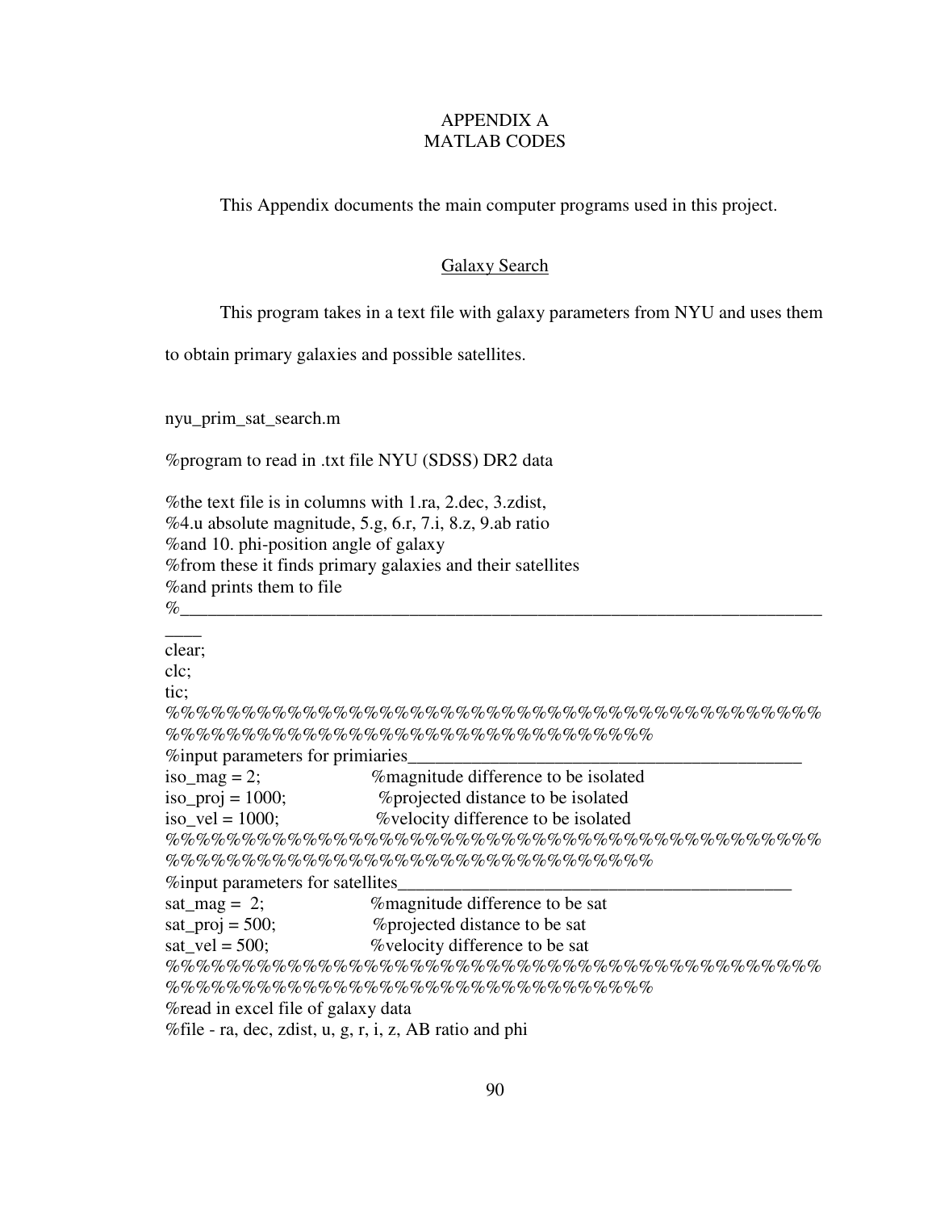# APPENDIX A
# MATLAB CODES

This Appendix documents the main computer programs used in this project.

## Galaxy Search

This program takes in a text file with galaxy parameters from NYU and uses them to obtain primary galaxies and possible satellites.

nyu_prim_sat_search.m

```
%program to read in .txt file NYU (SDSS) DR2 data

%the text file is in columns with 1.ra, 2.dec, 3.zdist,
%4.u absolute magnitude, 5.g, 6.r, 7.i, 8.z, 9.ab ratio
%and 10. phi-position angle of galaxy
%from these it finds primary galaxies and their satellites
%and prints them to file
%__________________________________________________________________________
clear;
clc;
tic;
%%%%%%%%%%%%%%%%%%%%%%%%%%%%%%%%%%%%%%%%%%%%%%%%%%%%%%%%%%%%%%%%%%%%%%%%%%%%
%input parameters for primiaries____________________________________________
iso_mag = 2;              %magnitude difference to be isolated
iso_proj = 1000;          %projected distance to be isolated
iso_vel = 1000;           %velocity difference to be isolated
%%%%%%%%%%%%%%%%%%%%%%%%%%%%%%%%%%%%%%%%%%%%%%%%%%%%%%%%%%%%%%%%%%%%%%%%%%%%
%input parameters for satellites____________________________________________
sat_mag =  2;             %magnitude difference to be sat
sat_proj = 500;           %projected distance to be sat
sat_vel = 500;            %velocity difference to be sat
%%%%%%%%%%%%%%%%%%%%%%%%%%%%%%%%%%%%%%%%%%%%%%%%%%%%%%%%%%%%%%%%%%%%%%%%%%%%
%read in excel file of galaxy data
%file - ra, dec, zdist, u, g, r, i, z, AB ratio and phi
```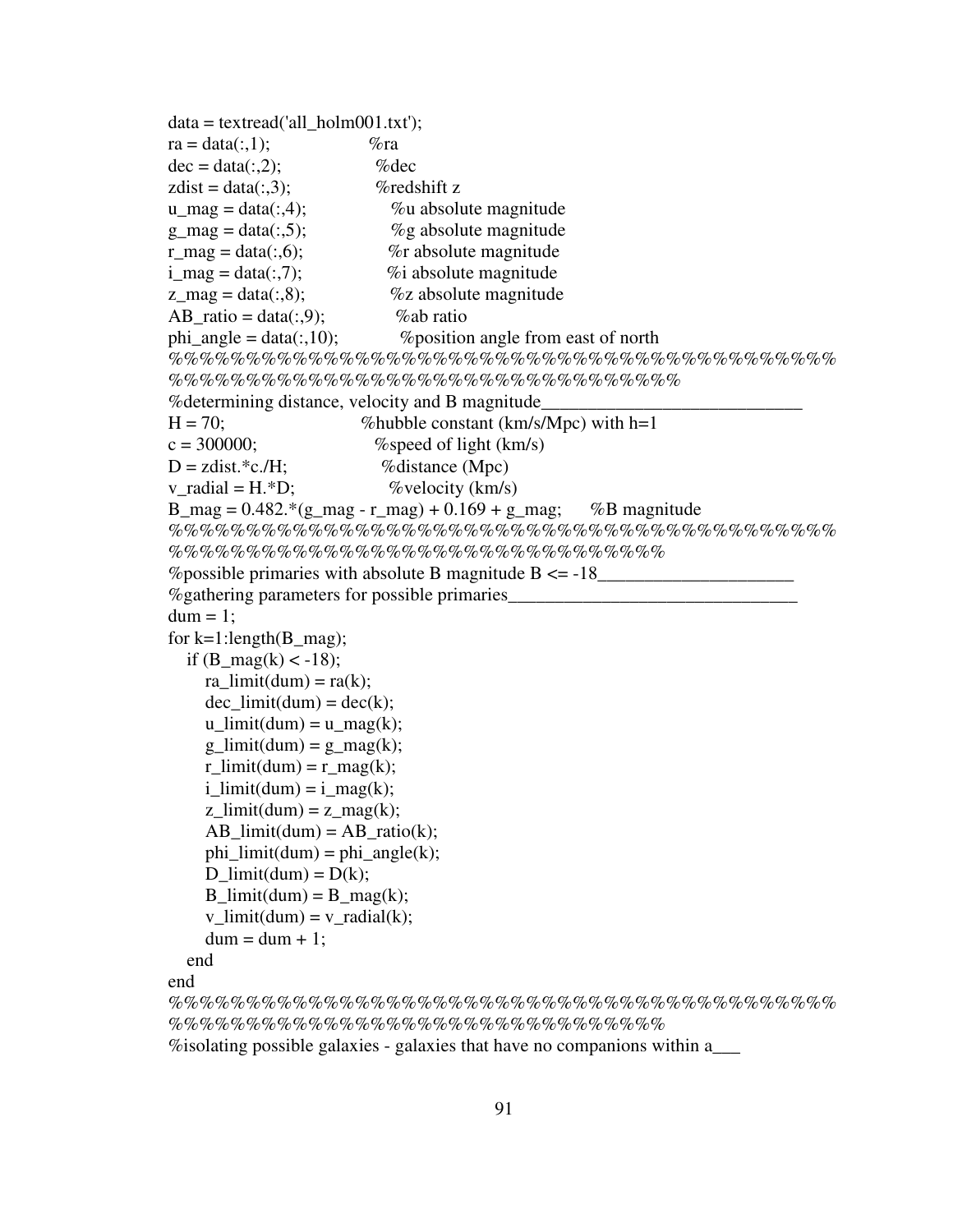```
data = textread('all_holm001.txt');
ra = data(:,1);                    %ra
dec = data(:,2);                   %dec
zdist = data(:,3);                 %redshift z
u_mag = data(:,4);                 %u absolute magnitude
g_mag = data(:,5);                 %g absolute magnitude
r_mag = data(:,6);                 %r absolute magnitude
i_mag = data(:,7);                 %i absolute magnitude
z_mag = data(:,8);                 %z absolute magnitude
AB_ratio = data(:,9);              %ab ratio
phi_angle = data(:,10);            %position angle from east of north
%%%%%%%%%%%%%%%%%%%%%%%%%%%%%%%%%%%%%%%%%%%%%%%%%%%
%%%%%%%%%%%%%%%%%%%%%%%%%%%%%%%%%%%
%determining distance, velocity and B magnitude____________________________
H = 70;                            %hubble constant (km/s/Mpc) with h=1
c = 300000;                        %speed of light (km/s)
D = zdist.*c./H;                   %distance (Mpc)
v_radial = H.*D;                   %velocity (km/s)
B_mag = 0.482.*(g_mag - r_mag) + 0.169 + g_mag;      %B magnitude
%%%%%%%%%%%%%%%%%%%%%%%%%%%%%%%%%%%%%%%%%%%%%%%%%%%
%%%%%%%%%%%%%%%%%%%%%%%%%%%%%%%%%%%
%possible primaries with absolute B magnitude B <= -18_____________________
%gathering parameters for possible primaries_______________________________
dum = 1;
for k=1:length(B_mag);
   if (B_mag(k) < -18);
      ra_limit(dum) = ra(k);
      dec_limit(dum) = dec(k);
      u_limit(dum) = u_mag(k);
      g_limit(dum) = g_mag(k);
      r_limit(dum) = r_mag(k);
      i_limit(dum) = i_mag(k);
      z_limit(dum) = z_mag(k);
      AB_limit(dum) = AB_ratio(k);
      phi_limit(dum) = phi_angle(k);
      D_limit(dum) = D(k);
      B_limit(dum) = B_mag(k);
      v_limit(dum) = v_radial(k);
      dum = dum + 1;
   end
end
%%%%%%%%%%%%%%%%%%%%%%%%%%%%%%%%%%%%%%%%%%%%%%%%%%%
%%%%%%%%%%%%%%%%%%%%%%%%%%%%%%%%%%%
%isolating possible galaxies - galaxies that have no companions within a___
```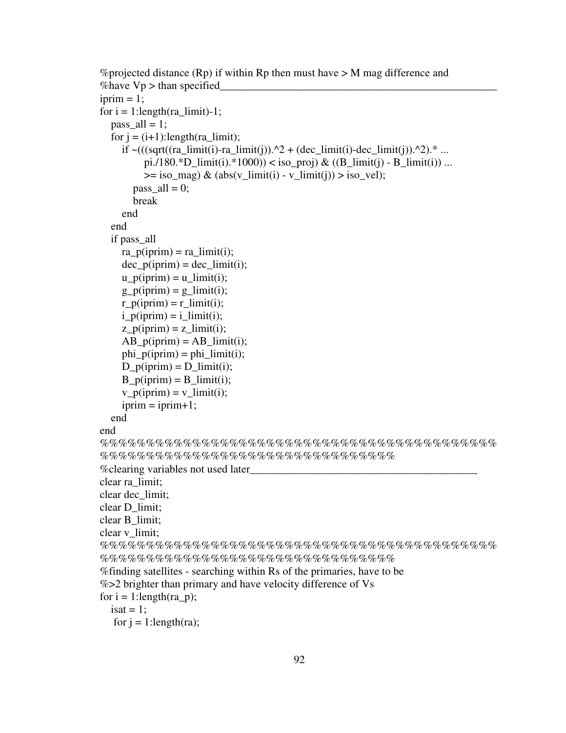```
%projected distance (Rp) if within Rp then must have > M mag difference and
%have Vp > than specified_____________________________________________________
iprim = 1;
for i = 1:length(ra_limit)-1;
   pass_all = 1;
   for j = (i+1):length(ra_limit);
      if ~(((sqrt((ra_limit(i)-ra_limit(j)).^2 + (dec_limit(i)-dec_limit(j)).^2).* ...
            pi./180.*D_limit(i).*1000)) < iso_proj) & ((B_limit(j) - B_limit(i)) ...
            >= iso_mag) & (abs(v_limit(i) - v_limit(j)) > iso_vel);
         pass_all = 0;
         break
      end
   end
   if pass_all
      ra_p(iprim) = ra_limit(i);
      dec_p(iprim) = dec_limit(i);
      u_p(iprim) = u_limit(i);
      g_p(iprim) = g_limit(i);
      r_p(iprim) = r_limit(i);
      i_p(iprim) = i_limit(i);
      z_p(iprim) = z_limit(i);
      AB_p(iprim) = AB_limit(i);
      phi_p(iprim) = phi_limit(i);
      D_p(iprim) = D_limit(i);
      B_p(iprim) = B_limit(i);
      v_p(iprim) = v_limit(i);
      iprim = iprim+1;
   end
end
%%%%%%%%%%%%%%%%%%%%%%%%%%%%%%%%%%%%%%%%%%%
%%%%%%%%%%%%%%%%%%%%%%%%%%%%%%%
%clearing variables not used later__________________________________________
clear ra_limit;
clear dec_limit;
clear D_limit;
clear B_limit;
clear v_limit;
%%%%%%%%%%%%%%%%%%%%%%%%%%%%%%%%%%%%%%%%%%%
%%%%%%%%%%%%%%%%%%%%%%%%%%%%%%%
%finding satellites - searching within Rs of the primaries, have to be
%>2 brighter than primary and have velocity difference of Vs
for i = 1:length(ra_p);
   isat = 1;
    for j = 1:length(ra);
```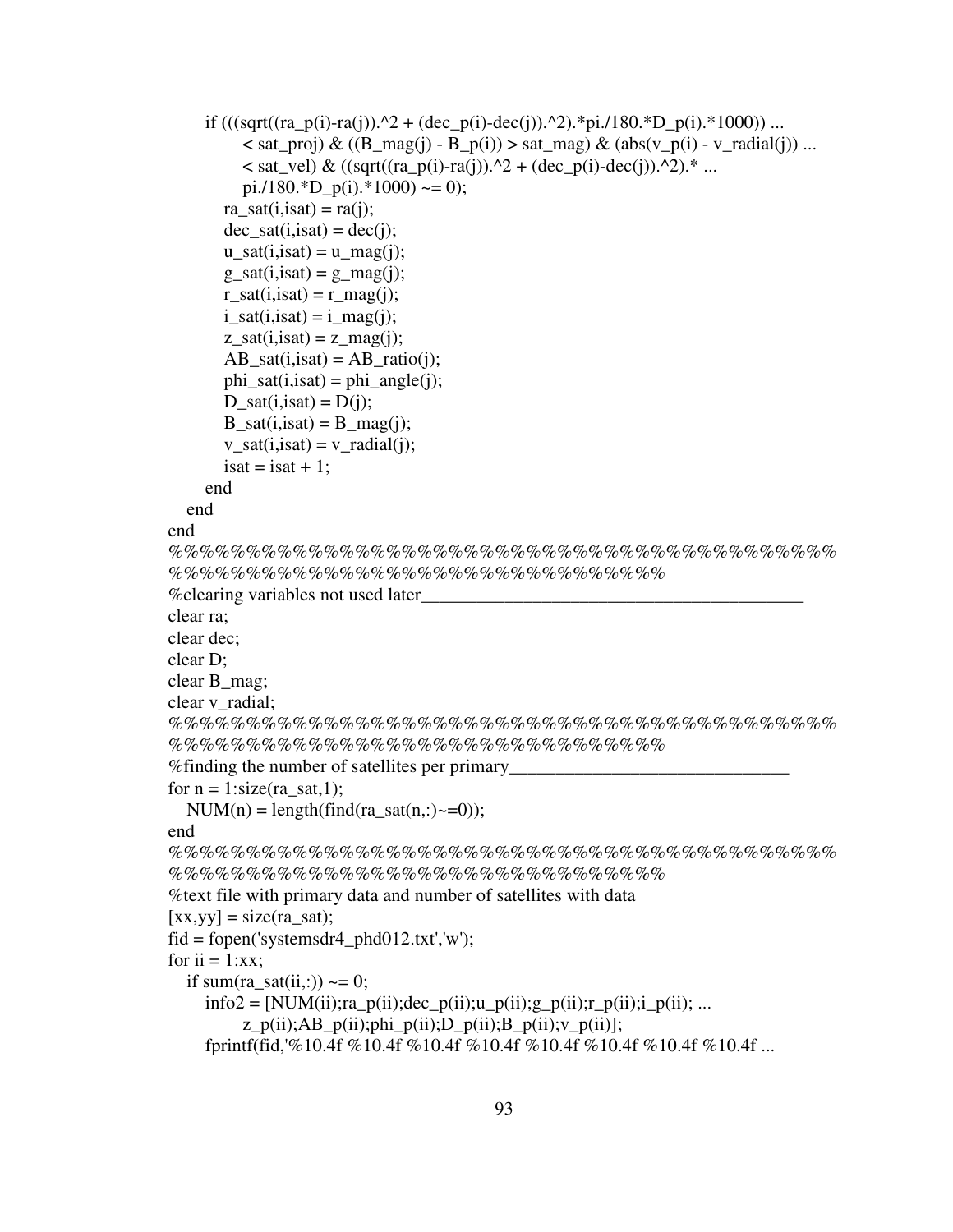```
        if (((sqrt((ra_p(i)-ra(j)).^2 + (dec_p(i)-dec(j)).^2).*pi./180.*D_p(i).*1000)) ...
                < sat_proj) & ((B_mag(j) - B_p(i)) > sat_mag) & (abs(v_p(i) - v_radial(j)) ...
                < sat_vel) & ((sqrt((ra_p(i)-ra(j)).^2 + (dec_p(i)-dec(j)).^2).* ...
                pi./180.*D_p(i).*1000) ~= 0);
            ra_sat(i,isat) = ra(j);
            dec_sat(i,isat) = dec(j);
            u_sat(i,isat) = u_mag(j);
            g_sat(i,isat) = g_mag(j);
            r_sat(i,isat) = r_mag(j);
            i_sat(i,isat) = i_mag(j);
            z_sat(i,isat) = z_mag(j);
            AB_sat(i,isat) = AB_ratio(j);
            phi_sat(i,isat) = phi_angle(j);
            D_sat(i,isat) = D(j);
            B_sat(i,isat) = B_mag(j);
            v_sat(i,isat) = v_radial(j);
            isat = isat + 1;
        end
    end
end
%%%%%%%%%%%%%%%%%%%%%%%%%%%%%%%%%%%%%%%%%%%%%%%%
%%%%%%%%%%%%%%%%%%%%%%%%%%%%%%%%%%%%%%
%clearing variables not used later__________________________________________
clear ra;
clear dec;
clear D;
clear B_mag;
clear v_radial;
%%%%%%%%%%%%%%%%%%%%%%%%%%%%%%%%%%%%%%%%%%%%%%%%
%%%%%%%%%%%%%%%%%%%%%%%%%%%%%%%%%%%%%%
%finding the number of satellites per primary_______________________________
for n = 1:size(ra_sat,1);
    NUM(n) = length(find(ra_sat(n,:)~=0));
end
%%%%%%%%%%%%%%%%%%%%%%%%%%%%%%%%%%%%%%%%%%%%%%%%
%%%%%%%%%%%%%%%%%%%%%%%%%%%%%%%%%%%%%%
%text file with primary data and number of satellites with data
[xx,yy] = size(ra_sat);
fid = fopen('systemsdr4_phd012.txt','w');
for ii = 1:xx;
    if sum(ra_sat(ii,:)) ~= 0;
        info2 = [NUM(ii);ra_p(ii);dec_p(ii);u_p(ii);g_p(ii);r_p(ii);i_p(ii); ...
                z_p(ii);AB_p(ii);phi_p(ii);D_p(ii);B_p(ii);v_p(ii)];
        fprintf(fid,'%10.4f %10.4f %10.4f %10.4f %10.4f %10.4f %10.4f %10.4f ...
```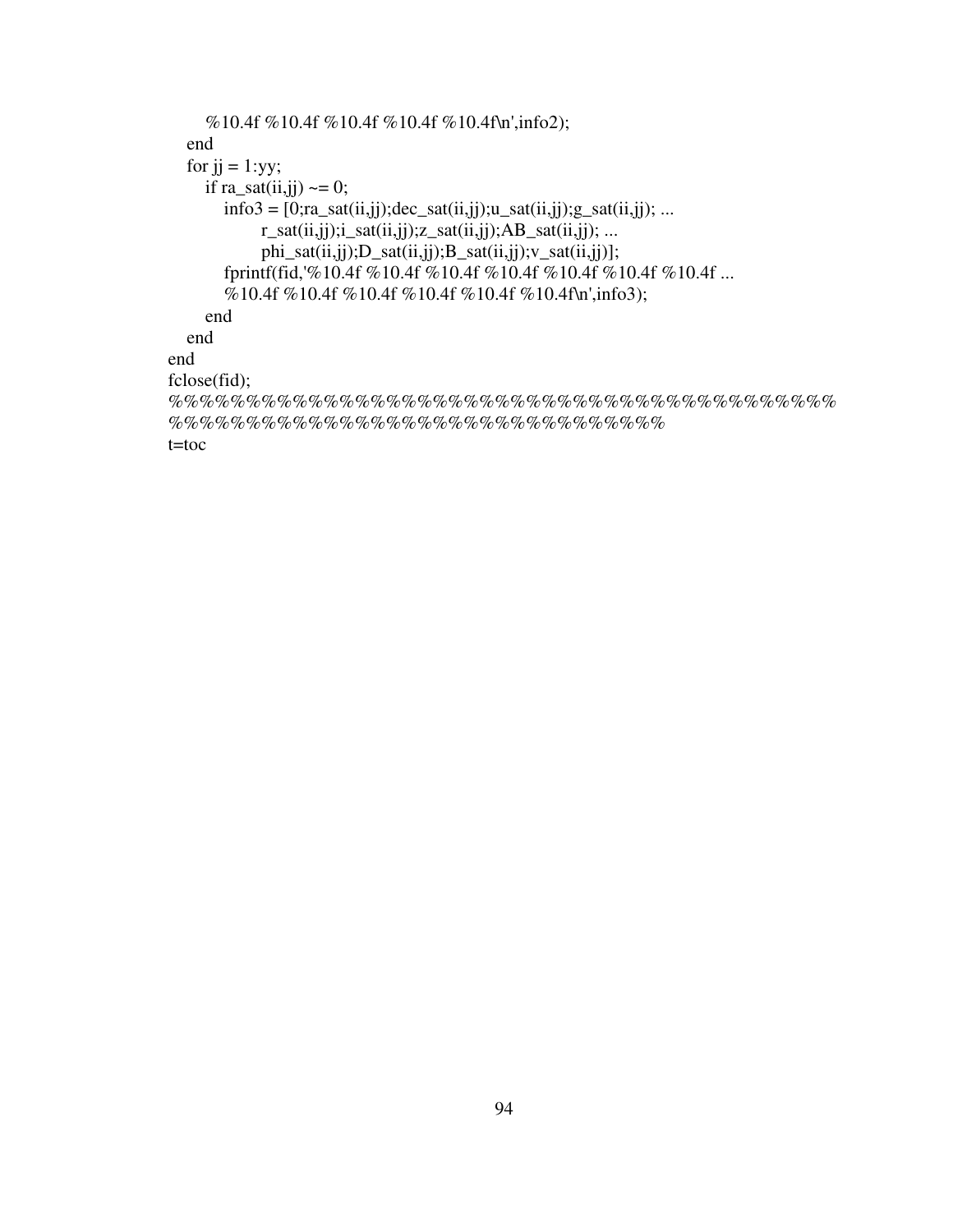```
        %10.4f %10.4f %10.4f %10.4f %10.4f\n',info2);
    end
    for jj = 1:yy;
        if ra_sat(ii,jj) ~= 0;
            info3 = [0;ra_sat(ii,jj);dec_sat(ii,jj);u_sat(ii,jj);g_sat(ii,jj); ...
                    r_sat(ii,jj);i_sat(ii,jj);z_sat(ii,jj);AB_sat(ii,jj); ...
                    phi_sat(ii,jj);D_sat(ii,jj);B_sat(ii,jj);v_sat(ii,jj)];
            fprintf(fid,'%10.4f %10.4f %10.4f %10.4f %10.4f %10.4f %10.4f ...
            %10.4f %10.4f %10.4f %10.4f %10.4f %10.4f\n',info3);
        end
    end
end
fclose(fid);
%%%%%%%%%%%%%%%%%%%%%%%%%%%%%%%%%%%%%%%%%%%%
%%%%%%%%%%%%%%%%%%%%%%%%%%%%%%%%%%
t=toc
```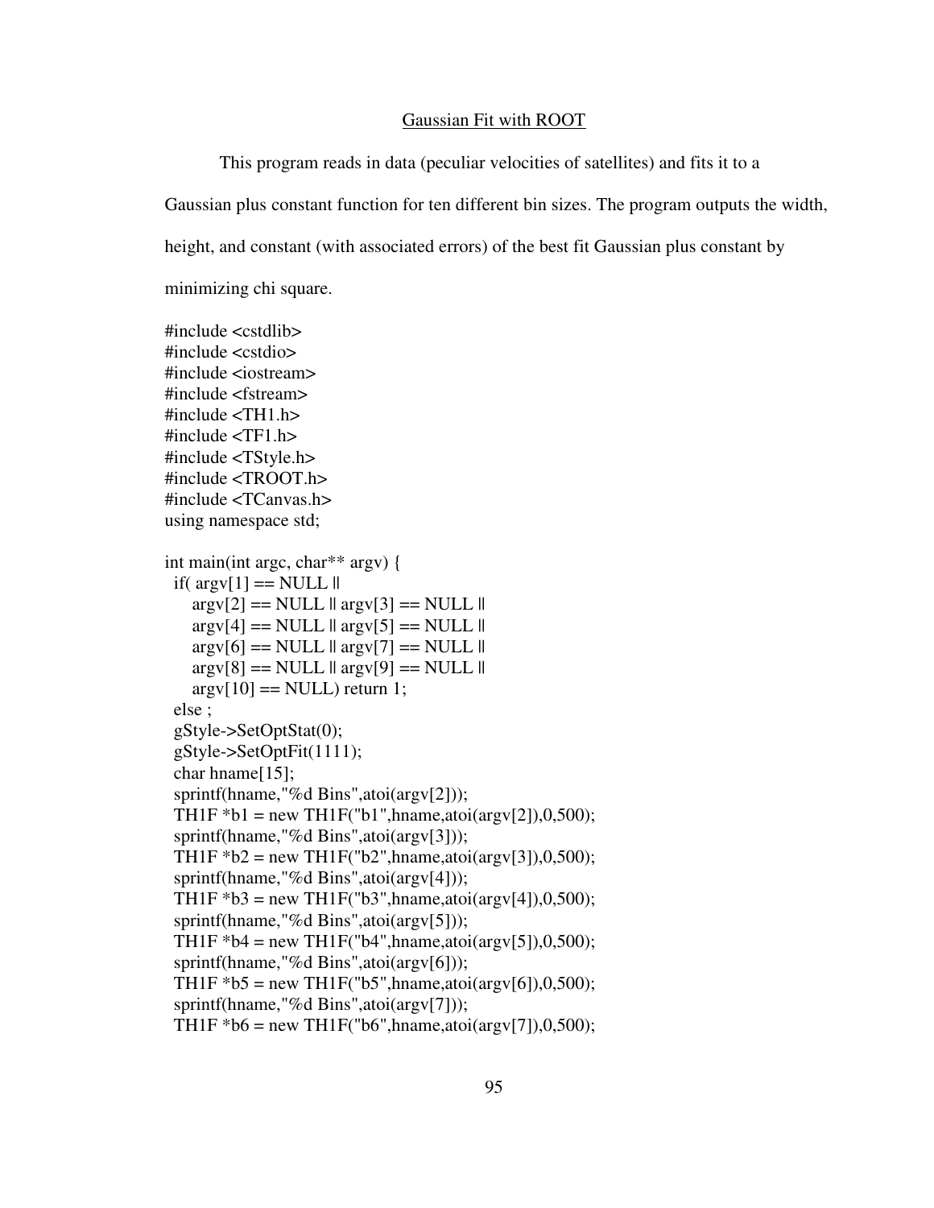Gaussian Fit with ROOT

This program reads in data (peculiar velocities of satellites) and fits it to a Gaussian plus constant function for ten different bin sizes. The program outputs the width, height, and constant (with associated errors) of the best fit Gaussian plus constant by minimizing chi square.

```
#include <cstdlib>
#include <cstdio>
#include <iostream>
#include <fstream>
#include <TH1.h>
#include <TF1.h>
#include <TStyle.h>
#include <TROOT.h>
#include <TCanvas.h>
using namespace std;

int main(int argc, char** argv) {
  if( argv[1] == NULL ||
      argv[2] == NULL || argv[3] == NULL ||
      argv[4] == NULL || argv[5] == NULL ||
      argv[6] == NULL || argv[7] == NULL ||
      argv[8] == NULL || argv[9] == NULL ||
      argv[10] == NULL) return 1;
  else ;
  gStyle->SetOptStat(0);
  gStyle->SetOptFit(1111);
  char hname[15];
  sprintf(hname,"%d Bins",atoi(argv[2]));
  TH1F *b1 = new TH1F("b1",hname,atoi(argv[2]),0,500);
  sprintf(hname,"%d Bins",atoi(argv[3]));
  TH1F *b2 = new TH1F("b2",hname,atoi(argv[3]),0,500);
  sprintf(hname,"%d Bins",atoi(argv[4]));
  TH1F *b3 = new TH1F("b3",hname,atoi(argv[4]),0,500);
  sprintf(hname,"%d Bins",atoi(argv[5]));
  TH1F *b4 = new TH1F("b4",hname,atoi(argv[5]),0,500);
  sprintf(hname,"%d Bins",atoi(argv[6]));
  TH1F *b5 = new TH1F("b5",hname,atoi(argv[6]),0,500);
  sprintf(hname,"%d Bins",atoi(argv[7]));
  TH1F *b6 = new TH1F("b6",hname,atoi(argv[7]),0,500);
```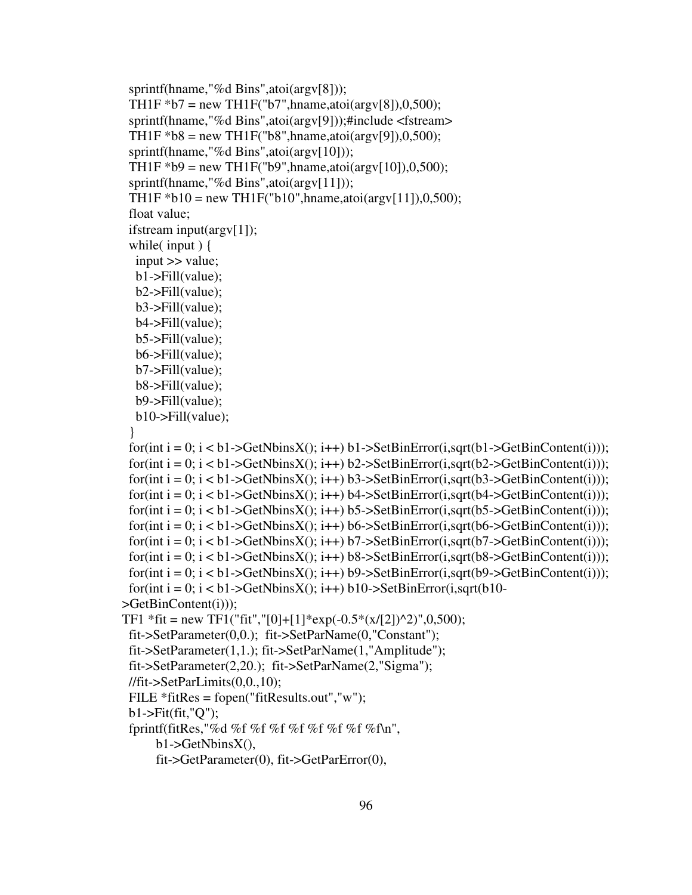```
  sprintf(hname,"%d Bins",atoi(argv[8]));
  TH1F *b7 = new TH1F("b7",hname,atoi(argv[8]),0,500);
  sprintf(hname,"%d Bins",atoi(argv[9]));#include <fstream>
  TH1F *b8 = new TH1F("b8",hname,atoi(argv[9]),0,500);
  sprintf(hname,"%d Bins",atoi(argv[10]));
  TH1F *b9 = new TH1F("b9",hname,atoi(argv[10]),0,500);
  sprintf(hname,"%d Bins",atoi(argv[11]));
  TH1F *b10 = new TH1F("b10",hname,atoi(argv[11]),0,500);
  float value;
  ifstream input(argv[1]);
  while( input ) {
    input >> value;
    b1->Fill(value);
    b2->Fill(value);
    b3->Fill(value);
    b4->Fill(value);
    b5->Fill(value);
    b6->Fill(value);
    b7->Fill(value);
    b8->Fill(value);
    b9->Fill(value);
    b10->Fill(value);
  }
  for(int i = 0; i < b1->GetNbinsX(); i++) b1->SetBinError(i,sqrt(b1->GetBinContent(i)));
  for(int i = 0; i < b1->GetNbinsX(); i++) b2->SetBinError(i,sqrt(b2->GetBinContent(i)));
  for(int i = 0; i < b1->GetNbinsX(); i++) b3->SetBinError(i,sqrt(b3->GetBinContent(i)));
  for(int i = 0; i < b1->GetNbinsX(); i++) b4->SetBinError(i,sqrt(b4->GetBinContent(i)));
  for(int i = 0; i < b1->GetNbinsX(); i++) b5->SetBinError(i,sqrt(b5->GetBinContent(i)));
  for(int i = 0; i < b1->GetNbinsX(); i++) b6->SetBinError(i,sqrt(b6->GetBinContent(i)));
  for(int i = 0; i < b1->GetNbinsX(); i++) b7->SetBinError(i,sqrt(b7->GetBinContent(i)));
  for(int i = 0; i < b1->GetNbinsX(); i++) b8->SetBinError(i,sqrt(b8->GetBinContent(i)));
  for(int i = 0; i < b1->GetNbinsX(); i++) b9->SetBinError(i,sqrt(b9->GetBinContent(i)));
  for(int i = 0; i < b1->GetNbinsX(); i++) b10->SetBinError(i,sqrt(b10-
>GetBinContent(i)));
 TF1 *fit = new TF1("fit","[0]+[1]*exp(-0.5*(x/[2])^2)",0,500);
  fit->SetParameter(0,0.);  fit->SetParName(0,"Constant");
  fit->SetParameter(1,1.); fit->SetParName(1,"Amplitude");
  fit->SetParameter(2,20.);  fit->SetParName(2,"Sigma");
  //fit->SetParLimits(0,0.,10);
  FILE *fitRes = fopen("fitResults.out","w");
  b1->Fit(fit,"Q");
  fprintf(fitRes,"%d %f %f %f %f %f %f %f %f\n",
        b1->GetNbinsX(),
        fit->GetParameter(0), fit->GetParError(0),
```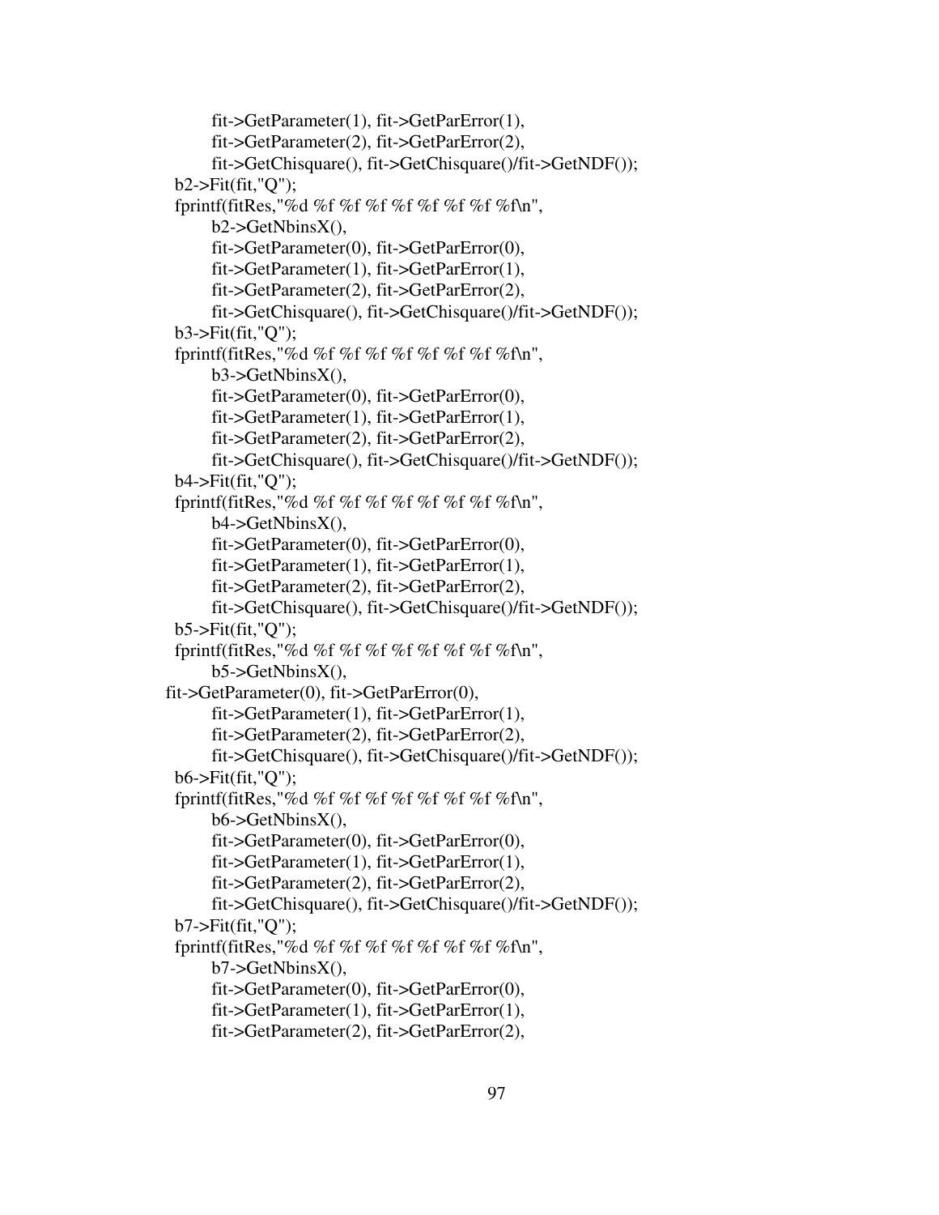```
        fit->GetParameter(1), fit->GetParError(1),
        fit->GetParameter(2), fit->GetParError(2),
        fit->GetChisquare(), fit->GetChisquare()/fit->GetNDF());
  b2->Fit(fit,"Q");
  fprintf(fitRes,"%d %f %f %f %f %f %f %f %f\n",
        b2->GetNbinsX(),
        fit->GetParameter(0), fit->GetParError(0),
        fit->GetParameter(1), fit->GetParError(1),
        fit->GetParameter(2), fit->GetParError(2),
        fit->GetChisquare(), fit->GetChisquare()/fit->GetNDF());
  b3->Fit(fit,"Q");
  fprintf(fitRes,"%d %f %f %f %f %f %f %f %f\n",
        b3->GetNbinsX(),
        fit->GetParameter(0), fit->GetParError(0),
        fit->GetParameter(1), fit->GetParError(1),
        fit->GetParameter(2), fit->GetParError(2),
        fit->GetChisquare(), fit->GetChisquare()/fit->GetNDF());
  b4->Fit(fit,"Q");
  fprintf(fitRes,"%d %f %f %f %f %f %f %f %f\n",
        b4->GetNbinsX(),
        fit->GetParameter(0), fit->GetParError(0),
        fit->GetParameter(1), fit->GetParError(1),
        fit->GetParameter(2), fit->GetParError(2),
        fit->GetChisquare(), fit->GetChisquare()/fit->GetNDF());
  b5->Fit(fit,"Q");
  fprintf(fitRes,"%d %f %f %f %f %f %f %f %f\n",
        b5->GetNbinsX(),
fit->GetParameter(0), fit->GetParError(0),
        fit->GetParameter(1), fit->GetParError(1),
        fit->GetParameter(2), fit->GetParError(2),
        fit->GetChisquare(), fit->GetChisquare()/fit->GetNDF());
  b6->Fit(fit,"Q");
  fprintf(fitRes,"%d %f %f %f %f %f %f %f %f\n",
        b6->GetNbinsX(),
        fit->GetParameter(0), fit->GetParError(0),
        fit->GetParameter(1), fit->GetParError(1),
        fit->GetParameter(2), fit->GetParError(2),
        fit->GetChisquare(), fit->GetChisquare()/fit->GetNDF());
  b7->Fit(fit,"Q");
  fprintf(fitRes,"%d %f %f %f %f %f %f %f %f\n",
        b7->GetNbinsX(),
        fit->GetParameter(0), fit->GetParError(0),
        fit->GetParameter(1), fit->GetParError(1),
        fit->GetParameter(2), fit->GetParError(2),
```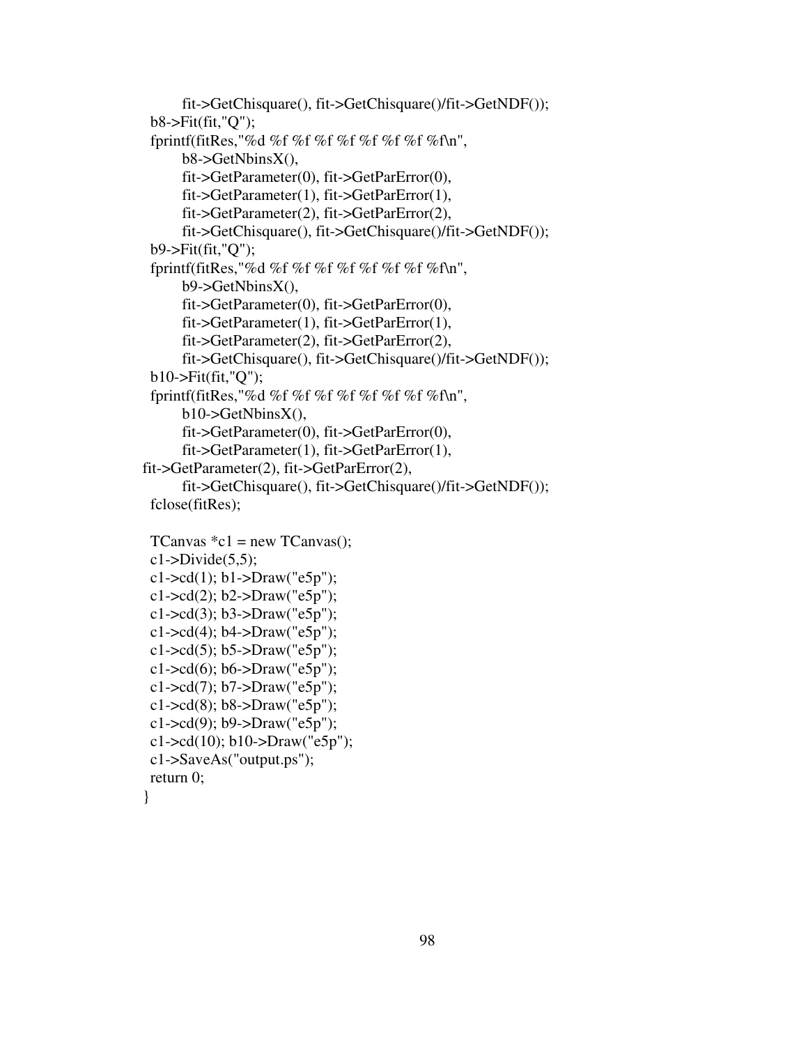```
        fit->GetChisquare(), fit->GetChisquare()/fit->GetNDF());
  b8->Fit(fit,"Q");
  fprintf(fitRes,"%d %f %f %f %f %f %f %f %f\n",
        b8->GetNbinsX(),
        fit->GetParameter(0), fit->GetParError(0),
        fit->GetParameter(1), fit->GetParError(1),
        fit->GetParameter(2), fit->GetParError(2),
        fit->GetChisquare(), fit->GetChisquare()/fit->GetNDF());
  b9->Fit(fit,"Q");
  fprintf(fitRes,"%d %f %f %f %f %f %f %f %f\n",
        b9->GetNbinsX(),
        fit->GetParameter(0), fit->GetParError(0),
        fit->GetParameter(1), fit->GetParError(1),
        fit->GetParameter(2), fit->GetParError(2),
        fit->GetChisquare(), fit->GetChisquare()/fit->GetNDF());
  b10->Fit(fit,"Q");
  fprintf(fitRes,"%d %f %f %f %f %f %f %f %f\n",
        b10->GetNbinsX(),
        fit->GetParameter(0), fit->GetParError(0),
        fit->GetParameter(1), fit->GetParError(1),
fit->GetParameter(2), fit->GetParError(2),
        fit->GetChisquare(), fit->GetChisquare()/fit->GetNDF());
  fclose(fitRes);

  TCanvas *c1 = new TCanvas();
  c1->Divide(5,5);
  c1->cd(1); b1->Draw("e5p");
  c1->cd(2); b2->Draw("e5p");
  c1->cd(3); b3->Draw("e5p");
  c1->cd(4); b4->Draw("e5p");
  c1->cd(5); b5->Draw("e5p");
  c1->cd(6); b6->Draw("e5p");
  c1->cd(7); b7->Draw("e5p");
  c1->cd(8); b8->Draw("e5p");
  c1->cd(9); b9->Draw("e5p");
  c1->cd(10); b10->Draw("e5p");
  c1->SaveAs("output.ps");
  return 0;
}
```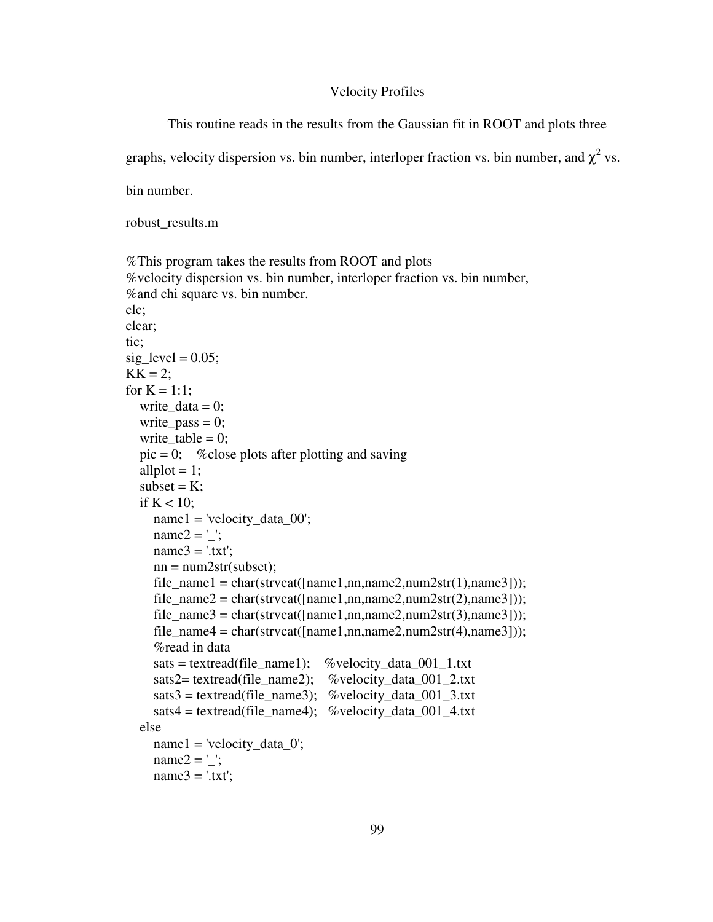## Velocity Profiles

This routine reads in the results from the Gaussian fit in ROOT and plots three graphs, velocity dispersion vs. bin number, interloper fraction vs. bin number, and $\chi^2$ vs. bin number.

robust_results.m

```
%This program takes the results from ROOT and plots
%velocity dispersion vs. bin number, interloper fraction vs. bin number,
%and chi square vs. bin number.
clc;
clear;
tic;
sig_level = 0.05;
KK = 2;
for K = 1:1;
   write_data = 0;
   write_pass = 0;
   write_table = 0;
   pic = 0;    %close plots after plotting and saving
   allplot = 1;
   subset = K;
   if K < 10;
      name1 = 'velocity_data_00';
      name2 = '_';
      name3 = '.txt';
      nn = num2str(subset);
      file_name1 = char(strvcat([name1,nn,name2,num2str(1),name3]));
      file_name2 = char(strvcat([name1,nn,name2,num2str(2),name3]));
      file_name3 = char(strvcat([name1,nn,name2,num2str(3),name3]));
      file_name4 = char(strvcat([name1,nn,name2,num2str(4),name3]));
      %read in data
      sats = textread(file_name1);    %velocity_data_001_1.txt
      sats2= textread(file_name2);    %velocity_data_001_2.txt
      sats3 = textread(file_name3);   %velocity_data_001_3.txt
      sats4 = textread(file_name4);   %velocity_data_001_4.txt
   else
      name1 = 'velocity_data_0';
      name2 = '_';
      name3 = '.txt';
```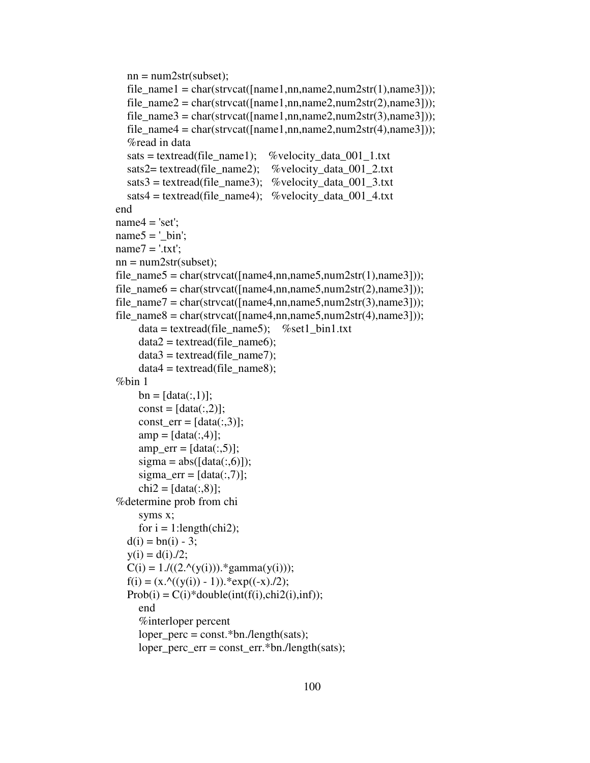```
    nn = num2str(subset);
    file_name1 = char(strvcat([name1,nn,name2,num2str(1),name3]));
    file_name2 = char(strvcat([name1,nn,name2,num2str(2),name3]));
    file_name3 = char(strvcat([name1,nn,name2,num2str(3),name3]));
    file_name4 = char(strvcat([name1,nn,name2,num2str(4),name3]));
    %read in data
    sats = textread(file_name1);    %velocity_data_001_1.txt
    sats2= textread(file_name2);    %velocity_data_001_2.txt
    sats3 = textread(file_name3);   %velocity_data_001_3.txt
    sats4 = textread(file_name4);   %velocity_data_001_4.txt
end
name4 = 'set';
name5 = '_bin';
name7 = '.txt';
nn = num2str(subset);
file_name5 = char(strvcat([name4,nn,name5,num2str(1),name3]));
file_name6 = char(strvcat([name4,nn,name5,num2str(2),name3]));
file_name7 = char(strvcat([name4,nn,name5,num2str(3),name3]));
file_name8 = char(strvcat([name4,nn,name5,num2str(4),name3]));
        data = textread(file_name5);    %set1_bin1.txt
        data2 = textread(file_name6);
        data3 = textread(file_name7);
        data4 = textread(file_name8);
%bin 1
        bn = [data(:,1)];
        const = [data(:,2)];
        const_err = [data(:,3)];
        amp = [data(:,4)];
        amp_err = [data(:,5)];
        sigma = abs([data(:,6)]);
        sigma_err = [data(:,7)];
        chi2 = [data(:,8)];
%determine prob from chi
        syms x;
        for i = 1:length(chi2);
    d(i) = bn(i) - 3;
    y(i) = d(i)./2;
    C(i) = 1./((2.^(y(i))).*gamma(y(i)));
    f(i) = (x.^((y(i)) - 1)).*exp((-x)./2);
    Prob(i) = C(i)*double(int(f(i),chi2(i),inf));
        end
        %interloper percent
        loper_perc = const.*bn./length(sats);
        loper_perc_err = const_err.*bn./length(sats);
```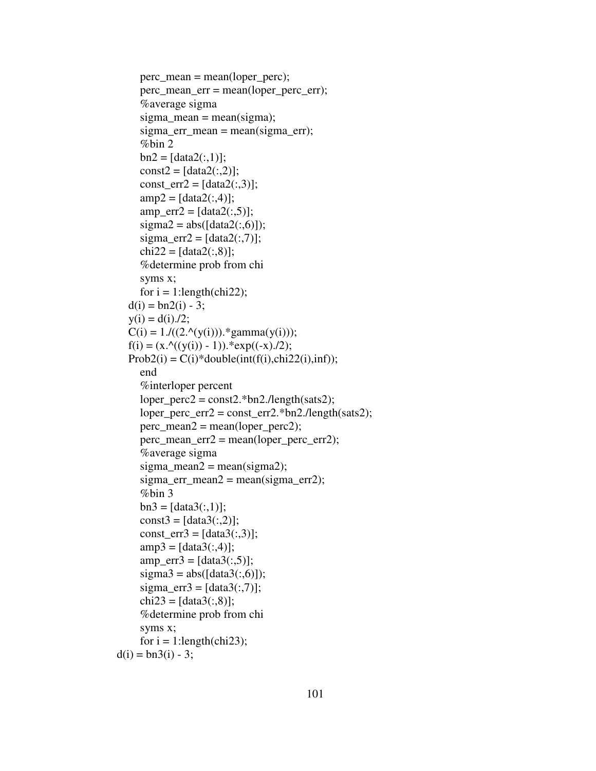```
    perc_mean = mean(loper_perc);
    perc_mean_err = mean(loper_perc_err);
    %average sigma
    sigma_mean = mean(sigma);
    sigma_err_mean = mean(sigma_err);
    %bin 2
    bn2 = [data2(:,1)];
    const2 = [data2(:,2)];
    const_err2 = [data2(:,3)];
    amp2 = [data2(:,4)];
    amp_err2 = [data2(:,5)];
    sigma2 = abs([data2(:,6)]);
    sigma_err2 = [data2(:,7)];
    chi22 = [data2(:,8)];
    %determine prob from chi
    syms x;
    for i = 1:length(chi22);
  d(i) = bn2(i) - 3;
  y(i) = d(i)./2;
  C(i) = 1./((2.^(y(i))).*gamma(y(i)));
  f(i) = (x.^((y(i)) - 1)).*exp((-x)./2);
  Prob2(i) = C(i)*double(int(f(i),chi22(i),inf));
    end
    %interloper percent
    loper_perc2 = const2.*bn2./length(sats2);
    loper_perc_err2 = const_err2.*bn2./length(sats2);
    perc_mean2 = mean(loper_perc2);
    perc_mean_err2 = mean(loper_perc_err2);
    %average sigma
    sigma_mean2 = mean(sigma2);
    sigma_err_mean2 = mean(sigma_err2);
    %bin 3
    bn3 = [data3(:,1)];
    const3 = [data3(:,2)];
    const_err3 = [data3(:,3)];
    amp3 = [data3(:,4)];
    amp_err3 = [data3(:,5)];
    sigma3 = abs([data3(:,6)]);
    sigma_err3 = [data3(:,7)];
    chi23 = [data3(:,8)];
    %determine prob from chi
    syms x;
    for i = 1:length(chi23);
d(i) = bn3(i) - 3;
```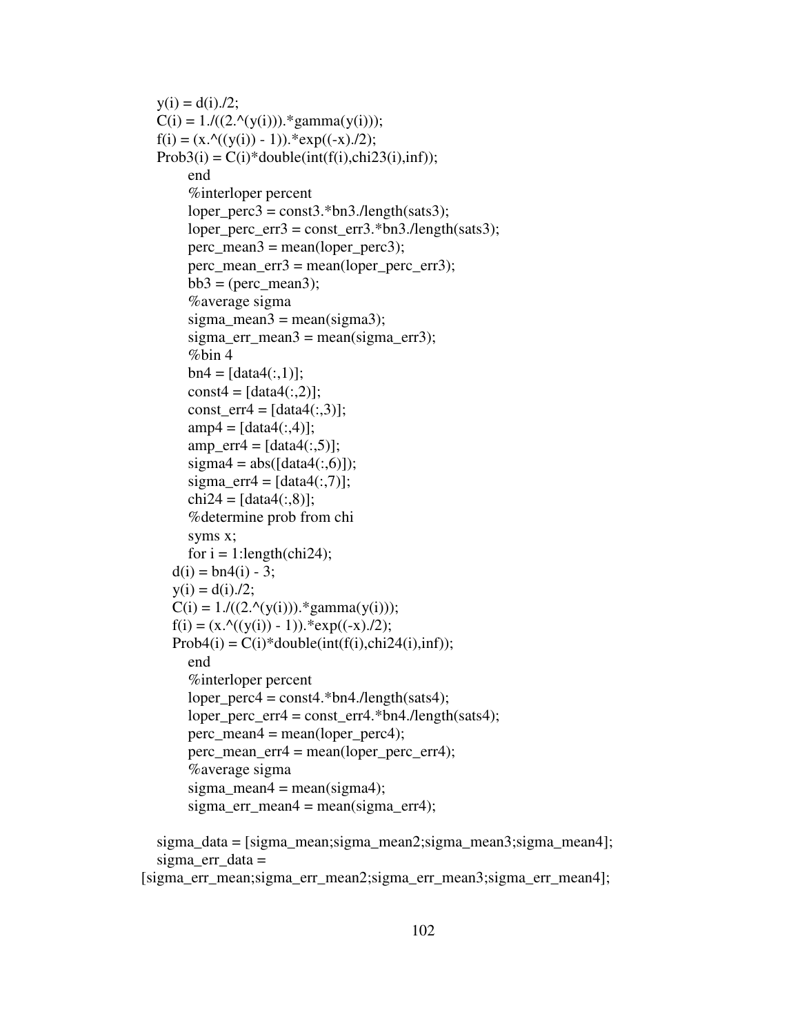```
    y(i) = d(i)./2;
    C(i) = 1./((2.^(y(i))).*gamma(y(i)));
    f(i) = (x.^((y(i)) - 1)).*exp((-x)./2);
    Prob3(i) = C(i)*double(int(f(i),chi23(i),inf));
        end
        %interloper percent
        loper_perc3 = const3.*bn3./length(sats3);
        loper_perc_err3 = const_err3.*bn3./length(sats3);
        perc_mean3 = mean(loper_perc3);
        perc_mean_err3 = mean(loper_perc_err3);
        bb3 = (perc_mean3);
        %average sigma
        sigma_mean3 = mean(sigma3);
        sigma_err_mean3 = mean(sigma_err3);
        %bin 4
        bn4 = [data4(:,1)];
        const4 = [data4(:,2)];
        const_err4 = [data4(:,3)];
        amp4 = [data4(:,4)];
        amp_err4 = [data4(:,5)];
        sigma4 = abs([data4(:,6)]);
        sigma_err4 = [data4(:,7)];
        chi24 = [data4(:,8)];
        %determine prob from chi
        syms x;
        for i = 1:length(chi24);
    d(i) = bn4(i) - 3;
    y(i) = d(i)./2;
    C(i) = 1./((2.^(y(i))).*gamma(y(i)));
    f(i) = (x.^((y(i)) - 1)).*exp((-x)./2);
    Prob4(i) = C(i)*double(int(f(i),chi24(i),inf));
        end
        %interloper percent
        loper_perc4 = const4.*bn4./length(sats4);
        loper_perc_err4 = const_err4.*bn4./length(sats4);
        perc_mean4 = mean(loper_perc4);
        perc_mean_err4 = mean(loper_perc_err4);
        %average sigma
        sigma_mean4 = mean(sigma4);
        sigma_err_mean4 = mean(sigma_err4);

    sigma_data = [sigma_mean;sigma_mean2;sigma_mean3;sigma_mean4];
    sigma_err_data =
[sigma_err_mean;sigma_err_mean2;sigma_err_mean3;sigma_err_mean4];
```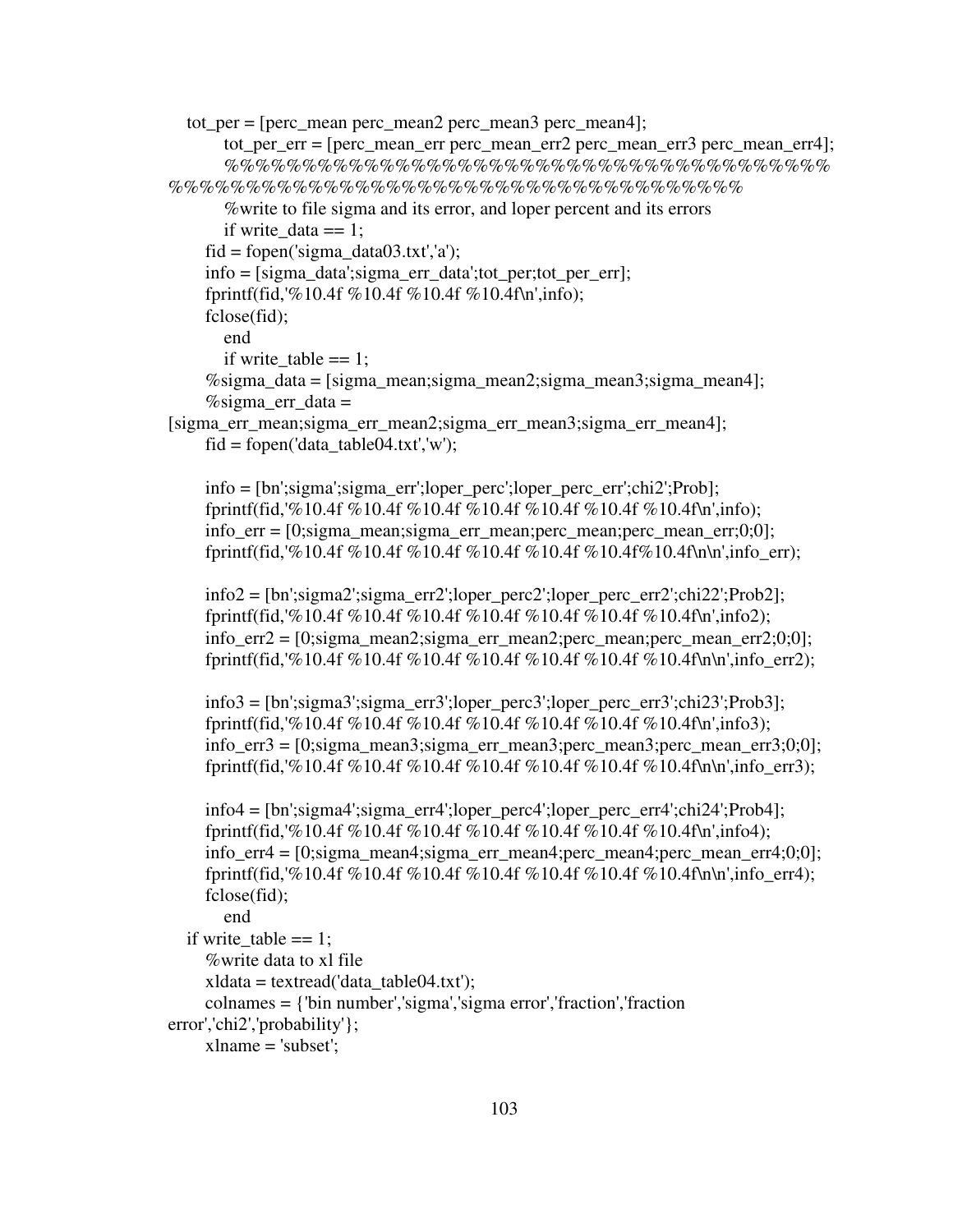```
   tot_per = [perc_mean perc_mean2 perc_mean3 perc_mean4];
         tot_per_err = [perc_mean_err perc_mean_err2 perc_mean_err3 perc_mean_err4];
         %%%%%%%%%%%%%%%%%%%%%%%%%%%%%%%%%%%%%%
%%%%%%%%%%%%%%%%%%%%%%%%%%%%%%%%%%%%%
         %write to file sigma and its error, and loper percent and its errors
         if write_data == 1;
      fid = fopen('sigma_data03.txt','a');
      info = [sigma_data';sigma_err_data';tot_per;tot_per_err];
      fprintf(fid,'%10.4f %10.4f %10.4f %10.4f\n',info);
      fclose(fid);
         end
         if write_table == 1;
      %sigma_data = [sigma_mean;sigma_mean2;sigma_mean3;sigma_mean4];
      %sigma_err_data =
[sigma_err_mean;sigma_err_mean2;sigma_err_mean3;sigma_err_mean4];
      fid = fopen('data_table04.txt','w');

      info = [bn';sigma';sigma_err';loper_perc';loper_perc_err';chi2';Prob];
      fprintf(fid,'%10.4f %10.4f %10.4f %10.4f %10.4f %10.4f %10.4f\n',info);
      info_err = [0;sigma_mean;sigma_err_mean;perc_mean;perc_mean_err;0;0];
      fprintf(fid,'%10.4f %10.4f %10.4f %10.4f %10.4f %10.4f%10.4f\n\n',info_err);

      info2 = [bn';sigma2';sigma_err2';loper_perc2';loper_perc_err2';chi22';Prob2];
      fprintf(fid,'%10.4f %10.4f %10.4f %10.4f %10.4f %10.4f %10.4f\n',info2);
      info_err2 = [0;sigma_mean2;sigma_err_mean2;perc_mean;perc_mean_err2;0;0];
      fprintf(fid,'%10.4f %10.4f %10.4f %10.4f %10.4f %10.4f %10.4f\n\n',info_err2);

      info3 = [bn';sigma3';sigma_err3';loper_perc3';loper_perc_err3';chi23';Prob3];
      fprintf(fid,'%10.4f %10.4f %10.4f %10.4f %10.4f %10.4f %10.4f\n',info3);
      info_err3 = [0;sigma_mean3;sigma_err_mean3;perc_mean3;perc_mean_err3;0;0];
      fprintf(fid,'%10.4f %10.4f %10.4f %10.4f %10.4f %10.4f %10.4f\n\n',info_err3);

      info4 = [bn';sigma4';sigma_err4';loper_perc4';loper_perc_err4';chi24';Prob4];
      fprintf(fid,'%10.4f %10.4f %10.4f %10.4f %10.4f %10.4f %10.4f\n',info4);
      info_err4 = [0;sigma_mean4;sigma_err_mean4;perc_mean4;perc_mean_err4;0;0];
      fprintf(fid,'%10.4f %10.4f %10.4f %10.4f %10.4f %10.4f %10.4f\n\n',info_err4);
      fclose(fid);
         end
   if write_table == 1;
      %write data to xl file
      xldata = textread('data_table04.txt');
      colnames = {'bin number','sigma','sigma error','fraction','fraction
error','chi2','probability'};
      xlname = 'subset';
```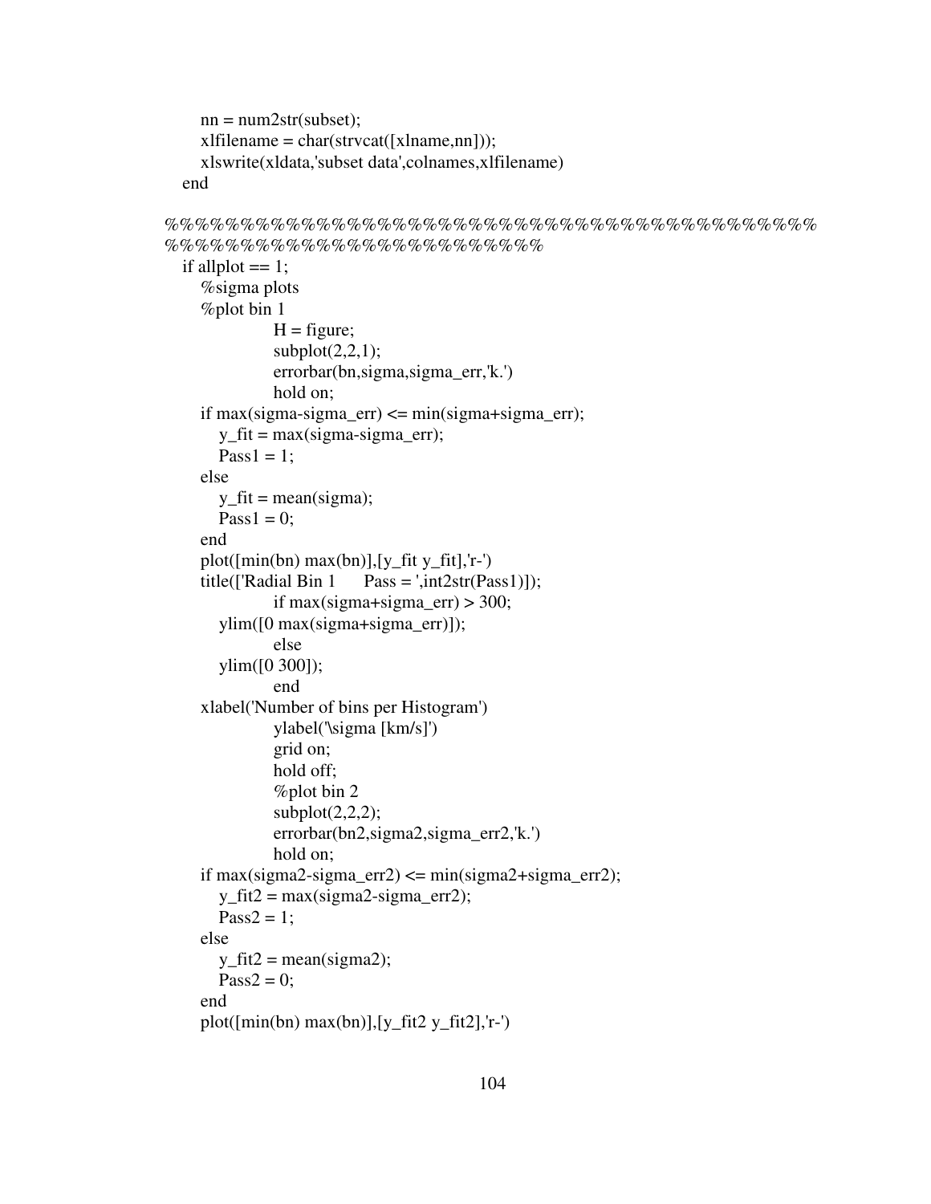```
        nn = num2str(subset);
        xlfilename = char(strvcat([xlname,nn]));
        xlswrite(xldata,'subset data',colnames,xlfilename)
    end

%%%%%%%%%%%%%%%%%%%%%%%%%%%%%%%%%%%%%%%%%%%%%%%
%%%%%%%%%%%%%%%%%%%%%%%%%%%%
    if allplot == 1;
        %sigma plots
        %plot bin 1
                H = figure;
                subplot(2,2,1);
                errorbar(bn,sigma,sigma_err,'k.')
                hold on;
        if max(sigma-sigma_err) <= min(sigma+sigma_err);
            y_fit = max(sigma-sigma_err);
            Pass1 = 1;
        else
            y_fit = mean(sigma);
            Pass1 = 0;
        end
        plot([min(bn) max(bn)],[y_fit y_fit],'r-')
        title(['Radial Bin 1      Pass = ',int2str(Pass1)]);
                if max(sigma+sigma_err) > 300;
            ylim([0 max(sigma+sigma_err)]);
                else
            ylim([0 300]);
                end
        xlabel('Number of bins per Histogram')
                ylabel('\sigma [km/s]')
                grid on;
                hold off;
                %plot bin 2
                subplot(2,2,2);
                errorbar(bn2,sigma2,sigma_err2,'k.')
                hold on;
        if max(sigma2-sigma_err2) <= min(sigma2+sigma_err2);
            y_fit2 = max(sigma2-sigma_err2);
            Pass2 = 1;
        else
            y_fit2 = mean(sigma2);
            Pass2 = 0;
        end
        plot([min(bn) max(bn)],[y_fit2 y_fit2],'r-')
```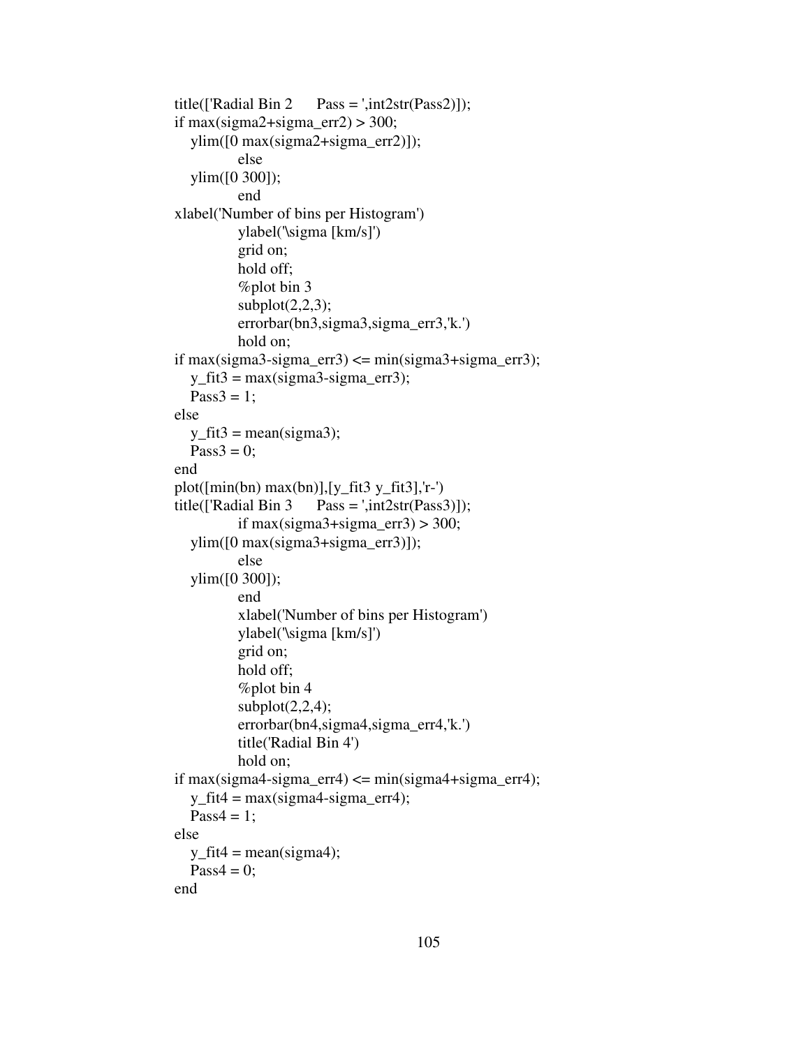```
title(['Radial Bin 2      Pass = ',int2str(Pass2)]);
if max(sigma2+sigma_err2) > 300;
   ylim([0 max(sigma2+sigma_err2)]);
            else
   ylim([0 300]);
            end
xlabel('Number of bins per Histogram')
            ylabel('\sigma [km/s]')
            grid on;
            hold off;
            %plot bin 3
            subplot(2,2,3);
            errorbar(bn3,sigma3,sigma_err3,'k.')
            hold on;
if max(sigma3-sigma_err3) <= min(sigma3+sigma_err3);
   y_fit3 = max(sigma3-sigma_err3);
   Pass3 = 1;
else
   y_fit3 = mean(sigma3);
   Pass3 = 0;
end
plot([min(bn) max(bn)],[y_fit3 y_fit3],'r-')
title(['Radial Bin 3      Pass = ',int2str(Pass3)]);
            if max(sigma3+sigma_err3) > 300;
   ylim([0 max(sigma3+sigma_err3)]);
            else
   ylim([0 300]);
            end
            xlabel('Number of bins per Histogram')
            ylabel('\sigma [km/s]')
            grid on;
            hold off;
            %plot bin 4
            subplot(2,2,4);
            errorbar(bn4,sigma4,sigma_err4,'k.')
            title('Radial Bin 4')
            hold on;
if max(sigma4-sigma_err4) <= min(sigma4+sigma_err4);
   y_fit4 = max(sigma4-sigma_err4);
   Pass4 = 1;
else
   y_fit4 = mean(sigma4);
   Pass4 = 0;
end
```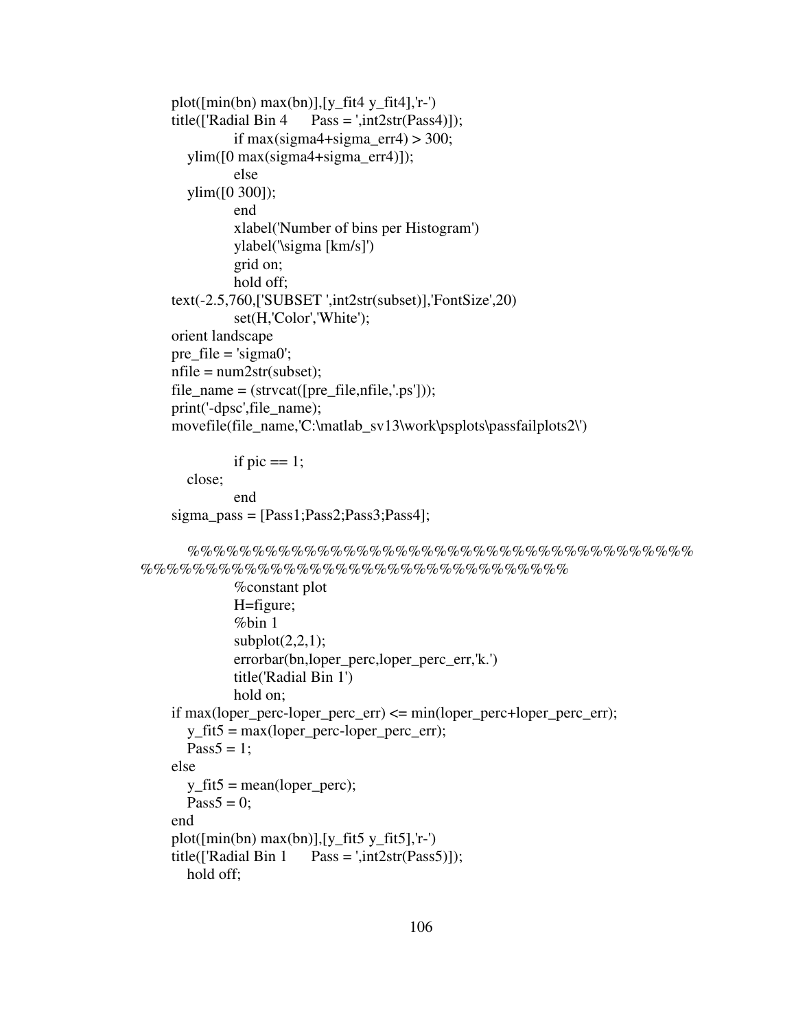```
plot([min(bn) max(bn)],[y_fit4 y_fit4],'r-')
title(['Radial Bin 4      Pass = ',int2str(Pass4)]);
        if max(sigma4+sigma_err4) > 300;
    ylim([0 max(sigma4+sigma_err4)]);
        else
    ylim([0 300]);
        end
        xlabel('Number of bins per Histogram')
        ylabel('\sigma [km/s]')
        grid on;
        hold off;
text(-2.5,760,['SUBSET ',int2str(subset)],'FontSize',20)
        set(H,'Color','White');
orient landscape
pre_file = 'sigma0';
nfile = num2str(subset);
file_name = (strvcat([pre_file,nfile,'.ps']));
print('-dpsc',file_name);
movefile(file_name,'C:\matlab_sv13\work\psplots\passfailplots2\')

        if pic == 1;
    close;
        end
sigma_pass = [Pass1;Pass2;Pass3;Pass4];

    %%%%%%%%%%%%%%%%%%%%%%%%%%%%%%%%%%%%%%%%%
%%%%%%%%%%%%%%%%%%%%%%%%%%%%%%%%%%%%%%%%%%%%%
        %constant plot
        H=figure;
        %bin 1
        subplot(2,2,1);
        errorbar(bn,loper_perc,loper_perc_err,'k.')
        title('Radial Bin 1')
        hold on;
if max(loper_perc-loper_perc_err) <= min(loper_perc+loper_perc_err);
    y_fit5 = max(loper_perc-loper_perc_err);
    Pass5 = 1;
else
    y_fit5 = mean(loper_perc);
    Pass5 = 0;
end
plot([min(bn) max(bn)],[y_fit5 y_fit5],'r-')
title(['Radial Bin 1      Pass = ',int2str(Pass5)]);
    hold off;
```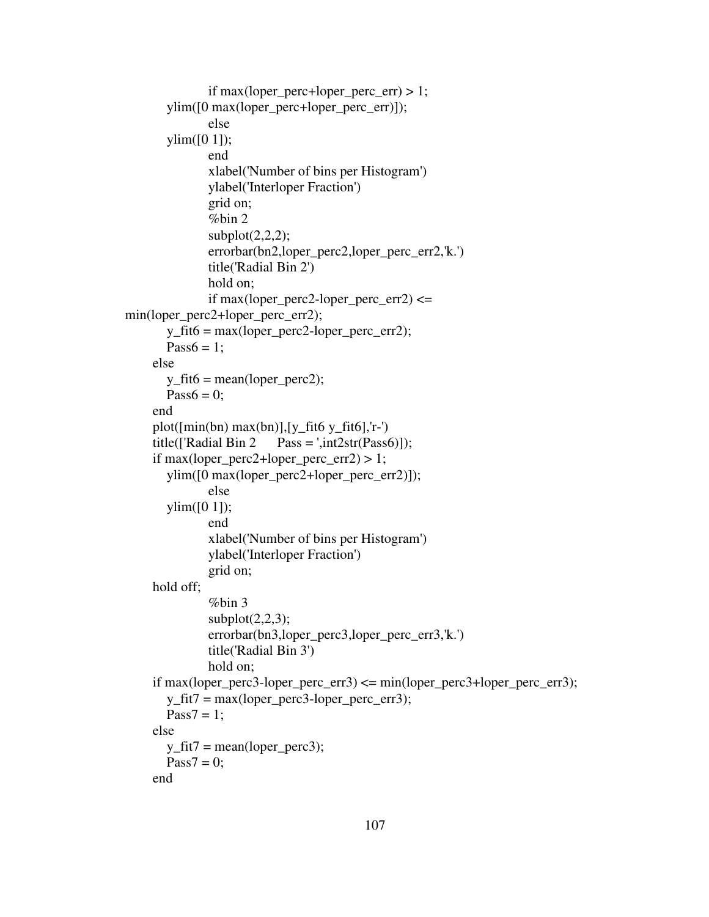```
            if max(loper_perc+loper_perc_err) > 1;
        ylim([0 max(loper_perc+loper_perc_err)]);
            else
        ylim([0 1]);
            end
            xlabel('Number of bins per Histogram')
            ylabel('Interloper Fraction')
            grid on;
            %bin 2
            subplot(2,2,2);
            errorbar(bn2,loper_perc2,loper_perc_err2,'k.')
            title('Radial Bin 2')
            hold on;
            if max(loper_perc2-loper_perc_err2) <=
min(loper_perc2+loper_perc_err2);
        y_fit6 = max(loper_perc2-loper_perc_err2);
        Pass6 = 1;
      else
        y_fit6 = mean(loper_perc2);
        Pass6 = 0;
      end
      plot([min(bn) max(bn)],[y_fit6 y_fit6],'r-')
      title(['Radial Bin 2      Pass = ',int2str(Pass6)]);
      if max(loper_perc2+loper_perc_err2) > 1;
        ylim([0 max(loper_perc2+loper_perc_err2)]);
            else
        ylim([0 1]);
            end
            xlabel('Number of bins per Histogram')
            ylabel('Interloper Fraction')
            grid on;
      hold off;
            %bin 3
            subplot(2,2,3);
            errorbar(bn3,loper_perc3,loper_perc_err3,'k.')
            title('Radial Bin 3')
            hold on;
      if max(loper_perc3-loper_perc_err3) <= min(loper_perc3+loper_perc_err3);
        y_fit7 = max(loper_perc3-loper_perc_err3);
        Pass7 = 1;
      else
        y_fit7 = mean(loper_perc3);
        Pass7 = 0;
      end
```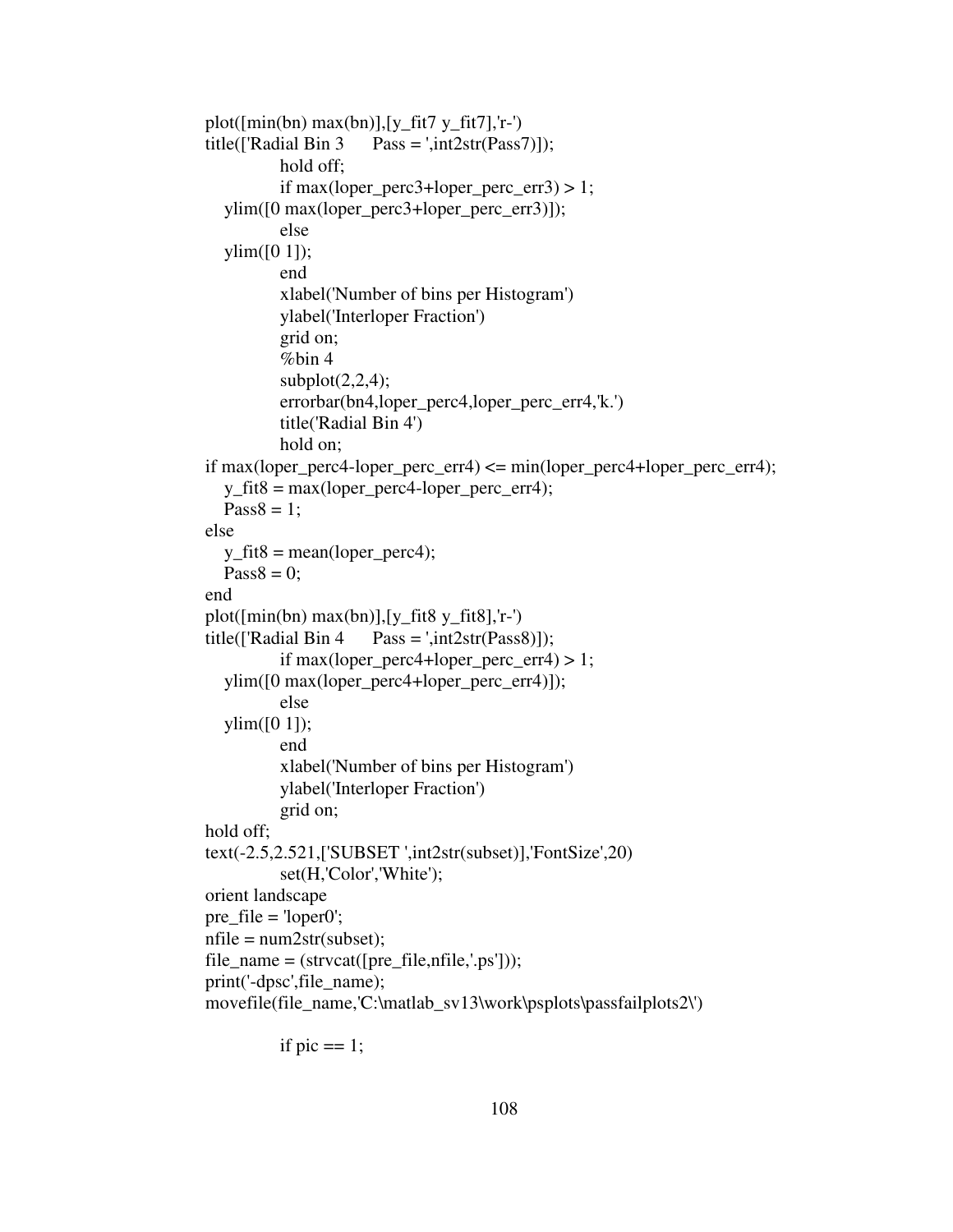```
plot([min(bn) max(bn)],[y_fit7 y_fit7],'r-')
title(['Radial Bin 3      Pass = ',int2str(Pass7)]);
            hold off;
            if max(loper_perc3+loper_perc_err3) > 1;
    ylim([0 max(loper_perc3+loper_perc_err3)]);
            else
    ylim([0 1]);
            end
            xlabel('Number of bins per Histogram')
            ylabel('Interloper Fraction')
            grid on;
            %bin 4
            subplot(2,2,4);
            errorbar(bn4,loper_perc4,loper_perc_err4,'k.')
            title('Radial Bin 4')
            hold on;
if max(loper_perc4-loper_perc_err4) <= min(loper_perc4+loper_perc_err4);
    y_fit8 = max(loper_perc4-loper_perc_err4);
    Pass8 = 1;
else
    y_fit8 = mean(loper_perc4);
    Pass8 = 0;
end
plot([min(bn) max(bn)],[y_fit8 y_fit8],'r-')
title(['Radial Bin 4      Pass = ',int2str(Pass8)]);
            if max(loper_perc4+loper_perc_err4) > 1;
    ylim([0 max(loper_perc4+loper_perc_err4)]);
            else
    ylim([0 1]);
            end
            xlabel('Number of bins per Histogram')
            ylabel('Interloper Fraction')
            grid on;
hold off;
text(-2.5,2.521,['SUBSET ',int2str(subset)],'FontSize',20)
            set(H,'Color','White');
orient landscape
pre_file = 'loper0';
nfile = num2str(subset);
file_name = (strvcat([pre_file,nfile,'.ps']));
print('-dpsc',file_name);
movefile(file_name,'C:\matlab_sv13\work\psplots\passfailplots2\')

            if pic == 1;
```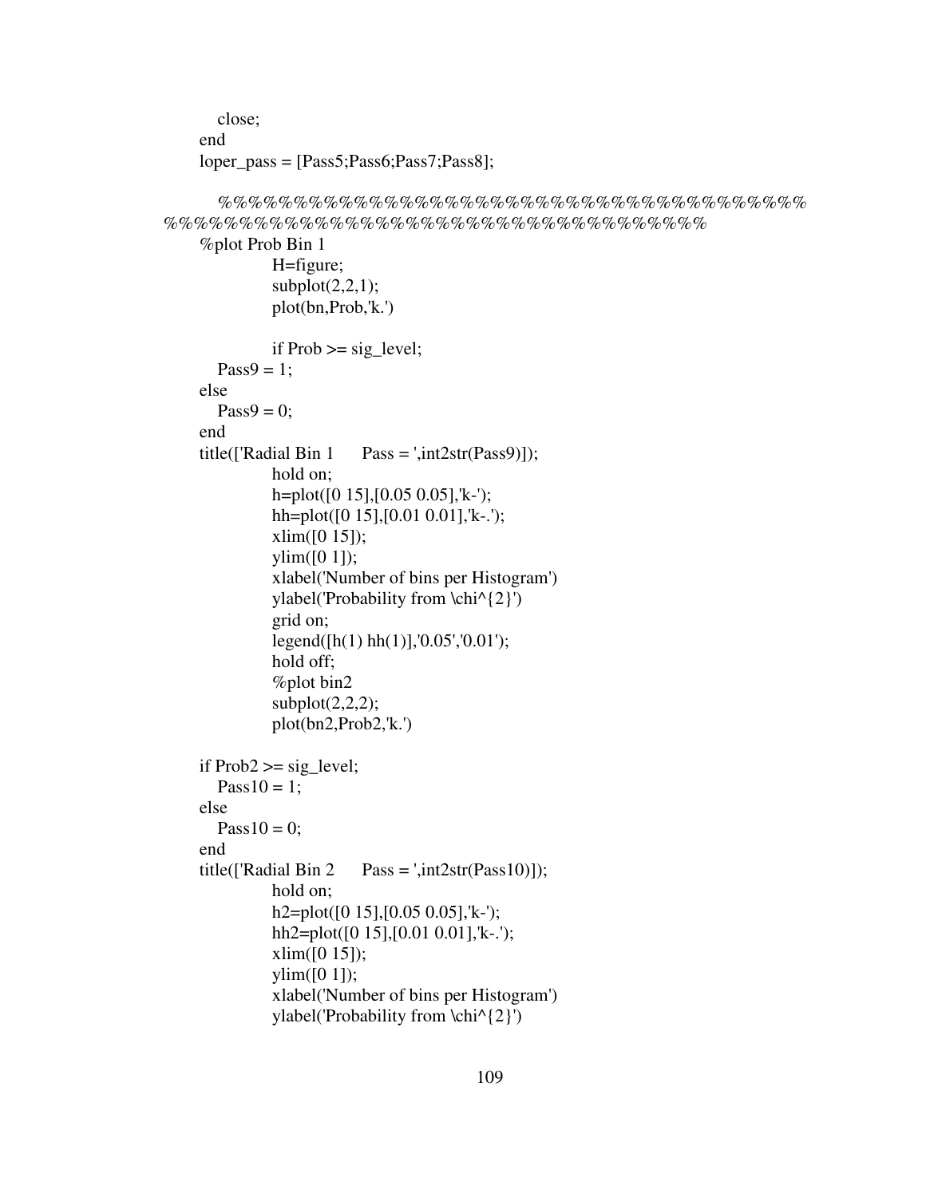```
    close;
  end
  loper_pass = [Pass5;Pass6;Pass7;Pass8];

    %%%%%%%%%%%%%%%%%%%%%%%%%%%%%%%%%%%%%%%%%%%%%%
%%%%%%%%%%%%%%%%%%%%%%%%%%%%%%%%%%%%%%%%%%%%%%%%
  %plot Prob Bin 1
          H=figure;
          subplot(2,2,1);
          plot(bn,Prob,'k.')

          if Prob >= sig_level;
    Pass9 = 1;
  else
    Pass9 = 0;
  end
  title(['Radial Bin 1      Pass = ',int2str(Pass9)]);
          hold on;
          h=plot([0 15],[0.05 0.05],'k-');
          hh=plot([0 15],[0.01 0.01],'k-.');
          xlim([0 15]);
          ylim([0 1]);
          xlabel('Number of bins per Histogram')
          ylabel('Probability from \chi^{2}')
          grid on;
          legend([h(1) hh(1)],'0.05','0.01');
          hold off;
          %plot bin2
          subplot(2,2,2);
          plot(bn2,Prob2,'k.')

  if Prob2 >= sig_level;
    Pass10 = 1;
  else
    Pass10 = 0;
  end
  title(['Radial Bin 2      Pass = ',int2str(Pass10)]);
          hold on;
          h2=plot([0 15],[0.05 0.05],'k-');
          hh2=plot([0 15],[0.01 0.01],'k-.');
          xlim([0 15]);
          ylim([0 1]);
          xlabel('Number of bins per Histogram')
          ylabel('Probability from \chi^{2}')
```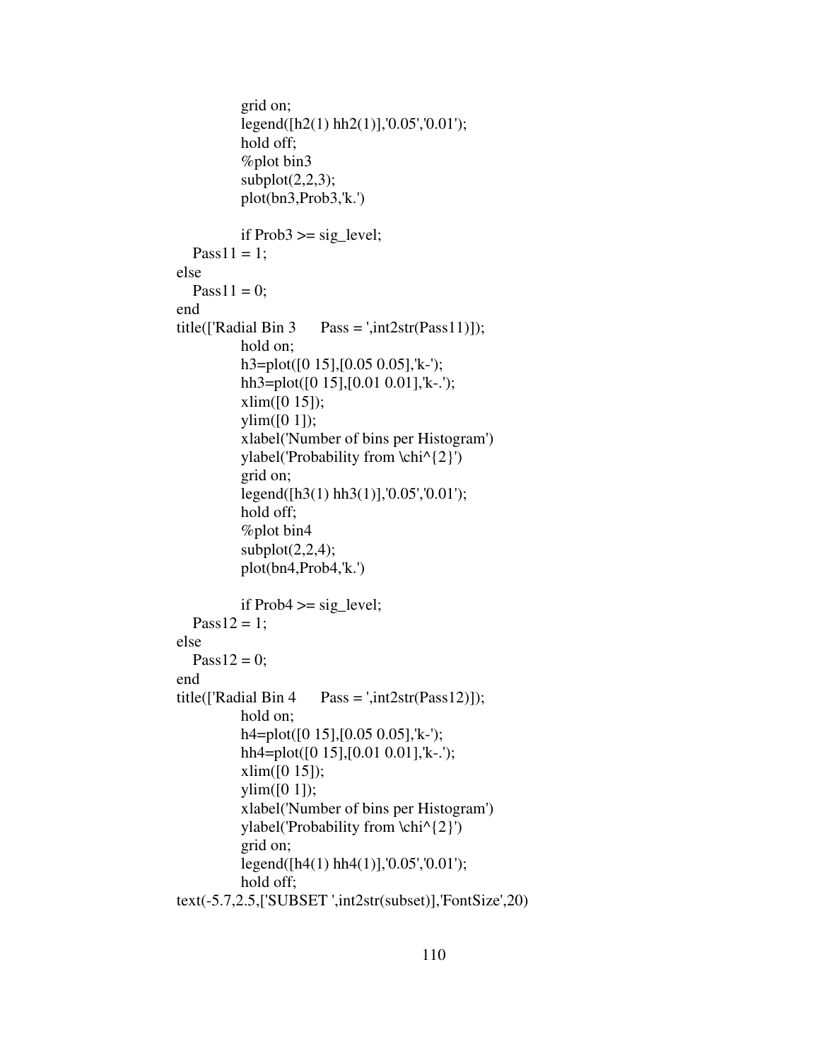```
            grid on;
            legend([h2(1) hh2(1)],'0.05','0.01');
            hold off;
            %plot bin3
            subplot(2,2,3);
            plot(bn3,Prob3,'k.')

            if Prob3 >= sig_level;
   Pass11 = 1;
else
   Pass11 = 0;
end
title(['Radial Bin 3      Pass = ',int2str(Pass11)]);
            hold on;
            h3=plot([0 15],[0.05 0.05],'k-');
            hh3=plot([0 15],[0.01 0.01],'k-.');
            xlim([0 15]);
            ylim([0 1]);
            xlabel('Number of bins per Histogram')
            ylabel('Probability from \chi^{2}')
            grid on;
            legend([h3(1) hh3(1)],'0.05','0.01');
            hold off;
            %plot bin4
            subplot(2,2,4);
            plot(bn4,Prob4,'k.')

            if Prob4 >= sig_level;
   Pass12 = 1;
else
   Pass12 = 0;
end
title(['Radial Bin 4      Pass = ',int2str(Pass12)]);
            hold on;
            h4=plot([0 15],[0.05 0.05],'k-');
            hh4=plot([0 15],[0.01 0.01],'k-.');
            xlim([0 15]);
            ylim([0 1]);
            xlabel('Number of bins per Histogram')
            ylabel('Probability from \chi^{2}')
            grid on;
            legend([h4(1) hh4(1)],'0.05','0.01');
            hold off;
text(-5.7,2.5,['SUBSET ',int2str(subset)],'FontSize',20)
```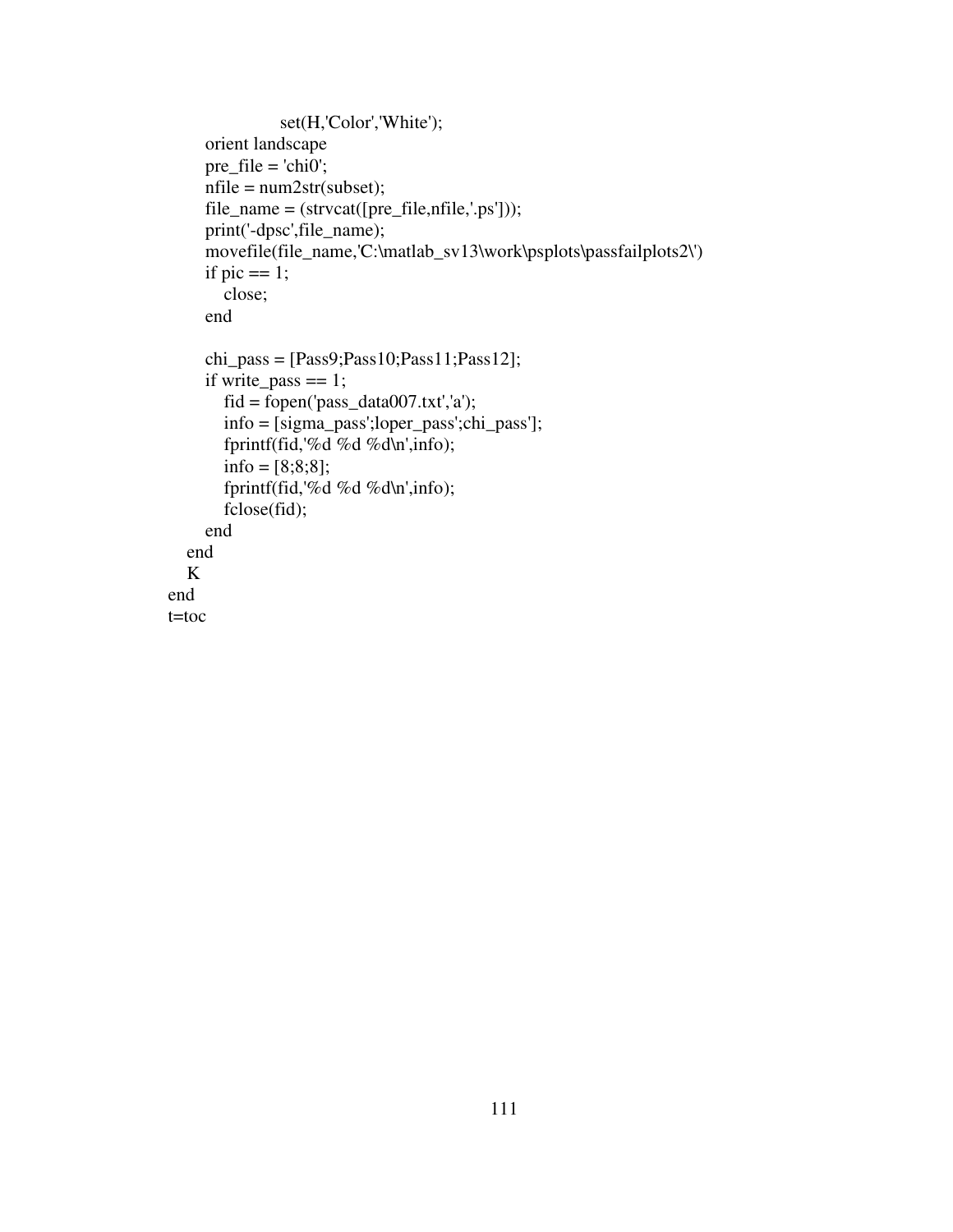```
                    set(H,'Color','White');
        orient landscape
        pre_file = 'chi0';
        nfile = num2str(subset);
        file_name = (strvcat([pre_file,nfile,'.ps']));
        print('-dpsc',file_name);
        movefile(file_name,'C:\matlab_sv13\work\psplots\passfailplots2\')
        if pic == 1;
            close;
        end

        chi_pass = [Pass9;Pass10;Pass11;Pass12];
        if write_pass == 1;
            fid = fopen('pass_data007.txt','a');
            info = [sigma_pass';loper_pass';chi_pass'];
            fprintf(fid,'%d %d %d\n',info);
            info = [8;8;8];
            fprintf(fid,'%d %d %d\n',info);
            fclose(fid);
        end
    end
    K
end
t=toc
```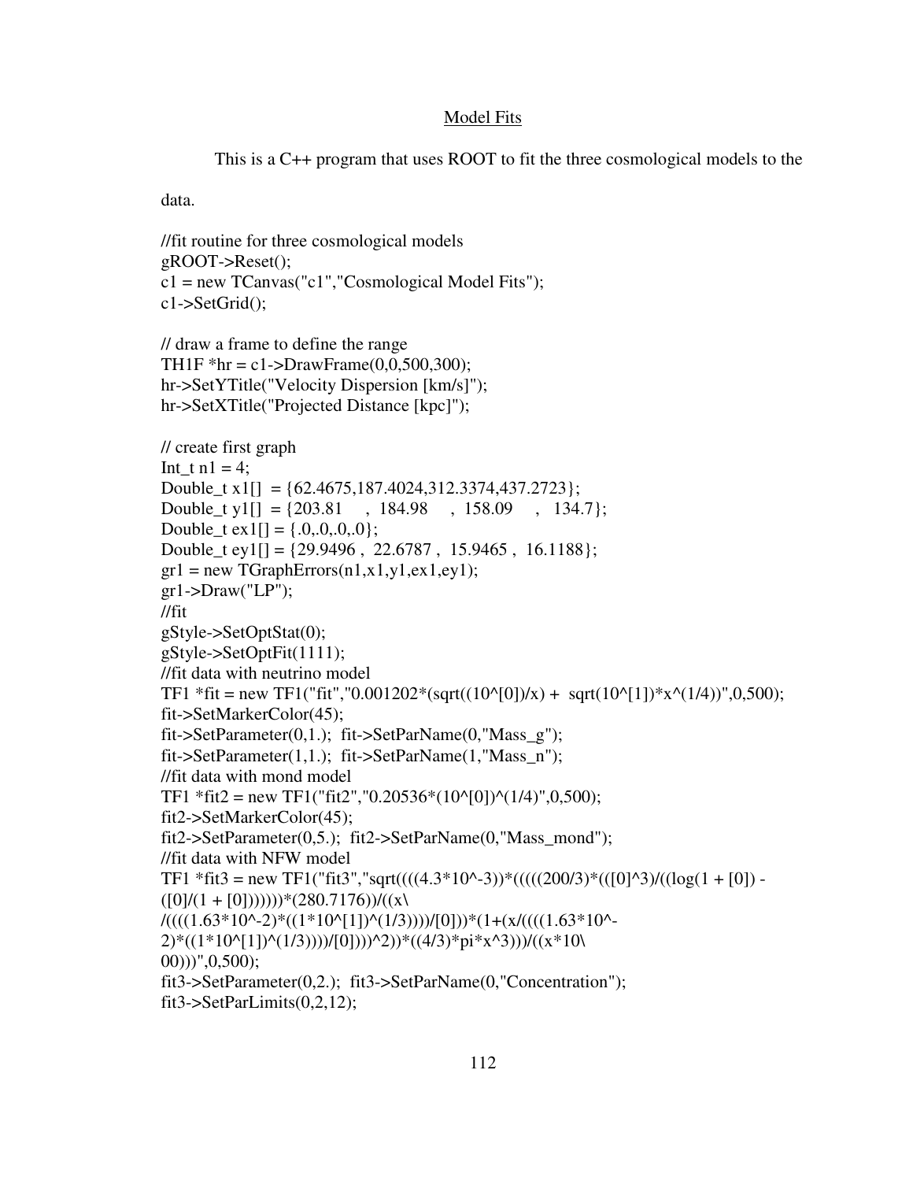## Model Fits

This is a C++ program that uses ROOT to fit the three cosmological models to the data.

```
//fit routine for three cosmological models
gROOT->Reset();
c1 = new TCanvas("c1","Cosmological Model Fits");
c1->SetGrid();

// draw a frame to define the range
TH1F *hr = c1->DrawFrame(0,0,500,300);
hr->SetYTitle("Velocity Dispersion [km/s]");
hr->SetXTitle("Projected Distance [kpc]");

// create first graph
Int_t n1 = 4;
Double_t x1[]  = {62.4675,187.4024,312.3374,437.2723};
Double_t y1[]  = {203.81     ,  184.98     ,  158.09     ,   134.7};
Double_t ex1[] = {.0,.0,.0,.0};
Double_t ey1[] = {29.9496 ,  22.6787 ,  15.9465 ,  16.1188};
gr1 = new TGraphErrors(n1,x1,y1,ex1,ey1);
gr1->Draw("LP");
//fit
gStyle->SetOptStat(0);
gStyle->SetOptFit(1111);
//fit data with neutrino model
TF1 *fit = new TF1("fit","0.001202*(sqrt((10^[0])/x) +  sqrt(10^[1])*x^(1/4))",0,500);
fit->SetMarkerColor(45);
fit->SetParameter(0,1.);  fit->SetParName(0,"Mass_g");
fit->SetParameter(1,1.);  fit->SetParName(1,"Mass_n");
//fit data with mond model
TF1 *fit2 = new TF1("fit2","0.20536*(10^[0])^(1/4)",0,500);
fit2->SetMarkerColor(45);
fit2->SetParameter(0,5.);  fit2->SetParName(0,"Mass_mond");
//fit data with NFW model
TF1 *fit3 = new TF1("fit3","sqrt((((4.3*10^-3))*(((((200/3)*(([0]^3)/((log(1 + [0]) -
([0]/(1 + [0]))))))*(280.7176))/((x\
/((((1.63*10^-2)*((1*10^[1])^(1/3))))/[0]))*(1+(x/((((1.63*10^-
2)*((1*10^[1])^(1/3))))/[0]))^2))*((4/3)*pi*x^3)))/((x*10\
00)))",0,500);
fit3->SetParameter(0,2.);  fit3->SetParName(0,"Concentration");
fit3->SetParLimits(0,2,12);
```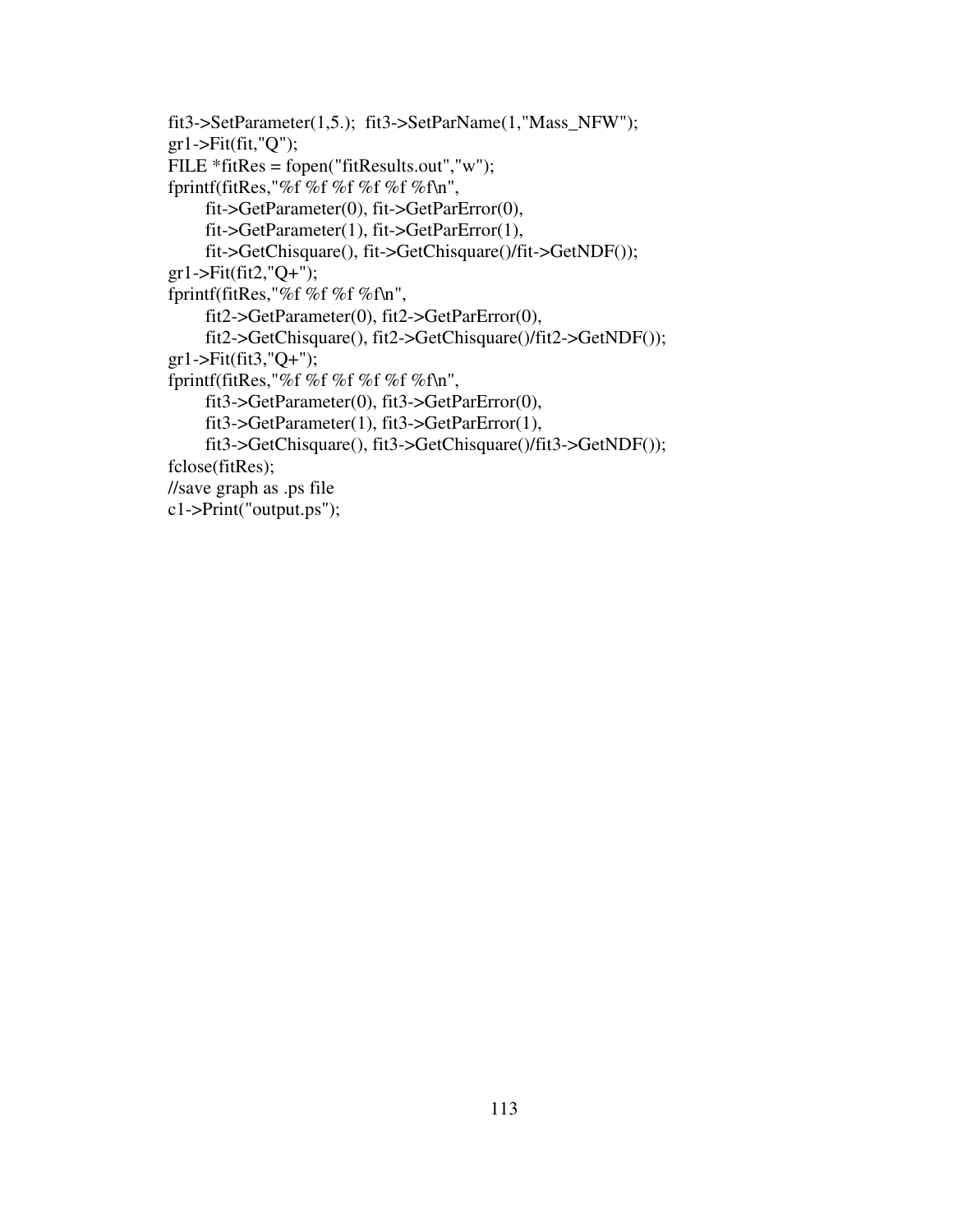```
fit3->SetParameter(1,5.);  fit3->SetParName(1,"Mass_NFW");
gr1->Fit(fit,"Q");
FILE *fitRes = fopen("fitResults.out","w");
fprintf(fitRes,"%f %f %f %f %f %f\n",
      fit->GetParameter(0), fit->GetParError(0),
      fit->GetParameter(1), fit->GetParError(1),
      fit->GetChisquare(), fit->GetChisquare()/fit->GetNDF());
gr1->Fit(fit2,"Q+");
fprintf(fitRes,"%f %f %f %f\n",
      fit2->GetParameter(0), fit2->GetParError(0),
      fit2->GetChisquare(), fit2->GetChisquare()/fit2->GetNDF());
gr1->Fit(fit3,"Q+");
fprintf(fitRes,"%f %f %f %f %f %f\n",
      fit3->GetParameter(0), fit3->GetParError(0),
      fit3->GetParameter(1), fit3->GetParError(1),
      fit3->GetChisquare(), fit3->GetChisquare()/fit3->GetNDF());
fclose(fitRes);
//save graph as .ps file
c1->Print("output.ps");
```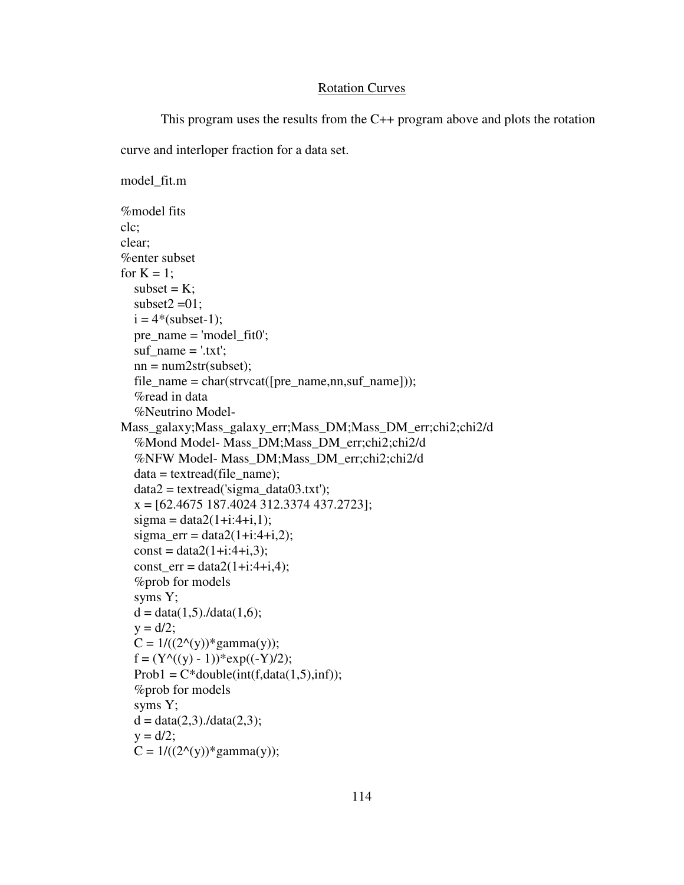## Rotation Curves

This program uses the results from the C++ program above and plots the rotation curve and interloper fraction for a data set.

model_fit.m

```
%model fits
clc;
clear;
%enter subset
for K = 1;
   subset = K;
   subset2 =01;
   i = 4*(subset-1);
   pre_name = 'model_fit0';
   suf_name = '.txt';
   nn = num2str(subset);
   file_name = char(strvcat([pre_name,nn,suf_name]));
   %read in data
   %Neutrino Model-
Mass_galaxy;Mass_galaxy_err;Mass_DM;Mass_DM_err;chi2;chi2/d
   %Mond Model- Mass_DM;Mass_DM_err;chi2;chi2/d
   %NFW Model- Mass_DM;Mass_DM_err;chi2;chi2/d
   data = textread(file_name);
   data2 = textread('sigma_data03.txt');
   x = [62.4675 187.4024 312.3374 437.2723];
   sigma = data2(1+i:4+i,1);
   sigma_err = data2(1+i:4+i,2);
   const = data2(1+i:4+i,3);
   const_err = data2(1+i:4+i,4);
   %prob for models
   syms Y;
   d = data(1,5)./data(1,6);
   y = d/2;
   C = 1/((2^(y))*gamma(y));
   f = (Y^((y) - 1))*exp((-Y)/2);
   Prob1 = C*double(int(f,data(1,5),inf));
   %prob for models
   syms Y;
   d = data(2,3)./data(2,3);
   y = d/2;
   C = 1/((2^(y))*gamma(y));
```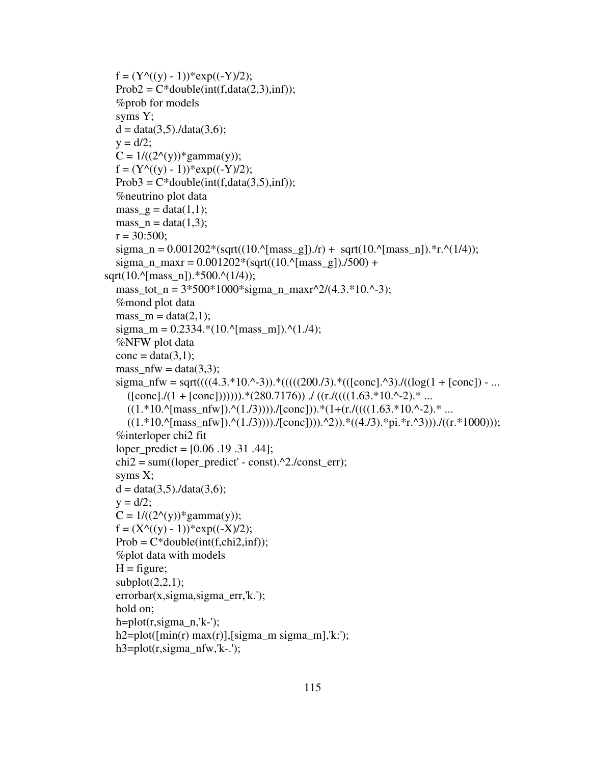```
f = (Y^((y) - 1))*exp((-Y)/2);
Prob2 = C*double(int(f,data(2,3),inf));
%prob for models
syms Y;
d = data(3,5)./data(3,6);
y = d/2;
C = 1/((2^(y))*gamma(y));
f = (Y^((y) - 1))*exp((-Y)/2);
Prob3 = C*double(int(f,data(3,5),inf));
%neutrino plot data
mass_g = data(1,1);
mass_n = data(1,3);
r = 30:500;
sigma_n = 0.001202*(sqrt((10.^[mass_g])./r) +  sqrt(10.^[mass_n]).*r.^(1/4));
sigma_n_maxr = 0.001202*(sqrt((10.^[mass_g])./500) +
sqrt(10.^[mass_n]).*500.^(1/4));
mass_tot_n = 3*500*1000*sigma_n_maxr^2/(4.3.*10.^-3);
%mond plot data
mass_m = data(2,1);
sigma_m = 0.2334.*(10.^[mass_m]).^(1./4);
%NFW plot data
conc = data(3,1);
mass_nfw = data(3,3);
sigma_nfw = sqrt((((4.3.*10.^-3)).*(((((200./3).*(([conc].^3)./((log(1 + [conc]) - ...
    ([conc]./(1 + [conc])))))).*(280.7176)) ./ ((r./((((1.63.*10.^-2).* ...
    ((1.*10.^[mass_nfw]).^(1./3))))./[conc])).*(1+(r./((((1.63.*10.^-2).* ...
    ((1.*10.^[mass_nfw]).^(1./3))))./[conc]))).^2)).*((4./3).*pi.*r.^3)))./((r.*1000)));
%interloper chi2 fit
loper_predict = [0.06 .19 .31 .44];
chi2 = sum((loper_predict' - const).^2./const_err);
syms X;
d = data(3,5)./data(3,6);
y = d/2;
C = 1/((2^(y))*gamma(y));
f = (X^((y) - 1))*exp((-X)/2);
Prob = C*double(int(f,chi2,inf));
%plot data with models
H = figure;
subplot(2,2,1);
errorbar(x,sigma,sigma_err,'k.');
hold on;
h=plot(r,sigma_n,'k-');
h2=plot([min(r) max(r)],[sigma_m sigma_m],'k:');
h3=plot(r,sigma_nfw,'k-.');
```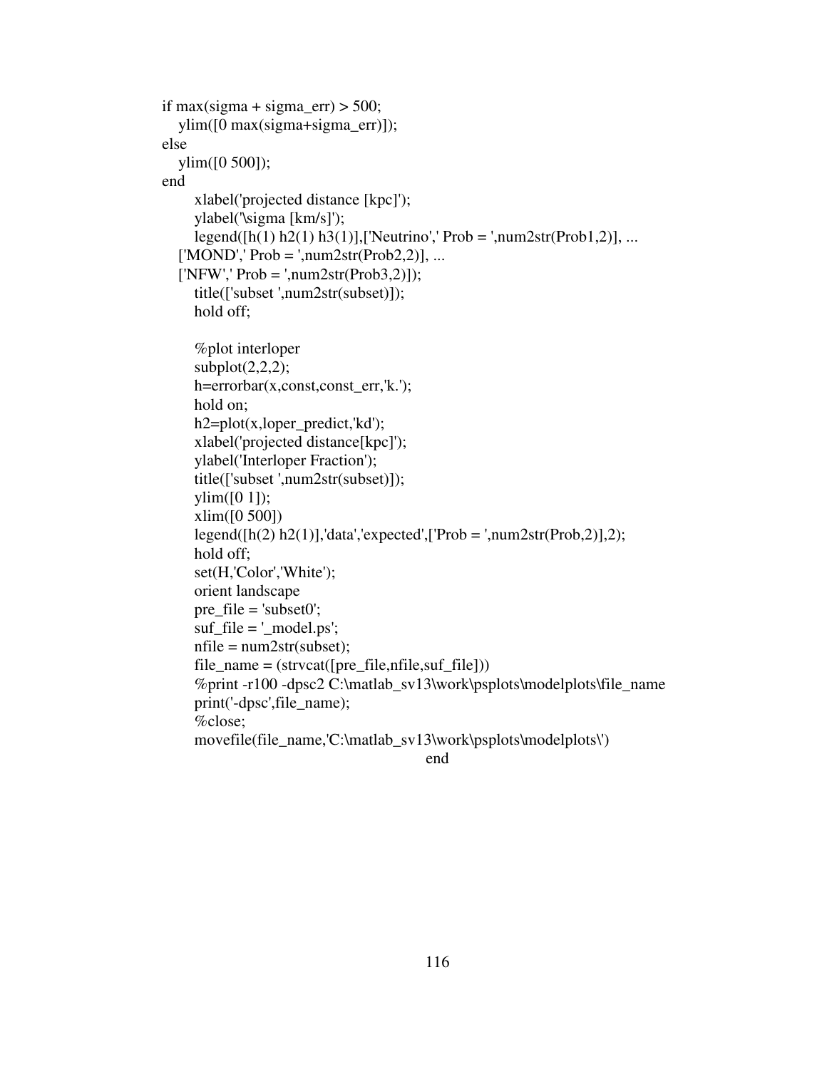```
if max(sigma + sigma_err) > 500;
   ylim([0 max(sigma+sigma_err)]);
else
   ylim([0 500]);
end
      xlabel('projected distance [kpc]');
      ylabel('\sigma [km/s]');
      legend([h(1) h2(1) h3(1)],['Neutrino',' Prob = ',num2str(Prob1,2)], ...
   ['MOND',' Prob = ',num2str(Prob2,2)], ...
   ['NFW',' Prob = ',num2str(Prob3,2)]);
      title(['subset ',num2str(subset)]);
      hold off;

      %plot interloper
      subplot(2,2,2);
      h=errorbar(x,const,const_err,'k.');
      hold on;
      h2=plot(x,loper_predict,'kd');
      xlabel('projected distance[kpc]');
      ylabel('Interloper Fraction');
      title(['subset ',num2str(subset)]);
      ylim([0 1]);
      xlim([0 500])
      legend([h(2) h2(1)],'data','expected',['Prob = ',num2str(Prob,2)],2);
      hold off;
      set(H,'Color','White');
      orient landscape
      pre_file = 'subset0';
      suf_file = '_model.ps';
      nfile = num2str(subset);
      file_name = (strvcat([pre_file,nfile,suf_file]))
      %print -r100 -dpsc2 C:\matlab_sv13\work\psplots\modelplots\file_name
      print('-dpsc',file_name);
      %close;
      movefile(file_name,'C:\matlab_sv13\work\psplots\modelplots\')
                                          end
```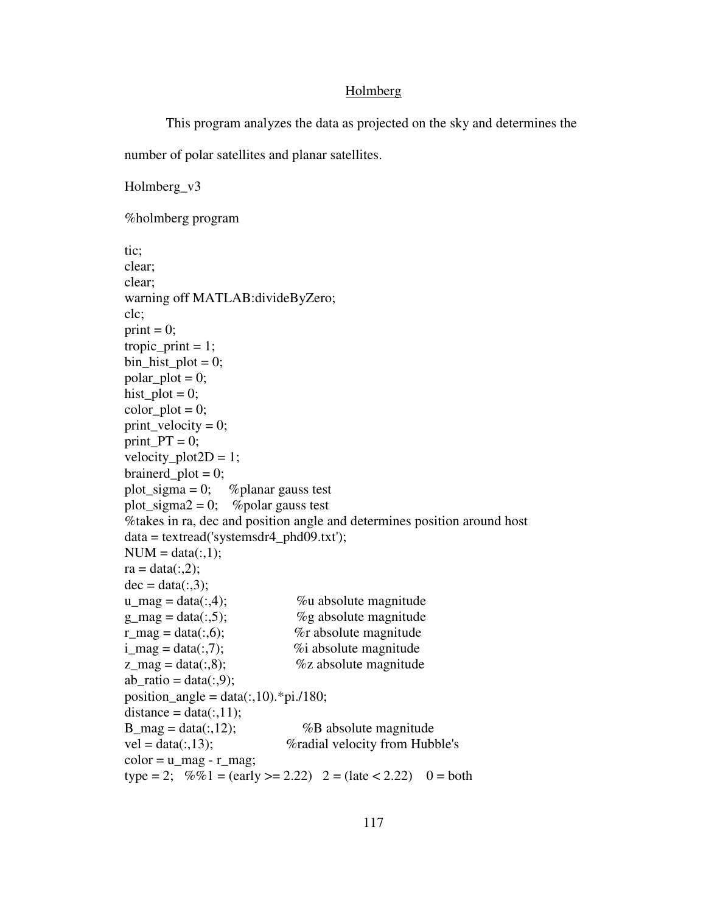Holmberg

This program analyzes the data as projected on the sky and determines the number of polar satellites and planar satellites.

Holmberg_v3

```
%holmberg program

tic;
clear;
clear;
warning off MATLAB:divideByZero;
clc;
print = 0;
tropic_print = 1;
bin_hist_plot = 0;
polar_plot = 0;
hist_plot = 0;
color_plot = 0;
print_velocity = 0;
print_PT = 0;
velocity_plot2D = 1;
brainerd_plot = 0;
plot_sigma = 0;     %planar gauss test
plot_sigma2 = 0;    %polar gauss test
%takes in ra, dec and position angle and determines position around host
data = textread('systemsdr4_phd09.txt');
NUM = data(:,1);
ra = data(:,2);
dec = data(:,3);
u_mag = data(:,4);                   %u absolute magnitude
g_mag = data(:,5);                   %g absolute magnitude
r_mag = data(:,6);                   %r absolute magnitude
i_mag = data(:,7);                   %i absolute magnitude
z_mag = data(:,8);                   %z absolute magnitude
ab_ratio = data(:,9);
position_angle = data(:,10).*pi./180;
distance = data(:,11);
B_mag = data(:,12);                  %B absolute magnitude
vel = data(:,13);                    %radial velocity from Hubble's
color = u_mag - r_mag;
type = 2;   %%1 = (early >= 2.22)   2 = (late < 2.22)    0 = both
```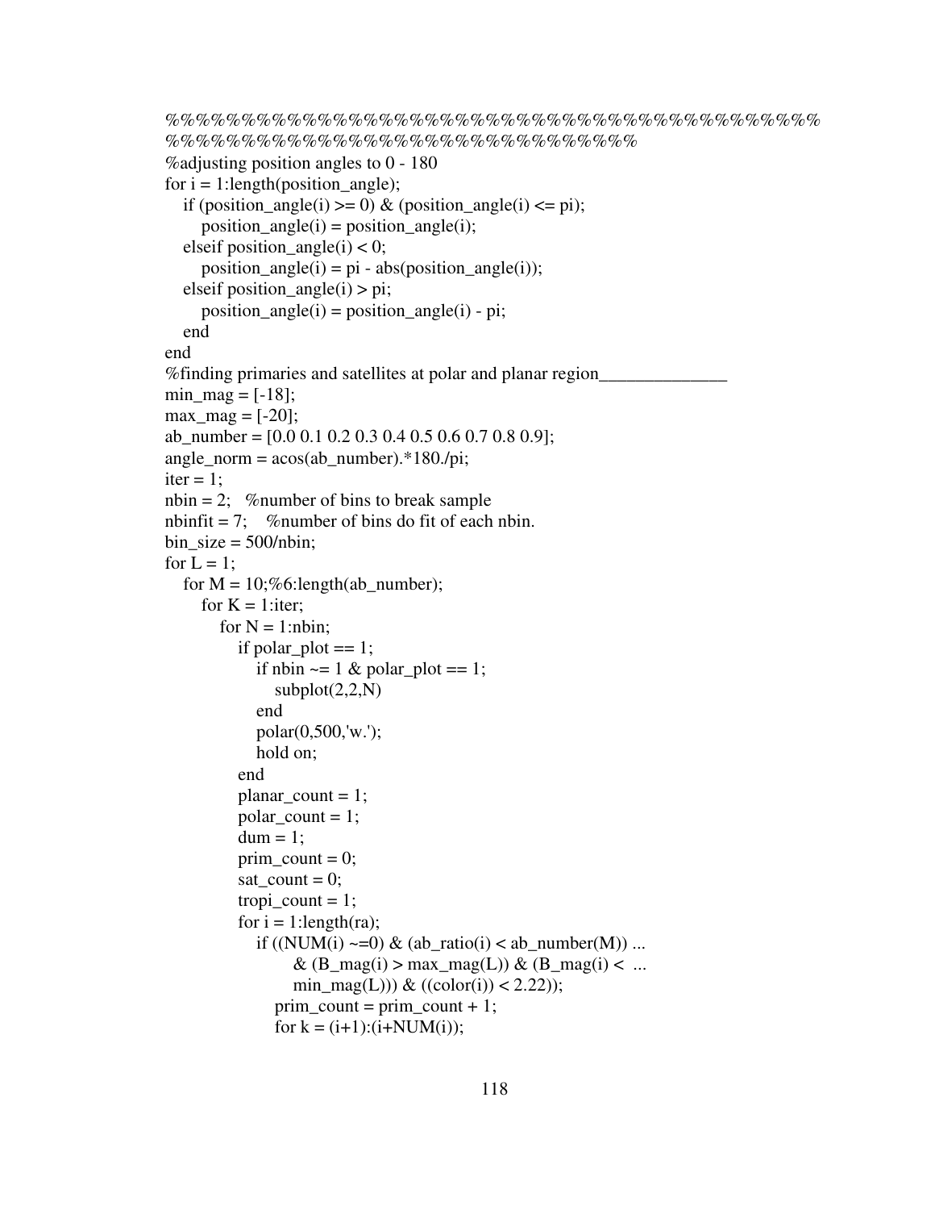```
%%%%%%%%%%%%%%%%%%%%%%%%%%%%%%%%%%%%%%%%%%%
%%%%%%%%%%%%%%%%%%%%%%%%%%%%%%%%%%
%adjusting position angles to 0 - 180
for i = 1:length(position_angle);
   if (position_angle(i) >= 0) & (position_angle(i) <= pi);
      position_angle(i) = position_angle(i);
   elseif position_angle(i) < 0;
      position_angle(i) = pi - abs(position_angle(i));
   elseif position_angle(i) > pi;
      position_angle(i) = position_angle(i) - pi;
   end
end
%finding primaries and satellites at polar and planar region______________
min_mag = [-18];
max_mag = [-20];
ab_number = [0.0 0.1 0.2 0.3 0.4 0.5 0.6 0.7 0.8 0.9];
angle_norm = acos(ab_number).*180./pi;
iter = 1;
nbin = 2;   %number of bins to break sample
nbinfit = 7;    %number of bins do fit of each nbin.
bin_size = 500/nbin;
for L = 1;
   for M = 10;%6:length(ab_number);
      for K = 1:iter;
         for N = 1:nbin;
            if polar_plot == 1;
               if nbin ~= 1 & polar_plot == 1;
                  subplot(2,2,N)
               end
               polar(0,500,'w.');
               hold on;
            end
            planar_count = 1;
            polar_count = 1;
            dum = 1;
            prim_count = 0;
            sat_count = 0;
            tropi_count = 1;
            for i = 1:length(ra);
               if ((NUM(i) ~=0) & (ab_ratio(i) < ab_number(M)) ...
                     & (B_mag(i) > max_mag(L)) & (B_mag(i) <  ...
                     min_mag(L))) & ((color(i)) < 2.22));
                  prim_count = prim_count + 1;
                  for k = (i+1):(i+NUM(i));
```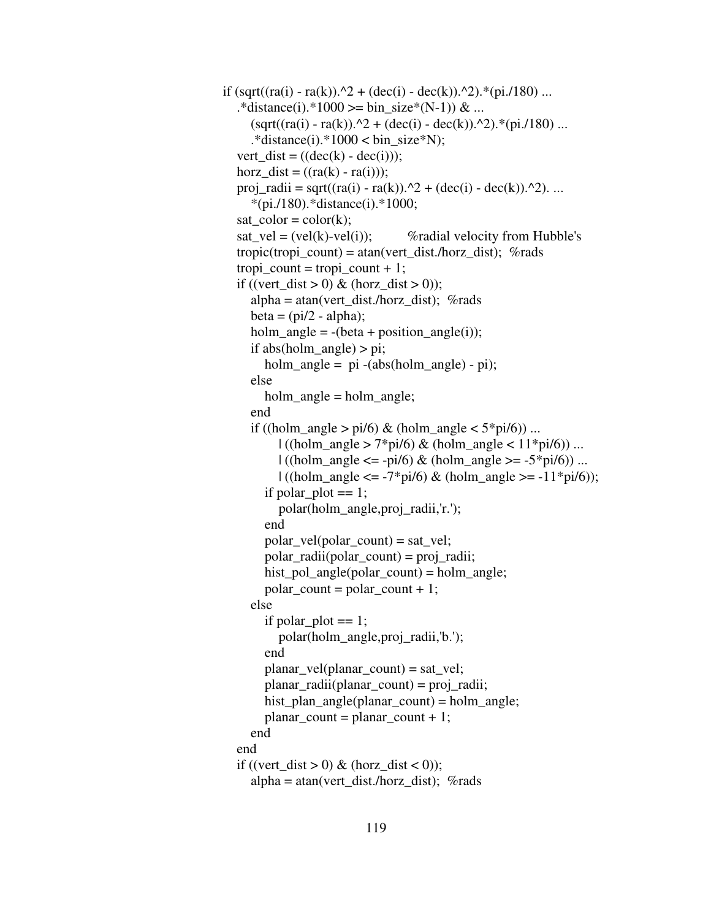```
if (sqrt((ra(i) - ra(k)).^2 + (dec(i) - dec(k)).^2).*(pi./180) ...
    .*distance(i).*1000 >= bin_size*(N-1)) & ...
        (sqrt((ra(i) - ra(k)).^2 + (dec(i) - dec(k)).^2).*(pi./180) ...
        .*distance(i).*1000 < bin_size*N);
    vert_dist = ((dec(k) - dec(i)));
    horz_dist = ((ra(k) - ra(i)));
    proj_radii = sqrt((ra(i) - ra(k)).^2 + (dec(i) - dec(k)).^2). ...
        *(pi./180).*distance(i).*1000;
    sat_color = color(k);
    sat_vel = (vel(k)-vel(i));          %radial velocity from Hubble's
    tropic(tropi_count) = atan(vert_dist./horz_dist);  %rads
    tropi_count = tropi_count + 1;
    if ((vert_dist > 0) & (horz_dist > 0));
        alpha = atan(vert_dist./horz_dist);  %rads
        beta = (pi/2 - alpha);
        holm_angle = -(beta + position_angle(i));
        if abs(holm_angle) > pi;
            holm_angle =  pi -(abs(holm_angle) - pi);
        else
            holm_angle = holm_angle;
        end
        if ((holm_angle > pi/6) & (holm_angle < 5*pi/6)) ...
                | ((holm_angle > 7*pi/6) & (holm_angle < 11*pi/6)) ...
                | ((holm_angle <= -pi/6) & (holm_angle >= -5*pi/6)) ...
                | ((holm_angle <= -7*pi/6) & (holm_angle >= -11*pi/6));
            if polar_plot == 1;
                polar(holm_angle,proj_radii,'r.');
            end
            polar_vel(polar_count) = sat_vel;
            polar_radii(polar_count) = proj_radii;
            hist_pol_angle(polar_count) = holm_angle;
            polar_count = polar_count + 1;
        else
            if polar_plot == 1;
                polar(holm_angle,proj_radii,'b.');
            end
            planar_vel(planar_count) = sat_vel;
            planar_radii(planar_count) = proj_radii;
            hist_plan_angle(planar_count) = holm_angle;
            planar_count = planar_count + 1;
        end
    end
    if ((vert_dist > 0) & (horz_dist < 0));
        alpha = atan(vert_dist./horz_dist);  %rads
```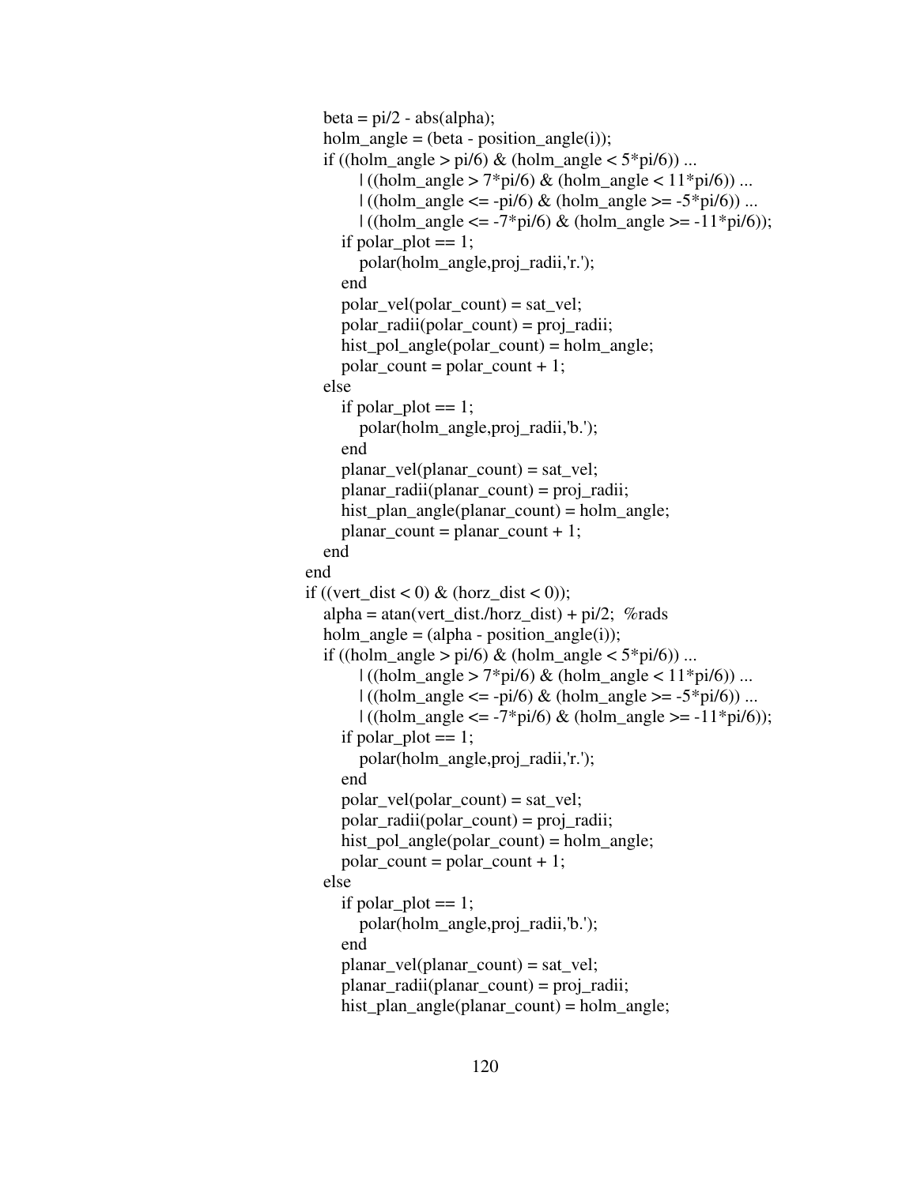```
      beta = pi/2 - abs(alpha);
      holm_angle = (beta - position_angle(i));
      if ((holm_angle > pi/6) & (holm_angle < 5*pi/6)) ...
            | ((holm_angle > 7*pi/6) & (holm_angle < 11*pi/6)) ...
            | ((holm_angle <= -pi/6) & (holm_angle >= -5*pi/6)) ...
            | ((holm_angle <= -7*pi/6) & (holm_angle >= -11*pi/6));
         if polar_plot == 1;
            polar(holm_angle,proj_radii,'r.');
         end
         polar_vel(polar_count) = sat_vel;
         polar_radii(polar_count) = proj_radii;
         hist_pol_angle(polar_count) = holm_angle;
         polar_count = polar_count + 1;
      else
         if polar_plot == 1;
            polar(holm_angle,proj_radii,'b.');
         end
         planar_vel(planar_count) = sat_vel;
         planar_radii(planar_count) = proj_radii;
         hist_plan_angle(planar_count) = holm_angle;
         planar_count = planar_count + 1;
      end
   end
   if ((vert_dist < 0) & (horz_dist < 0));
      alpha = atan(vert_dist./horz_dist) + pi/2;  %rads
      holm_angle = (alpha - position_angle(i));
      if ((holm_angle > pi/6) & (holm_angle < 5*pi/6)) ...
            | ((holm_angle > 7*pi/6) & (holm_angle < 11*pi/6)) ...
            | ((holm_angle <= -pi/6) & (holm_angle >= -5*pi/6)) ...
            | ((holm_angle <= -7*pi/6) & (holm_angle >= -11*pi/6));
         if polar_plot == 1;
            polar(holm_angle,proj_radii,'r.');
         end
         polar_vel(polar_count) = sat_vel;
         polar_radii(polar_count) = proj_radii;
         hist_pol_angle(polar_count) = holm_angle;
         polar_count = polar_count + 1;
      else
         if polar_plot == 1;
            polar(holm_angle,proj_radii,'b.');
         end
         planar_vel(planar_count) = sat_vel;
         planar_radii(planar_count) = proj_radii;
         hist_plan_angle(planar_count) = holm_angle;
```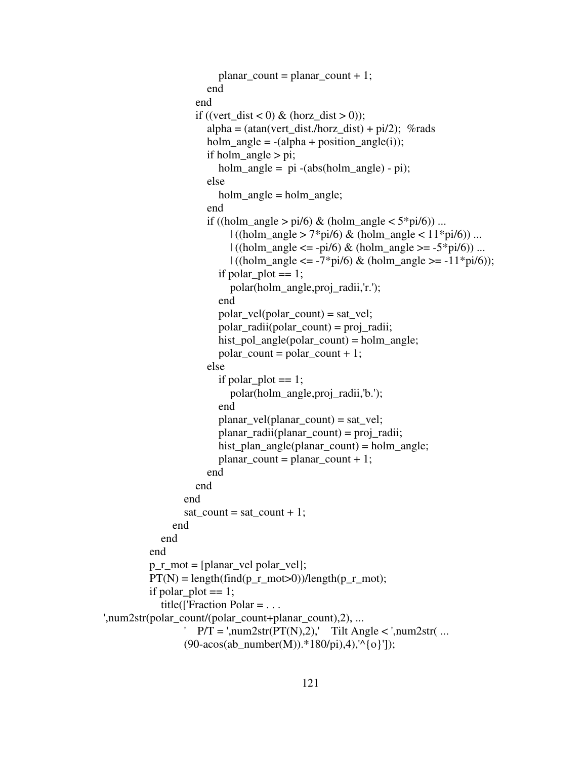```
                        planar_count = planar_count + 1;
                    end
                end
                if ((vert_dist < 0) & (horz_dist > 0));
                    alpha = (atan(vert_dist./horz_dist) + pi/2);  %rads
                    holm_angle = -(alpha + position_angle(i));
                    if holm_angle > pi;
                        holm_angle =  pi -(abs(holm_angle) - pi);
                    else
                        holm_angle = holm_angle;
                    end
                    if ((holm_angle > pi/6) & (holm_angle < 5*pi/6)) ...
                            | ((holm_angle > 7*pi/6) & (holm_angle < 11*pi/6)) ...
                            | ((holm_angle <= -pi/6) & (holm_angle >= -5*pi/6)) ...
                            | ((holm_angle <= -7*pi/6) & (holm_angle >= -11*pi/6));
                        if polar_plot == 1;
                            polar(holm_angle,proj_radii,'r.');
                        end
                        polar_vel(polar_count) = sat_vel;
                        polar_radii(polar_count) = proj_radii;
                        hist_pol_angle(polar_count) = holm_angle;
                        polar_count = polar_count + 1;
                    else
                        if polar_plot == 1;
                            polar(holm_angle,proj_radii,'b.');
                        end
                        planar_vel(planar_count) = sat_vel;
                        planar_radii(planar_count) = proj_radii;
                        hist_plan_angle(planar_count) = holm_angle;
                        planar_count = planar_count + 1;
                    end
                end
            end
            sat_count = sat_count + 1;
        end
    end
end
p_r_mot = [planar_vel polar_vel];
PT(N) = length(find(p_r_mot>0))/length(p_r_mot);
if polar_plot == 1;
    title(['Fraction Polar = . . .
',num2str(polar_count/(polar_count+planar_count),2), ...
            '    P/T = ',num2str(PT(N),2),'    Tilt Angle < ',num2str( ...
            (90-acos(ab_number(M)).*180/pi),4),'^{o}']);
```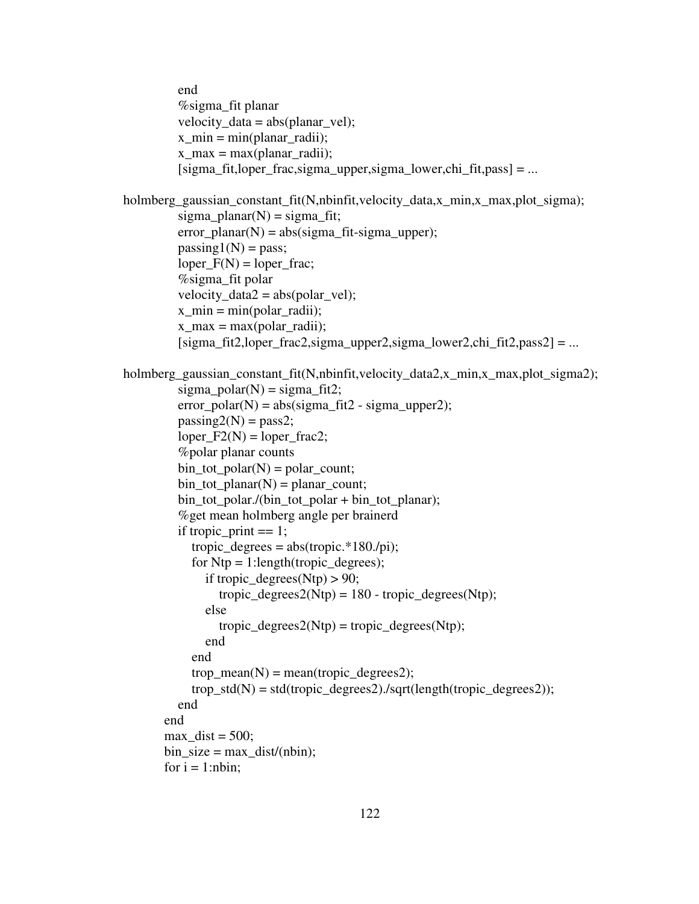```
            end
            %sigma_fit planar
            velocity_data = abs(planar_vel);
            x_min = min(planar_radii);
            x_max = max(planar_radii);
            [sigma_fit,loper_frac,sigma_upper,sigma_lower,chi_fit,pass] = ...

holmberg_gaussian_constant_fit(N,nbinfit,velocity_data,x_min,x_max,plot_sigma);
            sigma_planar(N) = sigma_fit;
            error_planar(N) = abs(sigma_fit-sigma_upper);
            passing1(N) = pass;
            loper_F(N) = loper_frac;
            %sigma_fit polar
            velocity_data2 = abs(polar_vel);
            x_min = min(polar_radii);
            x_max = max(polar_radii);
            [sigma_fit2,loper_frac2,sigma_upper2,sigma_lower2,chi_fit2,pass2] = ...

holmberg_gaussian_constant_fit(N,nbinfit,velocity_data2,x_min,x_max,plot_sigma2);
            sigma_polar(N) = sigma_fit2;
            error_polar(N) = abs(sigma_fit2 - sigma_upper2);
            passing2(N) = pass2;
            loper_F2(N) = loper_frac2;
            %polar planar counts
            bin_tot_polar(N) = polar_count;
            bin_tot_planar(N) = planar_count;
            bin_tot_polar./(bin_tot_polar + bin_tot_planar);
            %get mean holmberg angle per brainerd
            if tropic_print == 1;
               tropic_degrees = abs(tropic.*180./pi);
               for Ntp = 1:length(tropic_degrees);
                  if tropic_degrees(Ntp) > 90;
                     tropic_degrees2(Ntp) = 180 - tropic_degrees(Ntp);
                  else
                     tropic_degrees2(Ntp) = tropic_degrees(Ntp);
                  end
               end
               trop_mean(N) = mean(tropic_degrees2);
               trop_std(N) = std(tropic_degrees2)./sqrt(length(tropic_degrees2));
            end
         end
         max_dist = 500;
         bin_size = max_dist/(nbin);
         for i = 1:nbin;
```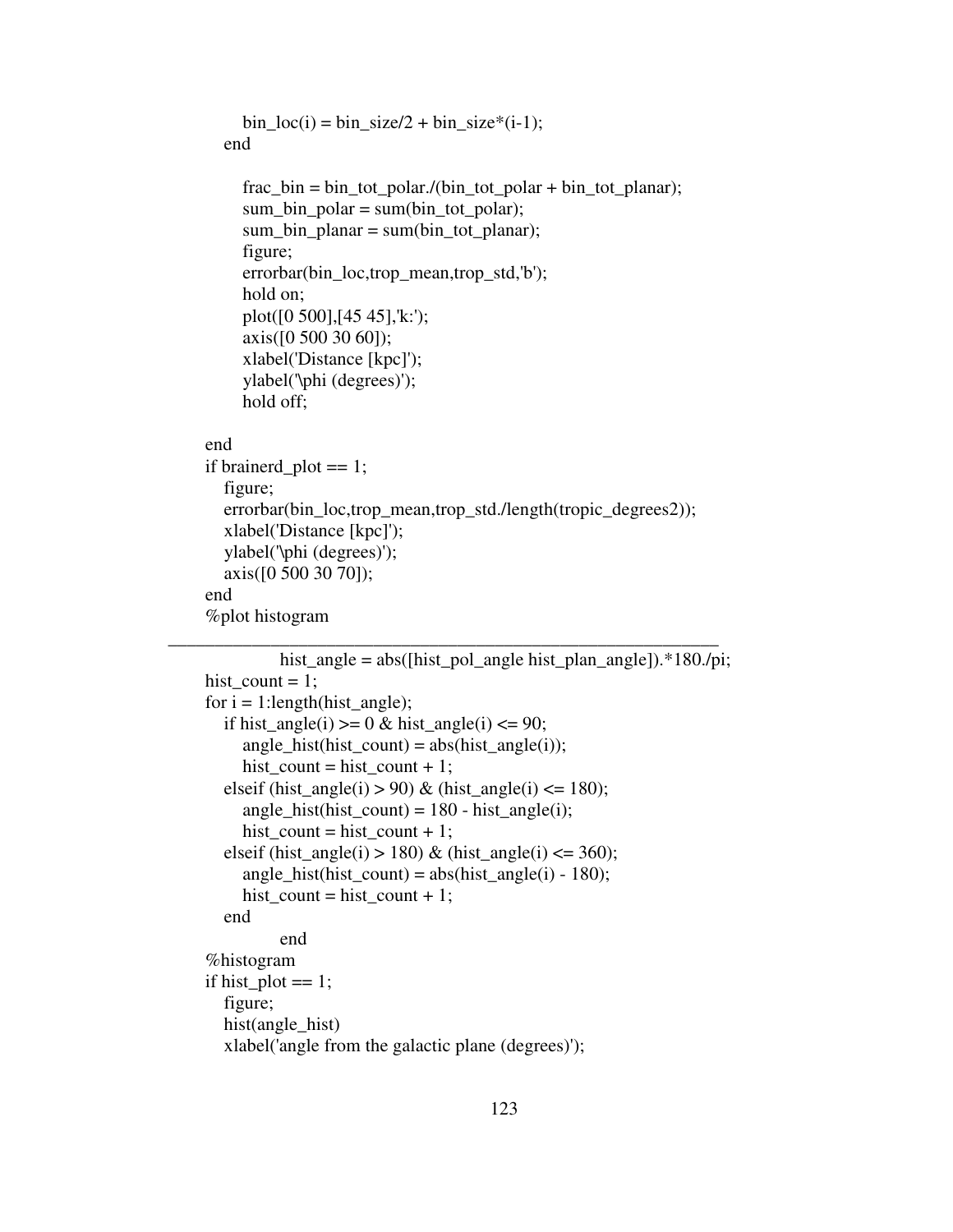```
        bin_loc(i) = bin_size/2 + bin_size*(i-1);
    end

        frac_bin = bin_tot_polar./(bin_tot_polar + bin_tot_planar);
        sum_bin_polar = sum(bin_tot_polar);
        sum_bin_planar = sum(bin_tot_planar);
        figure;
        errorbar(bin_loc,trop_mean,trop_std,'b');
        hold on;
        plot([0 500],[45 45],'k:');
        axis([0 500 30 60]);
        xlabel('Distance [kpc]');
        ylabel('\phi (degrees)');
        hold off;

end
if brainerd_plot == 1;
    figure;
    errorbar(bin_loc,trop_mean,trop_std./length(tropic_degrees2));
    xlabel('Distance [kpc]');
    ylabel('\phi (degrees)');
    axis([0 500 30 70]);
end
%plot histogram
```

---

```
            hist_angle = abs([hist_pol_angle hist_plan_angle]).*180./pi;
hist_count = 1;
for i = 1:length(hist_angle);
    if hist_angle(i) >= 0 & hist_angle(i) <= 90;
        angle_hist(hist_count) = abs(hist_angle(i));
        hist_count = hist_count + 1;
    elseif (hist_angle(i) > 90) & (hist_angle(i) <= 180);
        angle_hist(hist_count) = 180 - hist_angle(i);
        hist_count = hist_count + 1;
    elseif (hist_angle(i) > 180) & (hist_angle(i) <= 360);
        angle_hist(hist_count) = abs(hist_angle(i) - 180);
        hist_count = hist_count + 1;
    end
            end
%histogram
if hist_plot == 1;
    figure;
    hist(angle_hist)
    xlabel('angle from the galactic plane (degrees)');
```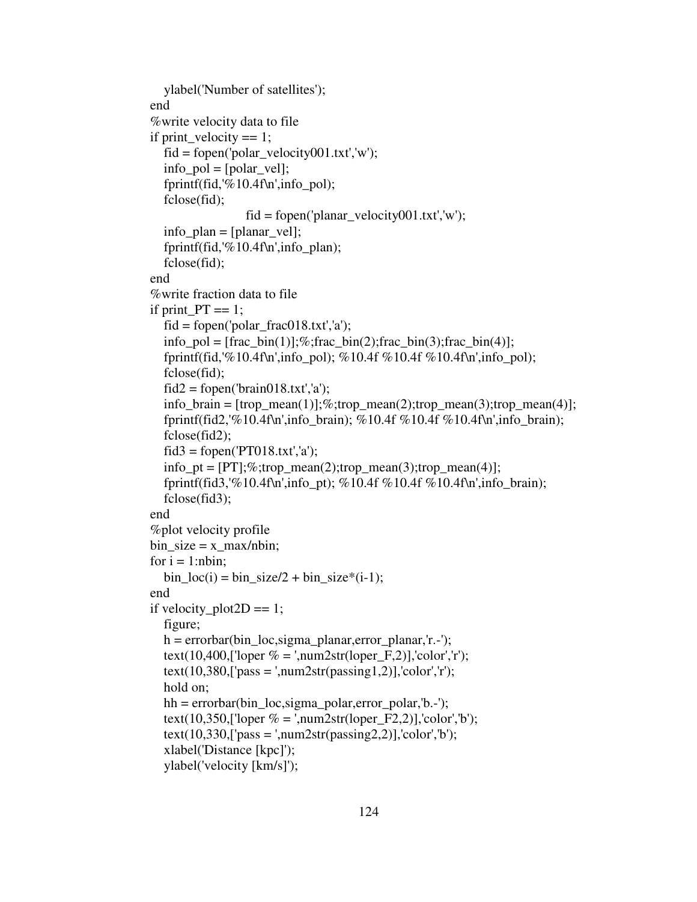```
    ylabel('Number of satellites');
end
%write velocity data to file
if print_velocity == 1;
    fid = fopen('polar_velocity001.txt','w');
    info_pol = [polar_vel];
    fprintf(fid,'%10.4f\n',info_pol);
    fclose(fid);
                        fid = fopen('planar_velocity001.txt','w');
    info_plan = [planar_vel];
    fprintf(fid,'%10.4f\n',info_plan);
    fclose(fid);
end
%write fraction data to file
if print_PT == 1;
    fid = fopen('polar_frac018.txt','a');
    info_pol = [frac_bin(1)];%;frac_bin(2);frac_bin(3);frac_bin(4)];
    fprintf(fid,'%10.4f\n',info_pol); %10.4f %10.4f %10.4f\n',info_pol);
    fclose(fid);
    fid2 = fopen('brain018.txt','a');
    info_brain = [trop_mean(1)];%;trop_mean(2);trop_mean(3);trop_mean(4)];
    fprintf(fid2,'%10.4f\n',info_brain); %10.4f %10.4f %10.4f\n',info_brain);
    fclose(fid2);
    fid3 = fopen('PT018.txt','a');
    info_pt = [PT];%;trop_mean(2);trop_mean(3);trop_mean(4)];
    fprintf(fid3,'%10.4f\n',info_pt); %10.4f %10.4f %10.4f\n',info_brain);
    fclose(fid3);
end
%plot velocity profile
bin_size = x_max/nbin;
for i = 1:nbin;
    bin_loc(i) = bin_size/2 + bin_size*(i-1);
end
if velocity_plot2D == 1;
    figure;
    h = errorbar(bin_loc,sigma_planar,error_planar,'r.-');
    text(10,400,['loper % = ',num2str(loper_F,2)],'color','r');
    text(10,380,['pass = ',num2str(passing1,2)],'color','r');
    hold on;
    hh = errorbar(bin_loc,sigma_polar,error_polar,'b.-');
    text(10,350,['loper % = ',num2str(loper_F2,2)],'color','b');
    text(10,330,['pass = ',num2str(passing2,2)],'color','b');
    xlabel('Distance [kpc]');
    ylabel('velocity [km/s]');
```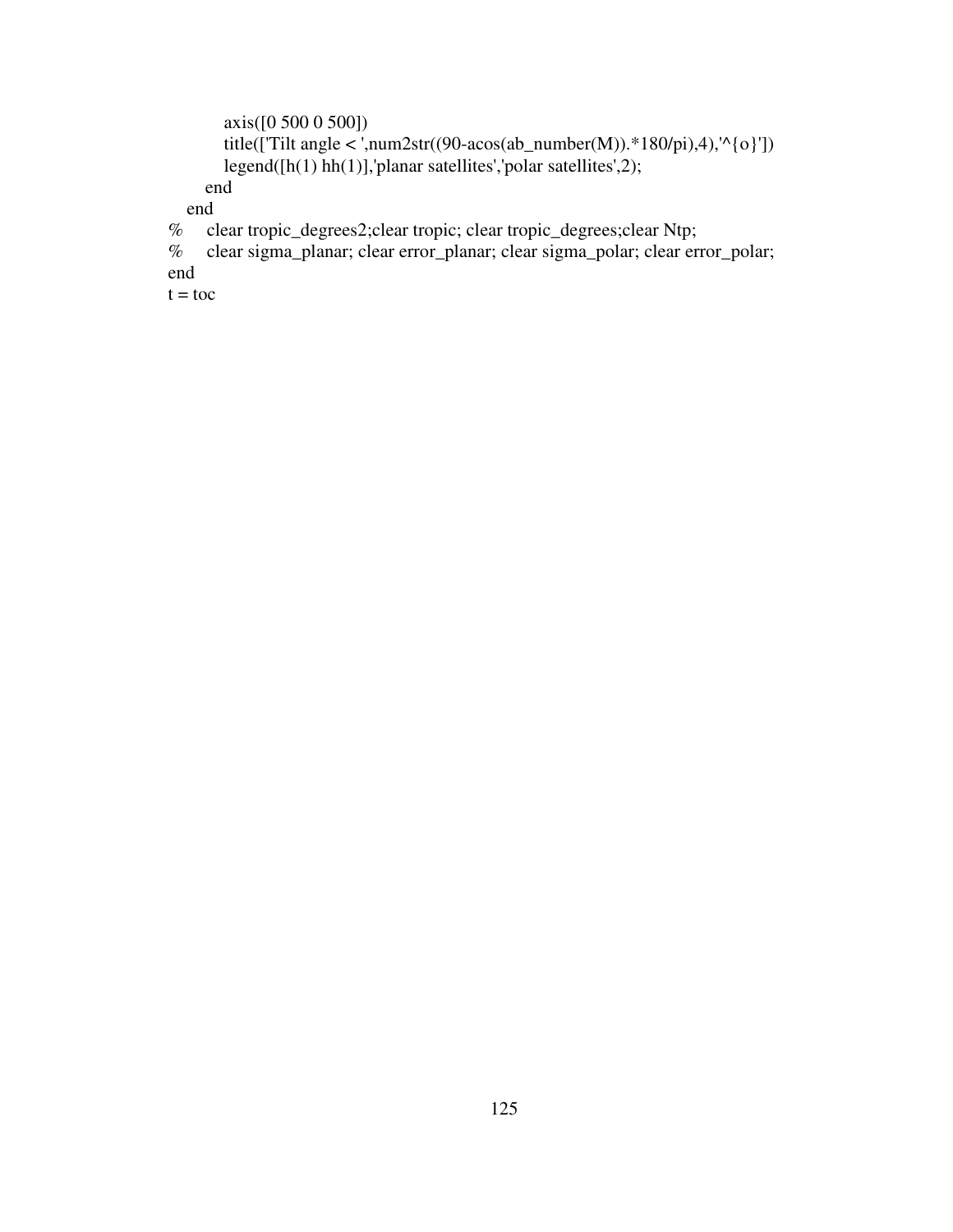```
        axis([0 500 0 500])
        title(['Tilt angle < ',num2str((90-acos(ab_number(M)).*180/pi),4),'^{o}'])
        legend([h(1) hh(1)],'planar satellites','polar satellites',2);
      end
    end
%     clear tropic_degrees2;clear tropic; clear tropic_degrees;clear Ntp;
%     clear sigma_planar; clear error_planar; clear sigma_polar; clear error_polar;
end
t = toc
```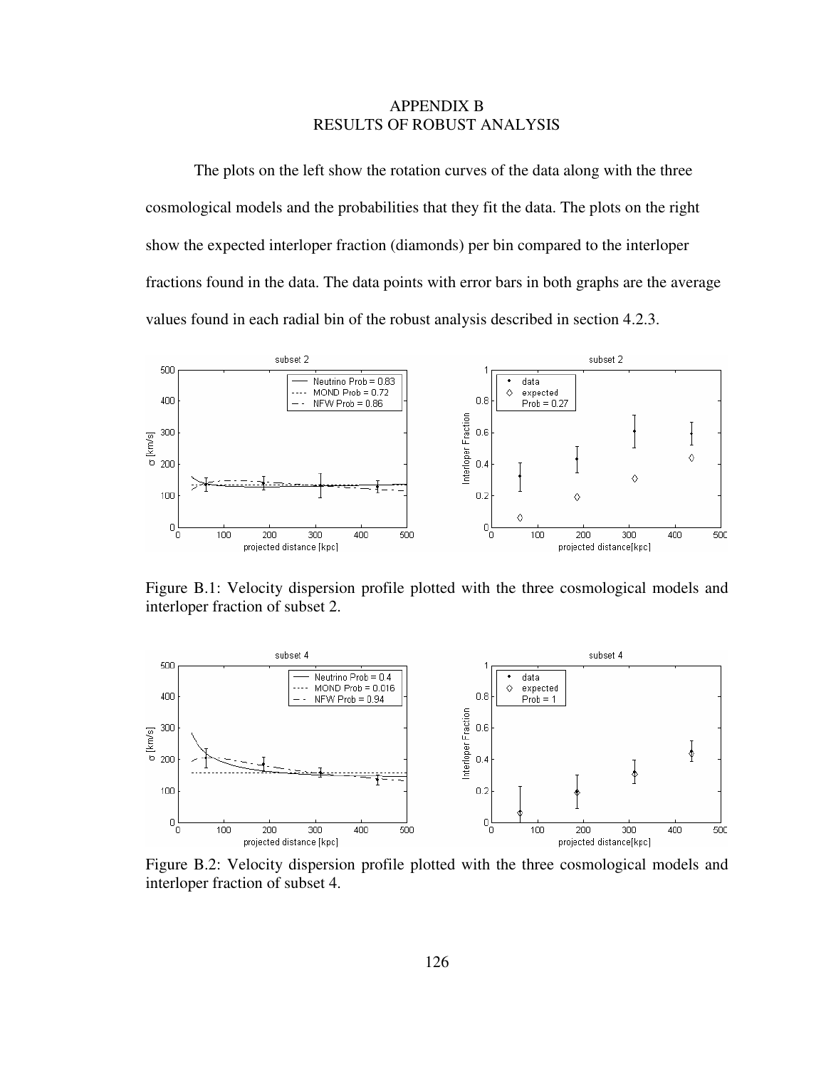# APPENDIX B
# RESULTS OF ROBUST ANALYSIS

The plots on the left show the rotation curves of the data along with the three cosmological models and the probabilities that they fit the data. The plots on the right show the expected interloper fraction (diamonds) per bin compared to the interloper fractions found in the data. The data points with error bars in both graphs are the average values found in each radial bin of the robust analysis described in section 4.2.3.

Figure B.1: Velocity dispersion profile plotted with the three cosmological models and interloper fraction of subset 2.

Figure B.2: Velocity dispersion profile plotted with the three cosmological models and interloper fraction of subset 4.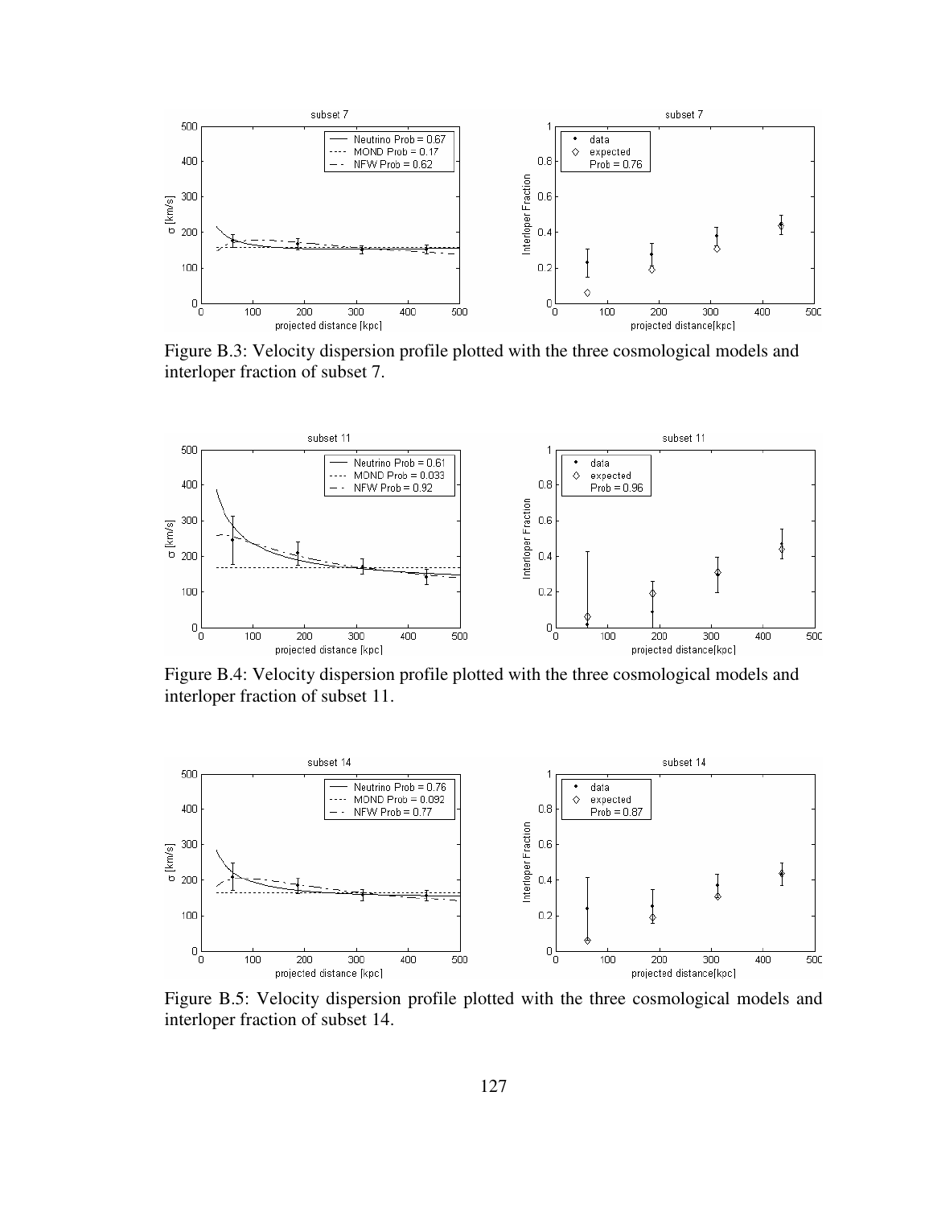Figure B.3: Velocity dispersion profile plotted with the three cosmological models and interloper fraction of subset 7.

Figure B.4: Velocity dispersion profile plotted with the three cosmological models and interloper fraction of subset 11.

Figure B.5: Velocity dispersion profile plotted with the three cosmological models and interloper fraction of subset 14.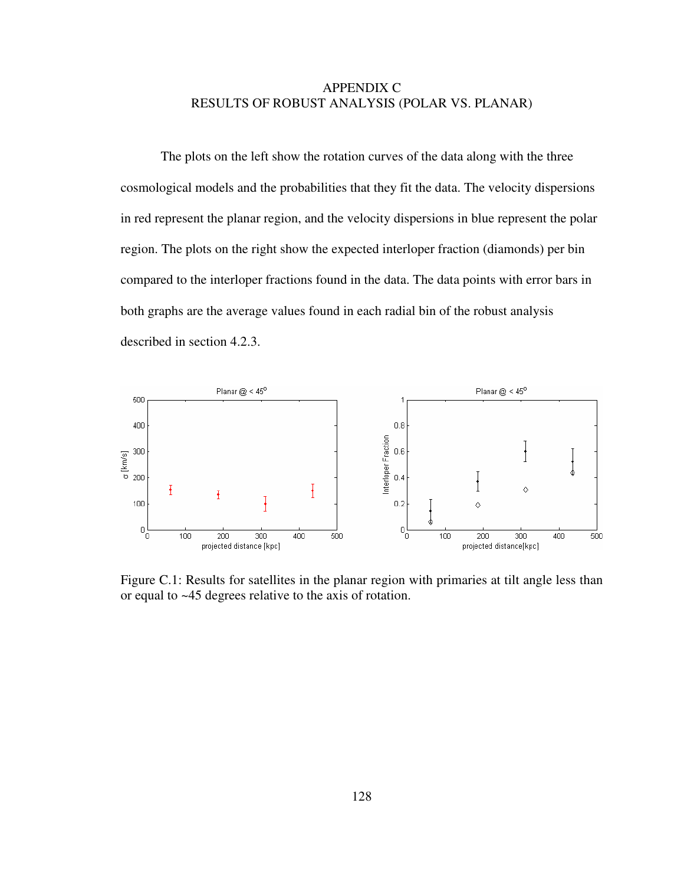# APPENDIX C
## RESULTS OF ROBUST ANALYSIS (POLAR VS. PLANAR)

The plots on the left show the rotation curves of the data along with the three cosmological models and the probabilities that they fit the data. The velocity dispersions in red represent the planar region, and the velocity dispersions in blue represent the polar region. The plots on the right show the expected interloper fraction (diamonds) per bin compared to the interloper fractions found in the data. The data points with error bars in both graphs are the average values found in each radial bin of the robust analysis described in section 4.2.3.

Figure C.1: Results for satellites in the planar region with primaries at tilt angle less than or equal to ~45 degrees relative to the axis of rotation.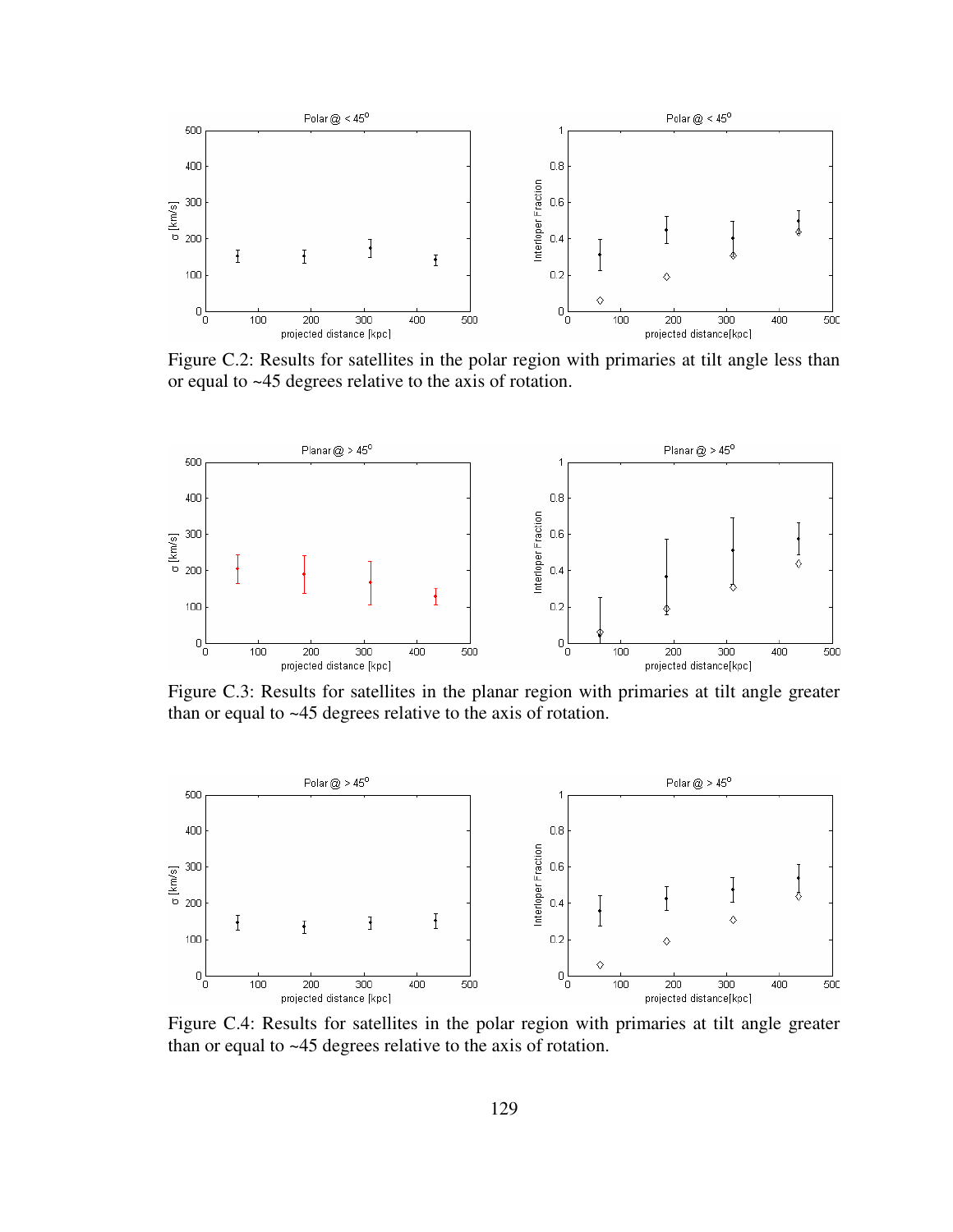Polar @ < 45°

σ [km/s]

500
400
300
200
100
0

0 100 200 300 400 500

projected distance [kpc]

Polar @ < 45°

Interloper Fraction

1
0.8
0.6
0.4
0.2
0

0 100 200 300 400 500

projected distance[kpc]

Figure C.2: Results for satellites in the polar region with primaries at tilt angle less than or equal to ~45 degrees relative to the axis of rotation.

Planar @ > 45°

σ [km/s]

500
400
300
200
100
0

0 100 200 300 400 500

projected distance [kpc]

Planar @ > 45°

Interloper Fraction

1
0.8
0.6
0.4
0.2
0

0 100 200 300 400 500

projected distance[kpc]

Figure C.3: Results for satellites in the planar region with primaries at tilt angle greater than or equal to ~45 degrees relative to the axis of rotation.

Polar @ > 45°

σ [km/s]

500
400
300
200
100
0

0 100 200 300 400 500

projected distance [kpc]

Polar @ > 45°

Interloper Fraction

1
0.8
0.6
0.4
0.2
0

0 100 200 300 400 500

projected distance[kpc]

Figure C.4: Results for satellites in the polar region with primaries at tilt angle greater than or equal to ~45 degrees relative to the axis of rotation.